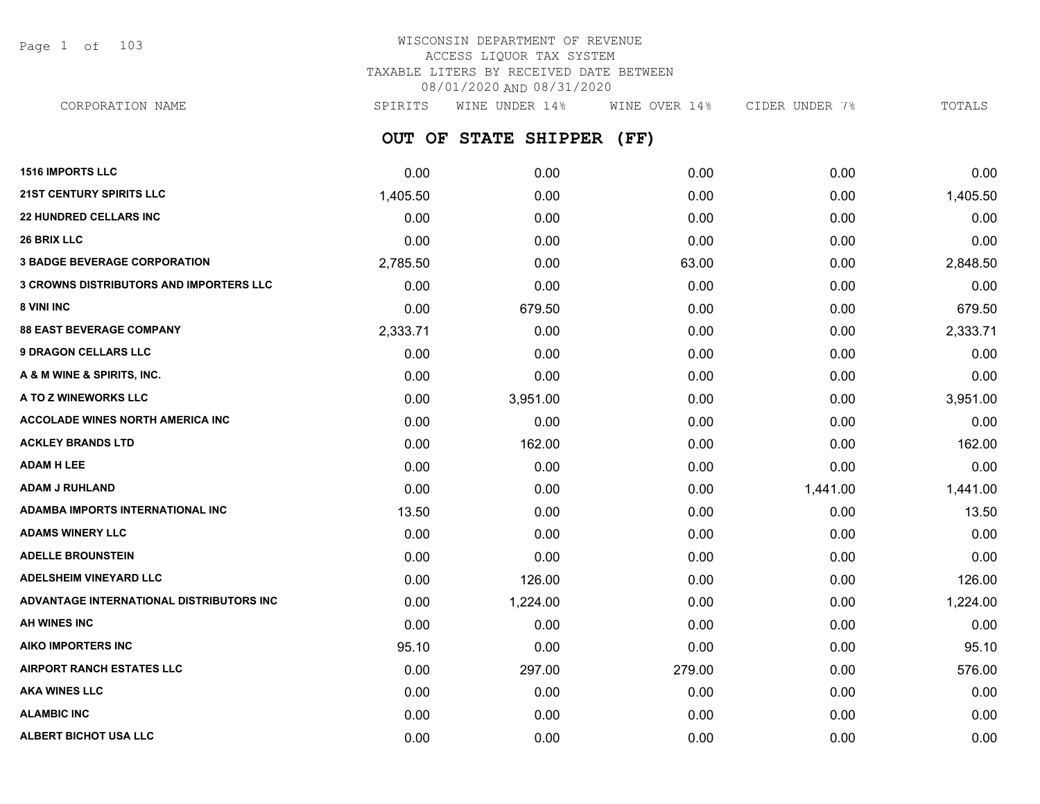WISCONSIN DEPARTMENT OF REVENUE
ACCESS LIQUOR TAX SYSTEM
TAXABLE LITERS BY RECEIVED DATE BETWEEN
08/01/2020 AND 08/31/2020

## OUT OF STATE SHIPPER (FF)

| CORPORATION NAME | SPIRITS | WINE UNDER 14% | WINE OVER 14% | CIDER UNDER 7% | TOTALS |
|---|---|---|---|---|---|
| **1516 IMPORTS LLC** | 0.00 | 0.00 | 0.00 | 0.00 | 0.00 |
| **21ST CENTURY SPIRITS LLC** | 1,405.50 | 0.00 | 0.00 | 0.00 | 1,405.50 |
| **22 HUNDRED CELLARS INC** | 0.00 | 0.00 | 0.00 | 0.00 | 0.00 |
| **26 BRIX LLC** | 0.00 | 0.00 | 0.00 | 0.00 | 0.00 |
| **3 BADGE BEVERAGE CORPORATION** | 2,785.50 | 0.00 | 63.00 | 0.00 | 2,848.50 |
| **3 CROWNS DISTRIBUTORS AND IMPORTERS LLC** | 0.00 | 0.00 | 0.00 | 0.00 | 0.00 |
| **8 VINI INC** | 0.00 | 679.50 | 0.00 | 0.00 | 679.50 |
| **88 EAST BEVERAGE COMPANY** | 2,333.71 | 0.00 | 0.00 | 0.00 | 2,333.71 |
| **9 DRAGON CELLARS LLC** | 0.00 | 0.00 | 0.00 | 0.00 | 0.00 |
| **A & M WINE & SPIRITS, INC.** | 0.00 | 0.00 | 0.00 | 0.00 | 0.00 |
| **A TO Z WINEWORKS LLC** | 0.00 | 3,951.00 | 0.00 | 0.00 | 3,951.00 |
| **ACCOLADE WINES NORTH AMERICA INC** | 0.00 | 0.00 | 0.00 | 0.00 | 0.00 |
| **ACKLEY BRANDS LTD** | 0.00 | 162.00 | 0.00 | 0.00 | 162.00 |
| **ADAM H LEE** | 0.00 | 0.00 | 0.00 | 0.00 | 0.00 |
| **ADAM J RUHLAND** | 0.00 | 0.00 | 0.00 | 1,441.00 | 1,441.00 |
| **ADAMBA IMPORTS INTERNATIONAL INC** | 13.50 | 0.00 | 0.00 | 0.00 | 13.50 |
| **ADAMS WINERY LLC** | 0.00 | 0.00 | 0.00 | 0.00 | 0.00 |
| **ADELLE BROUNSTEIN** | 0.00 | 0.00 | 0.00 | 0.00 | 0.00 |
| **ADELSHEIM VINEYARD LLC** | 0.00 | 126.00 | 0.00 | 0.00 | 126.00 |
| **ADVANTAGE INTERNATIONAL DISTRIBUTORS INC** | 0.00 | 1,224.00 | 0.00 | 0.00 | 1,224.00 |
| **AH WINES INC** | 0.00 | 0.00 | 0.00 | 0.00 | 0.00 |
| **AIKO IMPORTERS INC** | 95.10 | 0.00 | 0.00 | 0.00 | 95.10 |
| **AIRPORT RANCH ESTATES LLC** | 0.00 | 297.00 | 279.00 | 0.00 | 576.00 |
| **AKA WINES LLC** | 0.00 | 0.00 | 0.00 | 0.00 | 0.00 |
| **ALAMBIC INC** | 0.00 | 0.00 | 0.00 | 0.00 | 0.00 |
| **ALBERT BICHOT USA LLC** | 0.00 | 0.00 | 0.00 | 0.00 | 0.00 |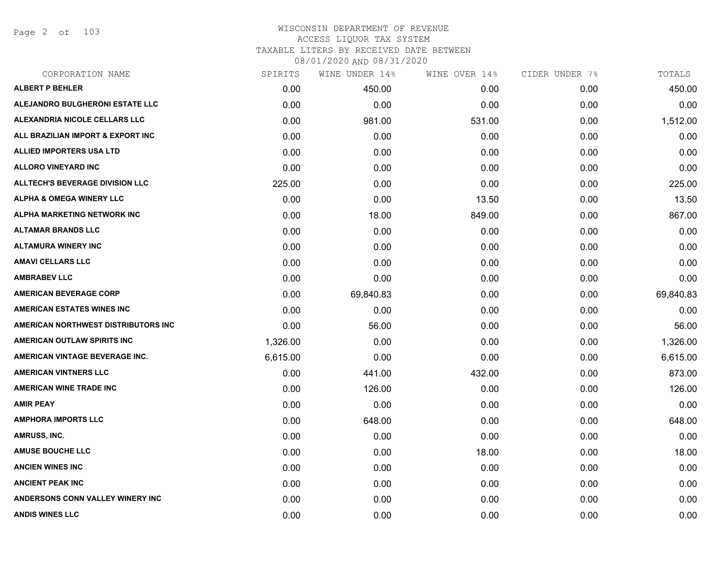WISCONSIN DEPARTMENT OF REVENUE
ACCESS LIQUOR TAX SYSTEM
TAXABLE LITERS BY RECEIVED DATE BETWEEN
08/01/2020 AND 08/31/2020

| CORPORATION NAME | SPIRITS | WINE UNDER 14% | WINE OVER 14% | CIDER UNDER 7% | TOTALS |
|---|---|---|---|---|---|
| ALBERT P BEHLER | 0.00 | 450.00 | 0.00 | 0.00 | 450.00 |
| ALEJANDRO BULGHERONI ESTATE LLC | 0.00 | 0.00 | 0.00 | 0.00 | 0.00 |
| ALEXANDRIA NICOLE CELLARS LLC | 0.00 | 981.00 | 531.00 | 0.00 | 1,512.00 |
| ALL BRAZILIAN IMPORT & EXPORT INC | 0.00 | 0.00 | 0.00 | 0.00 | 0.00 |
| ALLIED IMPORTERS USA LTD | 0.00 | 0.00 | 0.00 | 0.00 | 0.00 |
| ALLORO VINEYARD INC | 0.00 | 0.00 | 0.00 | 0.00 | 0.00 |
| ALLTECH'S BEVERAGE DIVISION LLC | 225.00 | 0.00 | 0.00 | 0.00 | 225.00 |
| ALPHA & OMEGA WINERY LLC | 0.00 | 0.00 | 13.50 | 0.00 | 13.50 |
| ALPHA MARKETING NETWORK INC | 0.00 | 18.00 | 849.00 | 0.00 | 867.00 |
| ALTAMAR BRANDS LLC | 0.00 | 0.00 | 0.00 | 0.00 | 0.00 |
| ALTAMURA WINERY INC | 0.00 | 0.00 | 0.00 | 0.00 | 0.00 |
| AMAVI CELLARS LLC | 0.00 | 0.00 | 0.00 | 0.00 | 0.00 |
| AMBRABEV LLC | 0.00 | 0.00 | 0.00 | 0.00 | 0.00 |
| AMERICAN BEVERAGE CORP | 0.00 | 69,840.83 | 0.00 | 0.00 | 69,840.83 |
| AMERICAN ESTATES WINES INC | 0.00 | 0.00 | 0.00 | 0.00 | 0.00 |
| AMERICAN NORTHWEST DISTRIBUTORS INC | 0.00 | 56.00 | 0.00 | 0.00 | 56.00 |
| AMERICAN OUTLAW SPIRITS INC | 1,326.00 | 0.00 | 0.00 | 0.00 | 1,326.00 |
| AMERICAN VINTAGE BEVERAGE INC. | 6,615.00 | 0.00 | 0.00 | 0.00 | 6,615.00 |
| AMERICAN VINTNERS LLC | 0.00 | 441.00 | 432.00 | 0.00 | 873.00 |
| AMERICAN WINE TRADE INC | 0.00 | 126.00 | 0.00 | 0.00 | 126.00 |
| AMIR PEAY | 0.00 | 0.00 | 0.00 | 0.00 | 0.00 |
| AMPHORA IMPORTS LLC | 0.00 | 648.00 | 0.00 | 0.00 | 648.00 |
| AMRUSS, INC. | 0.00 | 0.00 | 0.00 | 0.00 | 0.00 |
| AMUSE BOUCHE LLC | 0.00 | 0.00 | 18.00 | 0.00 | 18.00 |
| ANCIEN WINES INC | 0.00 | 0.00 | 0.00 | 0.00 | 0.00 |
| ANCIENT PEAK INC | 0.00 | 0.00 | 0.00 | 0.00 | 0.00 |
| ANDERSONS CONN VALLEY WINERY INC | 0.00 | 0.00 | 0.00 | 0.00 | 0.00 |
| ANDIS WINES LLC | 0.00 | 0.00 | 0.00 | 0.00 | 0.00 |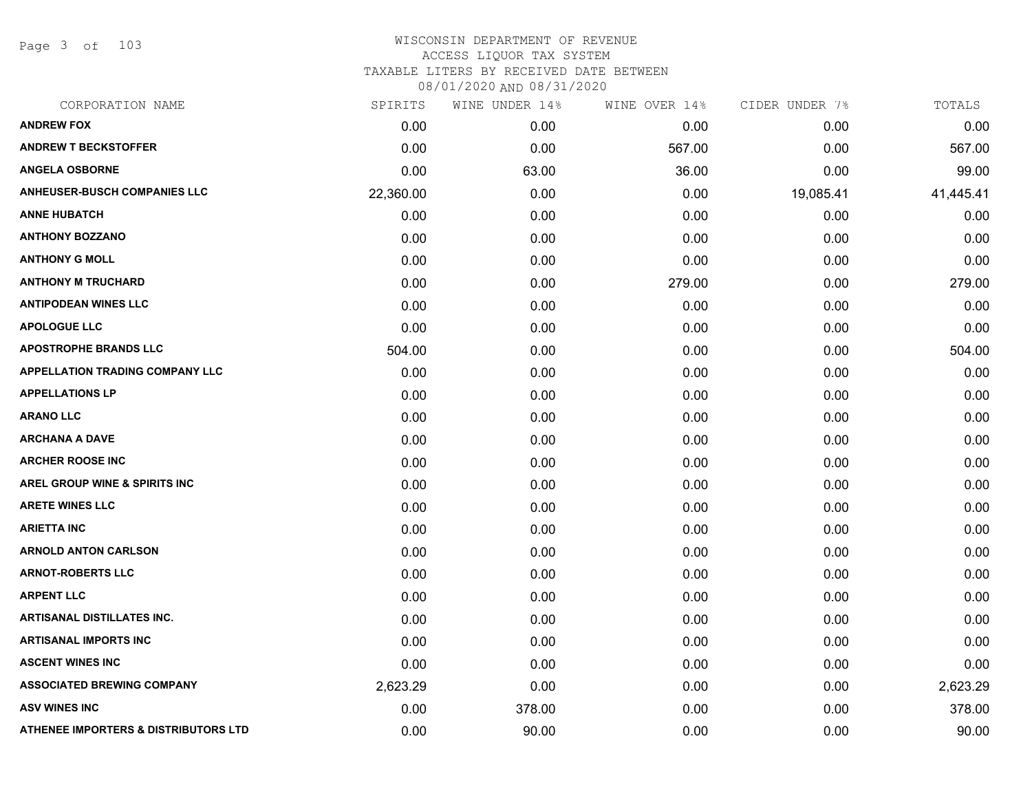# WISCONSIN DEPARTMENT OF REVENUE
## ACCESS LIQUOR TAX SYSTEM
### TAXABLE LITERS BY RECEIVED DATE BETWEEN 08/01/2020 AND 08/31/2020

| CORPORATION NAME | SPIRITS | WINE UNDER 14% | WINE OVER 14% | CIDER UNDER 7% | TOTALS |
|---|---|---|---|---|---|
| ANDREW FOX | 0.00 | 0.00 | 0.00 | 0.00 | 0.00 |
| ANDREW T BECKSTOFFER | 0.00 | 0.00 | 567.00 | 0.00 | 567.00 |
| ANGELA OSBORNE | 0.00 | 63.00 | 36.00 | 0.00 | 99.00 |
| ANHEUSER-BUSCH COMPANIES LLC | 22,360.00 | 0.00 | 0.00 | 19,085.41 | 41,445.41 |
| ANNE HUBATCH | 0.00 | 0.00 | 0.00 | 0.00 | 0.00 |
| ANTHONY BOZZANO | 0.00 | 0.00 | 0.00 | 0.00 | 0.00 |
| ANTHONY G MOLL | 0.00 | 0.00 | 0.00 | 0.00 | 0.00 |
| ANTHONY M TRUCHARD | 0.00 | 0.00 | 279.00 | 0.00 | 279.00 |
| ANTIPODEAN WINES LLC | 0.00 | 0.00 | 0.00 | 0.00 | 0.00 |
| APOLOGUE LLC | 0.00 | 0.00 | 0.00 | 0.00 | 0.00 |
| APOSTROPHE BRANDS LLC | 504.00 | 0.00 | 0.00 | 0.00 | 504.00 |
| APPELLATION TRADING COMPANY LLC | 0.00 | 0.00 | 0.00 | 0.00 | 0.00 |
| APPELLATIONS LP | 0.00 | 0.00 | 0.00 | 0.00 | 0.00 |
| ARANO LLC | 0.00 | 0.00 | 0.00 | 0.00 | 0.00 |
| ARCHANA A DAVE | 0.00 | 0.00 | 0.00 | 0.00 | 0.00 |
| ARCHER ROOSE INC | 0.00 | 0.00 | 0.00 | 0.00 | 0.00 |
| AREL GROUP WINE & SPIRITS INC | 0.00 | 0.00 | 0.00 | 0.00 | 0.00 |
| ARETE WINES LLC | 0.00 | 0.00 | 0.00 | 0.00 | 0.00 |
| ARIETTA INC | 0.00 | 0.00 | 0.00 | 0.00 | 0.00 |
| ARNOLD ANTON CARLSON | 0.00 | 0.00 | 0.00 | 0.00 | 0.00 |
| ARNOT-ROBERTS LLC | 0.00 | 0.00 | 0.00 | 0.00 | 0.00 |
| ARPENT LLC | 0.00 | 0.00 | 0.00 | 0.00 | 0.00 |
| ARTISANAL DISTILLATES INC. | 0.00 | 0.00 | 0.00 | 0.00 | 0.00 |
| ARTISANAL IMPORTS INC | 0.00 | 0.00 | 0.00 | 0.00 | 0.00 |
| ASCENT WINES INC | 0.00 | 0.00 | 0.00 | 0.00 | 0.00 |
| ASSOCIATED BREWING COMPANY | 2,623.29 | 0.00 | 0.00 | 0.00 | 2,623.29 |
| ASV WINES INC | 0.00 | 378.00 | 0.00 | 0.00 | 378.00 |
| ATHENEE IMPORTERS & DISTRIBUTORS LTD | 0.00 | 90.00 | 0.00 | 0.00 | 90.00 |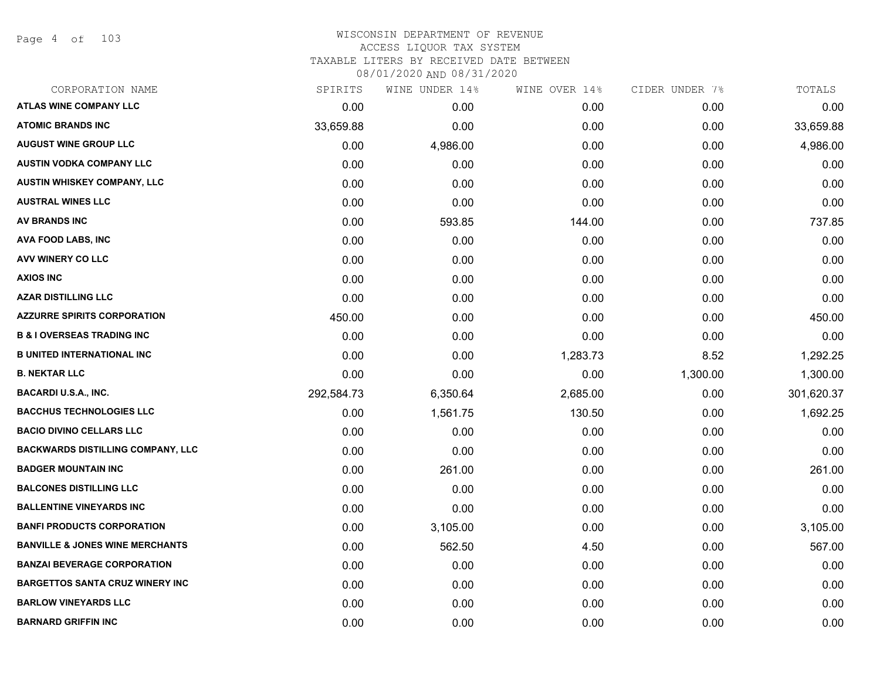WISCONSIN DEPARTMENT OF REVENUE
ACCESS LIQUOR TAX SYSTEM
TAXABLE LITERS BY RECEIVED DATE BETWEEN
08/01/2020 AND 08/31/2020

| CORPORATION NAME | SPIRITS | WINE UNDER 14% | WINE OVER 14% | CIDER UNDER 7% | TOTALS |
|---|---|---|---|---|---|
| ATLAS WINE COMPANY LLC | 0.00 | 0.00 | 0.00 | 0.00 | 0.00 |
| ATOMIC BRANDS INC | 33,659.88 | 0.00 | 0.00 | 0.00 | 33,659.88 |
| AUGUST WINE GROUP LLC | 0.00 | 4,986.00 | 0.00 | 0.00 | 4,986.00 |
| AUSTIN VODKA COMPANY LLC | 0.00 | 0.00 | 0.00 | 0.00 | 0.00 |
| AUSTIN WHISKEY COMPANY, LLC | 0.00 | 0.00 | 0.00 | 0.00 | 0.00 |
| AUSTRAL WINES LLC | 0.00 | 0.00 | 0.00 | 0.00 | 0.00 |
| AV BRANDS INC | 0.00 | 593.85 | 144.00 | 0.00 | 737.85 |
| AVA FOOD LABS, INC | 0.00 | 0.00 | 0.00 | 0.00 | 0.00 |
| AVV WINERY CO LLC | 0.00 | 0.00 | 0.00 | 0.00 | 0.00 |
| AXIOS INC | 0.00 | 0.00 | 0.00 | 0.00 | 0.00 |
| AZAR DISTILLING LLC | 0.00 | 0.00 | 0.00 | 0.00 | 0.00 |
| AZZURRE SPIRITS CORPORATION | 450.00 | 0.00 | 0.00 | 0.00 | 450.00 |
| B & I OVERSEAS TRADING INC | 0.00 | 0.00 | 0.00 | 0.00 | 0.00 |
| B UNITED INTERNATIONAL INC | 0.00 | 0.00 | 1,283.73 | 8.52 | 1,292.25 |
| B. NEKTAR LLC | 0.00 | 0.00 | 0.00 | 1,300.00 | 1,300.00 |
| BACARDI U.S.A., INC. | 292,584.73 | 6,350.64 | 2,685.00 | 0.00 | 301,620.37 |
| BACCHUS TECHNOLOGIES LLC | 0.00 | 1,561.75 | 130.50 | 0.00 | 1,692.25 |
| BACIO DIVINO CELLARS LLC | 0.00 | 0.00 | 0.00 | 0.00 | 0.00 |
| BACKWARDS DISTILLING COMPANY, LLC | 0.00 | 0.00 | 0.00 | 0.00 | 0.00 |
| BADGER MOUNTAIN INC | 0.00 | 261.00 | 0.00 | 0.00 | 261.00 |
| BALCONES DISTILLING LLC | 0.00 | 0.00 | 0.00 | 0.00 | 0.00 |
| BALLENTINE VINEYARDS INC | 0.00 | 0.00 | 0.00 | 0.00 | 0.00 |
| BANFI PRODUCTS CORPORATION | 0.00 | 3,105.00 | 0.00 | 0.00 | 3,105.00 |
| BANVILLE & JONES WINE MERCHANTS | 0.00 | 562.50 | 4.50 | 0.00 | 567.00 |
| BANZAI BEVERAGE CORPORATION | 0.00 | 0.00 | 0.00 | 0.00 | 0.00 |
| BARGETTOS SANTA CRUZ WINERY INC | 0.00 | 0.00 | 0.00 | 0.00 | 0.00 |
| BARLOW VINEYARDS LLC | 0.00 | 0.00 | 0.00 | 0.00 | 0.00 |
| BARNARD GRIFFIN INC | 0.00 | 0.00 | 0.00 | 0.00 | 0.00 |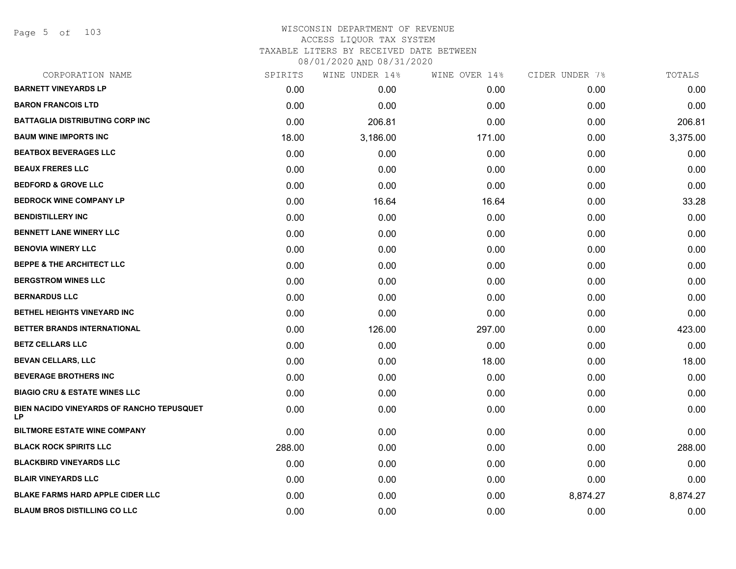WISCONSIN DEPARTMENT OF REVENUE
ACCESS LIQUOR TAX SYSTEM
TAXABLE LITERS BY RECEIVED DATE BETWEEN
08/01/2020 AND 08/31/2020

| CORPORATION NAME | SPIRITS | WINE UNDER 14% | WINE OVER 14% | CIDER UNDER 7% | TOTALS |
|---|---|---|---|---|---|
| **BARNETT VINEYARDS LP** | 0.00 | 0.00 | 0.00 | 0.00 | 0.00 |
| **BARON FRANCOIS LTD** | 0.00 | 0.00 | 0.00 | 0.00 | 0.00 |
| **BATTAGLIA DISTRIBUTING CORP INC** | 0.00 | 206.81 | 0.00 | 0.00 | 206.81 |
| **BAUM WINE IMPORTS INC** | 18.00 | 3,186.00 | 171.00 | 0.00 | 3,375.00 |
| **BEATBOX BEVERAGES LLC** | 0.00 | 0.00 | 0.00 | 0.00 | 0.00 |
| **BEAUX FRERES LLC** | 0.00 | 0.00 | 0.00 | 0.00 | 0.00 |
| **BEDFORD & GROVE LLC** | 0.00 | 0.00 | 0.00 | 0.00 | 0.00 |
| **BEDROCK WINE COMPANY LP** | 0.00 | 16.64 | 16.64 | 0.00 | 33.28 |
| **BENDISTILLERY INC** | 0.00 | 0.00 | 0.00 | 0.00 | 0.00 |
| **BENNETT LANE WINERY LLC** | 0.00 | 0.00 | 0.00 | 0.00 | 0.00 |
| **BENOVIA WINERY LLC** | 0.00 | 0.00 | 0.00 | 0.00 | 0.00 |
| **BEPPE & THE ARCHITECT LLC** | 0.00 | 0.00 | 0.00 | 0.00 | 0.00 |
| **BERGSTROM WINES LLC** | 0.00 | 0.00 | 0.00 | 0.00 | 0.00 |
| **BERNARDUS LLC** | 0.00 | 0.00 | 0.00 | 0.00 | 0.00 |
| **BETHEL HEIGHTS VINEYARD INC** | 0.00 | 0.00 | 0.00 | 0.00 | 0.00 |
| **BETTER BRANDS INTERNATIONAL** | 0.00 | 126.00 | 297.00 | 0.00 | 423.00 |
| **BETZ CELLARS LLC** | 0.00 | 0.00 | 0.00 | 0.00 | 0.00 |
| **BEVAN CELLARS, LLC** | 0.00 | 0.00 | 18.00 | 0.00 | 18.00 |
| **BEVERAGE BROTHERS INC** | 0.00 | 0.00 | 0.00 | 0.00 | 0.00 |
| **BIAGIO CRU & ESTATE WINES LLC** | 0.00 | 0.00 | 0.00 | 0.00 | 0.00 |
| **BIEN NACIDO VINEYARDS OF RANCHO TEPUSQUET LP** | 0.00 | 0.00 | 0.00 | 0.00 | 0.00 |
| **BILTMORE ESTATE WINE COMPANY** | 0.00 | 0.00 | 0.00 | 0.00 | 0.00 |
| **BLACK ROCK SPIRITS LLC** | 288.00 | 0.00 | 0.00 | 0.00 | 288.00 |
| **BLACKBIRD VINEYARDS LLC** | 0.00 | 0.00 | 0.00 | 0.00 | 0.00 |
| **BLAIR VINEYARDS LLC** | 0.00 | 0.00 | 0.00 | 0.00 | 0.00 |
| **BLAKE FARMS HARD APPLE CIDER LLC** | 0.00 | 0.00 | 0.00 | 8,874.27 | 8,874.27 |
| **BLAUM BROS DISTILLING CO LLC** | 0.00 | 0.00 | 0.00 | 0.00 | 0.00 |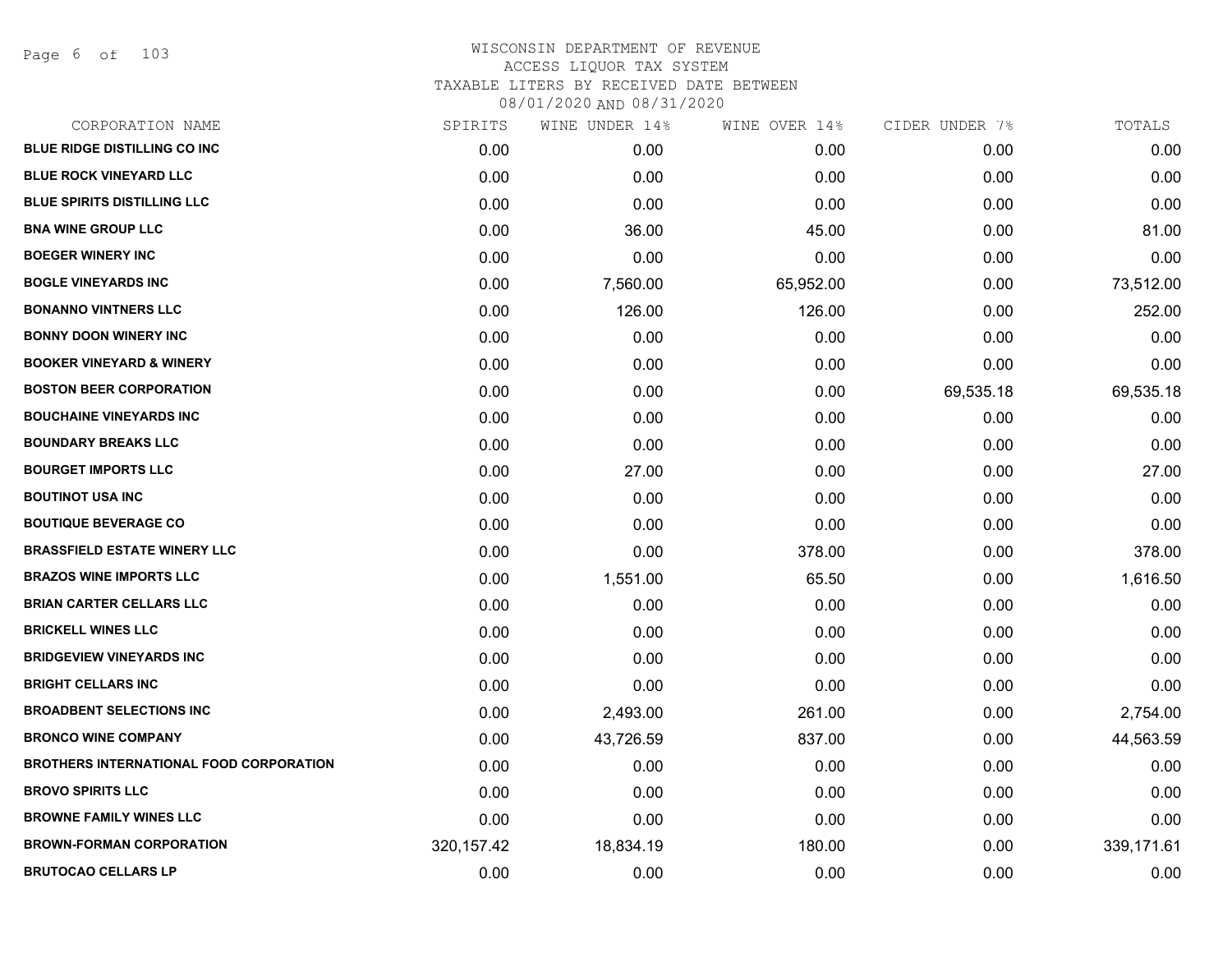# WISCONSIN DEPARTMENT OF REVENUE
## ACCESS LIQUOR TAX SYSTEM
### TAXABLE LITERS BY RECEIVED DATE BETWEEN 08/01/2020 AND 08/31/2020

| CORPORATION NAME | SPIRITS | WINE UNDER 14% | WINE OVER 14% | CIDER UNDER 7% | TOTALS |
|---|---|---|---|---|---|
| BLUE RIDGE DISTILLING CO INC | 0.00 | 0.00 | 0.00 | 0.00 | 0.00 |
| BLUE ROCK VINEYARD LLC | 0.00 | 0.00 | 0.00 | 0.00 | 0.00 |
| BLUE SPIRITS DISTILLING LLC | 0.00 | 0.00 | 0.00 | 0.00 | 0.00 |
| BNA WINE GROUP LLC | 0.00 | 36.00 | 45.00 | 0.00 | 81.00 |
| BOEGER WINERY INC | 0.00 | 0.00 | 0.00 | 0.00 | 0.00 |
| BOGLE VINEYARDS INC | 0.00 | 7,560.00 | 65,952.00 | 0.00 | 73,512.00 |
| BONANNO VINTNERS LLC | 0.00 | 126.00 | 126.00 | 0.00 | 252.00 |
| BONNY DOON WINERY INC | 0.00 | 0.00 | 0.00 | 0.00 | 0.00 |
| BOOKER VINEYARD & WINERY | 0.00 | 0.00 | 0.00 | 0.00 | 0.00 |
| BOSTON BEER CORPORATION | 0.00 | 0.00 | 0.00 | 69,535.18 | 69,535.18 |
| BOUCHAINE VINEYARDS INC | 0.00 | 0.00 | 0.00 | 0.00 | 0.00 |
| BOUNDARY BREAKS LLC | 0.00 | 0.00 | 0.00 | 0.00 | 0.00 |
| BOURGET IMPORTS LLC | 0.00 | 27.00 | 0.00 | 0.00 | 27.00 |
| BOUTINOT USA INC | 0.00 | 0.00 | 0.00 | 0.00 | 0.00 |
| BOUTIQUE BEVERAGE CO | 0.00 | 0.00 | 0.00 | 0.00 | 0.00 |
| BRASSFIELD ESTATE WINERY LLC | 0.00 | 0.00 | 378.00 | 0.00 | 378.00 |
| BRAZOS WINE IMPORTS LLC | 0.00 | 1,551.00 | 65.50 | 0.00 | 1,616.50 |
| BRIAN CARTER CELLARS LLC | 0.00 | 0.00 | 0.00 | 0.00 | 0.00 |
| BRICKELL WINES LLC | 0.00 | 0.00 | 0.00 | 0.00 | 0.00 |
| BRIDGEVIEW VINEYARDS INC | 0.00 | 0.00 | 0.00 | 0.00 | 0.00 |
| BRIGHT CELLARS INC | 0.00 | 0.00 | 0.00 | 0.00 | 0.00 |
| BROADBENT SELECTIONS INC | 0.00 | 2,493.00 | 261.00 | 0.00 | 2,754.00 |
| BRONCO WINE COMPANY | 0.00 | 43,726.59 | 837.00 | 0.00 | 44,563.59 |
| BROTHERS INTERNATIONAL FOOD CORPORATION | 0.00 | 0.00 | 0.00 | 0.00 | 0.00 |
| BROVO SPIRITS LLC | 0.00 | 0.00 | 0.00 | 0.00 | 0.00 |
| BROWNE FAMILY WINES LLC | 0.00 | 0.00 | 0.00 | 0.00 | 0.00 |
| BROWN-FORMAN CORPORATION | 320,157.42 | 18,834.19 | 180.00 | 0.00 | 339,171.61 |
| BRUTOCAO CELLARS LP | 0.00 | 0.00 | 0.00 | 0.00 | 0.00 |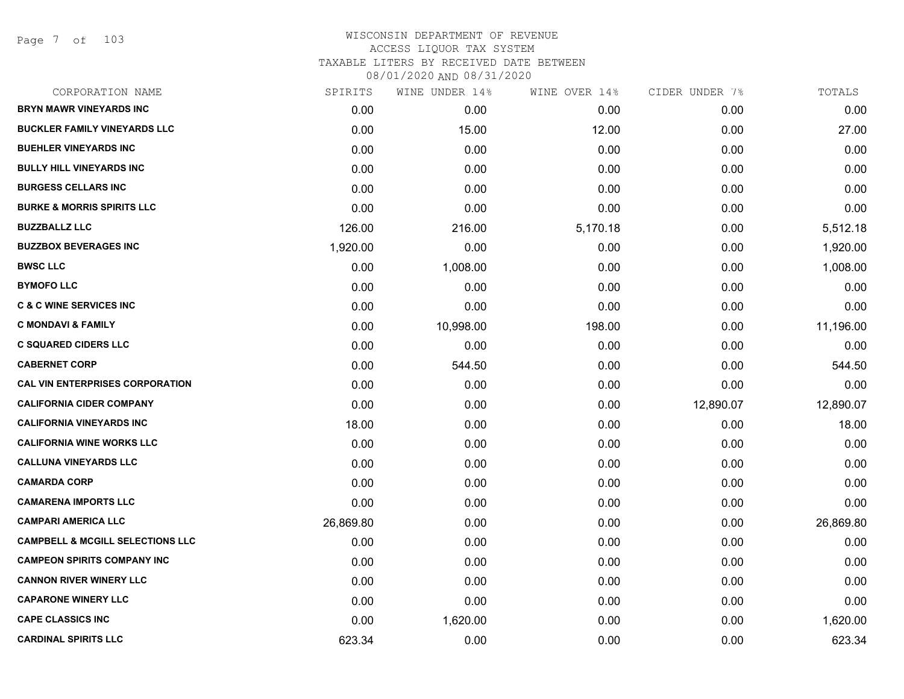# WISCONSIN DEPARTMENT OF REVENUE
## ACCESS LIQUOR TAX SYSTEM
### TAXABLE LITERS BY RECEIVED DATE BETWEEN 08/01/2020 AND 08/31/2020

| CORPORATION NAME | SPIRITS | WINE UNDER 14% | WINE OVER 14% | CIDER UNDER 7% | TOTALS |
|---|---|---|---|---|---|
| BRYN MAWR VINEYARDS INC | 0.00 | 0.00 | 0.00 | 0.00 | 0.00 |
| BUCKLER FAMILY VINEYARDS LLC | 0.00 | 15.00 | 12.00 | 0.00 | 27.00 |
| BUEHLER VINEYARDS INC | 0.00 | 0.00 | 0.00 | 0.00 | 0.00 |
| BULLY HILL VINEYARDS INC | 0.00 | 0.00 | 0.00 | 0.00 | 0.00 |
| BURGESS CELLARS INC | 0.00 | 0.00 | 0.00 | 0.00 | 0.00 |
| BURKE & MORRIS SPIRITS LLC | 0.00 | 0.00 | 0.00 | 0.00 | 0.00 |
| BUZZBALLZ LLC | 126.00 | 216.00 | 5,170.18 | 0.00 | 5,512.18 |
| BUZZBOX BEVERAGES INC | 1,920.00 | 0.00 | 0.00 | 0.00 | 1,920.00 |
| BWSC LLC | 0.00 | 1,008.00 | 0.00 | 0.00 | 1,008.00 |
| BYMOFO LLC | 0.00 | 0.00 | 0.00 | 0.00 | 0.00 |
| C & C WINE SERVICES INC | 0.00 | 0.00 | 0.00 | 0.00 | 0.00 |
| C MONDAVI & FAMILY | 0.00 | 10,998.00 | 198.00 | 0.00 | 11,196.00 |
| C SQUARED CIDERS LLC | 0.00 | 0.00 | 0.00 | 0.00 | 0.00 |
| CABERNET CORP | 0.00 | 544.50 | 0.00 | 0.00 | 544.50 |
| CAL VIN ENTERPRISES CORPORATION | 0.00 | 0.00 | 0.00 | 0.00 | 0.00 |
| CALIFORNIA CIDER COMPANY | 0.00 | 0.00 | 0.00 | 12,890.07 | 12,890.07 |
| CALIFORNIA VINEYARDS INC | 18.00 | 0.00 | 0.00 | 0.00 | 18.00 |
| CALIFORNIA WINE WORKS LLC | 0.00 | 0.00 | 0.00 | 0.00 | 0.00 |
| CALLUNA VINEYARDS LLC | 0.00 | 0.00 | 0.00 | 0.00 | 0.00 |
| CAMARDA CORP | 0.00 | 0.00 | 0.00 | 0.00 | 0.00 |
| CAMARENA IMPORTS LLC | 0.00 | 0.00 | 0.00 | 0.00 | 0.00 |
| CAMPARI AMERICA LLC | 26,869.80 | 0.00 | 0.00 | 0.00 | 26,869.80 |
| CAMPBELL & MCGILL SELECTIONS LLC | 0.00 | 0.00 | 0.00 | 0.00 | 0.00 |
| CAMPEON SPIRITS COMPANY INC | 0.00 | 0.00 | 0.00 | 0.00 | 0.00 |
| CANNON RIVER WINERY LLC | 0.00 | 0.00 | 0.00 | 0.00 | 0.00 |
| CAPARONE WINERY LLC | 0.00 | 0.00 | 0.00 | 0.00 | 0.00 |
| CAPE CLASSICS INC | 0.00 | 1,620.00 | 0.00 | 0.00 | 1,620.00 |
| CARDINAL SPIRITS LLC | 623.34 | 0.00 | 0.00 | 0.00 | 623.34 |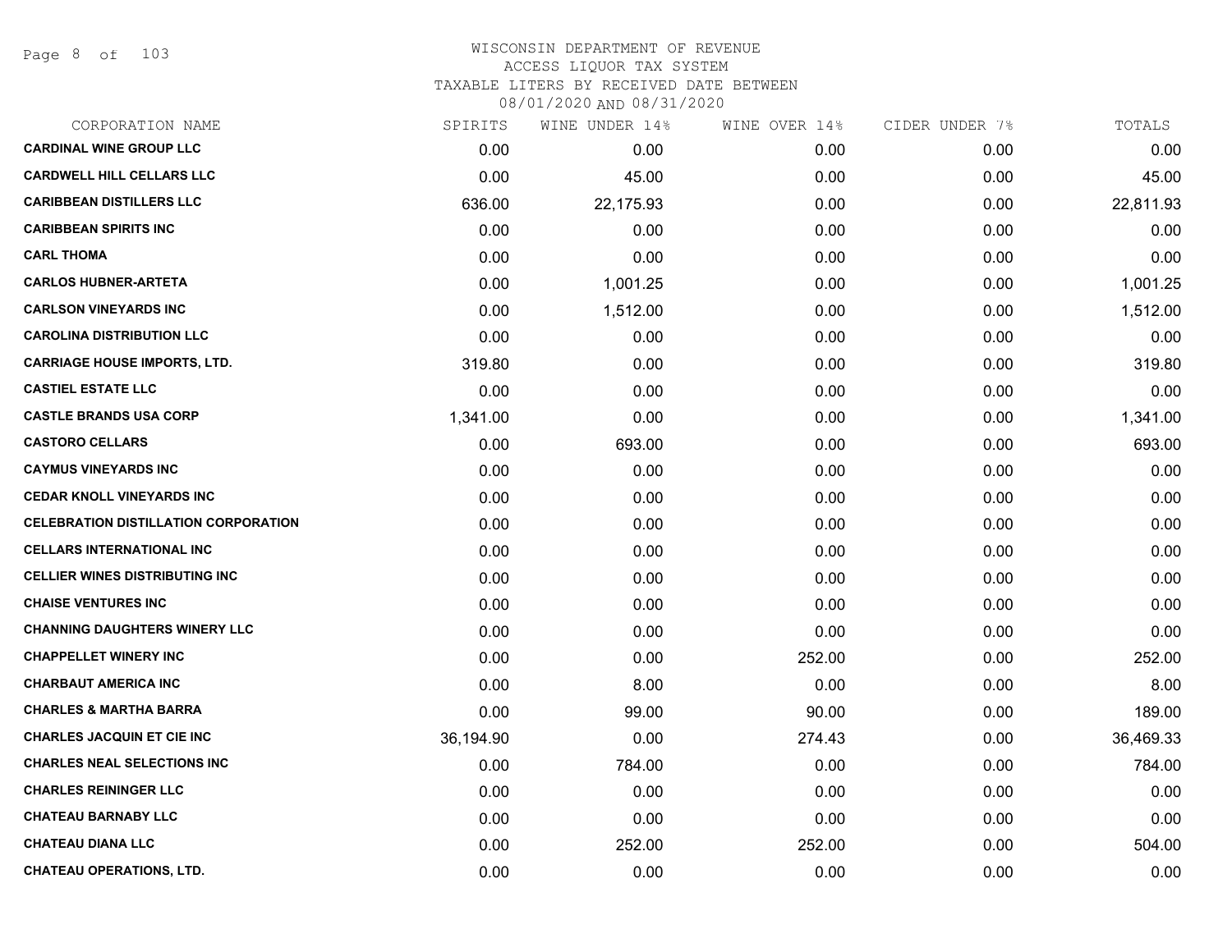# WISCONSIN DEPARTMENT OF REVENUE
## ACCESS LIQUOR TAX SYSTEM
### TAXABLE LITERS BY RECEIVED DATE BETWEEN 08/01/2020 AND 08/31/2020

| CORPORATION NAME | SPIRITS | WINE UNDER 14% | WINE OVER 14% | CIDER UNDER 7% | TOTALS |
|---|---|---|---|---|---|
| **CARDINAL WINE GROUP LLC** | 0.00 | 0.00 | 0.00 | 0.00 | 0.00 |
| **CARDWELL HILL CELLARS LLC** | 0.00 | 45.00 | 0.00 | 0.00 | 45.00 |
| **CARIBBEAN DISTILLERS LLC** | 636.00 | 22,175.93 | 0.00 | 0.00 | 22,811.93 |
| **CARIBBEAN SPIRITS INC** | 0.00 | 0.00 | 0.00 | 0.00 | 0.00 |
| **CARL THOMA** | 0.00 | 0.00 | 0.00 | 0.00 | 0.00 |
| **CARLOS HUBNER-ARTETA** | 0.00 | 1,001.25 | 0.00 | 0.00 | 1,001.25 |
| **CARLSON VINEYARDS INC** | 0.00 | 1,512.00 | 0.00 | 0.00 | 1,512.00 |
| **CAROLINA DISTRIBUTION LLC** | 0.00 | 0.00 | 0.00 | 0.00 | 0.00 |
| **CARRIAGE HOUSE IMPORTS, LTD.** | 319.80 | 0.00 | 0.00 | 0.00 | 319.80 |
| **CASTIEL ESTATE LLC** | 0.00 | 0.00 | 0.00 | 0.00 | 0.00 |
| **CASTLE BRANDS USA CORP** | 1,341.00 | 0.00 | 0.00 | 0.00 | 1,341.00 |
| **CASTORO CELLARS** | 0.00 | 693.00 | 0.00 | 0.00 | 693.00 |
| **CAYMUS VINEYARDS INC** | 0.00 | 0.00 | 0.00 | 0.00 | 0.00 |
| **CEDAR KNOLL VINEYARDS INC** | 0.00 | 0.00 | 0.00 | 0.00 | 0.00 |
| **CELEBRATION DISTILLATION CORPORATION** | 0.00 | 0.00 | 0.00 | 0.00 | 0.00 |
| **CELLARS INTERNATIONAL INC** | 0.00 | 0.00 | 0.00 | 0.00 | 0.00 |
| **CELLIER WINES DISTRIBUTING INC** | 0.00 | 0.00 | 0.00 | 0.00 | 0.00 |
| **CHAISE VENTURES INC** | 0.00 | 0.00 | 0.00 | 0.00 | 0.00 |
| **CHANNING DAUGHTERS WINERY LLC** | 0.00 | 0.00 | 0.00 | 0.00 | 0.00 |
| **CHAPPELLET WINERY INC** | 0.00 | 0.00 | 252.00 | 0.00 | 252.00 |
| **CHARBAUT AMERICA INC** | 0.00 | 8.00 | 0.00 | 0.00 | 8.00 |
| **CHARLES & MARTHA BARRA** | 0.00 | 99.00 | 90.00 | 0.00 | 189.00 |
| **CHARLES JACQUIN ET CIE INC** | 36,194.90 | 0.00 | 274.43 | 0.00 | 36,469.33 |
| **CHARLES NEAL SELECTIONS INC** | 0.00 | 784.00 | 0.00 | 0.00 | 784.00 |
| **CHARLES REININGER LLC** | 0.00 | 0.00 | 0.00 | 0.00 | 0.00 |
| **CHATEAU BARNABY LLC** | 0.00 | 0.00 | 0.00 | 0.00 | 0.00 |
| **CHATEAU DIANA LLC** | 0.00 | 252.00 | 252.00 | 0.00 | 504.00 |
| **CHATEAU OPERATIONS, LTD.** | 0.00 | 0.00 | 0.00 | 0.00 | 0.00 |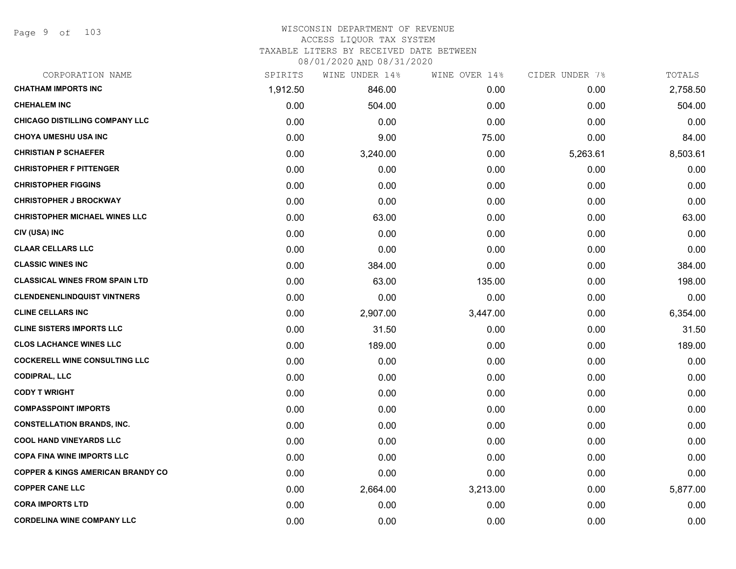# WISCONSIN DEPARTMENT OF REVENUE
## ACCESS LIQUOR TAX SYSTEM
### TAXABLE LITERS BY RECEIVED DATE BETWEEN 08/01/2020 AND 08/31/2020

| CORPORATION NAME | SPIRITS | WINE UNDER 14% | WINE OVER 14% | CIDER UNDER 7% | TOTALS |
|---|---|---|---|---|---|
| CHATHAM IMPORTS INC | 1,912.50 | 846.00 | 0.00 | 0.00 | 2,758.50 |
| CHEHALEM INC | 0.00 | 504.00 | 0.00 | 0.00 | 504.00 |
| CHICAGO DISTILLING COMPANY LLC | 0.00 | 0.00 | 0.00 | 0.00 | 0.00 |
| CHOYA UMESHU USA INC | 0.00 | 9.00 | 75.00 | 0.00 | 84.00 |
| CHRISTIAN P SCHAEFER | 0.00 | 3,240.00 | 0.00 | 5,263.61 | 8,503.61 |
| CHRISTOPHER F PITTENGER | 0.00 | 0.00 | 0.00 | 0.00 | 0.00 |
| CHRISTOPHER FIGGINS | 0.00 | 0.00 | 0.00 | 0.00 | 0.00 |
| CHRISTOPHER J BROCKWAY | 0.00 | 0.00 | 0.00 | 0.00 | 0.00 |
| CHRISTOPHER MICHAEL WINES LLC | 0.00 | 63.00 | 0.00 | 0.00 | 63.00 |
| CIV (USA) INC | 0.00 | 0.00 | 0.00 | 0.00 | 0.00 |
| CLAAR CELLARS LLC | 0.00 | 0.00 | 0.00 | 0.00 | 0.00 |
| CLASSIC WINES INC | 0.00 | 384.00 | 0.00 | 0.00 | 384.00 |
| CLASSICAL WINES FROM SPAIN LTD | 0.00 | 63.00 | 135.00 | 0.00 | 198.00 |
| CLENDENENLINDQUIST VINTNERS | 0.00 | 0.00 | 0.00 | 0.00 | 0.00 |
| CLINE CELLARS INC | 0.00 | 2,907.00 | 3,447.00 | 0.00 | 6,354.00 |
| CLINE SISTERS IMPORTS LLC | 0.00 | 31.50 | 0.00 | 0.00 | 31.50 |
| CLOS LACHANCE WINES LLC | 0.00 | 189.00 | 0.00 | 0.00 | 189.00 |
| COCKERELL WINE CONSULTING LLC | 0.00 | 0.00 | 0.00 | 0.00 | 0.00 |
| CODIPRAL, LLC | 0.00 | 0.00 | 0.00 | 0.00 | 0.00 |
| CODY T WRIGHT | 0.00 | 0.00 | 0.00 | 0.00 | 0.00 |
| COMPASSPOINT IMPORTS | 0.00 | 0.00 | 0.00 | 0.00 | 0.00 |
| CONSTELLATION BRANDS, INC. | 0.00 | 0.00 | 0.00 | 0.00 | 0.00 |
| COOL HAND VINEYARDS LLC | 0.00 | 0.00 | 0.00 | 0.00 | 0.00 |
| COPA FINA WINE IMPORTS LLC | 0.00 | 0.00 | 0.00 | 0.00 | 0.00 |
| COPPER & KINGS AMERICAN BRANDY CO | 0.00 | 0.00 | 0.00 | 0.00 | 0.00 |
| COPPER CANE LLC | 0.00 | 2,664.00 | 3,213.00 | 0.00 | 5,877.00 |
| CORA IMPORTS LTD | 0.00 | 0.00 | 0.00 | 0.00 | 0.00 |
| CORDELINA WINE COMPANY LLC | 0.00 | 0.00 | 0.00 | 0.00 | 0.00 |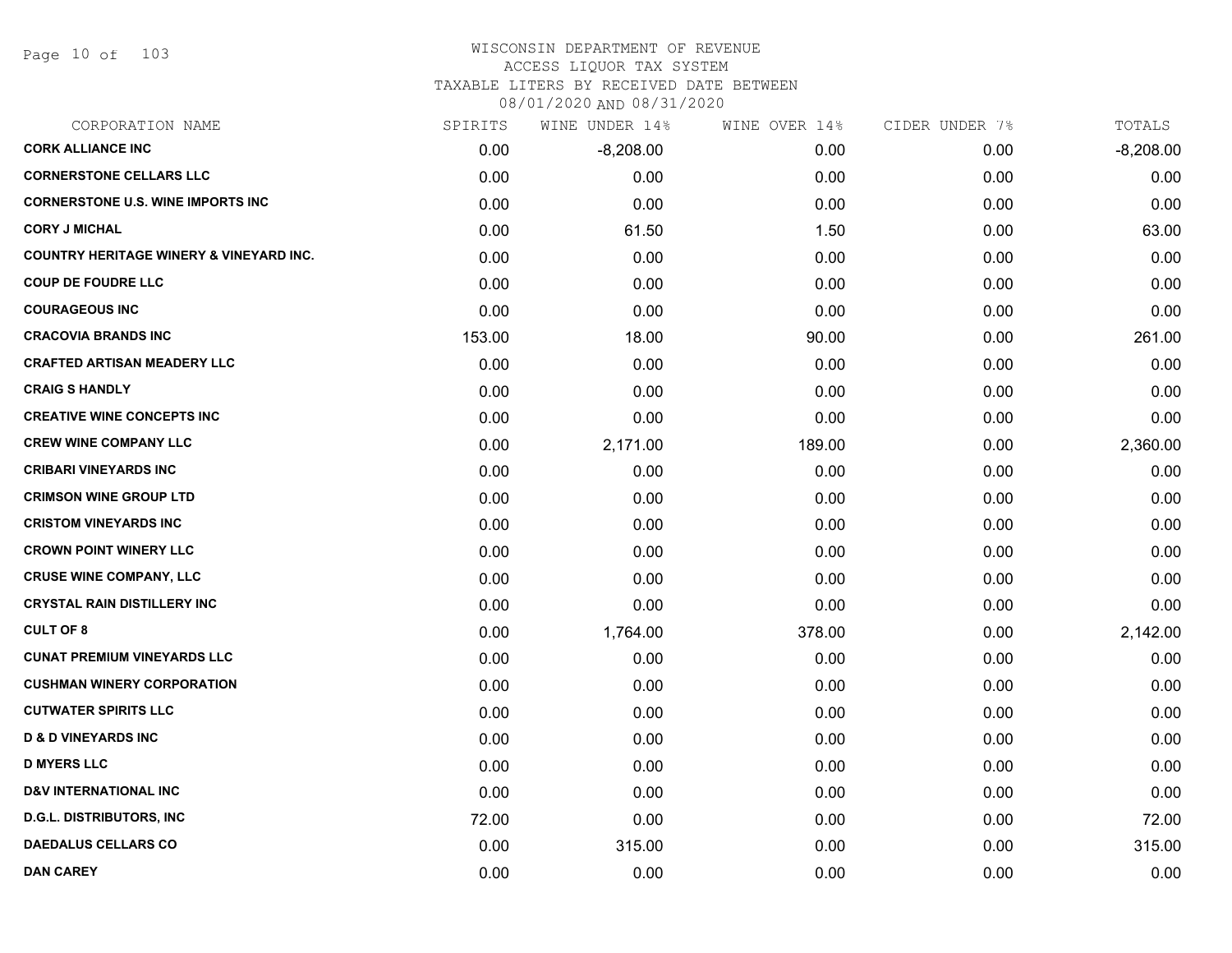# WISCONSIN DEPARTMENT OF REVENUE
ACCESS LIQUOR TAX SYSTEM
TAXABLE LITERS BY RECEIVED DATE BETWEEN
08/01/2020 AND 08/31/2020

| CORPORATION NAME | SPIRITS | WINE UNDER 14% | WINE OVER 14% | CIDER UNDER 7% | TOTALS |
|---|---|---|---|---|---|
| CORK ALLIANCE INC | 0.00 | -8,208.00 | 0.00 | 0.00 | -8,208.00 |
| CORNERSTONE CELLARS LLC | 0.00 | 0.00 | 0.00 | 0.00 | 0.00 |
| CORNERSTONE U.S. WINE IMPORTS INC | 0.00 | 0.00 | 0.00 | 0.00 | 0.00 |
| CORY J MICHAL | 0.00 | 61.50 | 1.50 | 0.00 | 63.00 |
| COUNTRY HERITAGE WINERY & VINEYARD INC. | 0.00 | 0.00 | 0.00 | 0.00 | 0.00 |
| COUP DE FOUDRE LLC | 0.00 | 0.00 | 0.00 | 0.00 | 0.00 |
| COURAGEOUS INC | 0.00 | 0.00 | 0.00 | 0.00 | 0.00 |
| CRACOVIA BRANDS INC | 153.00 | 18.00 | 90.00 | 0.00 | 261.00 |
| CRAFTED ARTISAN MEADERY LLC | 0.00 | 0.00 | 0.00 | 0.00 | 0.00 |
| CRAIG S HANDLY | 0.00 | 0.00 | 0.00 | 0.00 | 0.00 |
| CREATIVE WINE CONCEPTS INC | 0.00 | 0.00 | 0.00 | 0.00 | 0.00 |
| CREW WINE COMPANY LLC | 0.00 | 2,171.00 | 189.00 | 0.00 | 2,360.00 |
| CRIBARI VINEYARDS INC | 0.00 | 0.00 | 0.00 | 0.00 | 0.00 |
| CRIMSON WINE GROUP LTD | 0.00 | 0.00 | 0.00 | 0.00 | 0.00 |
| CRISTOM VINEYARDS INC | 0.00 | 0.00 | 0.00 | 0.00 | 0.00 |
| CROWN POINT WINERY LLC | 0.00 | 0.00 | 0.00 | 0.00 | 0.00 |
| CRUSE WINE COMPANY, LLC | 0.00 | 0.00 | 0.00 | 0.00 | 0.00 |
| CRYSTAL RAIN DISTILLERY INC | 0.00 | 0.00 | 0.00 | 0.00 | 0.00 |
| CULT OF 8 | 0.00 | 1,764.00 | 378.00 | 0.00 | 2,142.00 |
| CUNAT PREMIUM VINEYARDS LLC | 0.00 | 0.00 | 0.00 | 0.00 | 0.00 |
| CUSHMAN WINERY CORPORATION | 0.00 | 0.00 | 0.00 | 0.00 | 0.00 |
| CUTWATER SPIRITS LLC | 0.00 | 0.00 | 0.00 | 0.00 | 0.00 |
| D & D VINEYARDS INC | 0.00 | 0.00 | 0.00 | 0.00 | 0.00 |
| D MYERS LLC | 0.00 | 0.00 | 0.00 | 0.00 | 0.00 |
| D&V INTERNATIONAL INC | 0.00 | 0.00 | 0.00 | 0.00 | 0.00 |
| D.G.L. DISTRIBUTORS, INC | 72.00 | 0.00 | 0.00 | 0.00 | 72.00 |
| DAEDALUS CELLARS CO | 0.00 | 315.00 | 0.00 | 0.00 | 315.00 |
| DAN CAREY | 0.00 | 0.00 | 0.00 | 0.00 | 0.00 |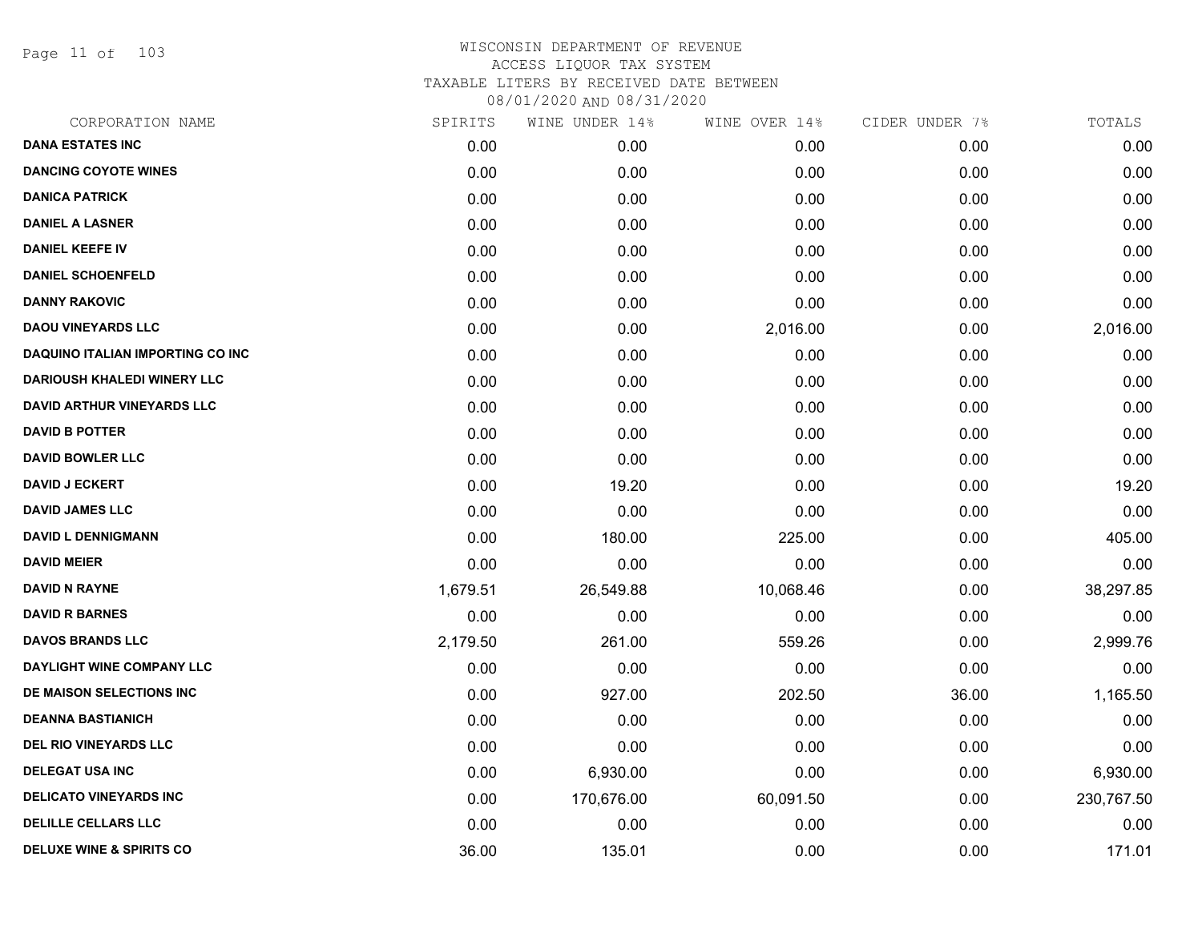# WISCONSIN DEPARTMENT OF REVENUE
## ACCESS LIQUOR TAX SYSTEM
### TAXABLE LITERS BY RECEIVED DATE BETWEEN 08/01/2020 AND 08/31/2020

| CORPORATION NAME | SPIRITS | WINE UNDER 14% | WINE OVER 14% | CIDER UNDER 7% | TOTALS |
|---|---|---|---|---|---|
| DANA ESTATES INC | 0.00 | 0.00 | 0.00 | 0.00 | 0.00 |
| DANCING COYOTE WINES | 0.00 | 0.00 | 0.00 | 0.00 | 0.00 |
| DANICA PATRICK | 0.00 | 0.00 | 0.00 | 0.00 | 0.00 |
| DANIEL A LASNER | 0.00 | 0.00 | 0.00 | 0.00 | 0.00 |
| DANIEL KEEFE IV | 0.00 | 0.00 | 0.00 | 0.00 | 0.00 |
| DANIEL SCHOENFELD | 0.00 | 0.00 | 0.00 | 0.00 | 0.00 |
| DANNY RAKOVIC | 0.00 | 0.00 | 0.00 | 0.00 | 0.00 |
| DAOU VINEYARDS LLC | 0.00 | 0.00 | 2,016.00 | 0.00 | 2,016.00 |
| DAQUINO ITALIAN IMPORTING CO INC | 0.00 | 0.00 | 0.00 | 0.00 | 0.00 |
| DARIOUSH KHALEDI WINERY LLC | 0.00 | 0.00 | 0.00 | 0.00 | 0.00 |
| DAVID ARTHUR VINEYARDS LLC | 0.00 | 0.00 | 0.00 | 0.00 | 0.00 |
| DAVID B POTTER | 0.00 | 0.00 | 0.00 | 0.00 | 0.00 |
| DAVID BOWLER LLC | 0.00 | 0.00 | 0.00 | 0.00 | 0.00 |
| DAVID J ECKERT | 0.00 | 19.20 | 0.00 | 0.00 | 19.20 |
| DAVID JAMES LLC | 0.00 | 0.00 | 0.00 | 0.00 | 0.00 |
| DAVID L DENNIGMANN | 0.00 | 180.00 | 225.00 | 0.00 | 405.00 |
| DAVID MEIER | 0.00 | 0.00 | 0.00 | 0.00 | 0.00 |
| DAVID N RAYNE | 1,679.51 | 26,549.88 | 10,068.46 | 0.00 | 38,297.85 |
| DAVID R BARNES | 0.00 | 0.00 | 0.00 | 0.00 | 0.00 |
| DAVOS BRANDS LLC | 2,179.50 | 261.00 | 559.26 | 0.00 | 2,999.76 |
| DAYLIGHT WINE COMPANY LLC | 0.00 | 0.00 | 0.00 | 0.00 | 0.00 |
| DE MAISON SELECTIONS INC | 0.00 | 927.00 | 202.50 | 36.00 | 1,165.50 |
| DEANNA BASTIANICH | 0.00 | 0.00 | 0.00 | 0.00 | 0.00 |
| DEL RIO VINEYARDS LLC | 0.00 | 0.00 | 0.00 | 0.00 | 0.00 |
| DELEGAT USA INC | 0.00 | 6,930.00 | 0.00 | 0.00 | 6,930.00 |
| DELICATO VINEYARDS INC | 0.00 | 170,676.00 | 60,091.50 | 0.00 | 230,767.50 |
| DELILLE CELLARS LLC | 0.00 | 0.00 | 0.00 | 0.00 | 0.00 |
| DELUXE WINE & SPIRITS CO | 36.00 | 135.01 | 0.00 | 0.00 | 171.01 |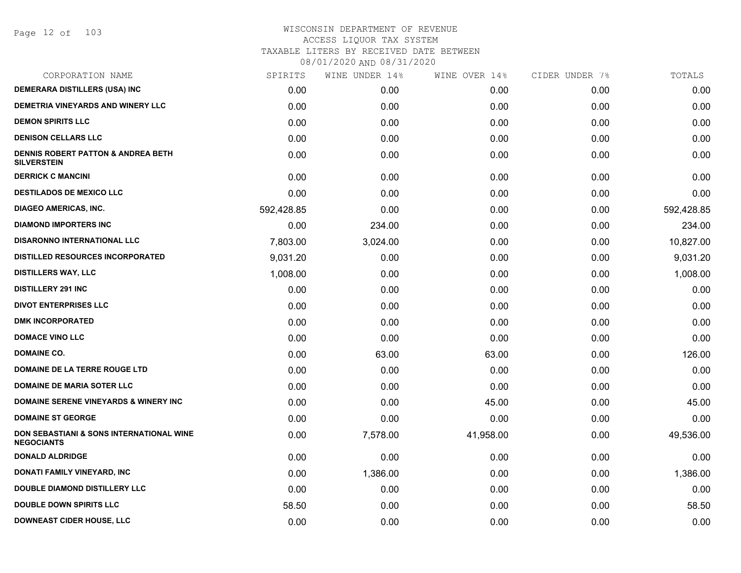# WISCONSIN DEPARTMENT OF REVENUE
## ACCESS LIQUOR TAX SYSTEM
### TAXABLE LITERS BY RECEIVED DATE BETWEEN 08/01/2020 AND 08/31/2020

| CORPORATION NAME | SPIRITS | WINE UNDER 14% | WINE OVER 14% | CIDER UNDER 7% | TOTALS |
|---|---|---|---|---|---|
| DEMERARA DISTILLERS (USA) INC | 0.00 | 0.00 | 0.00 | 0.00 | 0.00 |
| DEMETRIA VINEYARDS AND WINERY LLC | 0.00 | 0.00 | 0.00 | 0.00 | 0.00 |
| DEMON SPIRITS LLC | 0.00 | 0.00 | 0.00 | 0.00 | 0.00 |
| DENISON CELLARS LLC | 0.00 | 0.00 | 0.00 | 0.00 | 0.00 |
| DENNIS ROBERT PATTON & ANDREA BETH SILVERSTEIN | 0.00 | 0.00 | 0.00 | 0.00 | 0.00 |
| DERRICK C MANCINI | 0.00 | 0.00 | 0.00 | 0.00 | 0.00 |
| DESTILADOS DE MEXICO LLC | 0.00 | 0.00 | 0.00 | 0.00 | 0.00 |
| DIAGEO AMERICAS, INC. | 592,428.85 | 0.00 | 0.00 | 0.00 | 592,428.85 |
| DIAMOND IMPORTERS INC | 0.00 | 234.00 | 0.00 | 0.00 | 234.00 |
| DISARONNO INTERNATIONAL LLC | 7,803.00 | 3,024.00 | 0.00 | 0.00 | 10,827.00 |
| DISTILLED RESOURCES INCORPORATED | 9,031.20 | 0.00 | 0.00 | 0.00 | 9,031.20 |
| DISTILLERS WAY, LLC | 1,008.00 | 0.00 | 0.00 | 0.00 | 1,008.00 |
| DISTILLERY 291 INC | 0.00 | 0.00 | 0.00 | 0.00 | 0.00 |
| DIVOT ENTERPRISES LLC | 0.00 | 0.00 | 0.00 | 0.00 | 0.00 |
| DMK INCORPORATED | 0.00 | 0.00 | 0.00 | 0.00 | 0.00 |
| DOMACE VINO LLC | 0.00 | 0.00 | 0.00 | 0.00 | 0.00 |
| DOMAINE CO. | 0.00 | 63.00 | 63.00 | 0.00 | 126.00 |
| DOMAINE DE LA TERRE ROUGE LTD | 0.00 | 0.00 | 0.00 | 0.00 | 0.00 |
| DOMAINE DE MARIA SOTER LLC | 0.00 | 0.00 | 0.00 | 0.00 | 0.00 |
| DOMAINE SERENE VINEYARDS & WINERY INC | 0.00 | 0.00 | 45.00 | 0.00 | 45.00 |
| DOMAINE ST GEORGE | 0.00 | 0.00 | 0.00 | 0.00 | 0.00 |
| DON SEBASTIANI & SONS INTERNATIONAL WINE NEGOCIANTS | 0.00 | 7,578.00 | 41,958.00 | 0.00 | 49,536.00 |
| DONALD ALDRIDGE | 0.00 | 0.00 | 0.00 | 0.00 | 0.00 |
| DONATI FAMILY VINEYARD, INC | 0.00 | 1,386.00 | 0.00 | 0.00 | 1,386.00 |
| DOUBLE DIAMOND DISTILLERY LLC | 0.00 | 0.00 | 0.00 | 0.00 | 0.00 |
| DOUBLE DOWN SPIRITS LLC | 58.50 | 0.00 | 0.00 | 0.00 | 58.50 |
| DOWNEAST CIDER HOUSE, LLC | 0.00 | 0.00 | 0.00 | 0.00 | 0.00 |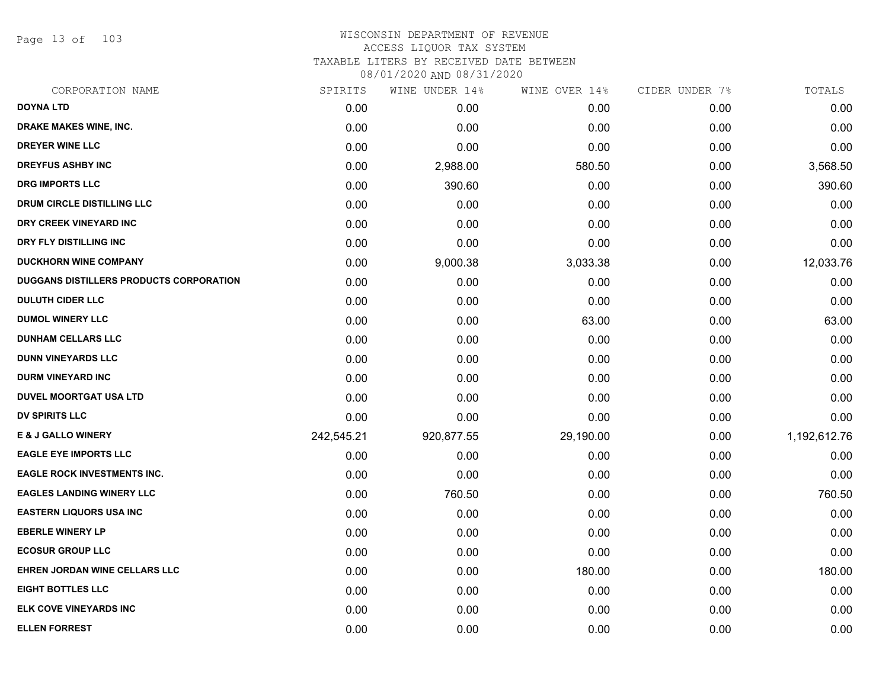WISCONSIN DEPARTMENT OF REVENUE
ACCESS LIQUOR TAX SYSTEM
TAXABLE LITERS BY RECEIVED DATE BETWEEN
08/01/2020 AND 08/31/2020

| CORPORATION NAME | SPIRITS | WINE UNDER 14% | WINE OVER 14% | CIDER UNDER 7% | TOTALS |
|---|---|---|---|---|---|
| DOYNA LTD | 0.00 | 0.00 | 0.00 | 0.00 | 0.00 |
| DRAKE MAKES WINE, INC. | 0.00 | 0.00 | 0.00 | 0.00 | 0.00 |
| DREYER WINE LLC | 0.00 | 0.00 | 0.00 | 0.00 | 0.00 |
| DREYFUS ASHBY INC | 0.00 | 2,988.00 | 580.50 | 0.00 | 3,568.50 |
| DRG IMPORTS LLC | 0.00 | 390.60 | 0.00 | 0.00 | 390.60 |
| DRUM CIRCLE DISTILLING LLC | 0.00 | 0.00 | 0.00 | 0.00 | 0.00 |
| DRY CREEK VINEYARD INC | 0.00 | 0.00 | 0.00 | 0.00 | 0.00 |
| DRY FLY DISTILLING INC | 0.00 | 0.00 | 0.00 | 0.00 | 0.00 |
| DUCKHORN WINE COMPANY | 0.00 | 9,000.38 | 3,033.38 | 0.00 | 12,033.76 |
| DUGGANS DISTILLERS PRODUCTS CORPORATION | 0.00 | 0.00 | 0.00 | 0.00 | 0.00 |
| DULUTH CIDER LLC | 0.00 | 0.00 | 0.00 | 0.00 | 0.00 |
| DUMOL WINERY LLC | 0.00 | 0.00 | 63.00 | 0.00 | 63.00 |
| DUNHAM CELLARS LLC | 0.00 | 0.00 | 0.00 | 0.00 | 0.00 |
| DUNN VINEYARDS LLC | 0.00 | 0.00 | 0.00 | 0.00 | 0.00 |
| DURM VINEYARD INC | 0.00 | 0.00 | 0.00 | 0.00 | 0.00 |
| DUVEL MOORTGAT USA LTD | 0.00 | 0.00 | 0.00 | 0.00 | 0.00 |
| DV SPIRITS LLC | 0.00 | 0.00 | 0.00 | 0.00 | 0.00 |
| E & J GALLO WINERY | 242,545.21 | 920,877.55 | 29,190.00 | 0.00 | 1,192,612.76 |
| EAGLE EYE IMPORTS LLC | 0.00 | 0.00 | 0.00 | 0.00 | 0.00 |
| EAGLE ROCK INVESTMENTS INC. | 0.00 | 0.00 | 0.00 | 0.00 | 0.00 |
| EAGLES LANDING WINERY LLC | 0.00 | 760.50 | 0.00 | 0.00 | 760.50 |
| EASTERN LIQUORS USA INC | 0.00 | 0.00 | 0.00 | 0.00 | 0.00 |
| EBERLE WINERY LP | 0.00 | 0.00 | 0.00 | 0.00 | 0.00 |
| ECOSUR GROUP LLC | 0.00 | 0.00 | 0.00 | 0.00 | 0.00 |
| EHREN JORDAN WINE CELLARS LLC | 0.00 | 0.00 | 180.00 | 0.00 | 180.00 |
| EIGHT BOTTLES LLC | 0.00 | 0.00 | 0.00 | 0.00 | 0.00 |
| ELK COVE VINEYARDS INC | 0.00 | 0.00 | 0.00 | 0.00 | 0.00 |
| ELLEN FORREST | 0.00 | 0.00 | 0.00 | 0.00 | 0.00 |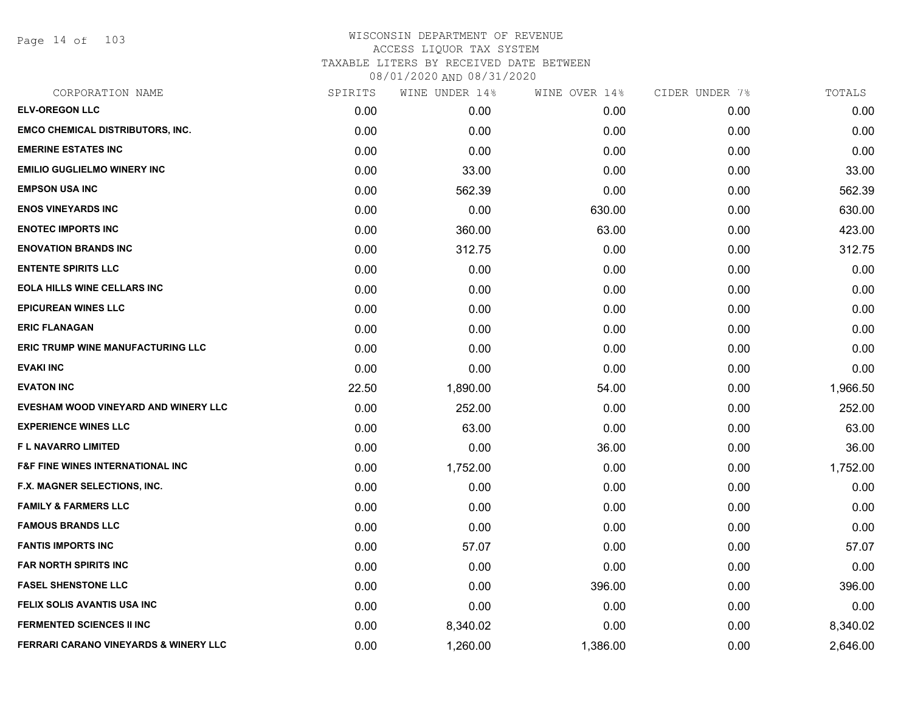# WISCONSIN DEPARTMENT OF REVENUE
## ACCESS LIQUOR TAX SYSTEM
## TAXABLE LITERS BY RECEIVED DATE BETWEEN 08/01/2020 AND 08/31/2020

| CORPORATION NAME | SPIRITS | WINE UNDER 14% | WINE OVER 14% | CIDER UNDER 7% | TOTALS |
|---|---|---|---|---|---|
| ELV-OREGON LLC | 0.00 | 0.00 | 0.00 | 0.00 | 0.00 |
| EMCO CHEMICAL DISTRIBUTORS, INC. | 0.00 | 0.00 | 0.00 | 0.00 | 0.00 |
| EMERINE ESTATES INC | 0.00 | 0.00 | 0.00 | 0.00 | 0.00 |
| EMILIO GUGLIELMO WINERY INC | 0.00 | 33.00 | 0.00 | 0.00 | 33.00 |
| EMPSON USA INC | 0.00 | 562.39 | 0.00 | 0.00 | 562.39 |
| ENOS VINEYARDS INC | 0.00 | 0.00 | 630.00 | 0.00 | 630.00 |
| ENOTEC IMPORTS INC | 0.00 | 360.00 | 63.00 | 0.00 | 423.00 |
| ENOVATION BRANDS INC | 0.00 | 312.75 | 0.00 | 0.00 | 312.75 |
| ENTENTE SPIRITS LLC | 0.00 | 0.00 | 0.00 | 0.00 | 0.00 |
| EOLA HILLS WINE CELLARS INC | 0.00 | 0.00 | 0.00 | 0.00 | 0.00 |
| EPICUREAN WINES LLC | 0.00 | 0.00 | 0.00 | 0.00 | 0.00 |
| ERIC FLANAGAN | 0.00 | 0.00 | 0.00 | 0.00 | 0.00 |
| ERIC TRUMP WINE MANUFACTURING LLC | 0.00 | 0.00 | 0.00 | 0.00 | 0.00 |
| EVAKI INC | 0.00 | 0.00 | 0.00 | 0.00 | 0.00 |
| EVATON INC | 22.50 | 1,890.00 | 54.00 | 0.00 | 1,966.50 |
| EVESHAM WOOD VINEYARD AND WINERY LLC | 0.00 | 252.00 | 0.00 | 0.00 | 252.00 |
| EXPERIENCE WINES LLC | 0.00 | 63.00 | 0.00 | 0.00 | 63.00 |
| F L NAVARRO LIMITED | 0.00 | 0.00 | 36.00 | 0.00 | 36.00 |
| F&F FINE WINES INTERNATIONAL INC | 0.00 | 1,752.00 | 0.00 | 0.00 | 1,752.00 |
| F.X. MAGNER SELECTIONS, INC. | 0.00 | 0.00 | 0.00 | 0.00 | 0.00 |
| FAMILY & FARMERS LLC | 0.00 | 0.00 | 0.00 | 0.00 | 0.00 |
| FAMOUS BRANDS LLC | 0.00 | 0.00 | 0.00 | 0.00 | 0.00 |
| FANTIS IMPORTS INC | 0.00 | 57.07 | 0.00 | 0.00 | 57.07 |
| FAR NORTH SPIRITS INC | 0.00 | 0.00 | 0.00 | 0.00 | 0.00 |
| FASEL SHENSTONE LLC | 0.00 | 0.00 | 396.00 | 0.00 | 396.00 |
| FELIX SOLIS AVANTIS USA INC | 0.00 | 0.00 | 0.00 | 0.00 | 0.00 |
| FERMENTED SCIENCES II INC | 0.00 | 8,340.02 | 0.00 | 0.00 | 8,340.02 |
| FERRARI CARANO VINEYARDS & WINERY LLC | 0.00 | 1,260.00 | 1,386.00 | 0.00 | 2,646.00 |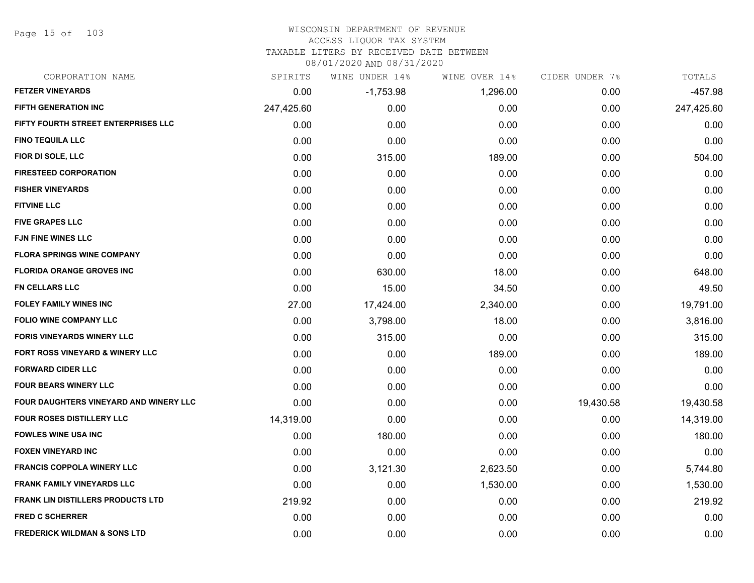# WISCONSIN DEPARTMENT OF REVENUE
## ACCESS LIQUOR TAX SYSTEM
### TAXABLE LITERS BY RECEIVED DATE BETWEEN 08/01/2020 AND 08/31/2020

| CORPORATION NAME | SPIRITS | WINE UNDER 14% | WINE OVER 14% | CIDER UNDER 7% | TOTALS |
|---|---|---|---|---|---|
| FETZER VINEYARDS | 0.00 | -1,753.98 | 1,296.00 | 0.00 | -457.98 |
| FIFTH GENERATION INC | 247,425.60 | 0.00 | 0.00 | 0.00 | 247,425.60 |
| FIFTY FOURTH STREET ENTERPRISES LLC | 0.00 | 0.00 | 0.00 | 0.00 | 0.00 |
| FINO TEQUILA LLC | 0.00 | 0.00 | 0.00 | 0.00 | 0.00 |
| FIOR DI SOLE, LLC | 0.00 | 315.00 | 189.00 | 0.00 | 504.00 |
| FIRESTEED CORPORATION | 0.00 | 0.00 | 0.00 | 0.00 | 0.00 |
| FISHER VINEYARDS | 0.00 | 0.00 | 0.00 | 0.00 | 0.00 |
| FITVINE LLC | 0.00 | 0.00 | 0.00 | 0.00 | 0.00 |
| FIVE GRAPES LLC | 0.00 | 0.00 | 0.00 | 0.00 | 0.00 |
| FJN FINE WINES LLC | 0.00 | 0.00 | 0.00 | 0.00 | 0.00 |
| FLORA SPRINGS WINE COMPANY | 0.00 | 0.00 | 0.00 | 0.00 | 0.00 |
| FLORIDA ORANGE GROVES INC | 0.00 | 630.00 | 18.00 | 0.00 | 648.00 |
| FN CELLARS LLC | 0.00 | 15.00 | 34.50 | 0.00 | 49.50 |
| FOLEY FAMILY WINES INC | 27.00 | 17,424.00 | 2,340.00 | 0.00 | 19,791.00 |
| FOLIO WINE COMPANY LLC | 0.00 | 3,798.00 | 18.00 | 0.00 | 3,816.00 |
| FORIS VINEYARDS WINERY LLC | 0.00 | 315.00 | 0.00 | 0.00 | 315.00 |
| FORT ROSS VINEYARD & WINERY LLC | 0.00 | 0.00 | 189.00 | 0.00 | 189.00 |
| FORWARD CIDER LLC | 0.00 | 0.00 | 0.00 | 0.00 | 0.00 |
| FOUR BEARS WINERY LLC | 0.00 | 0.00 | 0.00 | 0.00 | 0.00 |
| FOUR DAUGHTERS VINEYARD AND WINERY LLC | 0.00 | 0.00 | 0.00 | 19,430.58 | 19,430.58 |
| FOUR ROSES DISTILLERY LLC | 14,319.00 | 0.00 | 0.00 | 0.00 | 14,319.00 |
| FOWLES WINE USA INC | 0.00 | 180.00 | 0.00 | 0.00 | 180.00 |
| FOXEN VINEYARD INC | 0.00 | 0.00 | 0.00 | 0.00 | 0.00 |
| FRANCIS COPPOLA WINERY LLC | 0.00 | 3,121.30 | 2,623.50 | 0.00 | 5,744.80 |
| FRANK FAMILY VINEYARDS LLC | 0.00 | 0.00 | 1,530.00 | 0.00 | 1,530.00 |
| FRANK LIN DISTILLERS PRODUCTS LTD | 219.92 | 0.00 | 0.00 | 0.00 | 219.92 |
| FRED C SCHERRER | 0.00 | 0.00 | 0.00 | 0.00 | 0.00 |
| FREDERICK WILDMAN & SONS LTD | 0.00 | 0.00 | 0.00 | 0.00 | 0.00 |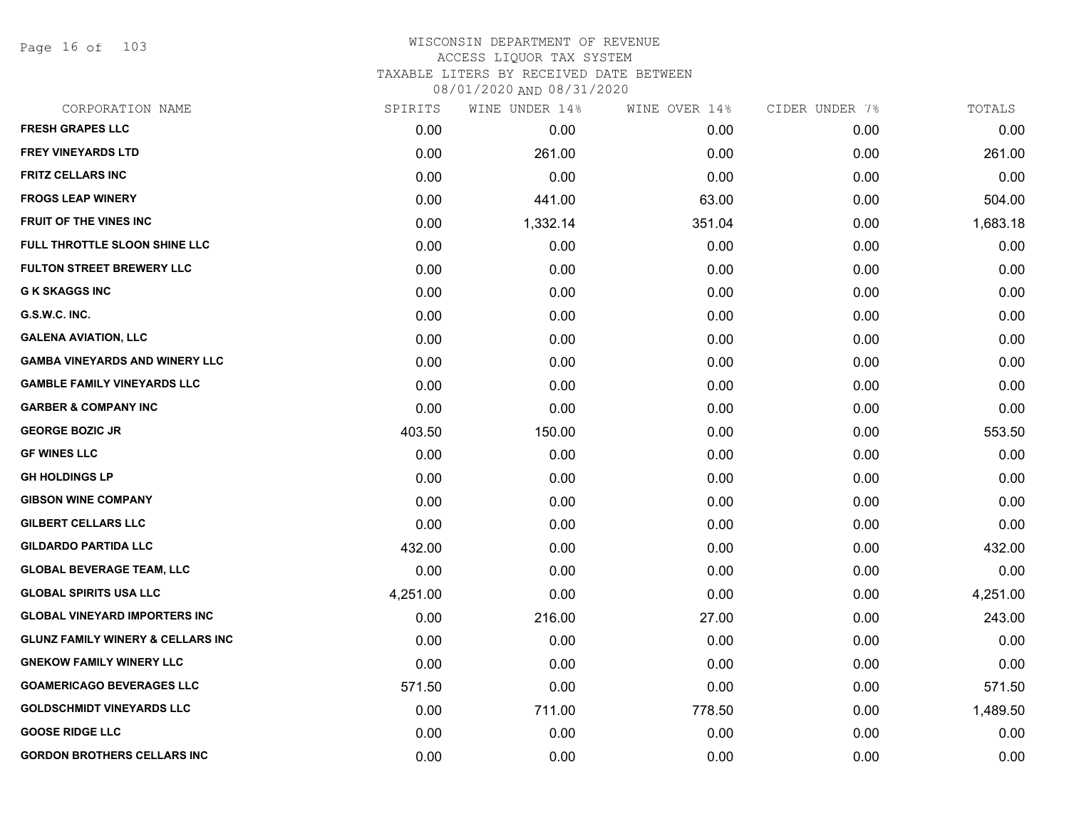# WISCONSIN DEPARTMENT OF REVENUE
## ACCESS LIQUOR TAX SYSTEM
### TAXABLE LITERS BY RECEIVED DATE BETWEEN 08/01/2020 AND 08/31/2020

| CORPORATION NAME | SPIRITS | WINE UNDER 14% | WINE OVER 14% | CIDER UNDER 7% | TOTALS |
|---|---|---|---|---|---|
| FRESH GRAPES LLC | 0.00 | 0.00 | 0.00 | 0.00 | 0.00 |
| FREY VINEYARDS LTD | 0.00 | 261.00 | 0.00 | 0.00 | 261.00 |
| FRITZ CELLARS INC | 0.00 | 0.00 | 0.00 | 0.00 | 0.00 |
| FROGS LEAP WINERY | 0.00 | 441.00 | 63.00 | 0.00 | 504.00 |
| FRUIT OF THE VINES INC | 0.00 | 1,332.14 | 351.04 | 0.00 | 1,683.18 |
| FULL THROTTLE SLOON SHINE LLC | 0.00 | 0.00 | 0.00 | 0.00 | 0.00 |
| FULTON STREET BREWERY LLC | 0.00 | 0.00 | 0.00 | 0.00 | 0.00 |
| G K SKAGGS INC | 0.00 | 0.00 | 0.00 | 0.00 | 0.00 |
| G.S.W.C. INC. | 0.00 | 0.00 | 0.00 | 0.00 | 0.00 |
| GALENA AVIATION, LLC | 0.00 | 0.00 | 0.00 | 0.00 | 0.00 |
| GAMBA VINEYARDS AND WINERY LLC | 0.00 | 0.00 | 0.00 | 0.00 | 0.00 |
| GAMBLE FAMILY VINEYARDS LLC | 0.00 | 0.00 | 0.00 | 0.00 | 0.00 |
| GARBER & COMPANY INC | 0.00 | 0.00 | 0.00 | 0.00 | 0.00 |
| GEORGE BOZIC JR | 403.50 | 150.00 | 0.00 | 0.00 | 553.50 |
| GF WINES LLC | 0.00 | 0.00 | 0.00 | 0.00 | 0.00 |
| GH HOLDINGS LP | 0.00 | 0.00 | 0.00 | 0.00 | 0.00 |
| GIBSON WINE COMPANY | 0.00 | 0.00 | 0.00 | 0.00 | 0.00 |
| GILBERT CELLARS LLC | 0.00 | 0.00 | 0.00 | 0.00 | 0.00 |
| GILDARDO PARTIDA LLC | 432.00 | 0.00 | 0.00 | 0.00 | 432.00 |
| GLOBAL BEVERAGE TEAM, LLC | 0.00 | 0.00 | 0.00 | 0.00 | 0.00 |
| GLOBAL SPIRITS USA LLC | 4,251.00 | 0.00 | 0.00 | 0.00 | 4,251.00 |
| GLOBAL VINEYARD IMPORTERS INC | 0.00 | 216.00 | 27.00 | 0.00 | 243.00 |
| GLUNZ FAMILY WINERY & CELLARS INC | 0.00 | 0.00 | 0.00 | 0.00 | 0.00 |
| GNEKOW FAMILY WINERY LLC | 0.00 | 0.00 | 0.00 | 0.00 | 0.00 |
| GOAMERICAGO BEVERAGES LLC | 571.50 | 0.00 | 0.00 | 0.00 | 571.50 |
| GOLDSCHMIDT VINEYARDS LLC | 0.00 | 711.00 | 778.50 | 0.00 | 1,489.50 |
| GOOSE RIDGE LLC | 0.00 | 0.00 | 0.00 | 0.00 | 0.00 |
| GORDON BROTHERS CELLARS INC | 0.00 | 0.00 | 0.00 | 0.00 | 0.00 |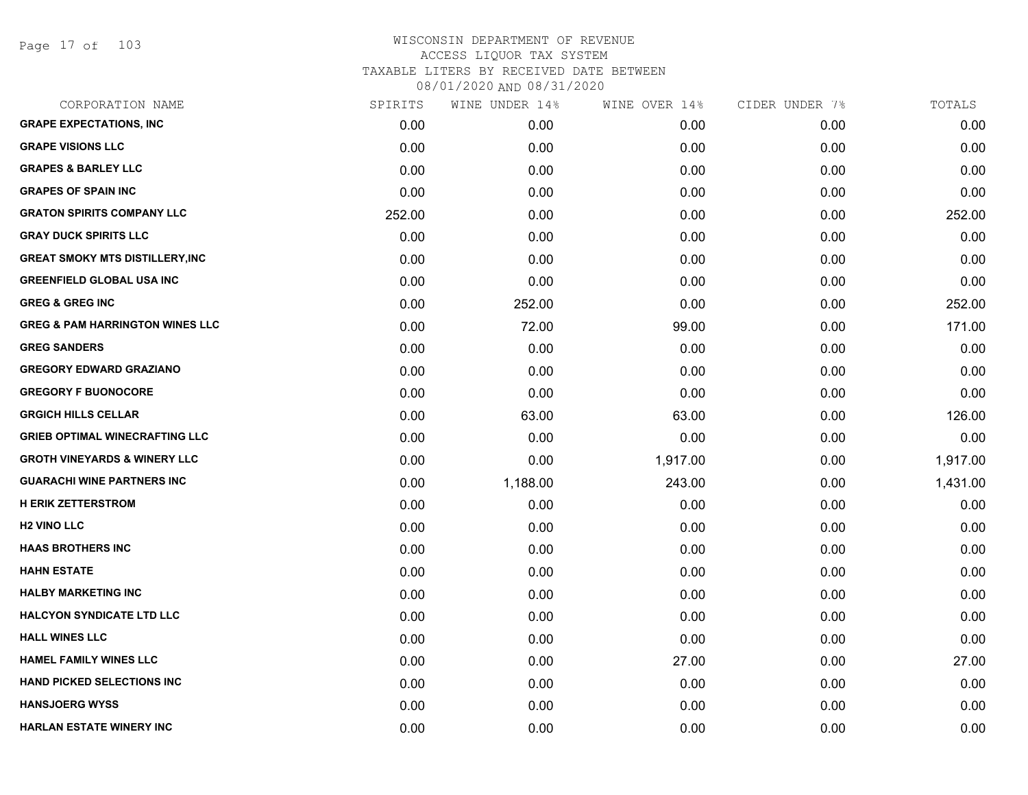WISCONSIN DEPARTMENT OF REVENUE
ACCESS LIQUOR TAX SYSTEM
TAXABLE LITERS BY RECEIVED DATE BETWEEN
08/01/2020 AND 08/31/2020

| CORPORATION NAME | SPIRITS | WINE UNDER 14% | WINE OVER 14% | CIDER UNDER 7% | TOTALS |
|---|---|---|---|---|---|
| GRAPE EXPECTATIONS, INC | 0.00 | 0.00 | 0.00 | 0.00 | 0.00 |
| GRAPE VISIONS LLC | 0.00 | 0.00 | 0.00 | 0.00 | 0.00 |
| GRAPES & BARLEY LLC | 0.00 | 0.00 | 0.00 | 0.00 | 0.00 |
| GRAPES OF SPAIN INC | 0.00 | 0.00 | 0.00 | 0.00 | 0.00 |
| GRATON SPIRITS COMPANY LLC | 252.00 | 0.00 | 0.00 | 0.00 | 252.00 |
| GRAY DUCK SPIRITS LLC | 0.00 | 0.00 | 0.00 | 0.00 | 0.00 |
| GREAT SMOKY MTS DISTILLERY,INC | 0.00 | 0.00 | 0.00 | 0.00 | 0.00 |
| GREENFIELD GLOBAL USA INC | 0.00 | 0.00 | 0.00 | 0.00 | 0.00 |
| GREG & GREG INC | 0.00 | 252.00 | 0.00 | 0.00 | 252.00 |
| GREG & PAM HARRINGTON WINES LLC | 0.00 | 72.00 | 99.00 | 0.00 | 171.00 |
| GREG SANDERS | 0.00 | 0.00 | 0.00 | 0.00 | 0.00 |
| GREGORY EDWARD GRAZIANO | 0.00 | 0.00 | 0.00 | 0.00 | 0.00 |
| GREGORY F BUONOCORE | 0.00 | 0.00 | 0.00 | 0.00 | 0.00 |
| GRGICH HILLS CELLAR | 0.00 | 63.00 | 63.00 | 0.00 | 126.00 |
| GRIEB OPTIMAL WINECRAFTING LLC | 0.00 | 0.00 | 0.00 | 0.00 | 0.00 |
| GROTH VINEYARDS & WINERY LLC | 0.00 | 0.00 | 1,917.00 | 0.00 | 1,917.00 |
| GUARACHI WINE PARTNERS INC | 0.00 | 1,188.00 | 243.00 | 0.00 | 1,431.00 |
| H ERIK ZETTERSTROM | 0.00 | 0.00 | 0.00 | 0.00 | 0.00 |
| H2 VINO LLC | 0.00 | 0.00 | 0.00 | 0.00 | 0.00 |
| HAAS BROTHERS INC | 0.00 | 0.00 | 0.00 | 0.00 | 0.00 |
| HAHN ESTATE | 0.00 | 0.00 | 0.00 | 0.00 | 0.00 |
| HALBY MARKETING INC | 0.00 | 0.00 | 0.00 | 0.00 | 0.00 |
| HALCYON SYNDICATE LTD LLC | 0.00 | 0.00 | 0.00 | 0.00 | 0.00 |
| HALL WINES LLC | 0.00 | 0.00 | 0.00 | 0.00 | 0.00 |
| HAMEL FAMILY WINES LLC | 0.00 | 0.00 | 27.00 | 0.00 | 27.00 |
| HAND PICKED SELECTIONS INC | 0.00 | 0.00 | 0.00 | 0.00 | 0.00 |
| HANSJOERG WYSS | 0.00 | 0.00 | 0.00 | 0.00 | 0.00 |
| HARLAN ESTATE WINERY INC | 0.00 | 0.00 | 0.00 | 0.00 | 0.00 |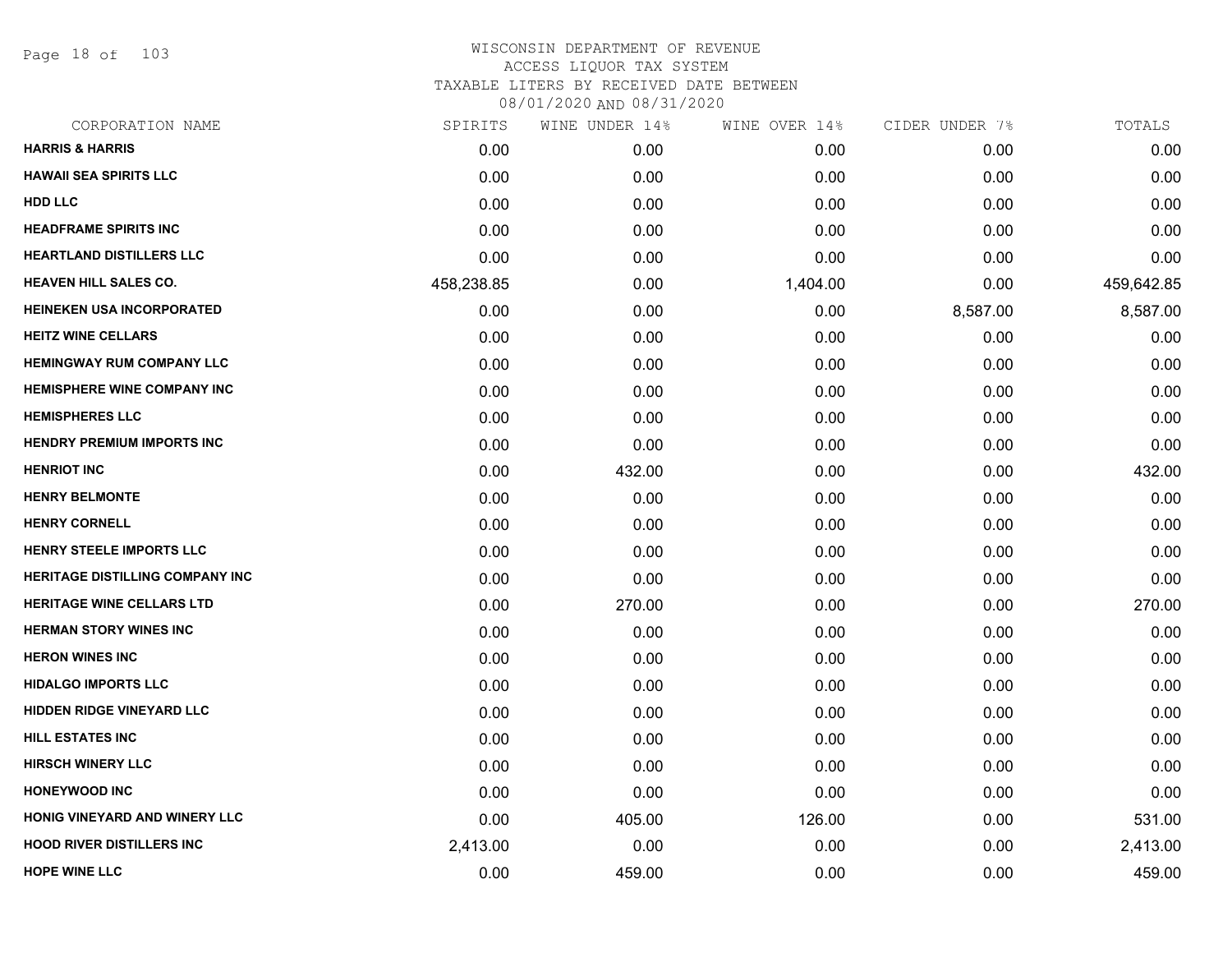# WISCONSIN DEPARTMENT OF REVENUE
## ACCESS LIQUOR TAX SYSTEM
### TAXABLE LITERS BY RECEIVED DATE BETWEEN 08/01/2020 AND 08/31/2020

| CORPORATION NAME | SPIRITS | WINE UNDER 14% | WINE OVER 14% | CIDER UNDER 7% | TOTALS |
|---|---|---|---|---|---|
| HARRIS & HARRIS | 0.00 | 0.00 | 0.00 | 0.00 | 0.00 |
| HAWAII SEA SPIRITS LLC | 0.00 | 0.00 | 0.00 | 0.00 | 0.00 |
| HDD LLC | 0.00 | 0.00 | 0.00 | 0.00 | 0.00 |
| HEADFRAME SPIRITS INC | 0.00 | 0.00 | 0.00 | 0.00 | 0.00 |
| HEARTLAND DISTILLERS LLC | 0.00 | 0.00 | 0.00 | 0.00 | 0.00 |
| HEAVEN HILL SALES CO. | 458,238.85 | 0.00 | 1,404.00 | 0.00 | 459,642.85 |
| HEINEKEN USA INCORPORATED | 0.00 | 0.00 | 0.00 | 8,587.00 | 8,587.00 |
| HEITZ WINE CELLARS | 0.00 | 0.00 | 0.00 | 0.00 | 0.00 |
| HEMINGWAY RUM COMPANY LLC | 0.00 | 0.00 | 0.00 | 0.00 | 0.00 |
| HEMISPHERE WINE COMPANY INC | 0.00 | 0.00 | 0.00 | 0.00 | 0.00 |
| HEMISPHERES LLC | 0.00 | 0.00 | 0.00 | 0.00 | 0.00 |
| HENDRY PREMIUM IMPORTS INC | 0.00 | 0.00 | 0.00 | 0.00 | 0.00 |
| HENRIOT INC | 0.00 | 432.00 | 0.00 | 0.00 | 432.00 |
| HENRY BELMONTE | 0.00 | 0.00 | 0.00 | 0.00 | 0.00 |
| HENRY CORNELL | 0.00 | 0.00 | 0.00 | 0.00 | 0.00 |
| HENRY STEELE IMPORTS LLC | 0.00 | 0.00 | 0.00 | 0.00 | 0.00 |
| HERITAGE DISTILLING COMPANY INC | 0.00 | 0.00 | 0.00 | 0.00 | 0.00 |
| HERITAGE WINE CELLARS LTD | 0.00 | 270.00 | 0.00 | 0.00 | 270.00 |
| HERMAN STORY WINES INC | 0.00 | 0.00 | 0.00 | 0.00 | 0.00 |
| HERON WINES INC | 0.00 | 0.00 | 0.00 | 0.00 | 0.00 |
| HIDALGO IMPORTS LLC | 0.00 | 0.00 | 0.00 | 0.00 | 0.00 |
| HIDDEN RIDGE VINEYARD LLC | 0.00 | 0.00 | 0.00 | 0.00 | 0.00 |
| HILL ESTATES INC | 0.00 | 0.00 | 0.00 | 0.00 | 0.00 |
| HIRSCH WINERY LLC | 0.00 | 0.00 | 0.00 | 0.00 | 0.00 |
| HONEYWOOD INC | 0.00 | 0.00 | 0.00 | 0.00 | 0.00 |
| HONIG VINEYARD AND WINERY LLC | 0.00 | 405.00 | 126.00 | 0.00 | 531.00 |
| HOOD RIVER DISTILLERS INC | 2,413.00 | 0.00 | 0.00 | 0.00 | 2,413.00 |
| HOPE WINE LLC | 0.00 | 459.00 | 0.00 | 0.00 | 459.00 |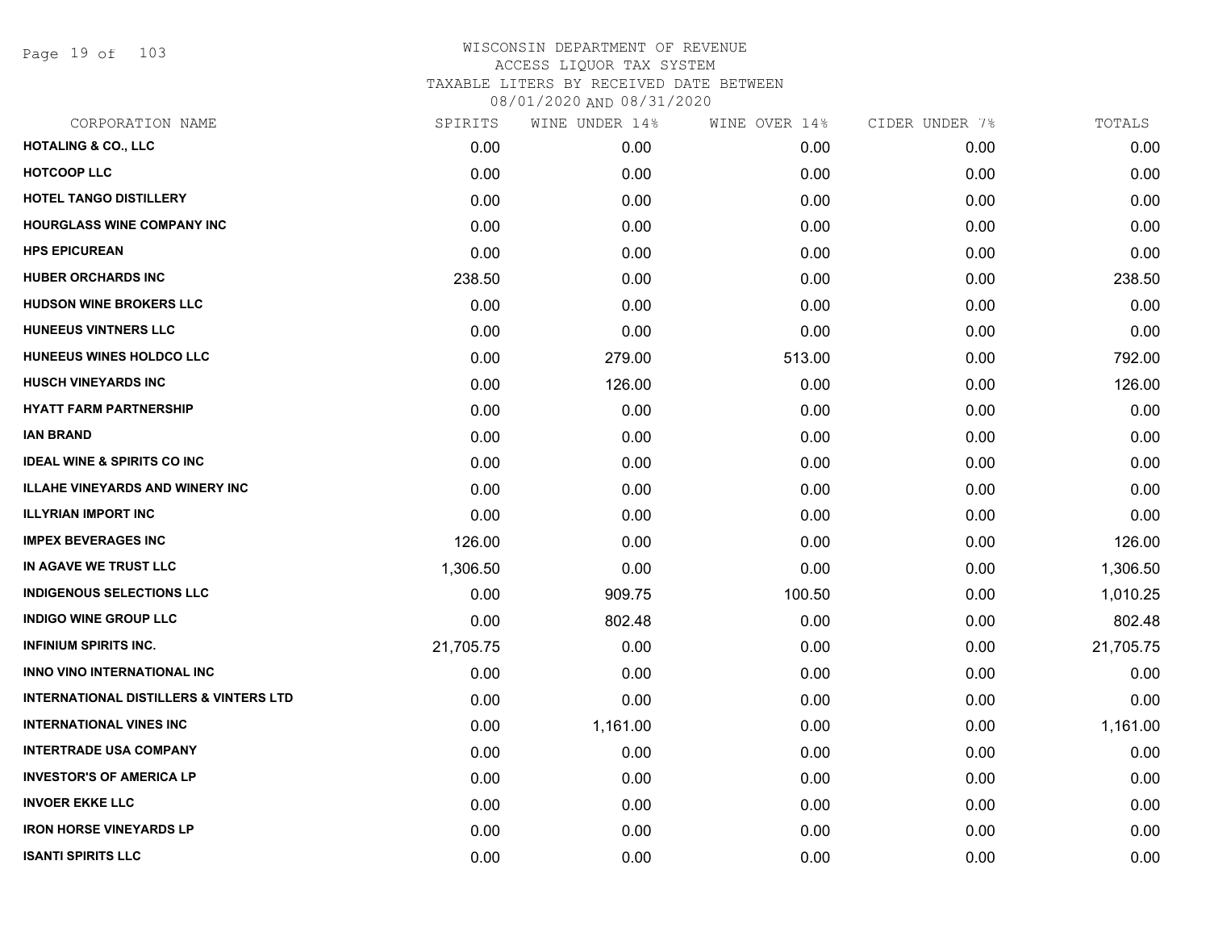# WISCONSIN DEPARTMENT OF REVENUE
## ACCESS LIQUOR TAX SYSTEM
### TAXABLE LITERS BY RECEIVED DATE BETWEEN 08/01/2020 AND 08/31/2020

| CORPORATION NAME | SPIRITS | WINE UNDER 14% | WINE OVER 14% | CIDER UNDER 7% | TOTALS |
|---|---|---|---|---|---|
| HOTALING & CO., LLC | 0.00 | 0.00 | 0.00 | 0.00 | 0.00 |
| HOTCOOP LLC | 0.00 | 0.00 | 0.00 | 0.00 | 0.00 |
| HOTEL TANGO DISTILLERY | 0.00 | 0.00 | 0.00 | 0.00 | 0.00 |
| HOURGLASS WINE COMPANY INC | 0.00 | 0.00 | 0.00 | 0.00 | 0.00 |
| HPS EPICUREAN | 0.00 | 0.00 | 0.00 | 0.00 | 0.00 |
| HUBER ORCHARDS INC | 238.50 | 0.00 | 0.00 | 0.00 | 238.50 |
| HUDSON WINE BROKERS LLC | 0.00 | 0.00 | 0.00 | 0.00 | 0.00 |
| HUNEEUS VINTNERS LLC | 0.00 | 0.00 | 0.00 | 0.00 | 0.00 |
| HUNEEUS WINES HOLDCO LLC | 0.00 | 279.00 | 513.00 | 0.00 | 792.00 |
| HUSCH VINEYARDS INC | 0.00 | 126.00 | 0.00 | 0.00 | 126.00 |
| HYATT FARM PARTNERSHIP | 0.00 | 0.00 | 0.00 | 0.00 | 0.00 |
| IAN BRAND | 0.00 | 0.00 | 0.00 | 0.00 | 0.00 |
| IDEAL WINE & SPIRITS CO INC | 0.00 | 0.00 | 0.00 | 0.00 | 0.00 |
| ILLAHE VINEYARDS AND WINERY INC | 0.00 | 0.00 | 0.00 | 0.00 | 0.00 |
| ILLYRIAN IMPORT INC | 0.00 | 0.00 | 0.00 | 0.00 | 0.00 |
| IMPEX BEVERAGES INC | 126.00 | 0.00 | 0.00 | 0.00 | 126.00 |
| IN AGAVE WE TRUST LLC | 1,306.50 | 0.00 | 0.00 | 0.00 | 1,306.50 |
| INDIGENOUS SELECTIONS LLC | 0.00 | 909.75 | 100.50 | 0.00 | 1,010.25 |
| INDIGO WINE GROUP LLC | 0.00 | 802.48 | 0.00 | 0.00 | 802.48 |
| INFINIUM SPIRITS INC. | 21,705.75 | 0.00 | 0.00 | 0.00 | 21,705.75 |
| INNO VINO INTERNATIONAL INC | 0.00 | 0.00 | 0.00 | 0.00 | 0.00 |
| INTERNATIONAL DISTILLERS & VINTERS LTD | 0.00 | 0.00 | 0.00 | 0.00 | 0.00 |
| INTERNATIONAL VINES INC | 0.00 | 1,161.00 | 0.00 | 0.00 | 1,161.00 |
| INTERTRADE USA COMPANY | 0.00 | 0.00 | 0.00 | 0.00 | 0.00 |
| INVESTOR'S OF AMERICA LP | 0.00 | 0.00 | 0.00 | 0.00 | 0.00 |
| INVOER EKKE LLC | 0.00 | 0.00 | 0.00 | 0.00 | 0.00 |
| IRON HORSE VINEYARDS LP | 0.00 | 0.00 | 0.00 | 0.00 | 0.00 |
| ISANTI SPIRITS LLC | 0.00 | 0.00 | 0.00 | 0.00 | 0.00 |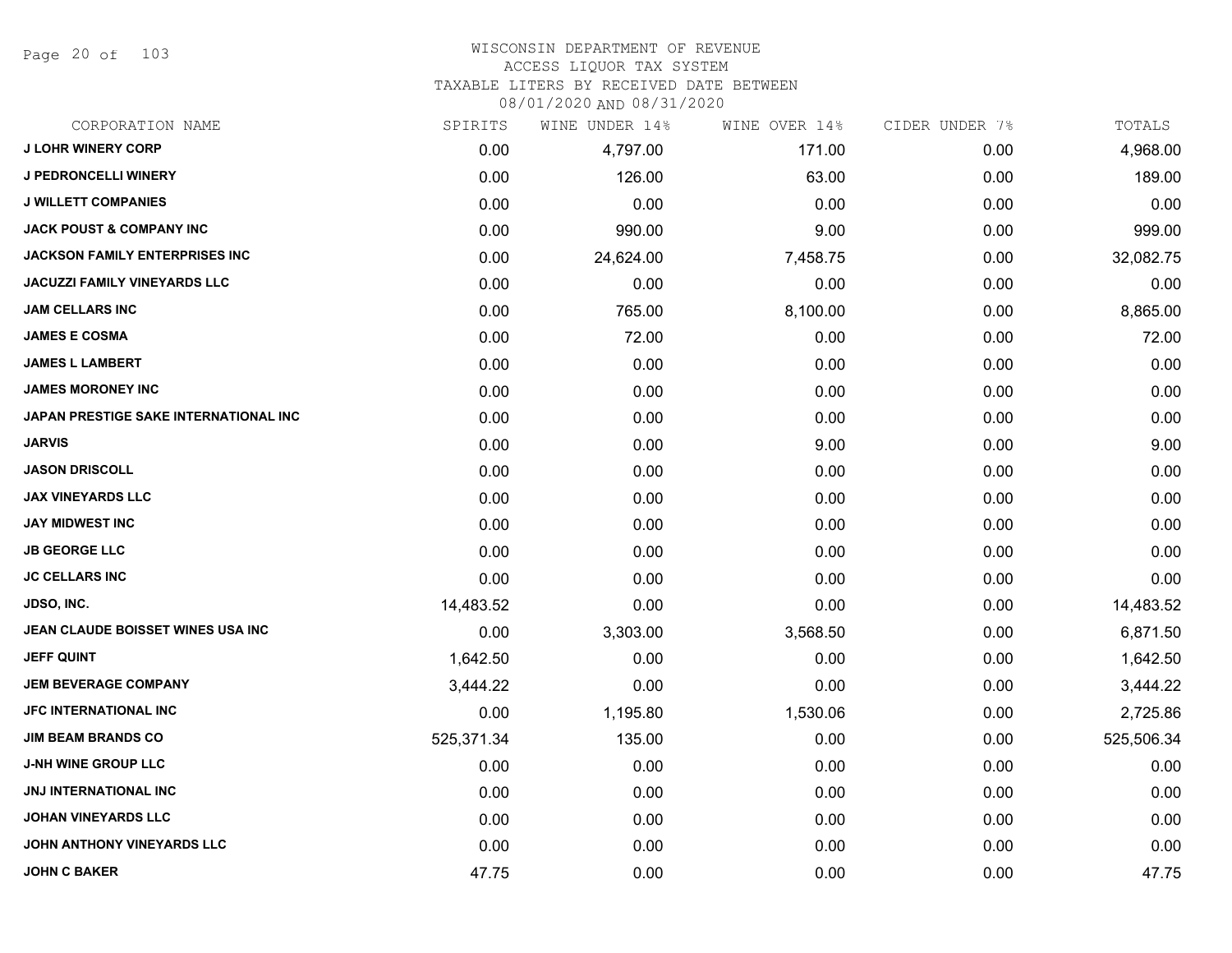# WISCONSIN DEPARTMENT OF REVENUE
ACCESS LIQUOR TAX SYSTEM
TAXABLE LITERS BY RECEIVED DATE BETWEEN
08/01/2020 AND 08/31/2020

| CORPORATION NAME | SPIRITS | WINE UNDER 14% | WINE OVER 14% | CIDER UNDER 7% | TOTALS |
|---|---|---|---|---|---|
| J LOHR WINERY CORP | 0.00 | 4,797.00 | 171.00 | 0.00 | 4,968.00 |
| J PEDRONCELLI WINERY | 0.00 | 126.00 | 63.00 | 0.00 | 189.00 |
| J WILLETT COMPANIES | 0.00 | 0.00 | 0.00 | 0.00 | 0.00 |
| JACK POUST & COMPANY INC | 0.00 | 990.00 | 9.00 | 0.00 | 999.00 |
| JACKSON FAMILY ENTERPRISES INC | 0.00 | 24,624.00 | 7,458.75 | 0.00 | 32,082.75 |
| JACUZZI FAMILY VINEYARDS LLC | 0.00 | 0.00 | 0.00 | 0.00 | 0.00 |
| JAM CELLARS INC | 0.00 | 765.00 | 8,100.00 | 0.00 | 8,865.00 |
| JAMES E COSMA | 0.00 | 72.00 | 0.00 | 0.00 | 72.00 |
| JAMES L LAMBERT | 0.00 | 0.00 | 0.00 | 0.00 | 0.00 |
| JAMES MORONEY INC | 0.00 | 0.00 | 0.00 | 0.00 | 0.00 |
| JAPAN PRESTIGE SAKE INTERNATIONAL INC | 0.00 | 0.00 | 0.00 | 0.00 | 0.00 |
| JARVIS | 0.00 | 0.00 | 9.00 | 0.00 | 9.00 |
| JASON DRISCOLL | 0.00 | 0.00 | 0.00 | 0.00 | 0.00 |
| JAX VINEYARDS LLC | 0.00 | 0.00 | 0.00 | 0.00 | 0.00 |
| JAY MIDWEST INC | 0.00 | 0.00 | 0.00 | 0.00 | 0.00 |
| JB GEORGE LLC | 0.00 | 0.00 | 0.00 | 0.00 | 0.00 |
| JC CELLARS INC | 0.00 | 0.00 | 0.00 | 0.00 | 0.00 |
| JDSO, INC. | 14,483.52 | 0.00 | 0.00 | 0.00 | 14,483.52 |
| JEAN CLAUDE BOISSET WINES USA INC | 0.00 | 3,303.00 | 3,568.50 | 0.00 | 6,871.50 |
| JEFF QUINT | 1,642.50 | 0.00 | 0.00 | 0.00 | 1,642.50 |
| JEM BEVERAGE COMPANY | 3,444.22 | 0.00 | 0.00 | 0.00 | 3,444.22 |
| JFC INTERNATIONAL INC | 0.00 | 1,195.80 | 1,530.06 | 0.00 | 2,725.86 |
| JIM BEAM BRANDS CO | 525,371.34 | 135.00 | 0.00 | 0.00 | 525,506.34 |
| J-NH WINE GROUP LLC | 0.00 | 0.00 | 0.00 | 0.00 | 0.00 |
| JNJ INTERNATIONAL INC | 0.00 | 0.00 | 0.00 | 0.00 | 0.00 |
| JOHAN VINEYARDS LLC | 0.00 | 0.00 | 0.00 | 0.00 | 0.00 |
| JOHN ANTHONY VINEYARDS LLC | 0.00 | 0.00 | 0.00 | 0.00 | 0.00 |
| JOHN C BAKER | 47.75 | 0.00 | 0.00 | 0.00 | 47.75 |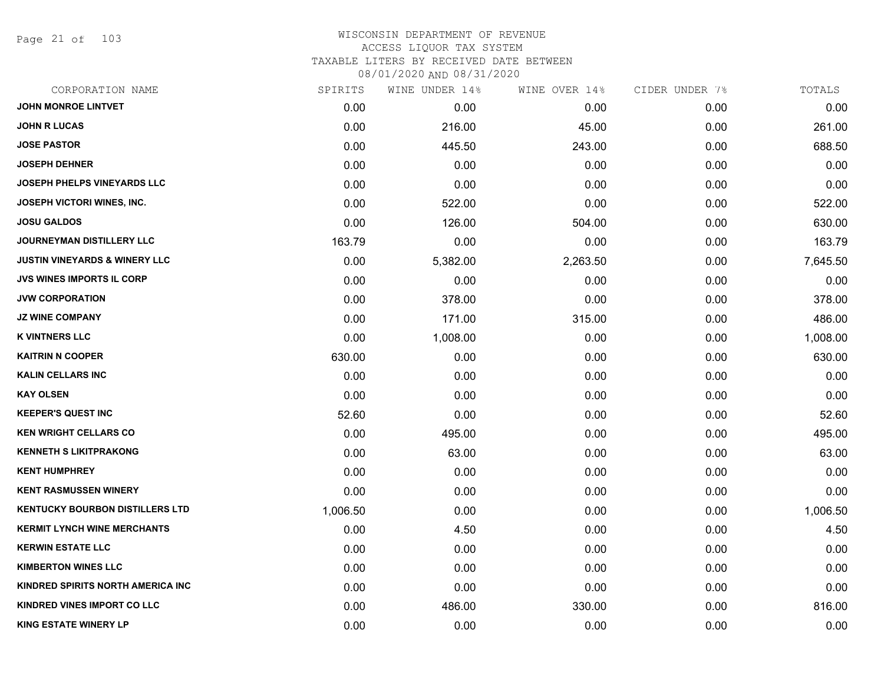# WISCONSIN DEPARTMENT OF REVENUE
## ACCESS LIQUOR TAX SYSTEM
### TAXABLE LITERS BY RECEIVED DATE BETWEEN 08/01/2020 AND 08/31/2020

| CORPORATION NAME | SPIRITS | WINE UNDER 14% | WINE OVER 14% | CIDER UNDER 7% | TOTALS |
|---|---|---|---|---|---|
| JOHN MONROE LINTVET | 0.00 | 0.00 | 0.00 | 0.00 | 0.00 |
| JOHN R LUCAS | 0.00 | 216.00 | 45.00 | 0.00 | 261.00 |
| JOSE PASTOR | 0.00 | 445.50 | 243.00 | 0.00 | 688.50 |
| JOSEPH DEHNER | 0.00 | 0.00 | 0.00 | 0.00 | 0.00 |
| JOSEPH PHELPS VINEYARDS LLC | 0.00 | 0.00 | 0.00 | 0.00 | 0.00 |
| JOSEPH VICTORI WINES, INC. | 0.00 | 522.00 | 0.00 | 0.00 | 522.00 |
| JOSU GALDOS | 0.00 | 126.00 | 504.00 | 0.00 | 630.00 |
| JOURNEYMAN DISTILLERY LLC | 163.79 | 0.00 | 0.00 | 0.00 | 163.79 |
| JUSTIN VINEYARDS & WINERY LLC | 0.00 | 5,382.00 | 2,263.50 | 0.00 | 7,645.50 |
| JVS WINES IMPORTS IL CORP | 0.00 | 0.00 | 0.00 | 0.00 | 0.00 |
| JVW CORPORATION | 0.00 | 378.00 | 0.00 | 0.00 | 378.00 |
| JZ WINE COMPANY | 0.00 | 171.00 | 315.00 | 0.00 | 486.00 |
| K VINTNERS LLC | 0.00 | 1,008.00 | 0.00 | 0.00 | 1,008.00 |
| KAITRIN N COOPER | 630.00 | 0.00 | 0.00 | 0.00 | 630.00 |
| KALIN CELLARS INC | 0.00 | 0.00 | 0.00 | 0.00 | 0.00 |
| KAY OLSEN | 0.00 | 0.00 | 0.00 | 0.00 | 0.00 |
| KEEPER'S QUEST INC | 52.60 | 0.00 | 0.00 | 0.00 | 52.60 |
| KEN WRIGHT CELLARS CO | 0.00 | 495.00 | 0.00 | 0.00 | 495.00 |
| KENNETH S LIKITPRAKONG | 0.00 | 63.00 | 0.00 | 0.00 | 63.00 |
| KENT HUMPHREY | 0.00 | 0.00 | 0.00 | 0.00 | 0.00 |
| KENT RASMUSSEN WINERY | 0.00 | 0.00 | 0.00 | 0.00 | 0.00 |
| KENTUCKY BOURBON DISTILLERS LTD | 1,006.50 | 0.00 | 0.00 | 0.00 | 1,006.50 |
| KERMIT LYNCH WINE MERCHANTS | 0.00 | 4.50 | 0.00 | 0.00 | 4.50 |
| KERWIN ESTATE LLC | 0.00 | 0.00 | 0.00 | 0.00 | 0.00 |
| KIMBERTON WINES LLC | 0.00 | 0.00 | 0.00 | 0.00 | 0.00 |
| KINDRED SPIRITS NORTH AMERICA INC | 0.00 | 0.00 | 0.00 | 0.00 | 0.00 |
| KINDRED VINES IMPORT CO LLC | 0.00 | 486.00 | 330.00 | 0.00 | 816.00 |
| KING ESTATE WINERY LP | 0.00 | 0.00 | 0.00 | 0.00 | 0.00 |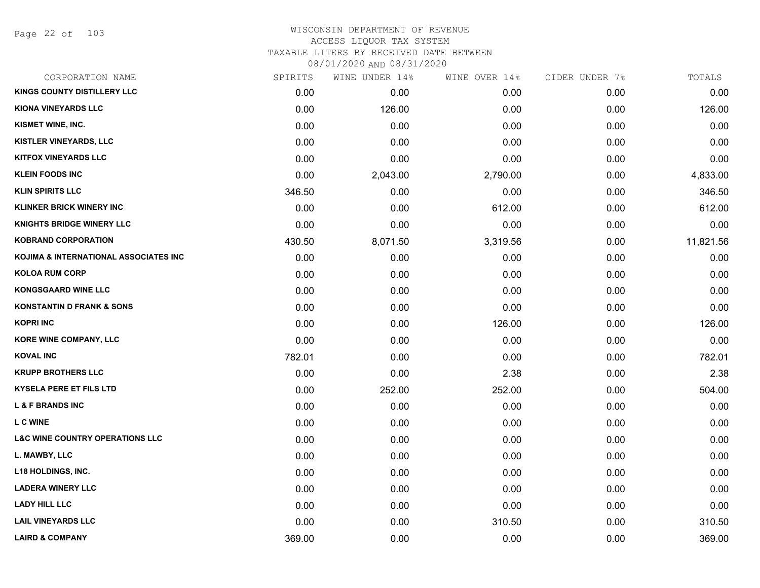# WISCONSIN DEPARTMENT OF REVENUE
## ACCESS LIQUOR TAX SYSTEM
### TAXABLE LITERS BY RECEIVED DATE BETWEEN 08/01/2020 AND 08/31/2020

| CORPORATION NAME | SPIRITS | WINE UNDER 14% | WINE OVER 14% | CIDER UNDER 7% | TOTALS |
|---|---|---|---|---|---|
| KINGS COUNTY DISTILLERY LLC | 0.00 | 0.00 | 0.00 | 0.00 | 0.00 |
| KIONA VINEYARDS LLC | 0.00 | 126.00 | 0.00 | 0.00 | 126.00 |
| KISMET WINE, INC. | 0.00 | 0.00 | 0.00 | 0.00 | 0.00 |
| KISTLER VINEYARDS, LLC | 0.00 | 0.00 | 0.00 | 0.00 | 0.00 |
| KITFOX VINEYARDS LLC | 0.00 | 0.00 | 0.00 | 0.00 | 0.00 |
| KLEIN FOODS INC | 0.00 | 2,043.00 | 2,790.00 | 0.00 | 4,833.00 |
| KLIN SPIRITS LLC | 346.50 | 0.00 | 0.00 | 0.00 | 346.50 |
| KLINKER BRICK WINERY INC | 0.00 | 0.00 | 612.00 | 0.00 | 612.00 |
| KNIGHTS BRIDGE WINERY LLC | 0.00 | 0.00 | 0.00 | 0.00 | 0.00 |
| KOBRAND CORPORATION | 430.50 | 8,071.50 | 3,319.56 | 0.00 | 11,821.56 |
| KOJIMA & INTERNATIONAL ASSOCIATES INC | 0.00 | 0.00 | 0.00 | 0.00 | 0.00 |
| KOLOA RUM CORP | 0.00 | 0.00 | 0.00 | 0.00 | 0.00 |
| KONGSGAARD WINE LLC | 0.00 | 0.00 | 0.00 | 0.00 | 0.00 |
| KONSTANTIN D FRANK & SONS | 0.00 | 0.00 | 0.00 | 0.00 | 0.00 |
| KOPRI INC | 0.00 | 0.00 | 126.00 | 0.00 | 126.00 |
| KORE WINE COMPANY, LLC | 0.00 | 0.00 | 0.00 | 0.00 | 0.00 |
| KOVAL INC | 782.01 | 0.00 | 0.00 | 0.00 | 782.01 |
| KRUPP BROTHERS LLC | 0.00 | 0.00 | 2.38 | 0.00 | 2.38 |
| KYSELA PERE ET FILS LTD | 0.00 | 252.00 | 252.00 | 0.00 | 504.00 |
| L & F BRANDS INC | 0.00 | 0.00 | 0.00 | 0.00 | 0.00 |
| L C WINE | 0.00 | 0.00 | 0.00 | 0.00 | 0.00 |
| L&C WINE COUNTRY OPERATIONS LLC | 0.00 | 0.00 | 0.00 | 0.00 | 0.00 |
| L. MAWBY, LLC | 0.00 | 0.00 | 0.00 | 0.00 | 0.00 |
| L18 HOLDINGS, INC. | 0.00 | 0.00 | 0.00 | 0.00 | 0.00 |
| LADERA WINERY LLC | 0.00 | 0.00 | 0.00 | 0.00 | 0.00 |
| LADY HILL LLC | 0.00 | 0.00 | 0.00 | 0.00 | 0.00 |
| LAIL VINEYARDS LLC | 0.00 | 0.00 | 310.50 | 0.00 | 310.50 |
| LAIRD & COMPANY | 369.00 | 0.00 | 0.00 | 0.00 | 369.00 |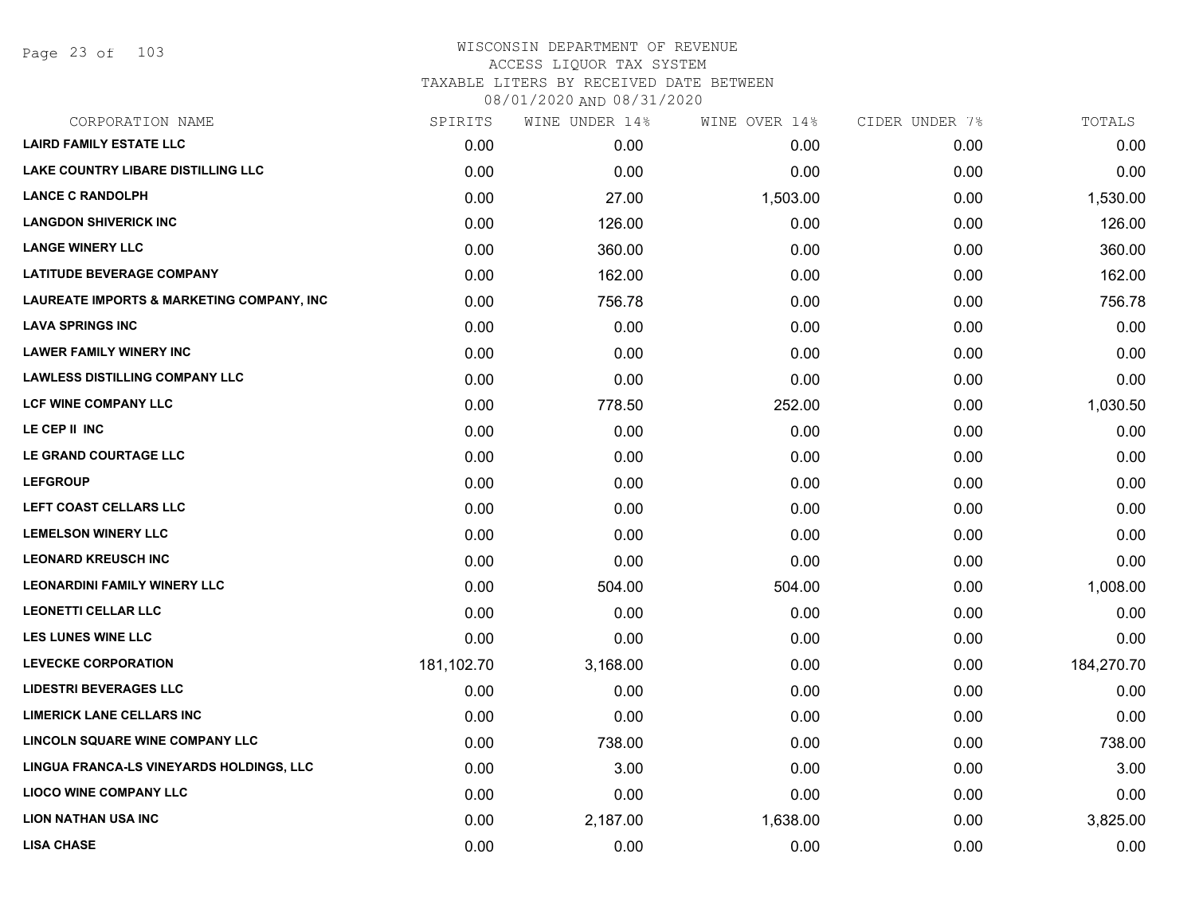# WISCONSIN DEPARTMENT OF REVENUE
## ACCESS LIQUOR TAX SYSTEM
### TAXABLE LITERS BY RECEIVED DATE BETWEEN 08/01/2020 AND 08/31/2020

| CORPORATION NAME | SPIRITS | WINE UNDER 14% | WINE OVER 14% | CIDER UNDER 7% | TOTALS |
|---|---|---|---|---|---|
| LAIRD FAMILY ESTATE LLC | 0.00 | 0.00 | 0.00 | 0.00 | 0.00 |
| LAKE COUNTRY LIBARE DISTILLING LLC | 0.00 | 0.00 | 0.00 | 0.00 | 0.00 |
| LANCE C RANDOLPH | 0.00 | 27.00 | 1,503.00 | 0.00 | 1,530.00 |
| LANGDON SHIVERICK INC | 0.00 | 126.00 | 0.00 | 0.00 | 126.00 |
| LANGE WINERY LLC | 0.00 | 360.00 | 0.00 | 0.00 | 360.00 |
| LATITUDE BEVERAGE COMPANY | 0.00 | 162.00 | 0.00 | 0.00 | 162.00 |
| LAUREATE IMPORTS & MARKETING COMPANY, INC | 0.00 | 756.78 | 0.00 | 0.00 | 756.78 |
| LAVA SPRINGS INC | 0.00 | 0.00 | 0.00 | 0.00 | 0.00 |
| LAWER FAMILY WINERY INC | 0.00 | 0.00 | 0.00 | 0.00 | 0.00 |
| LAWLESS DISTILLING COMPANY LLC | 0.00 | 0.00 | 0.00 | 0.00 | 0.00 |
| LCF WINE COMPANY LLC | 0.00 | 778.50 | 252.00 | 0.00 | 1,030.50 |
| LE CEP II INC | 0.00 | 0.00 | 0.00 | 0.00 | 0.00 |
| LE GRAND COURTAGE LLC | 0.00 | 0.00 | 0.00 | 0.00 | 0.00 |
| LEFGROUP | 0.00 | 0.00 | 0.00 | 0.00 | 0.00 |
| LEFT COAST CELLARS LLC | 0.00 | 0.00 | 0.00 | 0.00 | 0.00 |
| LEMELSON WINERY LLC | 0.00 | 0.00 | 0.00 | 0.00 | 0.00 |
| LEONARD KREUSCH INC | 0.00 | 0.00 | 0.00 | 0.00 | 0.00 |
| LEONARDINI FAMILY WINERY LLC | 0.00 | 504.00 | 504.00 | 0.00 | 1,008.00 |
| LEONETTI CELLAR LLC | 0.00 | 0.00 | 0.00 | 0.00 | 0.00 |
| LES LUNES WINE LLC | 0.00 | 0.00 | 0.00 | 0.00 | 0.00 |
| LEVECKE CORPORATION | 181,102.70 | 3,168.00 | 0.00 | 0.00 | 184,270.70 |
| LIDESTRI BEVERAGES LLC | 0.00 | 0.00 | 0.00 | 0.00 | 0.00 |
| LIMERICK LANE CELLARS INC | 0.00 | 0.00 | 0.00 | 0.00 | 0.00 |
| LINCOLN SQUARE WINE COMPANY LLC | 0.00 | 738.00 | 0.00 | 0.00 | 738.00 |
| LINGUA FRANCA-LS VINEYARDS HOLDINGS, LLC | 0.00 | 3.00 | 0.00 | 0.00 | 3.00 |
| LIOCO WINE COMPANY LLC | 0.00 | 0.00 | 0.00 | 0.00 | 0.00 |
| LION NATHAN USA INC | 0.00 | 2,187.00 | 1,638.00 | 0.00 | 3,825.00 |
| LISA CHASE | 0.00 | 0.00 | 0.00 | 0.00 | 0.00 |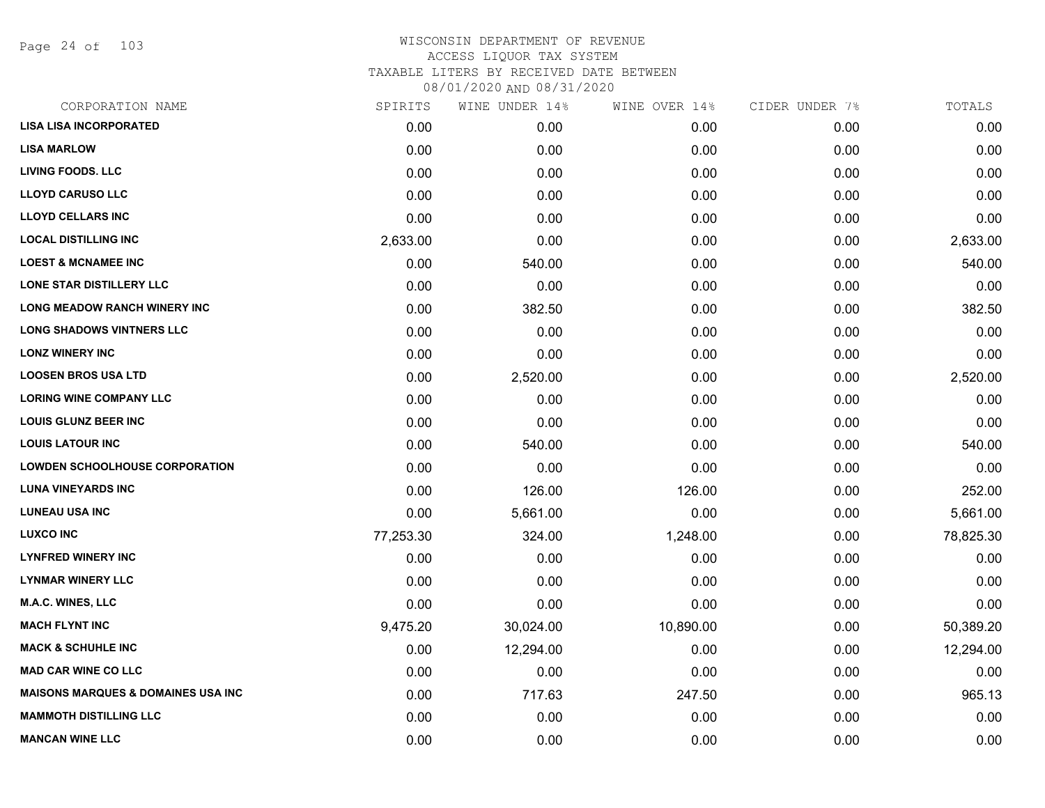# WISCONSIN DEPARTMENT OF REVENUE
## ACCESS LIQUOR TAX SYSTEM
### TAXABLE LITERS BY RECEIVED DATE BETWEEN 08/01/2020 AND 08/31/2020

| CORPORATION NAME | SPIRITS | WINE UNDER 14% | WINE OVER 14% | CIDER UNDER 7% | TOTALS |
|---|---|---|---|---|---|
| LISA LISA INCORPORATED | 0.00 | 0.00 | 0.00 | 0.00 | 0.00 |
| LISA MARLOW | 0.00 | 0.00 | 0.00 | 0.00 | 0.00 |
| LIVING FOODS. LLC | 0.00 | 0.00 | 0.00 | 0.00 | 0.00 |
| LLOYD CARUSO LLC | 0.00 | 0.00 | 0.00 | 0.00 | 0.00 |
| LLOYD CELLARS INC | 0.00 | 0.00 | 0.00 | 0.00 | 0.00 |
| LOCAL DISTILLING INC | 2,633.00 | 0.00 | 0.00 | 0.00 | 2,633.00 |
| LOEST & MCNAMEE INC | 0.00 | 540.00 | 0.00 | 0.00 | 540.00 |
| LONE STAR DISTILLERY LLC | 0.00 | 0.00 | 0.00 | 0.00 | 0.00 |
| LONG MEADOW RANCH WINERY INC | 0.00 | 382.50 | 0.00 | 0.00 | 382.50 |
| LONG SHADOWS VINTNERS LLC | 0.00 | 0.00 | 0.00 | 0.00 | 0.00 |
| LONZ WINERY INC | 0.00 | 0.00 | 0.00 | 0.00 | 0.00 |
| LOOSEN BROS USA LTD | 0.00 | 2,520.00 | 0.00 | 0.00 | 2,520.00 |
| LORING WINE COMPANY LLC | 0.00 | 0.00 | 0.00 | 0.00 | 0.00 |
| LOUIS GLUNZ BEER INC | 0.00 | 0.00 | 0.00 | 0.00 | 0.00 |
| LOUIS LATOUR INC | 0.00 | 540.00 | 0.00 | 0.00 | 540.00 |
| LOWDEN SCHOOLHOUSE CORPORATION | 0.00 | 0.00 | 0.00 | 0.00 | 0.00 |
| LUNA VINEYARDS INC | 0.00 | 126.00 | 126.00 | 0.00 | 252.00 |
| LUNEAU USA INC | 0.00 | 5,661.00 | 0.00 | 0.00 | 5,661.00 |
| LUXCO INC | 77,253.30 | 324.00 | 1,248.00 | 0.00 | 78,825.30 |
| LYNFRED WINERY INC | 0.00 | 0.00 | 0.00 | 0.00 | 0.00 |
| LYNMAR WINERY LLC | 0.00 | 0.00 | 0.00 | 0.00 | 0.00 |
| M.A.C. WINES, LLC | 0.00 | 0.00 | 0.00 | 0.00 | 0.00 |
| MACH FLYNT INC | 9,475.20 | 30,024.00 | 10,890.00 | 0.00 | 50,389.20 |
| MACK & SCHUHLE INC | 0.00 | 12,294.00 | 0.00 | 0.00 | 12,294.00 |
| MAD CAR WINE CO LLC | 0.00 | 0.00 | 0.00 | 0.00 | 0.00 |
| MAISONS MARQUES & DOMAINES USA INC | 0.00 | 717.63 | 247.50 | 0.00 | 965.13 |
| MAMMOTH DISTILLING LLC | 0.00 | 0.00 | 0.00 | 0.00 | 0.00 |
| MANCAN WINE LLC | 0.00 | 0.00 | 0.00 | 0.00 | 0.00 |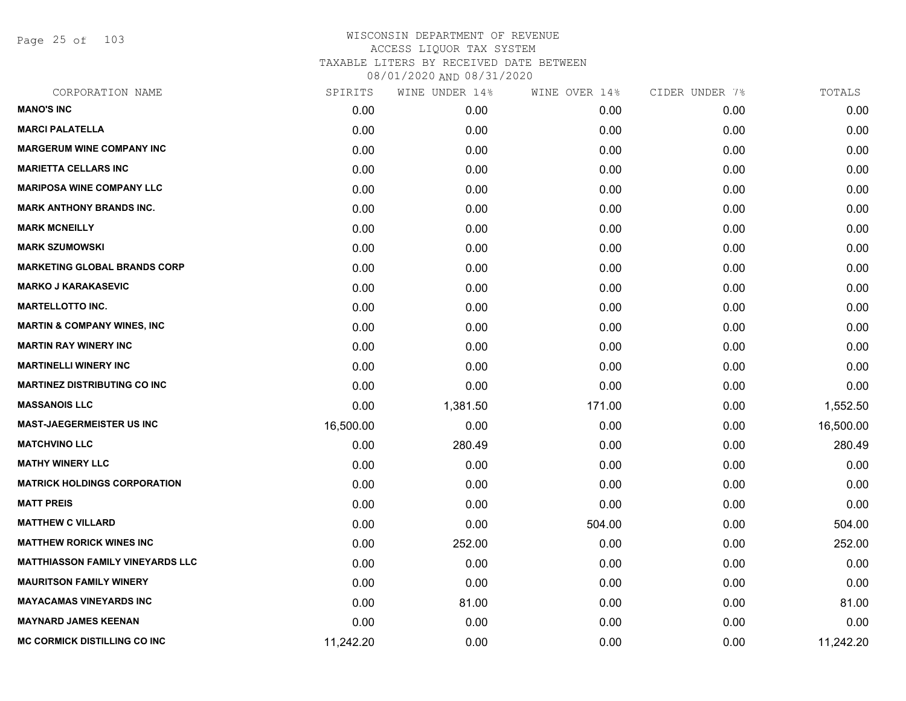WISCONSIN DEPARTMENT OF REVENUE
ACCESS LIQUOR TAX SYSTEM
TAXABLE LITERS BY RECEIVED DATE BETWEEN
08/01/2020 AND 08/31/2020

| CORPORATION NAME | SPIRITS | WINE UNDER 14% | WINE OVER 14% | CIDER UNDER 7% | TOTALS |
|---|---|---|---|---|---|
| MANO'S INC | 0.00 | 0.00 | 0.00 | 0.00 | 0.00 |
| MARCI PALATELLA | 0.00 | 0.00 | 0.00 | 0.00 | 0.00 |
| MARGERUM WINE COMPANY INC | 0.00 | 0.00 | 0.00 | 0.00 | 0.00 |
| MARIETTA CELLARS INC | 0.00 | 0.00 | 0.00 | 0.00 | 0.00 |
| MARIPOSA WINE COMPANY LLC | 0.00 | 0.00 | 0.00 | 0.00 | 0.00 |
| MARK ANTHONY BRANDS INC. | 0.00 | 0.00 | 0.00 | 0.00 | 0.00 |
| MARK MCNEILLY | 0.00 | 0.00 | 0.00 | 0.00 | 0.00 |
| MARK SZUMOWSKI | 0.00 | 0.00 | 0.00 | 0.00 | 0.00 |
| MARKETING GLOBAL BRANDS CORP | 0.00 | 0.00 | 0.00 | 0.00 | 0.00 |
| MARKO J KARAKASEVIC | 0.00 | 0.00 | 0.00 | 0.00 | 0.00 |
| MARTELLOTTO INC. | 0.00 | 0.00 | 0.00 | 0.00 | 0.00 |
| MARTIN & COMPANY WINES, INC | 0.00 | 0.00 | 0.00 | 0.00 | 0.00 |
| MARTIN RAY WINERY INC | 0.00 | 0.00 | 0.00 | 0.00 | 0.00 |
| MARTINELLI WINERY INC | 0.00 | 0.00 | 0.00 | 0.00 | 0.00 |
| MARTINEZ DISTRIBUTING CO INC | 0.00 | 0.00 | 0.00 | 0.00 | 0.00 |
| MASSANOIS LLC | 0.00 | 1,381.50 | 171.00 | 0.00 | 1,552.50 |
| MAST-JAEGERMEISTER US INC | 16,500.00 | 0.00 | 0.00 | 0.00 | 16,500.00 |
| MATCHVINO LLC | 0.00 | 280.49 | 0.00 | 0.00 | 280.49 |
| MATHY WINERY LLC | 0.00 | 0.00 | 0.00 | 0.00 | 0.00 |
| MATRICK HOLDINGS CORPORATION | 0.00 | 0.00 | 0.00 | 0.00 | 0.00 |
| MATT PREIS | 0.00 | 0.00 | 0.00 | 0.00 | 0.00 |
| MATTHEW C VILLARD | 0.00 | 0.00 | 504.00 | 0.00 | 504.00 |
| MATTHEW RORICK WINES INC | 0.00 | 252.00 | 0.00 | 0.00 | 252.00 |
| MATTHIASSON FAMILY VINEYARDS LLC | 0.00 | 0.00 | 0.00 | 0.00 | 0.00 |
| MAURITSON FAMILY WINERY | 0.00 | 0.00 | 0.00 | 0.00 | 0.00 |
| MAYACAMAS VINEYARDS INC | 0.00 | 81.00 | 0.00 | 0.00 | 81.00 |
| MAYNARD JAMES KEENAN | 0.00 | 0.00 | 0.00 | 0.00 | 0.00 |
| MC CORMICK DISTILLING CO INC | 11,242.20 | 0.00 | 0.00 | 0.00 | 11,242.20 |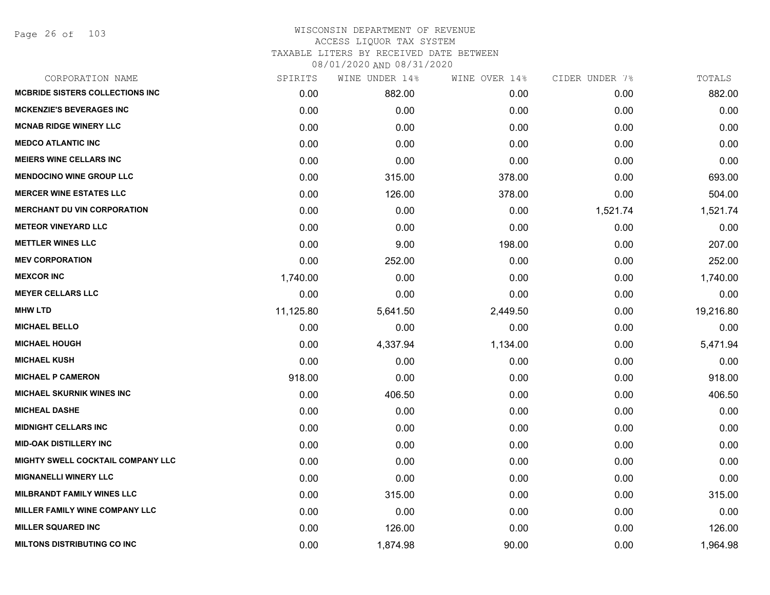# WISCONSIN DEPARTMENT OF REVENUE
## ACCESS LIQUOR TAX SYSTEM
## TAXABLE LITERS BY RECEIVED DATE BETWEEN 08/01/2020 AND 08/31/2020

| CORPORATION NAME | SPIRITS | WINE UNDER 14% | WINE OVER 14% | CIDER UNDER 7% | TOTALS |
|---|---|---|---|---|---|
| MCBRIDE SISTERS COLLECTIONS INC | 0.00 | 882.00 | 0.00 | 0.00 | 882.00 |
| MCKENZIE'S BEVERAGES INC | 0.00 | 0.00 | 0.00 | 0.00 | 0.00 |
| MCNAB RIDGE WINERY LLC | 0.00 | 0.00 | 0.00 | 0.00 | 0.00 |
| MEDCO ATLANTIC INC | 0.00 | 0.00 | 0.00 | 0.00 | 0.00 |
| MEIERS WINE CELLARS INC | 0.00 | 0.00 | 0.00 | 0.00 | 0.00 |
| MENDOCINO WINE GROUP LLC | 0.00 | 315.00 | 378.00 | 0.00 | 693.00 |
| MERCER WINE ESTATES LLC | 0.00 | 126.00 | 378.00 | 0.00 | 504.00 |
| MERCHANT DU VIN CORPORATION | 0.00 | 0.00 | 0.00 | 1,521.74 | 1,521.74 |
| METEOR VINEYARD LLC | 0.00 | 0.00 | 0.00 | 0.00 | 0.00 |
| METTLER WINES LLC | 0.00 | 9.00 | 198.00 | 0.00 | 207.00 |
| MEV CORPORATION | 0.00 | 252.00 | 0.00 | 0.00 | 252.00 |
| MEXCOR INC | 1,740.00 | 0.00 | 0.00 | 0.00 | 1,740.00 |
| MEYER CELLARS LLC | 0.00 | 0.00 | 0.00 | 0.00 | 0.00 |
| MHW LTD | 11,125.80 | 5,641.50 | 2,449.50 | 0.00 | 19,216.80 |
| MICHAEL BELLO | 0.00 | 0.00 | 0.00 | 0.00 | 0.00 |
| MICHAEL HOUGH | 0.00 | 4,337.94 | 1,134.00 | 0.00 | 5,471.94 |
| MICHAEL KUSH | 0.00 | 0.00 | 0.00 | 0.00 | 0.00 |
| MICHAEL P CAMERON | 918.00 | 0.00 | 0.00 | 0.00 | 918.00 |
| MICHAEL SKURNIK WINES INC | 0.00 | 406.50 | 0.00 | 0.00 | 406.50 |
| MICHEAL DASHE | 0.00 | 0.00 | 0.00 | 0.00 | 0.00 |
| MIDNIGHT CELLARS INC | 0.00 | 0.00 | 0.00 | 0.00 | 0.00 |
| MID-OAK DISTILLERY INC | 0.00 | 0.00 | 0.00 | 0.00 | 0.00 |
| MIGHTY SWELL COCKTAIL COMPANY LLC | 0.00 | 0.00 | 0.00 | 0.00 | 0.00 |
| MIGNANELLI WINERY LLC | 0.00 | 0.00 | 0.00 | 0.00 | 0.00 |
| MILBRANDT FAMILY WINES LLC | 0.00 | 315.00 | 0.00 | 0.00 | 315.00 |
| MILLER FAMILY WINE COMPANY LLC | 0.00 | 0.00 | 0.00 | 0.00 | 0.00 |
| MILLER SQUARED INC | 0.00 | 126.00 | 0.00 | 0.00 | 126.00 |
| MILTONS DISTRIBUTING CO INC | 0.00 | 1,874.98 | 90.00 | 0.00 | 1,964.98 |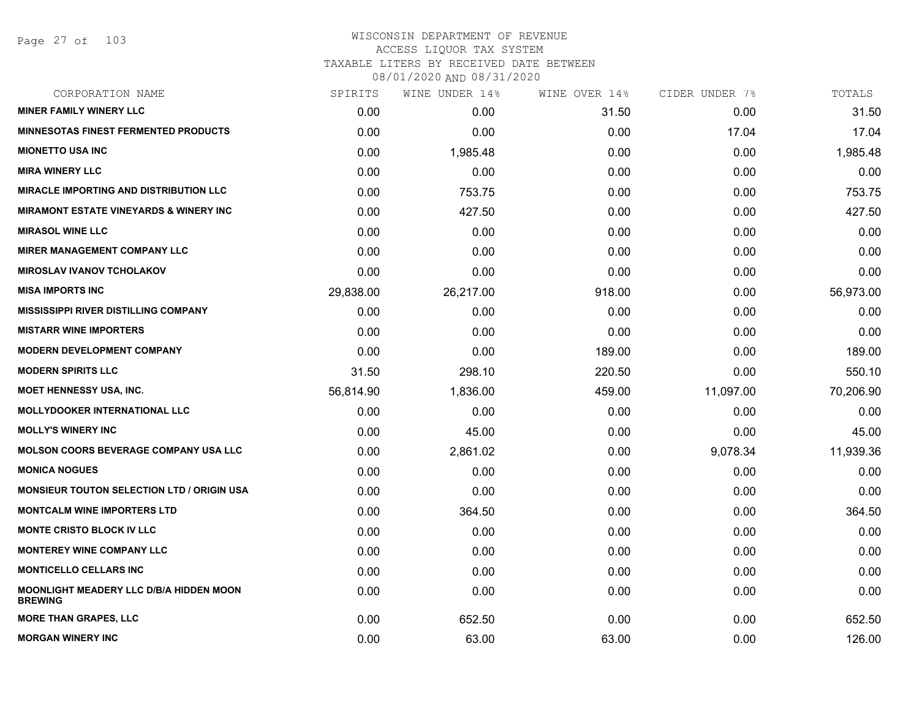# WISCONSIN DEPARTMENT OF REVENUE
ACCESS LIQUOR TAX SYSTEM
TAXABLE LITERS BY RECEIVED DATE BETWEEN
08/01/2020 AND 08/31/2020

| CORPORATION NAME | SPIRITS | WINE UNDER 14% | WINE OVER 14% | CIDER UNDER 7% | TOTALS |
|---|---|---|---|---|---|
| **MINER FAMILY WINERY LLC** | 0.00 | 0.00 | 31.50 | 0.00 | 31.50 |
| **MINNESOTAS FINEST FERMENTED PRODUCTS** | 0.00 | 0.00 | 0.00 | 17.04 | 17.04 |
| **MIONETTO USA INC** | 0.00 | 1,985.48 | 0.00 | 0.00 | 1,985.48 |
| **MIRA WINERY LLC** | 0.00 | 0.00 | 0.00 | 0.00 | 0.00 |
| **MIRACLE IMPORTING AND DISTRIBUTION LLC** | 0.00 | 753.75 | 0.00 | 0.00 | 753.75 |
| **MIRAMONT ESTATE VINEYARDS & WINERY INC** | 0.00 | 427.50 | 0.00 | 0.00 | 427.50 |
| **MIRASOL WINE LLC** | 0.00 | 0.00 | 0.00 | 0.00 | 0.00 |
| **MIRER MANAGEMENT COMPANY LLC** | 0.00 | 0.00 | 0.00 | 0.00 | 0.00 |
| **MIROSLAV IVANOV TCHOLAKOV** | 0.00 | 0.00 | 0.00 | 0.00 | 0.00 |
| **MISA IMPORTS INC** | 29,838.00 | 26,217.00 | 918.00 | 0.00 | 56,973.00 |
| **MISSISSIPPI RIVER DISTILLING COMPANY** | 0.00 | 0.00 | 0.00 | 0.00 | 0.00 |
| **MISTARR WINE IMPORTERS** | 0.00 | 0.00 | 0.00 | 0.00 | 0.00 |
| **MODERN DEVELOPMENT COMPANY** | 0.00 | 0.00 | 189.00 | 0.00 | 189.00 |
| **MODERN SPIRITS LLC** | 31.50 | 298.10 | 220.50 | 0.00 | 550.10 |
| **MOET HENNESSY USA, INC.** | 56,814.90 | 1,836.00 | 459.00 | 11,097.00 | 70,206.90 |
| **MOLLYDOOKER INTERNATIONAL LLC** | 0.00 | 0.00 | 0.00 | 0.00 | 0.00 |
| **MOLLY'S WINERY INC** | 0.00 | 45.00 | 0.00 | 0.00 | 45.00 |
| **MOLSON COORS BEVERAGE COMPANY USA LLC** | 0.00 | 2,861.02 | 0.00 | 9,078.34 | 11,939.36 |
| **MONICA NOGUES** | 0.00 | 0.00 | 0.00 | 0.00 | 0.00 |
| **MONSIEUR TOUTON SELECTION LTD / ORIGIN USA** | 0.00 | 0.00 | 0.00 | 0.00 | 0.00 |
| **MONTCALM WINE IMPORTERS LTD** | 0.00 | 364.50 | 0.00 | 0.00 | 364.50 |
| **MONTE CRISTO BLOCK IV LLC** | 0.00 | 0.00 | 0.00 | 0.00 | 0.00 |
| **MONTEREY WINE COMPANY LLC** | 0.00 | 0.00 | 0.00 | 0.00 | 0.00 |
| **MONTICELLO CELLARS INC** | 0.00 | 0.00 | 0.00 | 0.00 | 0.00 |
| **MOONLIGHT MEADERY LLC D/B/A HIDDEN MOON BREWING** | 0.00 | 0.00 | 0.00 | 0.00 | 0.00 |
| **MORE THAN GRAPES, LLC** | 0.00 | 652.50 | 0.00 | 0.00 | 652.50 |
| **MORGAN WINERY INC** | 0.00 | 63.00 | 63.00 | 0.00 | 126.00 |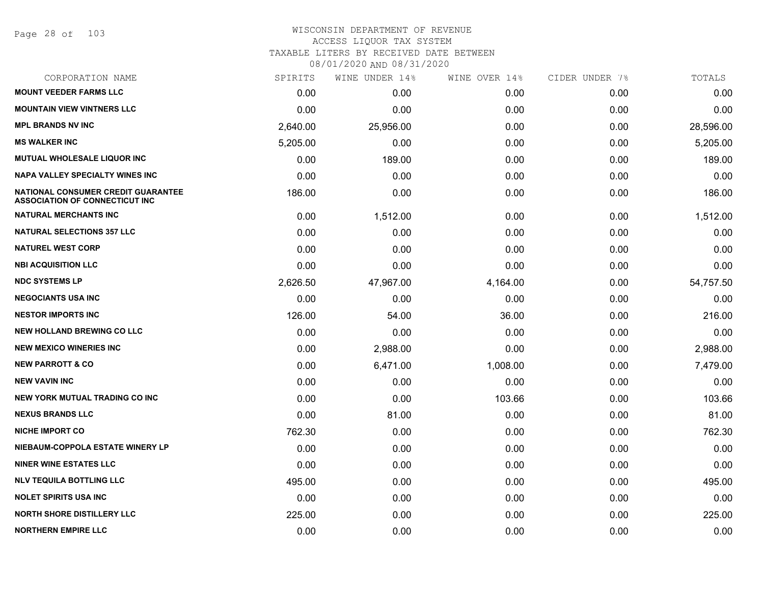# WISCONSIN DEPARTMENT OF REVENUE
## ACCESS LIQUOR TAX SYSTEM
## TAXABLE LITERS BY RECEIVED DATE BETWEEN 08/01/2020 AND 08/31/2020

| CORPORATION NAME | SPIRITS | WINE UNDER 14% | WINE OVER 14% | CIDER UNDER 7% | TOTALS |
|---|---|---|---|---|---|
| **MOUNT VEEDER FARMS LLC** | 0.00 | 0.00 | 0.00 | 0.00 | 0.00 |
| **MOUNTAIN VIEW VINTNERS LLC** | 0.00 | 0.00 | 0.00 | 0.00 | 0.00 |
| **MPL BRANDS NV INC** | 2,640.00 | 25,956.00 | 0.00 | 0.00 | 28,596.00 |
| **MS WALKER INC** | 5,205.00 | 0.00 | 0.00 | 0.00 | 5,205.00 |
| **MUTUAL WHOLESALE LIQUOR INC** | 0.00 | 189.00 | 0.00 | 0.00 | 189.00 |
| **NAPA VALLEY SPECIALTY WINES INC** | 0.00 | 0.00 | 0.00 | 0.00 | 0.00 |
| **NATIONAL CONSUMER CREDIT GUARANTEE ASSOCIATION OF CONNECTICUT INC** | 186.00 | 0.00 | 0.00 | 0.00 | 186.00 |
| **NATURAL MERCHANTS INC** | 0.00 | 1,512.00 | 0.00 | 0.00 | 1,512.00 |
| **NATURAL SELECTIONS 357 LLC** | 0.00 | 0.00 | 0.00 | 0.00 | 0.00 |
| **NATUREL WEST CORP** | 0.00 | 0.00 | 0.00 | 0.00 | 0.00 |
| **NBI ACQUISITION LLC** | 0.00 | 0.00 | 0.00 | 0.00 | 0.00 |
| **NDC SYSTEMS LP** | 2,626.50 | 47,967.00 | 4,164.00 | 0.00 | 54,757.50 |
| **NEGOCIANTS USA INC** | 0.00 | 0.00 | 0.00 | 0.00 | 0.00 |
| **NESTOR IMPORTS INC** | 126.00 | 54.00 | 36.00 | 0.00 | 216.00 |
| **NEW HOLLAND BREWING CO LLC** | 0.00 | 0.00 | 0.00 | 0.00 | 0.00 |
| **NEW MEXICO WINERIES INC** | 0.00 | 2,988.00 | 0.00 | 0.00 | 2,988.00 |
| **NEW PARROTT & CO** | 0.00 | 6,471.00 | 1,008.00 | 0.00 | 7,479.00 |
| **NEW VAVIN INC** | 0.00 | 0.00 | 0.00 | 0.00 | 0.00 |
| **NEW YORK MUTUAL TRADING CO INC** | 0.00 | 0.00 | 103.66 | 0.00 | 103.66 |
| **NEXUS BRANDS LLC** | 0.00 | 81.00 | 0.00 | 0.00 | 81.00 |
| **NICHE IMPORT CO** | 762.30 | 0.00 | 0.00 | 0.00 | 762.30 |
| **NIEBAUM-COPPOLA ESTATE WINERY LP** | 0.00 | 0.00 | 0.00 | 0.00 | 0.00 |
| **NINER WINE ESTATES LLC** | 0.00 | 0.00 | 0.00 | 0.00 | 0.00 |
| **NLV TEQUILA BOTTLING LLC** | 495.00 | 0.00 | 0.00 | 0.00 | 495.00 |
| **NOLET SPIRITS USA INC** | 0.00 | 0.00 | 0.00 | 0.00 | 0.00 |
| **NORTH SHORE DISTILLERY LLC** | 225.00 | 0.00 | 0.00 | 0.00 | 225.00 |
| **NORTHERN EMPIRE LLC** | 0.00 | 0.00 | 0.00 | 0.00 | 0.00 |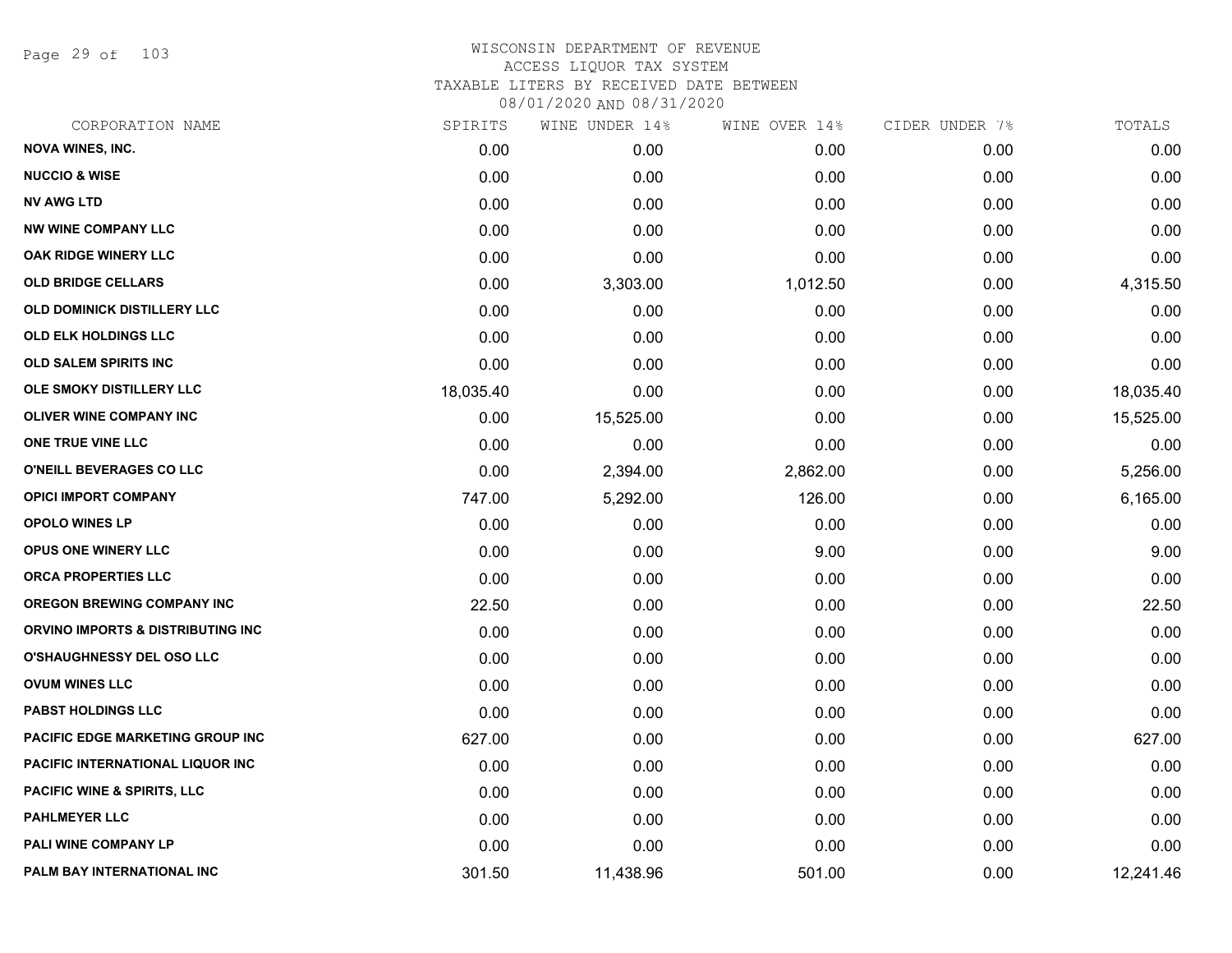# WISCONSIN DEPARTMENT OF REVENUE
## ACCESS LIQUOR TAX SYSTEM
### TAXABLE LITERS BY RECEIVED DATE BETWEEN 08/01/2020 AND 08/31/2020

| CORPORATION NAME | SPIRITS | WINE UNDER 14% | WINE OVER 14% | CIDER UNDER 7% | TOTALS |
|---|---|---|---|---|---|
| NOVA WINES, INC. | 0.00 | 0.00 | 0.00 | 0.00 | 0.00 |
| NUCCIO & WISE | 0.00 | 0.00 | 0.00 | 0.00 | 0.00 |
| NV AWG LTD | 0.00 | 0.00 | 0.00 | 0.00 | 0.00 |
| NW WINE COMPANY LLC | 0.00 | 0.00 | 0.00 | 0.00 | 0.00 |
| OAK RIDGE WINERY LLC | 0.00 | 0.00 | 0.00 | 0.00 | 0.00 |
| OLD BRIDGE CELLARS | 0.00 | 3,303.00 | 1,012.50 | 0.00 | 4,315.50 |
| OLD DOMINICK DISTILLERY LLC | 0.00 | 0.00 | 0.00 | 0.00 | 0.00 |
| OLD ELK HOLDINGS LLC | 0.00 | 0.00 | 0.00 | 0.00 | 0.00 |
| OLD SALEM SPIRITS INC | 0.00 | 0.00 | 0.00 | 0.00 | 0.00 |
| OLE SMOKY DISTILLERY LLC | 18,035.40 | 0.00 | 0.00 | 0.00 | 18,035.40 |
| OLIVER WINE COMPANY INC | 0.00 | 15,525.00 | 0.00 | 0.00 | 15,525.00 |
| ONE TRUE VINE LLC | 0.00 | 0.00 | 0.00 | 0.00 | 0.00 |
| O'NEILL BEVERAGES CO LLC | 0.00 | 2,394.00 | 2,862.00 | 0.00 | 5,256.00 |
| OPICI IMPORT COMPANY | 747.00 | 5,292.00 | 126.00 | 0.00 | 6,165.00 |
| OPOLO WINES LP | 0.00 | 0.00 | 0.00 | 0.00 | 0.00 |
| OPUS ONE WINERY LLC | 0.00 | 0.00 | 9.00 | 0.00 | 9.00 |
| ORCA PROPERTIES LLC | 0.00 | 0.00 | 0.00 | 0.00 | 0.00 |
| OREGON BREWING COMPANY INC | 22.50 | 0.00 | 0.00 | 0.00 | 22.50 |
| ORVINO IMPORTS & DISTRIBUTING INC | 0.00 | 0.00 | 0.00 | 0.00 | 0.00 |
| O'SHAUGHNESSY DEL OSO LLC | 0.00 | 0.00 | 0.00 | 0.00 | 0.00 |
| OVUM WINES LLC | 0.00 | 0.00 | 0.00 | 0.00 | 0.00 |
| PABST HOLDINGS LLC | 0.00 | 0.00 | 0.00 | 0.00 | 0.00 |
| PACIFIC EDGE MARKETING GROUP INC | 627.00 | 0.00 | 0.00 | 0.00 | 627.00 |
| PACIFIC INTERNATIONAL LIQUOR INC | 0.00 | 0.00 | 0.00 | 0.00 | 0.00 |
| PACIFIC WINE & SPIRITS, LLC | 0.00 | 0.00 | 0.00 | 0.00 | 0.00 |
| PAHLMEYER LLC | 0.00 | 0.00 | 0.00 | 0.00 | 0.00 |
| PALI WINE COMPANY LP | 0.00 | 0.00 | 0.00 | 0.00 | 0.00 |
| PALM BAY INTERNATIONAL INC | 301.50 | 11,438.96 | 501.00 | 0.00 | 12,241.46 |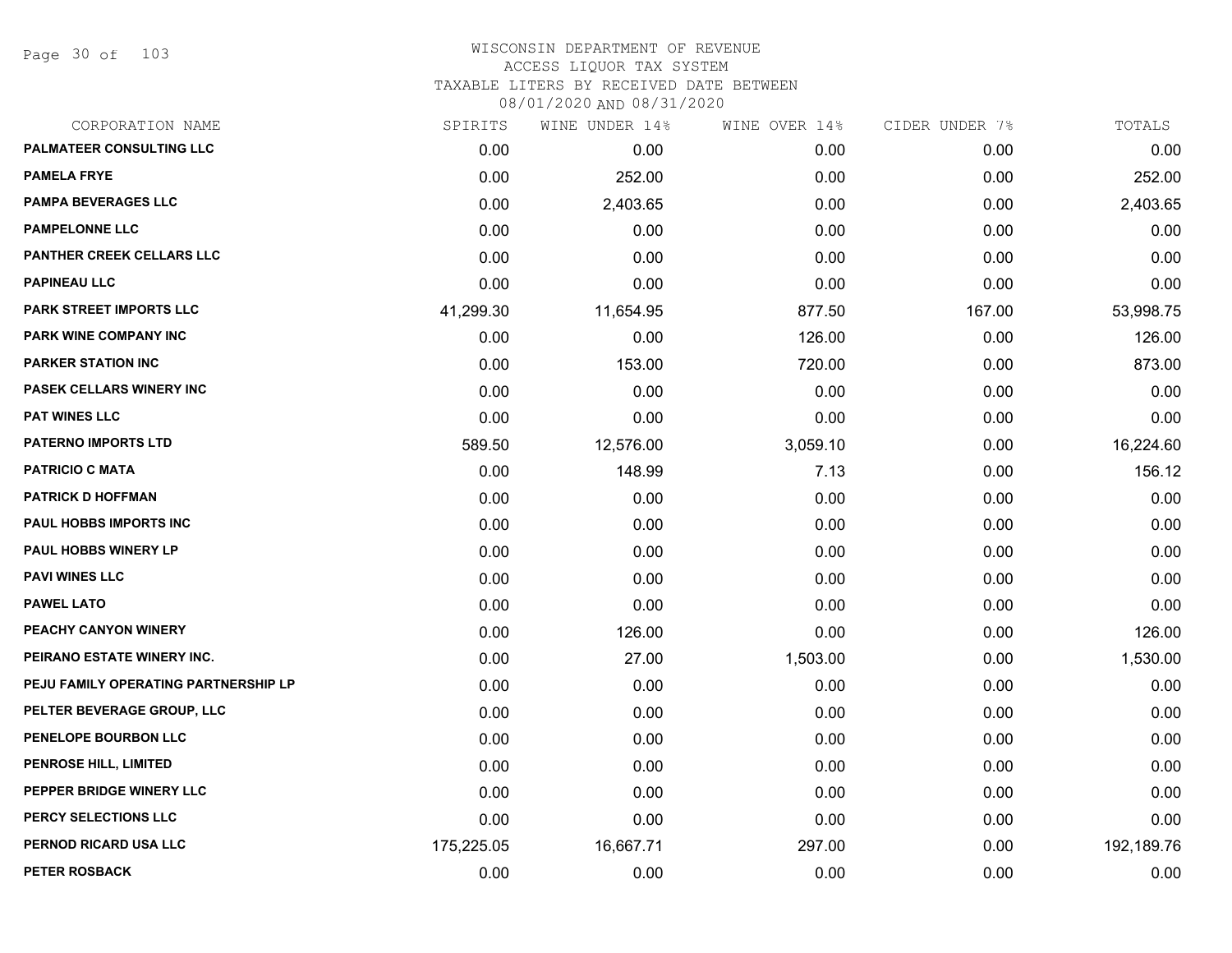# WISCONSIN DEPARTMENT OF REVENUE
## ACCESS LIQUOR TAX SYSTEM
### TAXABLE LITERS BY RECEIVED DATE BETWEEN 08/01/2020 AND 08/31/2020

| CORPORATION NAME | SPIRITS | WINE UNDER 14% | WINE OVER 14% | CIDER UNDER 7% | TOTALS |
|---|---|---|---|---|---|
| PALMATEER CONSULTING LLC | 0.00 | 0.00 | 0.00 | 0.00 | 0.00 |
| PAMELA FRYE | 0.00 | 252.00 | 0.00 | 0.00 | 252.00 |
| PAMPA BEVERAGES LLC | 0.00 | 2,403.65 | 0.00 | 0.00 | 2,403.65 |
| PAMPELONNE LLC | 0.00 | 0.00 | 0.00 | 0.00 | 0.00 |
| PANTHER CREEK CELLARS LLC | 0.00 | 0.00 | 0.00 | 0.00 | 0.00 |
| PAPINEAU LLC | 0.00 | 0.00 | 0.00 | 0.00 | 0.00 |
| PARK STREET IMPORTS LLC | 41,299.30 | 11,654.95 | 877.50 | 167.00 | 53,998.75 |
| PARK WINE COMPANY INC | 0.00 | 0.00 | 126.00 | 0.00 | 126.00 |
| PARKER STATION INC | 0.00 | 153.00 | 720.00 | 0.00 | 873.00 |
| PASEK CELLARS WINERY INC | 0.00 | 0.00 | 0.00 | 0.00 | 0.00 |
| PAT WINES LLC | 0.00 | 0.00 | 0.00 | 0.00 | 0.00 |
| PATERNO IMPORTS LTD | 589.50 | 12,576.00 | 3,059.10 | 0.00 | 16,224.60 |
| PATRICIO C MATA | 0.00 | 148.99 | 7.13 | 0.00 | 156.12 |
| PATRICK D HOFFMAN | 0.00 | 0.00 | 0.00 | 0.00 | 0.00 |
| PAUL HOBBS IMPORTS INC | 0.00 | 0.00 | 0.00 | 0.00 | 0.00 |
| PAUL HOBBS WINERY LP | 0.00 | 0.00 | 0.00 | 0.00 | 0.00 |
| PAVI WINES LLC | 0.00 | 0.00 | 0.00 | 0.00 | 0.00 |
| PAWEL LATO | 0.00 | 0.00 | 0.00 | 0.00 | 0.00 |
| PEACHY CANYON WINERY | 0.00 | 126.00 | 0.00 | 0.00 | 126.00 |
| PEIRANO ESTATE WINERY INC. | 0.00 | 27.00 | 1,503.00 | 0.00 | 1,530.00 |
| PEJU FAMILY OPERATING PARTNERSHIP LP | 0.00 | 0.00 | 0.00 | 0.00 | 0.00 |
| PELTER BEVERAGE GROUP, LLC | 0.00 | 0.00 | 0.00 | 0.00 | 0.00 |
| PENELOPE BOURBON LLC | 0.00 | 0.00 | 0.00 | 0.00 | 0.00 |
| PENROSE HILL, LIMITED | 0.00 | 0.00 | 0.00 | 0.00 | 0.00 |
| PEPPER BRIDGE WINERY LLC | 0.00 | 0.00 | 0.00 | 0.00 | 0.00 |
| PERCY SELECTIONS LLC | 0.00 | 0.00 | 0.00 | 0.00 | 0.00 |
| PERNOD RICARD USA LLC | 175,225.05 | 16,667.71 | 297.00 | 0.00 | 192,189.76 |
| PETER ROSBACK | 0.00 | 0.00 | 0.00 | 0.00 | 0.00 |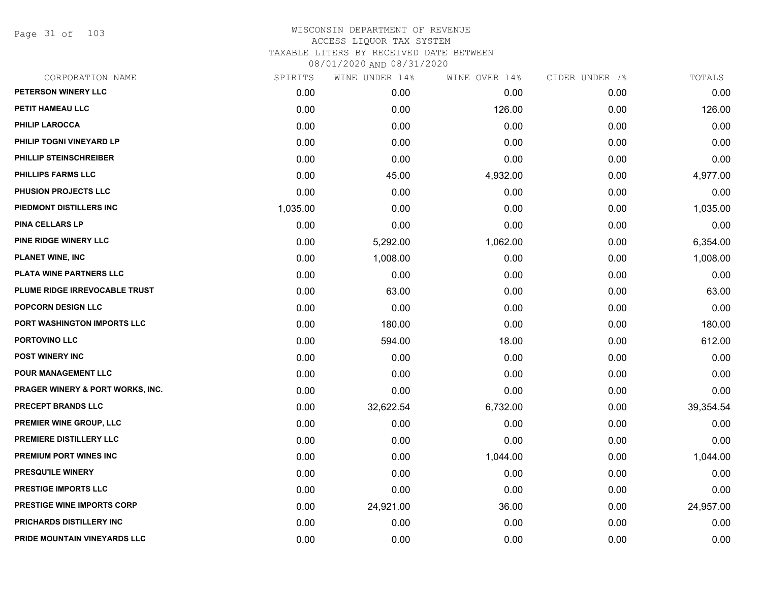# WISCONSIN DEPARTMENT OF REVENUE
## ACCESS LIQUOR TAX SYSTEM
### TAXABLE LITERS BY RECEIVED DATE BETWEEN 08/01/2020 AND 08/31/2020

| CORPORATION NAME | SPIRITS | WINE UNDER 14% | WINE OVER 14% | CIDER UNDER 7% | TOTALS |
|---|---|---|---|---|---|
| PETERSON WINERY LLC | 0.00 | 0.00 | 0.00 | 0.00 | 0.00 |
| PETIT HAMEAU LLC | 0.00 | 0.00 | 126.00 | 0.00 | 126.00 |
| PHILIP LAROCCA | 0.00 | 0.00 | 0.00 | 0.00 | 0.00 |
| PHILIP TOGNI VINEYARD LP | 0.00 | 0.00 | 0.00 | 0.00 | 0.00 |
| PHILLIP STEINSCHREIBER | 0.00 | 0.00 | 0.00 | 0.00 | 0.00 |
| PHILLIPS FARMS LLC | 0.00 | 45.00 | 4,932.00 | 0.00 | 4,977.00 |
| PHUSION PROJECTS LLC | 0.00 | 0.00 | 0.00 | 0.00 | 0.00 |
| PIEDMONT DISTILLERS INC | 1,035.00 | 0.00 | 0.00 | 0.00 | 1,035.00 |
| PINA CELLARS LP | 0.00 | 0.00 | 0.00 | 0.00 | 0.00 |
| PINE RIDGE WINERY LLC | 0.00 | 5,292.00 | 1,062.00 | 0.00 | 6,354.00 |
| PLANET WINE, INC | 0.00 | 1,008.00 | 0.00 | 0.00 | 1,008.00 |
| PLATA WINE PARTNERS LLC | 0.00 | 0.00 | 0.00 | 0.00 | 0.00 |
| PLUME RIDGE IRREVOCABLE TRUST | 0.00 | 63.00 | 0.00 | 0.00 | 63.00 |
| POPCORN DESIGN LLC | 0.00 | 0.00 | 0.00 | 0.00 | 0.00 |
| PORT WASHINGTON IMPORTS LLC | 0.00 | 180.00 | 0.00 | 0.00 | 180.00 |
| PORTOVINO LLC | 0.00 | 594.00 | 18.00 | 0.00 | 612.00 |
| POST WINERY INC | 0.00 | 0.00 | 0.00 | 0.00 | 0.00 |
| POUR MANAGEMENT LLC | 0.00 | 0.00 | 0.00 | 0.00 | 0.00 |
| PRAGER WINERY & PORT WORKS, INC. | 0.00 | 0.00 | 0.00 | 0.00 | 0.00 |
| PRECEPT BRANDS LLC | 0.00 | 32,622.54 | 6,732.00 | 0.00 | 39,354.54 |
| PREMIER WINE GROUP, LLC | 0.00 | 0.00 | 0.00 | 0.00 | 0.00 |
| PREMIERE DISTILLERY LLC | 0.00 | 0.00 | 0.00 | 0.00 | 0.00 |
| PREMIUM PORT WINES INC | 0.00 | 0.00 | 1,044.00 | 0.00 | 1,044.00 |
| PRESQU'ILE WINERY | 0.00 | 0.00 | 0.00 | 0.00 | 0.00 |
| PRESTIGE IMPORTS LLC | 0.00 | 0.00 | 0.00 | 0.00 | 0.00 |
| PRESTIGE WINE IMPORTS CORP | 0.00 | 24,921.00 | 36.00 | 0.00 | 24,957.00 |
| PRICHARDS DISTILLERY INC | 0.00 | 0.00 | 0.00 | 0.00 | 0.00 |
| PRIDE MOUNTAIN VINEYARDS LLC | 0.00 | 0.00 | 0.00 | 0.00 | 0.00 |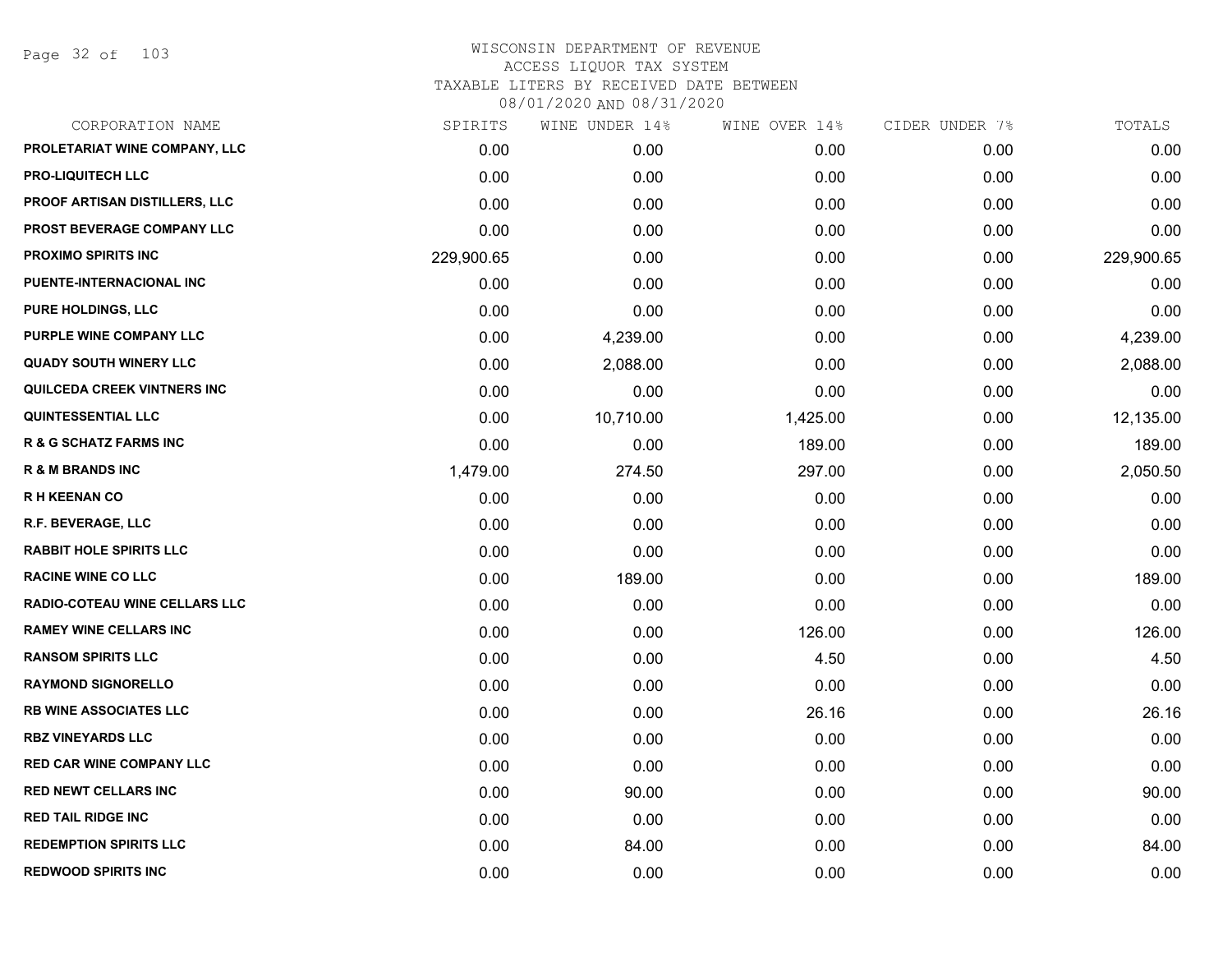# WISCONSIN DEPARTMENT OF REVENUE
## ACCESS LIQUOR TAX SYSTEM
### TAXABLE LITERS BY RECEIVED DATE BETWEEN 08/01/2020 AND 08/31/2020

| CORPORATION NAME | SPIRITS | WINE UNDER 14% | WINE OVER 14% | CIDER UNDER 7% | TOTALS |
|---|---|---|---|---|---|
| PROLETARIAT WINE COMPANY, LLC | 0.00 | 0.00 | 0.00 | 0.00 | 0.00 |
| PRO-LIQUITECH LLC | 0.00 | 0.00 | 0.00 | 0.00 | 0.00 |
| PROOF ARTISAN DISTILLERS, LLC | 0.00 | 0.00 | 0.00 | 0.00 | 0.00 |
| PROST BEVERAGE COMPANY LLC | 0.00 | 0.00 | 0.00 | 0.00 | 0.00 |
| PROXIMO SPIRITS INC | 229,900.65 | 0.00 | 0.00 | 0.00 | 229,900.65 |
| PUENTE-INTERNACIONAL INC | 0.00 | 0.00 | 0.00 | 0.00 | 0.00 |
| PURE HOLDINGS, LLC | 0.00 | 0.00 | 0.00 | 0.00 | 0.00 |
| PURPLE WINE COMPANY LLC | 0.00 | 4,239.00 | 0.00 | 0.00 | 4,239.00 |
| QUADY SOUTH WINERY LLC | 0.00 | 2,088.00 | 0.00 | 0.00 | 2,088.00 |
| QUILCEDA CREEK VINTNERS INC | 0.00 | 0.00 | 0.00 | 0.00 | 0.00 |
| QUINTESSENTIAL LLC | 0.00 | 10,710.00 | 1,425.00 | 0.00 | 12,135.00 |
| R & G SCHATZ FARMS INC | 0.00 | 0.00 | 189.00 | 0.00 | 189.00 |
| R & M BRANDS INC | 1,479.00 | 274.50 | 297.00 | 0.00 | 2,050.50 |
| R H KEENAN CO | 0.00 | 0.00 | 0.00 | 0.00 | 0.00 |
| R.F. BEVERAGE, LLC | 0.00 | 0.00 | 0.00 | 0.00 | 0.00 |
| RABBIT HOLE SPIRITS LLC | 0.00 | 0.00 | 0.00 | 0.00 | 0.00 |
| RACINE WINE CO LLC | 0.00 | 189.00 | 0.00 | 0.00 | 189.00 |
| RADIO-COTEAU WINE CELLARS LLC | 0.00 | 0.00 | 0.00 | 0.00 | 0.00 |
| RAMEY WINE CELLARS INC | 0.00 | 0.00 | 126.00 | 0.00 | 126.00 |
| RANSOM SPIRITS LLC | 0.00 | 0.00 | 4.50 | 0.00 | 4.50 |
| RAYMOND SIGNORELLO | 0.00 | 0.00 | 0.00 | 0.00 | 0.00 |
| RB WINE ASSOCIATES LLC | 0.00 | 0.00 | 26.16 | 0.00 | 26.16 |
| RBZ VINEYARDS LLC | 0.00 | 0.00 | 0.00 | 0.00 | 0.00 |
| RED CAR WINE COMPANY LLC | 0.00 | 0.00 | 0.00 | 0.00 | 0.00 |
| RED NEWT CELLARS INC | 0.00 | 90.00 | 0.00 | 0.00 | 90.00 |
| RED TAIL RIDGE INC | 0.00 | 0.00 | 0.00 | 0.00 | 0.00 |
| REDEMPTION SPIRITS LLC | 0.00 | 84.00 | 0.00 | 0.00 | 84.00 |
| REDWOOD SPIRITS INC | 0.00 | 0.00 | 0.00 | 0.00 | 0.00 |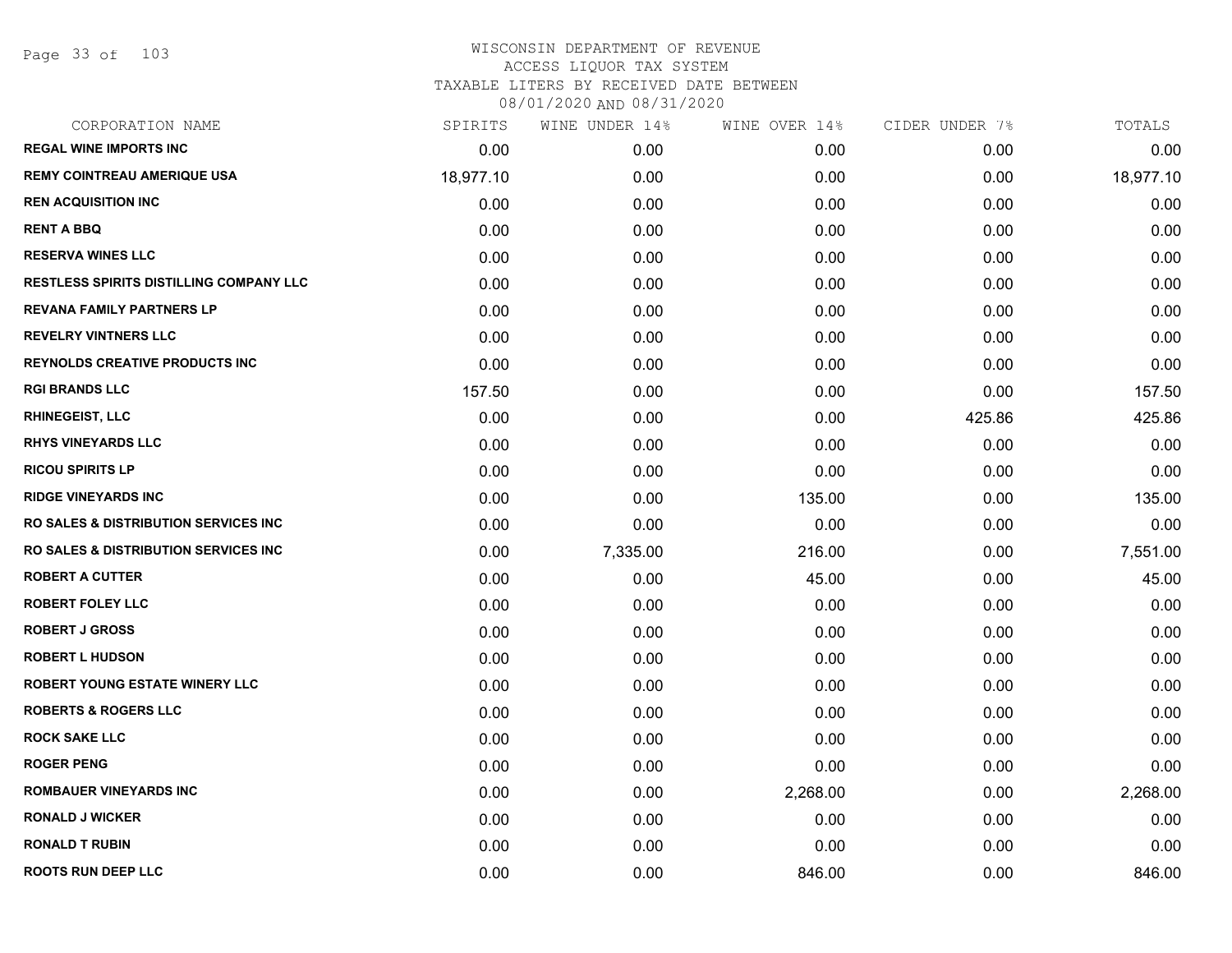WISCONSIN DEPARTMENT OF REVENUE
ACCESS LIQUOR TAX SYSTEM
TAXABLE LITERS BY RECEIVED DATE BETWEEN
08/01/2020 AND 08/31/2020

| CORPORATION NAME | SPIRITS | WINE UNDER 14% | WINE OVER 14% | CIDER UNDER 7% | TOTALS |
|---|---|---|---|---|---|
| REGAL WINE IMPORTS INC | 0.00 | 0.00 | 0.00 | 0.00 | 0.00 |
| REMY COINTREAU AMERIQUE USA | 18,977.10 | 0.00 | 0.00 | 0.00 | 18,977.10 |
| REN ACQUISITION INC | 0.00 | 0.00 | 0.00 | 0.00 | 0.00 |
| RENT A BBQ | 0.00 | 0.00 | 0.00 | 0.00 | 0.00 |
| RESERVA WINES LLC | 0.00 | 0.00 | 0.00 | 0.00 | 0.00 |
| RESTLESS SPIRITS DISTILLING COMPANY LLC | 0.00 | 0.00 | 0.00 | 0.00 | 0.00 |
| REVANA FAMILY PARTNERS LP | 0.00 | 0.00 | 0.00 | 0.00 | 0.00 |
| REVELRY VINTNERS LLC | 0.00 | 0.00 | 0.00 | 0.00 | 0.00 |
| REYNOLDS CREATIVE PRODUCTS INC | 0.00 | 0.00 | 0.00 | 0.00 | 0.00 |
| RGI BRANDS LLC | 157.50 | 0.00 | 0.00 | 0.00 | 157.50 |
| RHINEGEIST, LLC | 0.00 | 0.00 | 0.00 | 425.86 | 425.86 |
| RHYS VINEYARDS LLC | 0.00 | 0.00 | 0.00 | 0.00 | 0.00 |
| RICOU SPIRITS LP | 0.00 | 0.00 | 0.00 | 0.00 | 0.00 |
| RIDGE VINEYARDS INC | 0.00 | 0.00 | 135.00 | 0.00 | 135.00 |
| RO SALES & DISTRIBUTION SERVICES INC | 0.00 | 0.00 | 0.00 | 0.00 | 0.00 |
| RO SALES & DISTRIBUTION SERVICES INC | 0.00 | 7,335.00 | 216.00 | 0.00 | 7,551.00 |
| ROBERT A CUTTER | 0.00 | 0.00 | 45.00 | 0.00 | 45.00 |
| ROBERT FOLEY LLC | 0.00 | 0.00 | 0.00 | 0.00 | 0.00 |
| ROBERT J GROSS | 0.00 | 0.00 | 0.00 | 0.00 | 0.00 |
| ROBERT L HUDSON | 0.00 | 0.00 | 0.00 | 0.00 | 0.00 |
| ROBERT YOUNG ESTATE WINERY LLC | 0.00 | 0.00 | 0.00 | 0.00 | 0.00 |
| ROBERTS & ROGERS LLC | 0.00 | 0.00 | 0.00 | 0.00 | 0.00 |
| ROCK SAKE LLC | 0.00 | 0.00 | 0.00 | 0.00 | 0.00 |
| ROGER PENG | 0.00 | 0.00 | 0.00 | 0.00 | 0.00 |
| ROMBAUER VINEYARDS INC | 0.00 | 0.00 | 2,268.00 | 0.00 | 2,268.00 |
| RONALD J WICKER | 0.00 | 0.00 | 0.00 | 0.00 | 0.00 |
| RONALD T RUBIN | 0.00 | 0.00 | 0.00 | 0.00 | 0.00 |
| ROOTS RUN DEEP LLC | 0.00 | 0.00 | 846.00 | 0.00 | 846.00 |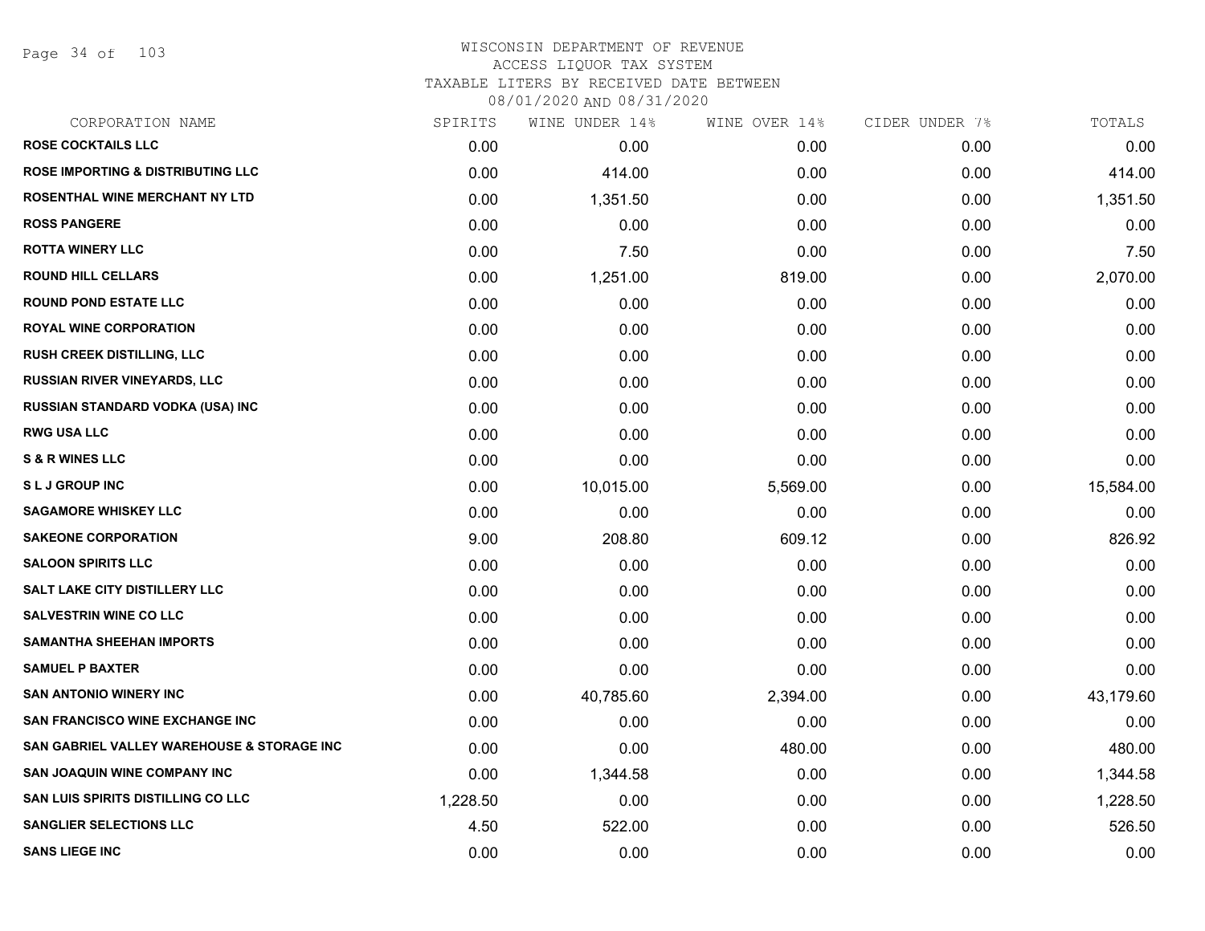# WISCONSIN DEPARTMENT OF REVENUE
## ACCESS LIQUOR TAX SYSTEM
### TAXABLE LITERS BY RECEIVED DATE BETWEEN 08/01/2020 AND 08/31/2020

| CORPORATION NAME | SPIRITS | WINE UNDER 14% | WINE OVER 14% | CIDER UNDER 7% | TOTALS |
|---|---|---|---|---|---|
| ROSE COCKTAILS LLC | 0.00 | 0.00 | 0.00 | 0.00 | 0.00 |
| ROSE IMPORTING & DISTRIBUTING LLC | 0.00 | 414.00 | 0.00 | 0.00 | 414.00 |
| ROSENTHAL WINE MERCHANT NY LTD | 0.00 | 1,351.50 | 0.00 | 0.00 | 1,351.50 |
| ROSS PANGERE | 0.00 | 0.00 | 0.00 | 0.00 | 0.00 |
| ROTTA WINERY LLC | 0.00 | 7.50 | 0.00 | 0.00 | 7.50 |
| ROUND HILL CELLARS | 0.00 | 1,251.00 | 819.00 | 0.00 | 2,070.00 |
| ROUND POND ESTATE LLC | 0.00 | 0.00 | 0.00 | 0.00 | 0.00 |
| ROYAL WINE CORPORATION | 0.00 | 0.00 | 0.00 | 0.00 | 0.00 |
| RUSH CREEK DISTILLING, LLC | 0.00 | 0.00 | 0.00 | 0.00 | 0.00 |
| RUSSIAN RIVER VINEYARDS, LLC | 0.00 | 0.00 | 0.00 | 0.00 | 0.00 |
| RUSSIAN STANDARD VODKA (USA) INC | 0.00 | 0.00 | 0.00 | 0.00 | 0.00 |
| RWG USA LLC | 0.00 | 0.00 | 0.00 | 0.00 | 0.00 |
| S & R WINES LLC | 0.00 | 0.00 | 0.00 | 0.00 | 0.00 |
| S L J GROUP INC | 0.00 | 10,015.00 | 5,569.00 | 0.00 | 15,584.00 |
| SAGAMORE WHISKEY LLC | 0.00 | 0.00 | 0.00 | 0.00 | 0.00 |
| SAKEONE CORPORATION | 9.00 | 208.80 | 609.12 | 0.00 | 826.92 |
| SALOON SPIRITS LLC | 0.00 | 0.00 | 0.00 | 0.00 | 0.00 |
| SALT LAKE CITY DISTILLERY LLC | 0.00 | 0.00 | 0.00 | 0.00 | 0.00 |
| SALVESTRIN WINE CO LLC | 0.00 | 0.00 | 0.00 | 0.00 | 0.00 |
| SAMANTHA SHEEHAN IMPORTS | 0.00 | 0.00 | 0.00 | 0.00 | 0.00 |
| SAMUEL P BAXTER | 0.00 | 0.00 | 0.00 | 0.00 | 0.00 |
| SAN ANTONIO WINERY INC | 0.00 | 40,785.60 | 2,394.00 | 0.00 | 43,179.60 |
| SAN FRANCISCO WINE EXCHANGE INC | 0.00 | 0.00 | 0.00 | 0.00 | 0.00 |
| SAN GABRIEL VALLEY WAREHOUSE & STORAGE INC | 0.00 | 0.00 | 480.00 | 0.00 | 480.00 |
| SAN JOAQUIN WINE COMPANY INC | 0.00 | 1,344.58 | 0.00 | 0.00 | 1,344.58 |
| SAN LUIS SPIRITS DISTILLING CO LLC | 1,228.50 | 0.00 | 0.00 | 0.00 | 1,228.50 |
| SANGLIER SELECTIONS LLC | 4.50 | 522.00 | 0.00 | 0.00 | 526.50 |
| SANS LIEGE INC | 0.00 | 0.00 | 0.00 | 0.00 | 0.00 |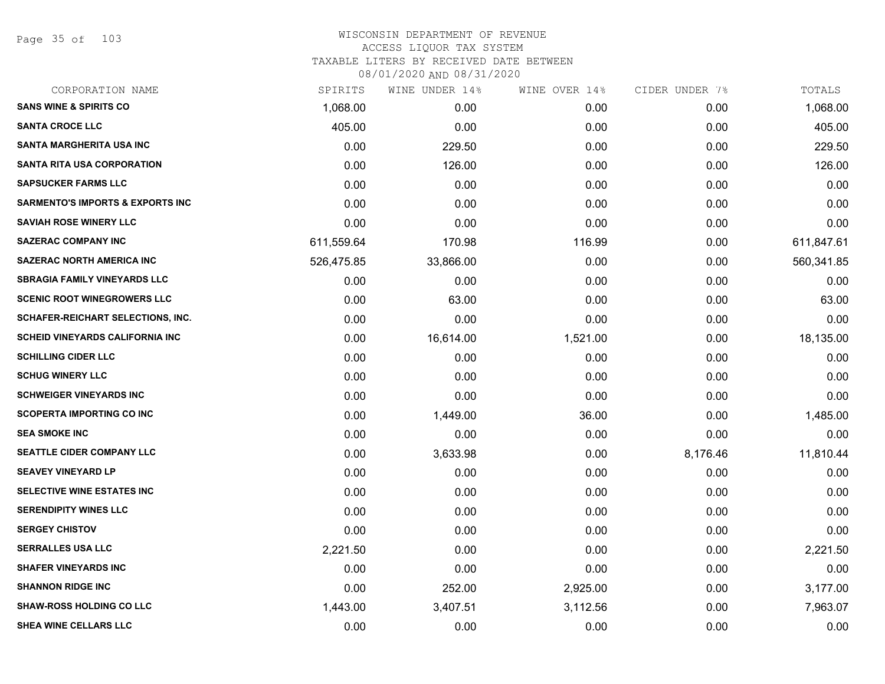# WISCONSIN DEPARTMENT OF REVENUE
## ACCESS LIQUOR TAX SYSTEM
### TAXABLE LITERS BY RECEIVED DATE BETWEEN 08/01/2020 AND 08/31/2020

| CORPORATION NAME | SPIRITS | WINE UNDER 14% | WINE OVER 14% | CIDER UNDER 7% | TOTALS |
|---|---|---|---|---|---|
| SANS WINE & SPIRITS CO | 1,068.00 | 0.00 | 0.00 | 0.00 | 1,068.00 |
| SANTA CROCE LLC | 405.00 | 0.00 | 0.00 | 0.00 | 405.00 |
| SANTA MARGHERITA USA INC | 0.00 | 229.50 | 0.00 | 0.00 | 229.50 |
| SANTA RITA USA CORPORATION | 0.00 | 126.00 | 0.00 | 0.00 | 126.00 |
| SAPSUCKER FARMS LLC | 0.00 | 0.00 | 0.00 | 0.00 | 0.00 |
| SARMENTO'S IMPORTS & EXPORTS INC | 0.00 | 0.00 | 0.00 | 0.00 | 0.00 |
| SAVIAH ROSE WINERY LLC | 0.00 | 0.00 | 0.00 | 0.00 | 0.00 |
| SAZERAC COMPANY INC | 611,559.64 | 170.98 | 116.99 | 0.00 | 611,847.61 |
| SAZERAC NORTH AMERICA INC | 526,475.85 | 33,866.00 | 0.00 | 0.00 | 560,341.85 |
| SBRAGIA FAMILY VINEYARDS LLC | 0.00 | 0.00 | 0.00 | 0.00 | 0.00 |
| SCENIC ROOT WINEGROWERS LLC | 0.00 | 63.00 | 0.00 | 0.00 | 63.00 |
| SCHAFER-REICHART SELECTIONS, INC. | 0.00 | 0.00 | 0.00 | 0.00 | 0.00 |
| SCHEID VINEYARDS CALIFORNIA INC | 0.00 | 16,614.00 | 1,521.00 | 0.00 | 18,135.00 |
| SCHILLING CIDER LLC | 0.00 | 0.00 | 0.00 | 0.00 | 0.00 |
| SCHUG WINERY LLC | 0.00 | 0.00 | 0.00 | 0.00 | 0.00 |
| SCHWEIGER VINEYARDS INC | 0.00 | 0.00 | 0.00 | 0.00 | 0.00 |
| SCOPERTA IMPORTING CO INC | 0.00 | 1,449.00 | 36.00 | 0.00 | 1,485.00 |
| SEA SMOKE INC | 0.00 | 0.00 | 0.00 | 0.00 | 0.00 |
| SEATTLE CIDER COMPANY LLC | 0.00 | 3,633.98 | 0.00 | 8,176.46 | 11,810.44 |
| SEAVEY VINEYARD LP | 0.00 | 0.00 | 0.00 | 0.00 | 0.00 |
| SELECTIVE WINE ESTATES INC | 0.00 | 0.00 | 0.00 | 0.00 | 0.00 |
| SERENDIPITY WINES LLC | 0.00 | 0.00 | 0.00 | 0.00 | 0.00 |
| SERGEY CHISTOV | 0.00 | 0.00 | 0.00 | 0.00 | 0.00 |
| SERRALLES USA LLC | 2,221.50 | 0.00 | 0.00 | 0.00 | 2,221.50 |
| SHAFER VINEYARDS INC | 0.00 | 0.00 | 0.00 | 0.00 | 0.00 |
| SHANNON RIDGE INC | 0.00 | 252.00 | 2,925.00 | 0.00 | 3,177.00 |
| SHAW-ROSS HOLDING CO LLC | 1,443.00 | 3,407.51 | 3,112.56 | 0.00 | 7,963.07 |
| SHEA WINE CELLARS LLC | 0.00 | 0.00 | 0.00 | 0.00 | 0.00 |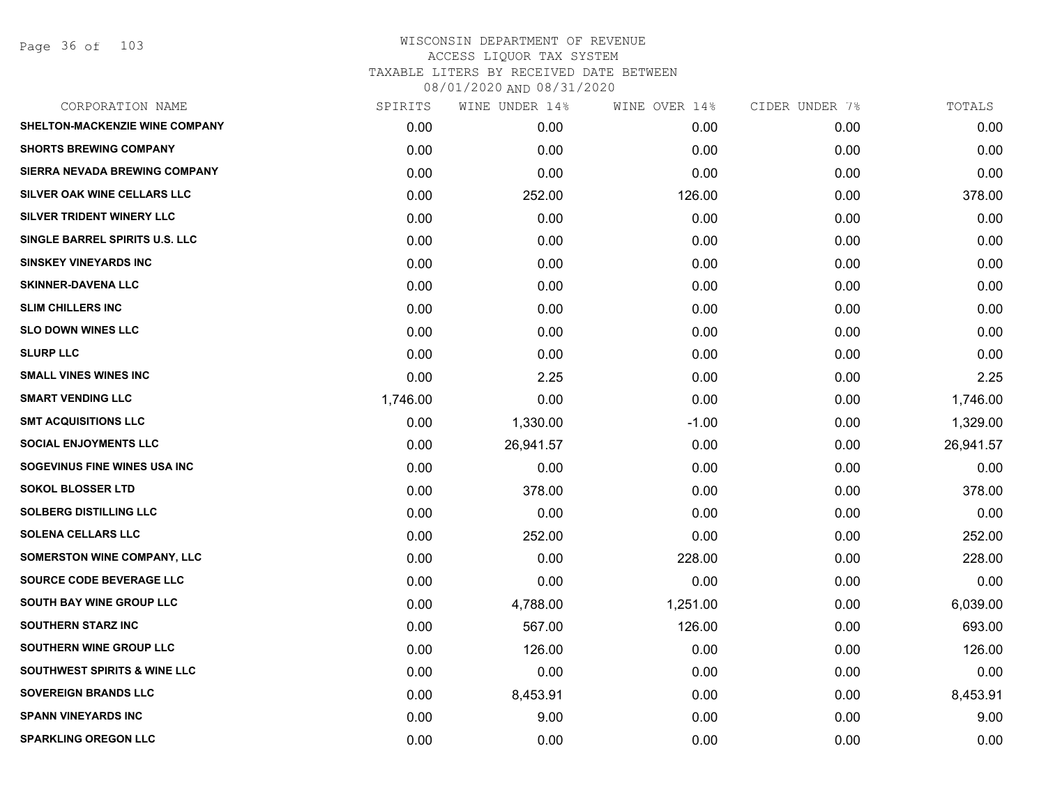# WISCONSIN DEPARTMENT OF REVENUE
ACCESS LIQUOR TAX SYSTEM
TAXABLE LITERS BY RECEIVED DATE BETWEEN
08/01/2020 AND 08/31/2020

| CORPORATION NAME | SPIRITS | WINE UNDER 14% | WINE OVER 14% | CIDER UNDER 7% | TOTALS |
|---|---|---|---|---|---|
| SHELTON-MACKENZIE WINE COMPANY | 0.00 | 0.00 | 0.00 | 0.00 | 0.00 |
| SHORTS BREWING COMPANY | 0.00 | 0.00 | 0.00 | 0.00 | 0.00 |
| SIERRA NEVADA BREWING COMPANY | 0.00 | 0.00 | 0.00 | 0.00 | 0.00 |
| SILVER OAK WINE CELLARS LLC | 0.00 | 252.00 | 126.00 | 0.00 | 378.00 |
| SILVER TRIDENT WINERY LLC | 0.00 | 0.00 | 0.00 | 0.00 | 0.00 |
| SINGLE BARREL SPIRITS U.S. LLC | 0.00 | 0.00 | 0.00 | 0.00 | 0.00 |
| SINSKEY VINEYARDS INC | 0.00 | 0.00 | 0.00 | 0.00 | 0.00 |
| SKINNER-DAVENA LLC | 0.00 | 0.00 | 0.00 | 0.00 | 0.00 |
| SLIM CHILLERS INC | 0.00 | 0.00 | 0.00 | 0.00 | 0.00 |
| SLO DOWN WINES LLC | 0.00 | 0.00 | 0.00 | 0.00 | 0.00 |
| SLURP LLC | 0.00 | 0.00 | 0.00 | 0.00 | 0.00 |
| SMALL VINES WINES INC | 0.00 | 2.25 | 0.00 | 0.00 | 2.25 |
| SMART VENDING LLC | 1,746.00 | 0.00 | 0.00 | 0.00 | 1,746.00 |
| SMT ACQUISITIONS LLC | 0.00 | 1,330.00 | -1.00 | 0.00 | 1,329.00 |
| SOCIAL ENJOYMENTS LLC | 0.00 | 26,941.57 | 0.00 | 0.00 | 26,941.57 |
| SOGEVINUS FINE WINES USA INC | 0.00 | 0.00 | 0.00 | 0.00 | 0.00 |
| SOKOL BLOSSER LTD | 0.00 | 378.00 | 0.00 | 0.00 | 378.00 |
| SOLBERG DISTILLING LLC | 0.00 | 0.00 | 0.00 | 0.00 | 0.00 |
| SOLENA CELLARS LLC | 0.00 | 252.00 | 0.00 | 0.00 | 252.00 |
| SOMERSTON WINE COMPANY, LLC | 0.00 | 0.00 | 228.00 | 0.00 | 228.00 |
| SOURCE CODE BEVERAGE LLC | 0.00 | 0.00 | 0.00 | 0.00 | 0.00 |
| SOUTH BAY WINE GROUP LLC | 0.00 | 4,788.00 | 1,251.00 | 0.00 | 6,039.00 |
| SOUTHERN STARZ INC | 0.00 | 567.00 | 126.00 | 0.00 | 693.00 |
| SOUTHERN WINE GROUP LLC | 0.00 | 126.00 | 0.00 | 0.00 | 126.00 |
| SOUTHWEST SPIRITS & WINE LLC | 0.00 | 0.00 | 0.00 | 0.00 | 0.00 |
| SOVEREIGN BRANDS LLC | 0.00 | 8,453.91 | 0.00 | 0.00 | 8,453.91 |
| SPANN VINEYARDS INC | 0.00 | 9.00 | 0.00 | 0.00 | 9.00 |
| SPARKLING OREGON LLC | 0.00 | 0.00 | 0.00 | 0.00 | 0.00 |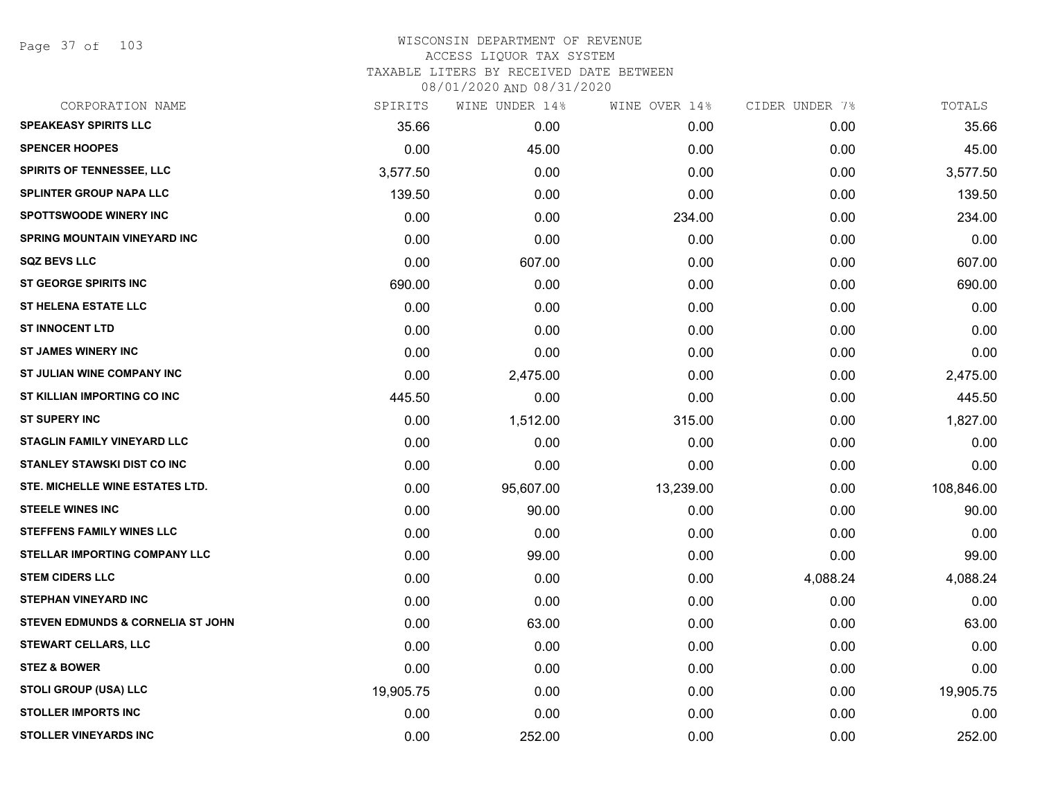# WISCONSIN DEPARTMENT OF REVENUE
## ACCESS LIQUOR TAX SYSTEM
### TAXABLE LITERS BY RECEIVED DATE BETWEEN 08/01/2020 AND 08/31/2020

| CORPORATION NAME | SPIRITS | WINE UNDER 14% | WINE OVER 14% | CIDER UNDER 7% | TOTALS |
|---|---|---|---|---|---|
| SPEAKEASY SPIRITS LLC | 35.66 | 0.00 | 0.00 | 0.00 | 35.66 |
| SPENCER HOOPES | 0.00 | 45.00 | 0.00 | 0.00 | 45.00 |
| SPIRITS OF TENNESSEE, LLC | 3,577.50 | 0.00 | 0.00 | 0.00 | 3,577.50 |
| SPLINTER GROUP NAPA LLC | 139.50 | 0.00 | 0.00 | 0.00 | 139.50 |
| SPOTTSWOODE WINERY INC | 0.00 | 0.00 | 234.00 | 0.00 | 234.00 |
| SPRING MOUNTAIN VINEYARD INC | 0.00 | 0.00 | 0.00 | 0.00 | 0.00 |
| SQZ BEVS LLC | 0.00 | 607.00 | 0.00 | 0.00 | 607.00 |
| ST GEORGE SPIRITS INC | 690.00 | 0.00 | 0.00 | 0.00 | 690.00 |
| ST HELENA ESTATE LLC | 0.00 | 0.00 | 0.00 | 0.00 | 0.00 |
| ST INNOCENT LTD | 0.00 | 0.00 | 0.00 | 0.00 | 0.00 |
| ST JAMES WINERY INC | 0.00 | 0.00 | 0.00 | 0.00 | 0.00 |
| ST JULIAN WINE COMPANY INC | 0.00 | 2,475.00 | 0.00 | 0.00 | 2,475.00 |
| ST KILLIAN IMPORTING CO INC | 445.50 | 0.00 | 0.00 | 0.00 | 445.50 |
| ST SUPERY INC | 0.00 | 1,512.00 | 315.00 | 0.00 | 1,827.00 |
| STAGLIN FAMILY VINEYARD LLC | 0.00 | 0.00 | 0.00 | 0.00 | 0.00 |
| STANLEY STAWSKI DIST CO INC | 0.00 | 0.00 | 0.00 | 0.00 | 0.00 |
| STE. MICHELLE WINE ESTATES LTD. | 0.00 | 95,607.00 | 13,239.00 | 0.00 | 108,846.00 |
| STEELE WINES INC | 0.00 | 90.00 | 0.00 | 0.00 | 90.00 |
| STEFFENS FAMILY WINES LLC | 0.00 | 0.00 | 0.00 | 0.00 | 0.00 |
| STELLAR IMPORTING COMPANY LLC | 0.00 | 99.00 | 0.00 | 0.00 | 99.00 |
| STEM CIDERS LLC | 0.00 | 0.00 | 0.00 | 4,088.24 | 4,088.24 |
| STEPHAN VINEYARD INC | 0.00 | 0.00 | 0.00 | 0.00 | 0.00 |
| STEVEN EDMUNDS & CORNELIA ST JOHN | 0.00 | 63.00 | 0.00 | 0.00 | 63.00 |
| STEWART CELLARS, LLC | 0.00 | 0.00 | 0.00 | 0.00 | 0.00 |
| STEZ & BOWER | 0.00 | 0.00 | 0.00 | 0.00 | 0.00 |
| STOLI GROUP (USA) LLC | 19,905.75 | 0.00 | 0.00 | 0.00 | 19,905.75 |
| STOLLER IMPORTS INC | 0.00 | 0.00 | 0.00 | 0.00 | 0.00 |
| STOLLER VINEYARDS INC | 0.00 | 252.00 | 0.00 | 0.00 | 252.00 |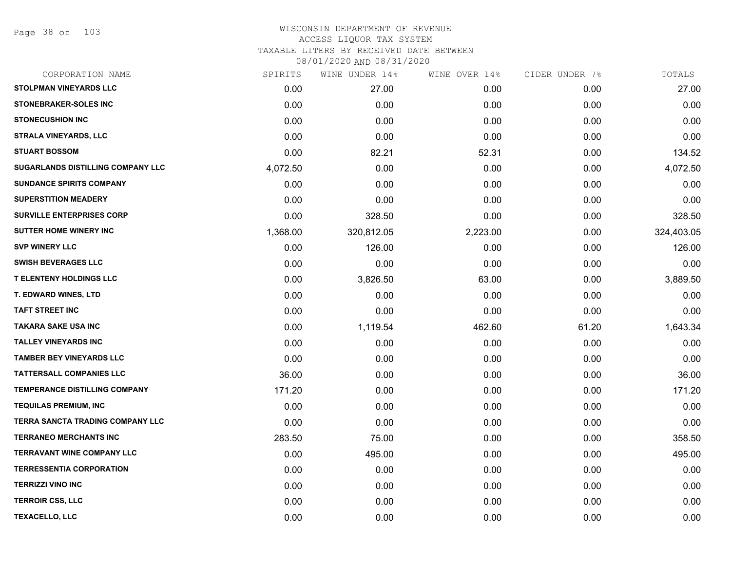WISCONSIN DEPARTMENT OF REVENUE
ACCESS LIQUOR TAX SYSTEM
TAXABLE LITERS BY RECEIVED DATE BETWEEN
08/01/2020 AND 08/31/2020

| CORPORATION NAME | SPIRITS | WINE UNDER 14% | WINE OVER 14% | CIDER UNDER 7% | TOTALS |
|---|---|---|---|---|---|
| STOLPMAN VINEYARDS LLC | 0.00 | 27.00 | 0.00 | 0.00 | 27.00 |
| STONEBRAKER-SOLES INC | 0.00 | 0.00 | 0.00 | 0.00 | 0.00 |
| STONECUSHION INC | 0.00 | 0.00 | 0.00 | 0.00 | 0.00 |
| STRALA VINEYARDS, LLC | 0.00 | 0.00 | 0.00 | 0.00 | 0.00 |
| STUART BOSSOM | 0.00 | 82.21 | 52.31 | 0.00 | 134.52 |
| SUGARLANDS DISTILLING COMPANY LLC | 4,072.50 | 0.00 | 0.00 | 0.00 | 4,072.50 |
| SUNDANCE SPIRITS COMPANY | 0.00 | 0.00 | 0.00 | 0.00 | 0.00 |
| SUPERSTITION MEADERY | 0.00 | 0.00 | 0.00 | 0.00 | 0.00 |
| SURVILLE ENTERPRISES CORP | 0.00 | 328.50 | 0.00 | 0.00 | 328.50 |
| SUTTER HOME WINERY INC | 1,368.00 | 320,812.05 | 2,223.00 | 0.00 | 324,403.05 |
| SVP WINERY LLC | 0.00 | 126.00 | 0.00 | 0.00 | 126.00 |
| SWISH BEVERAGES LLC | 0.00 | 0.00 | 0.00 | 0.00 | 0.00 |
| T ELENTENY HOLDINGS LLC | 0.00 | 3,826.50 | 63.00 | 0.00 | 3,889.50 |
| T. EDWARD WINES, LTD | 0.00 | 0.00 | 0.00 | 0.00 | 0.00 |
| TAFT STREET INC | 0.00 | 0.00 | 0.00 | 0.00 | 0.00 |
| TAKARA SAKE USA INC | 0.00 | 1,119.54 | 462.60 | 61.20 | 1,643.34 |
| TALLEY VINEYARDS INC | 0.00 | 0.00 | 0.00 | 0.00 | 0.00 |
| TAMBER BEY VINEYARDS LLC | 0.00 | 0.00 | 0.00 | 0.00 | 0.00 |
| TATTERSALL COMPANIES LLC | 36.00 | 0.00 | 0.00 | 0.00 | 36.00 |
| TEMPERANCE DISTILLING COMPANY | 171.20 | 0.00 | 0.00 | 0.00 | 171.20 |
| TEQUILAS PREMIUM, INC | 0.00 | 0.00 | 0.00 | 0.00 | 0.00 |
| TERRA SANCTA TRADING COMPANY LLC | 0.00 | 0.00 | 0.00 | 0.00 | 0.00 |
| TERRANEO MERCHANTS INC | 283.50 | 75.00 | 0.00 | 0.00 | 358.50 |
| TERRAVANT WINE COMPANY LLC | 0.00 | 495.00 | 0.00 | 0.00 | 495.00 |
| TERRESSENTIA CORPORATION | 0.00 | 0.00 | 0.00 | 0.00 | 0.00 |
| TERRIZZI VINO INC | 0.00 | 0.00 | 0.00 | 0.00 | 0.00 |
| TERROIR CSS, LLC | 0.00 | 0.00 | 0.00 | 0.00 | 0.00 |
| TEXACELLO, LLC | 0.00 | 0.00 | 0.00 | 0.00 | 0.00 |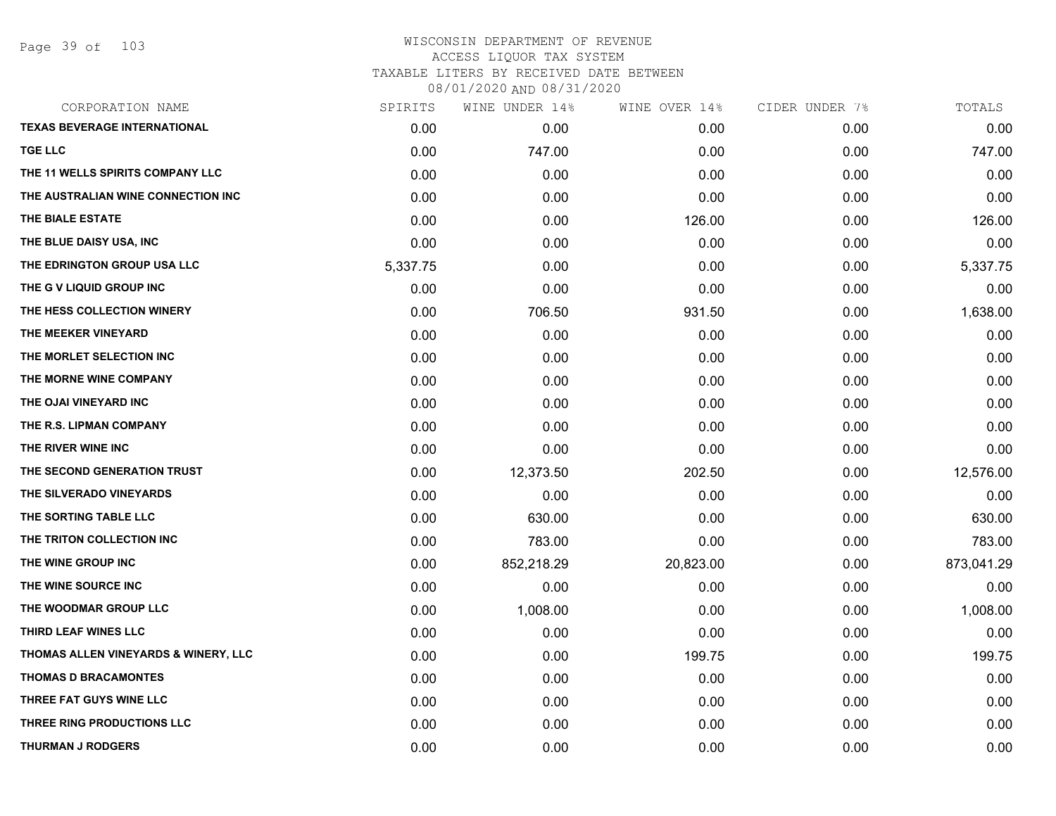WISCONSIN DEPARTMENT OF REVENUE
ACCESS LIQUOR TAX SYSTEM
TAXABLE LITERS BY RECEIVED DATE BETWEEN
08/01/2020 AND 08/31/2020

| CORPORATION NAME | SPIRITS | WINE UNDER 14% | WINE OVER 14% | CIDER UNDER 7% | TOTALS |
|---|---|---|---|---|---|
| TEXAS BEVERAGE INTERNATIONAL | 0.00 | 0.00 | 0.00 | 0.00 | 0.00 |
| TGE LLC | 0.00 | 747.00 | 0.00 | 0.00 | 747.00 |
| THE 11 WELLS SPIRITS COMPANY LLC | 0.00 | 0.00 | 0.00 | 0.00 | 0.00 |
| THE AUSTRALIAN WINE CONNECTION INC | 0.00 | 0.00 | 0.00 | 0.00 | 0.00 |
| THE BIALE ESTATE | 0.00 | 0.00 | 126.00 | 0.00 | 126.00 |
| THE BLUE DAISY USA, INC | 0.00 | 0.00 | 0.00 | 0.00 | 0.00 |
| THE EDRINGTON GROUP USA LLC | 5,337.75 | 0.00 | 0.00 | 0.00 | 5,337.75 |
| THE G V LIQUID GROUP INC | 0.00 | 0.00 | 0.00 | 0.00 | 0.00 |
| THE HESS COLLECTION WINERY | 0.00 | 706.50 | 931.50 | 0.00 | 1,638.00 |
| THE MEEKER VINEYARD | 0.00 | 0.00 | 0.00 | 0.00 | 0.00 |
| THE MORLET SELECTION INC | 0.00 | 0.00 | 0.00 | 0.00 | 0.00 |
| THE MORNE WINE COMPANY | 0.00 | 0.00 | 0.00 | 0.00 | 0.00 |
| THE OJAI VINEYARD INC | 0.00 | 0.00 | 0.00 | 0.00 | 0.00 |
| THE R.S. LIPMAN COMPANY | 0.00 | 0.00 | 0.00 | 0.00 | 0.00 |
| THE RIVER WINE INC | 0.00 | 0.00 | 0.00 | 0.00 | 0.00 |
| THE SECOND GENERATION TRUST | 0.00 | 12,373.50 | 202.50 | 0.00 | 12,576.00 |
| THE SILVERADO VINEYARDS | 0.00 | 0.00 | 0.00 | 0.00 | 0.00 |
| THE SORTING TABLE LLC | 0.00 | 630.00 | 0.00 | 0.00 | 630.00 |
| THE TRITON COLLECTION INC | 0.00 | 783.00 | 0.00 | 0.00 | 783.00 |
| THE WINE GROUP INC | 0.00 | 852,218.29 | 20,823.00 | 0.00 | 873,041.29 |
| THE WINE SOURCE INC | 0.00 | 0.00 | 0.00 | 0.00 | 0.00 |
| THE WOODMAR GROUP LLC | 0.00 | 1,008.00 | 0.00 | 0.00 | 1,008.00 |
| THIRD LEAF WINES LLC | 0.00 | 0.00 | 0.00 | 0.00 | 0.00 |
| THOMAS ALLEN VINEYARDS & WINERY, LLC | 0.00 | 0.00 | 199.75 | 0.00 | 199.75 |
| THOMAS D BRACAMONTES | 0.00 | 0.00 | 0.00 | 0.00 | 0.00 |
| THREE FAT GUYS WINE LLC | 0.00 | 0.00 | 0.00 | 0.00 | 0.00 |
| THREE RING PRODUCTIONS LLC | 0.00 | 0.00 | 0.00 | 0.00 | 0.00 |
| THURMAN J RODGERS | 0.00 | 0.00 | 0.00 | 0.00 | 0.00 |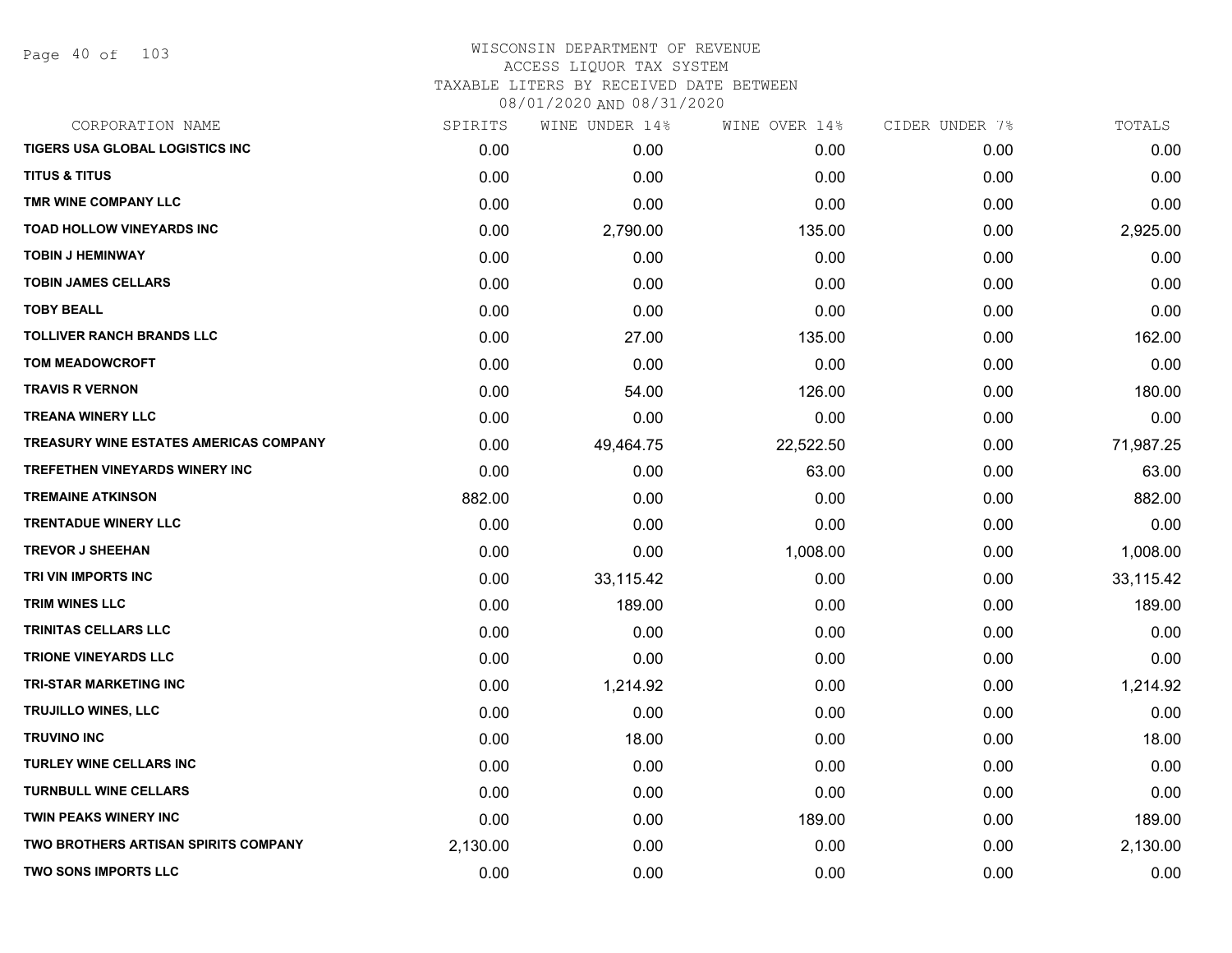# WISCONSIN DEPARTMENT OF REVENUE
## ACCESS LIQUOR TAX SYSTEM
### TAXABLE LITERS BY RECEIVED DATE BETWEEN 08/01/2020 AND 08/31/2020

| CORPORATION NAME | SPIRITS | WINE UNDER 14% | WINE OVER 14% | CIDER UNDER 7% | TOTALS |
|---|---|---|---|---|---|
| TIGERS USA GLOBAL LOGISTICS INC | 0.00 | 0.00 | 0.00 | 0.00 | 0.00 |
| TITUS & TITUS | 0.00 | 0.00 | 0.00 | 0.00 | 0.00 |
| TMR WINE COMPANY LLC | 0.00 | 0.00 | 0.00 | 0.00 | 0.00 |
| TOAD HOLLOW VINEYARDS INC | 0.00 | 2,790.00 | 135.00 | 0.00 | 2,925.00 |
| TOBIN J HEMINWAY | 0.00 | 0.00 | 0.00 | 0.00 | 0.00 |
| TOBIN JAMES CELLARS | 0.00 | 0.00 | 0.00 | 0.00 | 0.00 |
| TOBY BEALL | 0.00 | 0.00 | 0.00 | 0.00 | 0.00 |
| TOLLIVER RANCH BRANDS LLC | 0.00 | 27.00 | 135.00 | 0.00 | 162.00 |
| TOM MEADOWCROFT | 0.00 | 0.00 | 0.00 | 0.00 | 0.00 |
| TRAVIS R VERNON | 0.00 | 54.00 | 126.00 | 0.00 | 180.00 |
| TREANA WINERY LLC | 0.00 | 0.00 | 0.00 | 0.00 | 0.00 |
| TREASURY WINE ESTATES AMERICAS COMPANY | 0.00 | 49,464.75 | 22,522.50 | 0.00 | 71,987.25 |
| TREFETHEN VINEYARDS WINERY INC | 0.00 | 0.00 | 63.00 | 0.00 | 63.00 |
| TREMAINE ATKINSON | 882.00 | 0.00 | 0.00 | 0.00 | 882.00 |
| TRENTADUE WINERY LLC | 0.00 | 0.00 | 0.00 | 0.00 | 0.00 |
| TREVOR J SHEEHAN | 0.00 | 0.00 | 1,008.00 | 0.00 | 1,008.00 |
| TRI VIN IMPORTS INC | 0.00 | 33,115.42 | 0.00 | 0.00 | 33,115.42 |
| TRIM WINES LLC | 0.00 | 189.00 | 0.00 | 0.00 | 189.00 |
| TRINITAS CELLARS LLC | 0.00 | 0.00 | 0.00 | 0.00 | 0.00 |
| TRIONE VINEYARDS LLC | 0.00 | 0.00 | 0.00 | 0.00 | 0.00 |
| TRI-STAR MARKETING INC | 0.00 | 1,214.92 | 0.00 | 0.00 | 1,214.92 |
| TRUJILLO WINES, LLC | 0.00 | 0.00 | 0.00 | 0.00 | 0.00 |
| TRUVINO INC | 0.00 | 18.00 | 0.00 | 0.00 | 18.00 |
| TURLEY WINE CELLARS INC | 0.00 | 0.00 | 0.00 | 0.00 | 0.00 |
| TURNBULL WINE CELLARS | 0.00 | 0.00 | 0.00 | 0.00 | 0.00 |
| TWIN PEAKS WINERY INC | 0.00 | 0.00 | 189.00 | 0.00 | 189.00 |
| TWO BROTHERS ARTISAN SPIRITS COMPANY | 2,130.00 | 0.00 | 0.00 | 0.00 | 2,130.00 |
| TWO SONS IMPORTS LLC | 0.00 | 0.00 | 0.00 | 0.00 | 0.00 |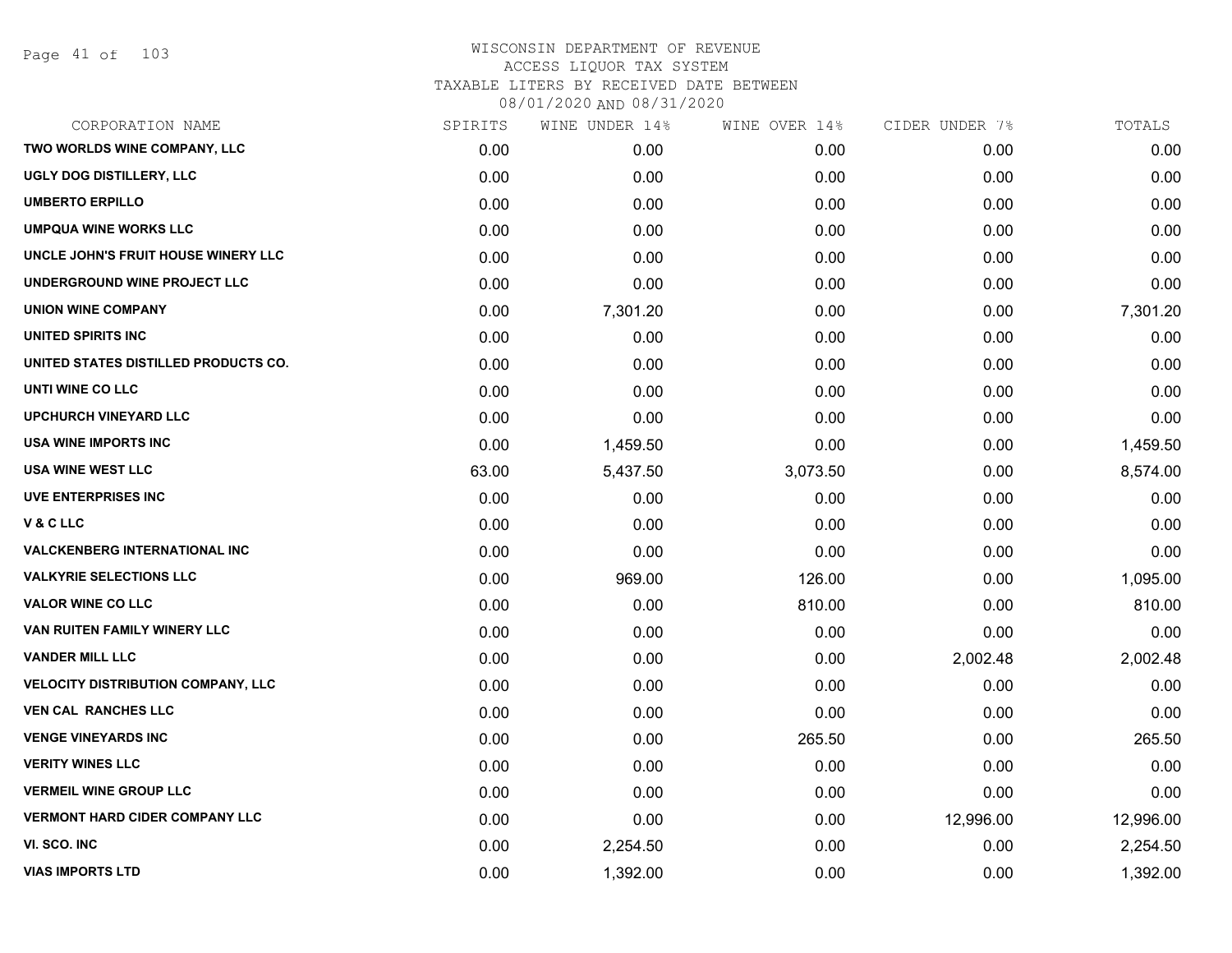WISCONSIN DEPARTMENT OF REVENUE
ACCESS LIQUOR TAX SYSTEM
TAXABLE LITERS BY RECEIVED DATE BETWEEN
08/01/2020 AND 08/31/2020

| CORPORATION NAME | SPIRITS | WINE UNDER 14% | WINE OVER 14% | CIDER UNDER 7% | TOTALS |
|---|---|---|---|---|---|
| TWO WORLDS WINE COMPANY, LLC | 0.00 | 0.00 | 0.00 | 0.00 | 0.00 |
| UGLY DOG DISTILLERY, LLC | 0.00 | 0.00 | 0.00 | 0.00 | 0.00 |
| UMBERTO ERPILLO | 0.00 | 0.00 | 0.00 | 0.00 | 0.00 |
| UMPQUA WINE WORKS LLC | 0.00 | 0.00 | 0.00 | 0.00 | 0.00 |
| UNCLE JOHN'S FRUIT HOUSE WINERY LLC | 0.00 | 0.00 | 0.00 | 0.00 | 0.00 |
| UNDERGROUND WINE PROJECT LLC | 0.00 | 0.00 | 0.00 | 0.00 | 0.00 |
| UNION WINE COMPANY | 0.00 | 7,301.20 | 0.00 | 0.00 | 7,301.20 |
| UNITED SPIRITS INC | 0.00 | 0.00 | 0.00 | 0.00 | 0.00 |
| UNITED STATES DISTILLED PRODUCTS CO. | 0.00 | 0.00 | 0.00 | 0.00 | 0.00 |
| UNTI WINE CO LLC | 0.00 | 0.00 | 0.00 | 0.00 | 0.00 |
| UPCHURCH VINEYARD LLC | 0.00 | 0.00 | 0.00 | 0.00 | 0.00 |
| USA WINE IMPORTS INC | 0.00 | 1,459.50 | 0.00 | 0.00 | 1,459.50 |
| USA WINE WEST LLC | 63.00 | 5,437.50 | 3,073.50 | 0.00 | 8,574.00 |
| UVE ENTERPRISES INC | 0.00 | 0.00 | 0.00 | 0.00 | 0.00 |
| V & C LLC | 0.00 | 0.00 | 0.00 | 0.00 | 0.00 |
| VALCKENBERG INTERNATIONAL INC | 0.00 | 0.00 | 0.00 | 0.00 | 0.00 |
| VALKYRIE SELECTIONS LLC | 0.00 | 969.00 | 126.00 | 0.00 | 1,095.00 |
| VALOR WINE CO LLC | 0.00 | 0.00 | 810.00 | 0.00 | 810.00 |
| VAN RUITEN FAMILY WINERY LLC | 0.00 | 0.00 | 0.00 | 0.00 | 0.00 |
| VANDER MILL LLC | 0.00 | 0.00 | 0.00 | 2,002.48 | 2,002.48 |
| VELOCITY DISTRIBUTION COMPANY, LLC | 0.00 | 0.00 | 0.00 | 0.00 | 0.00 |
| VEN CAL RANCHES LLC | 0.00 | 0.00 | 0.00 | 0.00 | 0.00 |
| VENGE VINEYARDS INC | 0.00 | 0.00 | 265.50 | 0.00 | 265.50 |
| VERITY WINES LLC | 0.00 | 0.00 | 0.00 | 0.00 | 0.00 |
| VERMEIL WINE GROUP LLC | 0.00 | 0.00 | 0.00 | 0.00 | 0.00 |
| VERMONT HARD CIDER COMPANY LLC | 0.00 | 0.00 | 0.00 | 12,996.00 | 12,996.00 |
| VI. SCO. INC | 0.00 | 2,254.50 | 0.00 | 0.00 | 2,254.50 |
| VIAS IMPORTS LTD | 0.00 | 1,392.00 | 0.00 | 0.00 | 1,392.00 |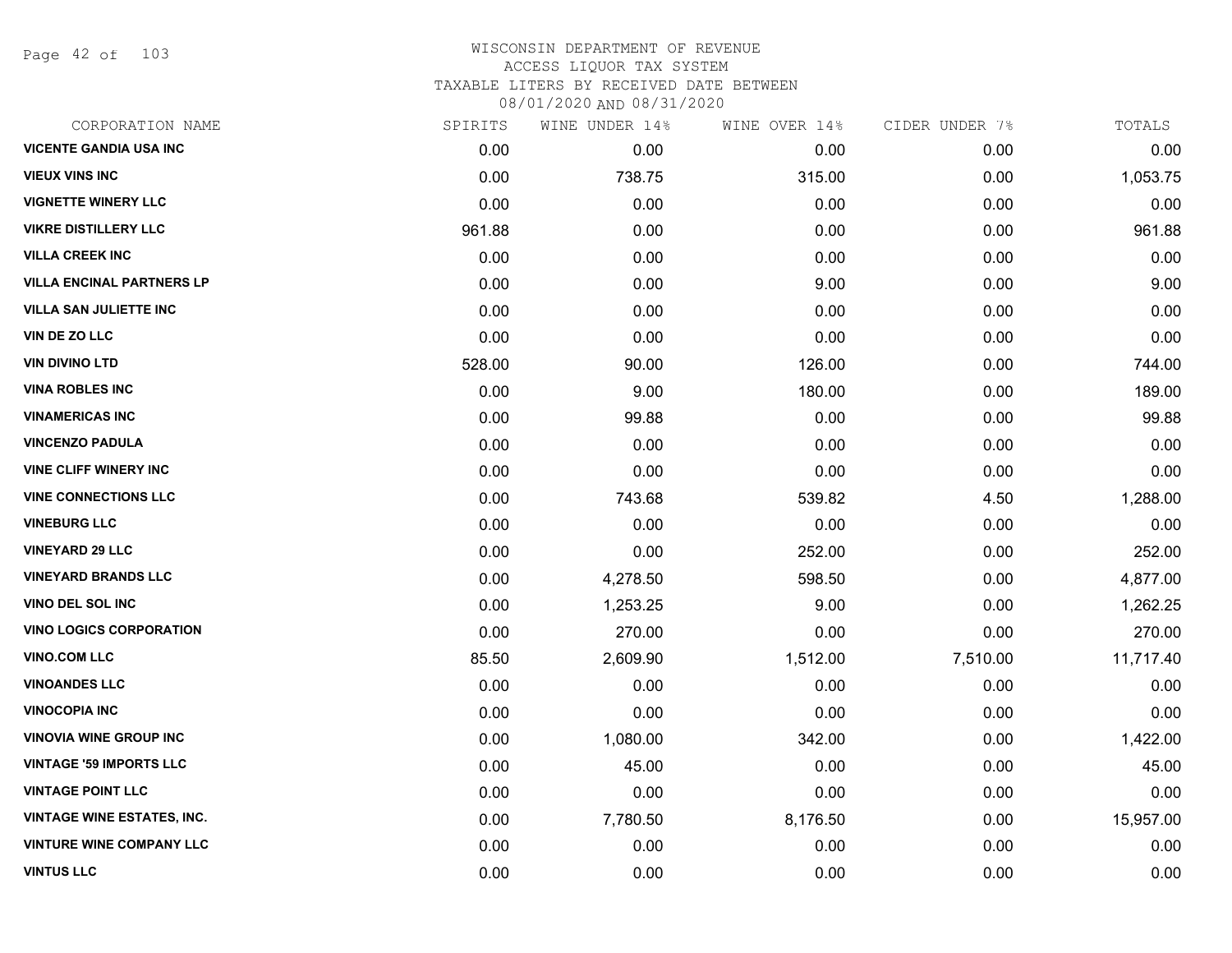# WISCONSIN DEPARTMENT OF REVENUE
## ACCESS LIQUOR TAX SYSTEM
## TAXABLE LITERS BY RECEIVED DATE BETWEEN 08/01/2020 AND 08/31/2020

| CORPORATION NAME | SPIRITS | WINE UNDER 14% | WINE OVER 14% | CIDER UNDER 7% | TOTALS |
|---|---|---|---|---|---|
| VICENTE GANDIA USA INC | 0.00 | 0.00 | 0.00 | 0.00 | 0.00 |
| VIEUX VINS INC | 0.00 | 738.75 | 315.00 | 0.00 | 1,053.75 |
| VIGNETTE WINERY LLC | 0.00 | 0.00 | 0.00 | 0.00 | 0.00 |
| VIKRE DISTILLERY LLC | 961.88 | 0.00 | 0.00 | 0.00 | 961.88 |
| VILLA CREEK INC | 0.00 | 0.00 | 0.00 | 0.00 | 0.00 |
| VILLA ENCINAL PARTNERS LP | 0.00 | 0.00 | 9.00 | 0.00 | 9.00 |
| VILLA SAN JULIETTE INC | 0.00 | 0.00 | 0.00 | 0.00 | 0.00 |
| VIN DE ZO LLC | 0.00 | 0.00 | 0.00 | 0.00 | 0.00 |
| VIN DIVINO LTD | 528.00 | 90.00 | 126.00 | 0.00 | 744.00 |
| VINA ROBLES INC | 0.00 | 9.00 | 180.00 | 0.00 | 189.00 |
| VINAMERICAS INC | 0.00 | 99.88 | 0.00 | 0.00 | 99.88 |
| VINCENZO PADULA | 0.00 | 0.00 | 0.00 | 0.00 | 0.00 |
| VINE CLIFF WINERY INC | 0.00 | 0.00 | 0.00 | 0.00 | 0.00 |
| VINE CONNECTIONS LLC | 0.00 | 743.68 | 539.82 | 4.50 | 1,288.00 |
| VINEBURG LLC | 0.00 | 0.00 | 0.00 | 0.00 | 0.00 |
| VINEYARD 29 LLC | 0.00 | 0.00 | 252.00 | 0.00 | 252.00 |
| VINEYARD BRANDS LLC | 0.00 | 4,278.50 | 598.50 | 0.00 | 4,877.00 |
| VINO DEL SOL INC | 0.00 | 1,253.25 | 9.00 | 0.00 | 1,262.25 |
| VINO LOGICS CORPORATION | 0.00 | 270.00 | 0.00 | 0.00 | 270.00 |
| VINO.COM LLC | 85.50 | 2,609.90 | 1,512.00 | 7,510.00 | 11,717.40 |
| VINOANDES LLC | 0.00 | 0.00 | 0.00 | 0.00 | 0.00 |
| VINOCOPIA INC | 0.00 | 0.00 | 0.00 | 0.00 | 0.00 |
| VINOVIA WINE GROUP INC | 0.00 | 1,080.00 | 342.00 | 0.00 | 1,422.00 |
| VINTAGE '59 IMPORTS LLC | 0.00 | 45.00 | 0.00 | 0.00 | 45.00 |
| VINTAGE POINT LLC | 0.00 | 0.00 | 0.00 | 0.00 | 0.00 |
| VINTAGE WINE ESTATES, INC. | 0.00 | 7,780.50 | 8,176.50 | 0.00 | 15,957.00 |
| VINTURE WINE COMPANY LLC | 0.00 | 0.00 | 0.00 | 0.00 | 0.00 |
| VINTUS LLC | 0.00 | 0.00 | 0.00 | 0.00 | 0.00 |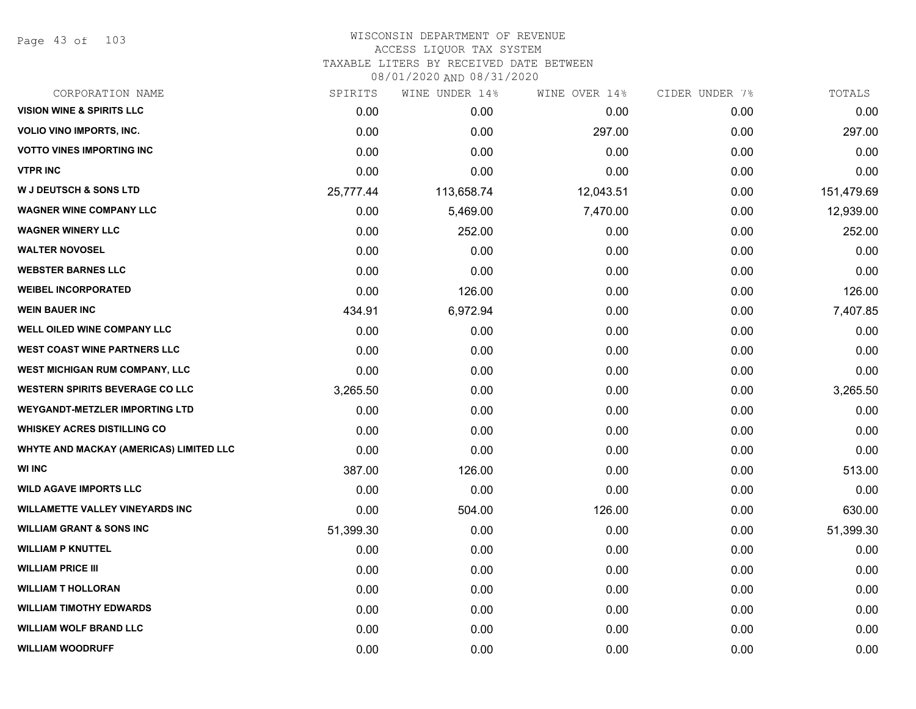# WISCONSIN DEPARTMENT OF REVENUE
## ACCESS LIQUOR TAX SYSTEM
### TAXABLE LITERS BY RECEIVED DATE BETWEEN 08/01/2020 AND 08/31/2020

| CORPORATION NAME | SPIRITS | WINE UNDER 14% | WINE OVER 14% | CIDER UNDER 7% | TOTALS |
|---|---|---|---|---|---|
| **VISION WINE & SPIRITS LLC** | 0.00 | 0.00 | 0.00 | 0.00 | 0.00 |
| **VOLIO VINO IMPORTS, INC.** | 0.00 | 0.00 | 297.00 | 0.00 | 297.00 |
| **VOTTO VINES IMPORTING INC** | 0.00 | 0.00 | 0.00 | 0.00 | 0.00 |
| **VTPR INC** | 0.00 | 0.00 | 0.00 | 0.00 | 0.00 |
| **W J DEUTSCH & SONS LTD** | 25,777.44 | 113,658.74 | 12,043.51 | 0.00 | 151,479.69 |
| **WAGNER WINE COMPANY LLC** | 0.00 | 5,469.00 | 7,470.00 | 0.00 | 12,939.00 |
| **WAGNER WINERY LLC** | 0.00 | 252.00 | 0.00 | 0.00 | 252.00 |
| **WALTER NOVOSEL** | 0.00 | 0.00 | 0.00 | 0.00 | 0.00 |
| **WEBSTER BARNES LLC** | 0.00 | 0.00 | 0.00 | 0.00 | 0.00 |
| **WEIBEL INCORPORATED** | 0.00 | 126.00 | 0.00 | 0.00 | 126.00 |
| **WEIN BAUER INC** | 434.91 | 6,972.94 | 0.00 | 0.00 | 7,407.85 |
| **WELL OILED WINE COMPANY LLC** | 0.00 | 0.00 | 0.00 | 0.00 | 0.00 |
| **WEST COAST WINE PARTNERS LLC** | 0.00 | 0.00 | 0.00 | 0.00 | 0.00 |
| **WEST MICHIGAN RUM COMPANY, LLC** | 0.00 | 0.00 | 0.00 | 0.00 | 0.00 |
| **WESTERN SPIRITS BEVERAGE CO LLC** | 3,265.50 | 0.00 | 0.00 | 0.00 | 3,265.50 |
| **WEYGANDT-METZLER IMPORTING LTD** | 0.00 | 0.00 | 0.00 | 0.00 | 0.00 |
| **WHISKEY ACRES DISTILLING CO** | 0.00 | 0.00 | 0.00 | 0.00 | 0.00 |
| **WHYTE AND MACKAY (AMERICAS) LIMITED LLC** | 0.00 | 0.00 | 0.00 | 0.00 | 0.00 |
| **WI INC** | 387.00 | 126.00 | 0.00 | 0.00 | 513.00 |
| **WILD AGAVE IMPORTS LLC** | 0.00 | 0.00 | 0.00 | 0.00 | 0.00 |
| **WILLAMETTE VALLEY VINEYARDS INC** | 0.00 | 504.00 | 126.00 | 0.00 | 630.00 |
| **WILLIAM GRANT & SONS INC** | 51,399.30 | 0.00 | 0.00 | 0.00 | 51,399.30 |
| **WILLIAM P KNUTTEL** | 0.00 | 0.00 | 0.00 | 0.00 | 0.00 |
| **WILLIAM PRICE III** | 0.00 | 0.00 | 0.00 | 0.00 | 0.00 |
| **WILLIAM T HOLLORAN** | 0.00 | 0.00 | 0.00 | 0.00 | 0.00 |
| **WILLIAM TIMOTHY EDWARDS** | 0.00 | 0.00 | 0.00 | 0.00 | 0.00 |
| **WILLIAM WOLF BRAND LLC** | 0.00 | 0.00 | 0.00 | 0.00 | 0.00 |
| **WILLIAM WOODRUFF** | 0.00 | 0.00 | 0.00 | 0.00 | 0.00 |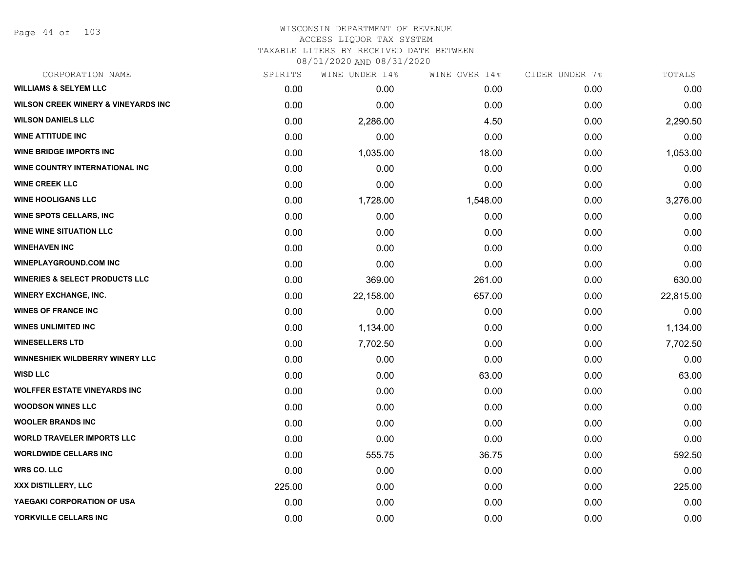WISCONSIN DEPARTMENT OF REVENUE
ACCESS LIQUOR TAX SYSTEM
TAXABLE LITERS BY RECEIVED DATE BETWEEN
08/01/2020 AND 08/31/2020

| CORPORATION NAME | SPIRITS | WINE UNDER 14% | WINE OVER 14% | CIDER UNDER 7% | TOTALS |
|---|---|---|---|---|---|
| WILLIAMS & SELYEM LLC | 0.00 | 0.00 | 0.00 | 0.00 | 0.00 |
| WILSON CREEK WINERY & VINEYARDS INC | 0.00 | 0.00 | 0.00 | 0.00 | 0.00 |
| WILSON DANIELS LLC | 0.00 | 2,286.00 | 4.50 | 0.00 | 2,290.50 |
| WINE ATTITUDE INC | 0.00 | 0.00 | 0.00 | 0.00 | 0.00 |
| WINE BRIDGE IMPORTS INC | 0.00 | 1,035.00 | 18.00 | 0.00 | 1,053.00 |
| WINE COUNTRY INTERNATIONAL INC | 0.00 | 0.00 | 0.00 | 0.00 | 0.00 |
| WINE CREEK LLC | 0.00 | 0.00 | 0.00 | 0.00 | 0.00 |
| WINE HOOLIGANS LLC | 0.00 | 1,728.00 | 1,548.00 | 0.00 | 3,276.00 |
| WINE SPOTS CELLARS, INC | 0.00 | 0.00 | 0.00 | 0.00 | 0.00 |
| WINE WINE SITUATION LLC | 0.00 | 0.00 | 0.00 | 0.00 | 0.00 |
| WINEHAVEN INC | 0.00 | 0.00 | 0.00 | 0.00 | 0.00 |
| WINEPLAYGROUND.COM INC | 0.00 | 0.00 | 0.00 | 0.00 | 0.00 |
| WINERIES & SELECT PRODUCTS LLC | 0.00 | 369.00 | 261.00 | 0.00 | 630.00 |
| WINERY EXCHANGE, INC. | 0.00 | 22,158.00 | 657.00 | 0.00 | 22,815.00 |
| WINES OF FRANCE INC | 0.00 | 0.00 | 0.00 | 0.00 | 0.00 |
| WINES UNLIMITED INC | 0.00 | 1,134.00 | 0.00 | 0.00 | 1,134.00 |
| WINESELLERS LTD | 0.00 | 7,702.50 | 0.00 | 0.00 | 7,702.50 |
| WINNESHIEK WILDBERRY WINERY LLC | 0.00 | 0.00 | 0.00 | 0.00 | 0.00 |
| WISD LLC | 0.00 | 0.00 | 63.00 | 0.00 | 63.00 |
| WOLFFER ESTATE VINEYARDS INC | 0.00 | 0.00 | 0.00 | 0.00 | 0.00 |
| WOODSON WINES LLC | 0.00 | 0.00 | 0.00 | 0.00 | 0.00 |
| WOOLER BRANDS INC | 0.00 | 0.00 | 0.00 | 0.00 | 0.00 |
| WORLD TRAVELER IMPORTS LLC | 0.00 | 0.00 | 0.00 | 0.00 | 0.00 |
| WORLDWIDE CELLARS INC | 0.00 | 555.75 | 36.75 | 0.00 | 592.50 |
| WRS CO. LLC | 0.00 | 0.00 | 0.00 | 0.00 | 0.00 |
| XXX DISTILLERY, LLC | 225.00 | 0.00 | 0.00 | 0.00 | 225.00 |
| YAEGAKI CORPORATION OF USA | 0.00 | 0.00 | 0.00 | 0.00 | 0.00 |
| YORKVILLE CELLARS INC | 0.00 | 0.00 | 0.00 | 0.00 | 0.00 |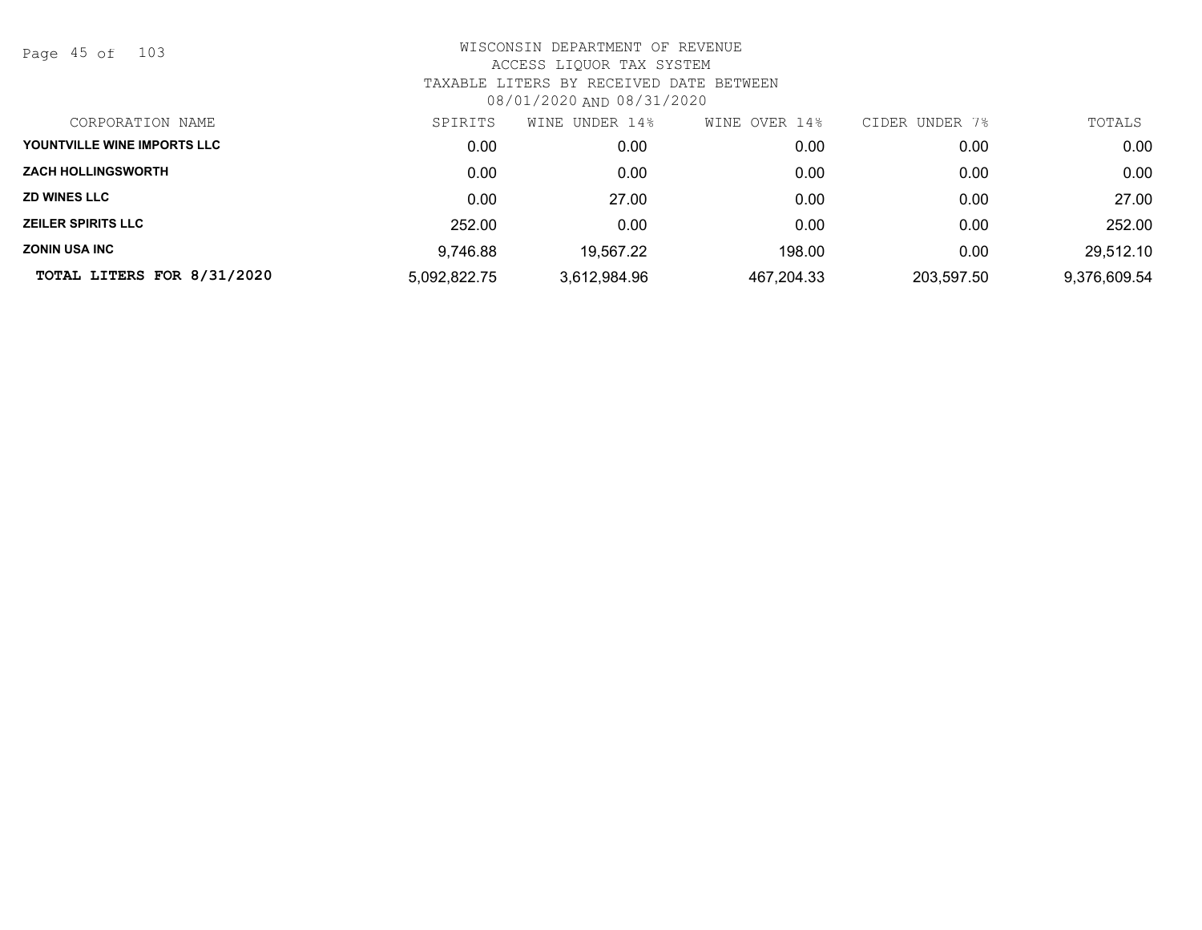WISCONSIN DEPARTMENT OF REVENUE
ACCESS LIQUOR TAX SYSTEM
TAXABLE LITERS BY RECEIVED DATE BETWEEN
08/01/2020 AND 08/31/2020

| CORPORATION NAME | SPIRITS | WINE UNDER 14% | WINE OVER 14% | CIDER UNDER 7% | TOTALS |
|---|---|---|---|---|---|
| **YOUNTVILLE WINE IMPORTS LLC** | 0.00 | 0.00 | 0.00 | 0.00 | 0.00 |
| **ZACH HOLLINGSWORTH** | 0.00 | 0.00 | 0.00 | 0.00 | 0.00 |
| **ZD WINES LLC** | 0.00 | 27.00 | 0.00 | 0.00 | 27.00 |
| **ZEILER SPIRITS LLC** | 252.00 | 0.00 | 0.00 | 0.00 | 252.00 |
| **ZONIN USA INC** | 9,746.88 | 19,567.22 | 198.00 | 0.00 | 29,512.10 |
| **TOTAL LITERS FOR 8/31/2020** | 5,092,822.75 | 3,612,984.96 | 467,204.33 | 203,597.50 | 9,376,609.54 |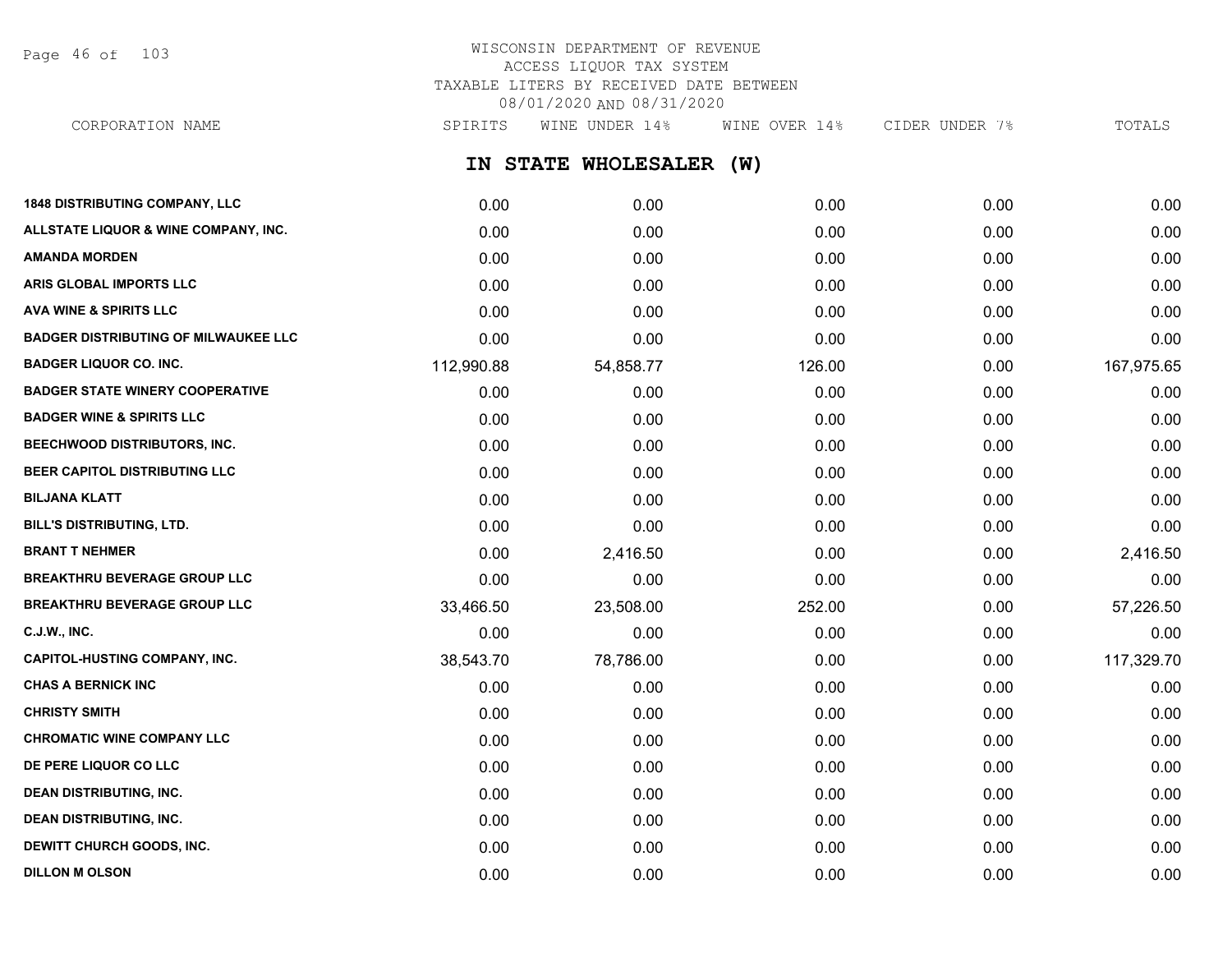WISCONSIN DEPARTMENT OF REVENUE
ACCESS LIQUOR TAX SYSTEM
TAXABLE LITERS BY RECEIVED DATE BETWEEN
08/01/2020 AND 08/31/2020

## IN STATE WHOLESALER (W)

| CORPORATION NAME | SPIRITS | WINE UNDER 14% | WINE OVER 14% | CIDER UNDER 7% | TOTALS |
|---|---|---|---|---|---|
| 1848 DISTRIBUTING COMPANY, LLC | 0.00 | 0.00 | 0.00 | 0.00 | 0.00 |
| ALLSTATE LIQUOR & WINE COMPANY, INC. | 0.00 | 0.00 | 0.00 | 0.00 | 0.00 |
| AMANDA MORDEN | 0.00 | 0.00 | 0.00 | 0.00 | 0.00 |
| ARIS GLOBAL IMPORTS LLC | 0.00 | 0.00 | 0.00 | 0.00 | 0.00 |
| AVA WINE & SPIRITS LLC | 0.00 | 0.00 | 0.00 | 0.00 | 0.00 |
| BADGER DISTRIBUTING OF MILWAUKEE LLC | 0.00 | 0.00 | 0.00 | 0.00 | 0.00 |
| BADGER LIQUOR CO. INC. | 112,990.88 | 54,858.77 | 126.00 | 0.00 | 167,975.65 |
| BADGER STATE WINERY COOPERATIVE | 0.00 | 0.00 | 0.00 | 0.00 | 0.00 |
| BADGER WINE & SPIRITS LLC | 0.00 | 0.00 | 0.00 | 0.00 | 0.00 |
| BEECHWOOD DISTRIBUTORS, INC. | 0.00 | 0.00 | 0.00 | 0.00 | 0.00 |
| BEER CAPITOL DISTRIBUTING LLC | 0.00 | 0.00 | 0.00 | 0.00 | 0.00 |
| BILJANA KLATT | 0.00 | 0.00 | 0.00 | 0.00 | 0.00 |
| BILL'S DISTRIBUTING, LTD. | 0.00 | 0.00 | 0.00 | 0.00 | 0.00 |
| BRANT T NEHMER | 0.00 | 2,416.50 | 0.00 | 0.00 | 2,416.50 |
| BREAKTHRU BEVERAGE GROUP LLC | 0.00 | 0.00 | 0.00 | 0.00 | 0.00 |
| BREAKTHRU BEVERAGE GROUP LLC | 33,466.50 | 23,508.00 | 252.00 | 0.00 | 57,226.50 |
| C.J.W., INC. | 0.00 | 0.00 | 0.00 | 0.00 | 0.00 |
| CAPITOL-HUSTING COMPANY, INC. | 38,543.70 | 78,786.00 | 0.00 | 0.00 | 117,329.70 |
| CHAS A BERNICK INC | 0.00 | 0.00 | 0.00 | 0.00 | 0.00 |
| CHRISTY SMITH | 0.00 | 0.00 | 0.00 | 0.00 | 0.00 |
| CHROMATIC WINE COMPANY LLC | 0.00 | 0.00 | 0.00 | 0.00 | 0.00 |
| DE PERE LIQUOR CO LLC | 0.00 | 0.00 | 0.00 | 0.00 | 0.00 |
| DEAN DISTRIBUTING, INC. | 0.00 | 0.00 | 0.00 | 0.00 | 0.00 |
| DEAN DISTRIBUTING, INC. | 0.00 | 0.00 | 0.00 | 0.00 | 0.00 |
| DEWITT CHURCH GOODS, INC. | 0.00 | 0.00 | 0.00 | 0.00 | 0.00 |
| DILLON M OLSON | 0.00 | 0.00 | 0.00 | 0.00 | 0.00 |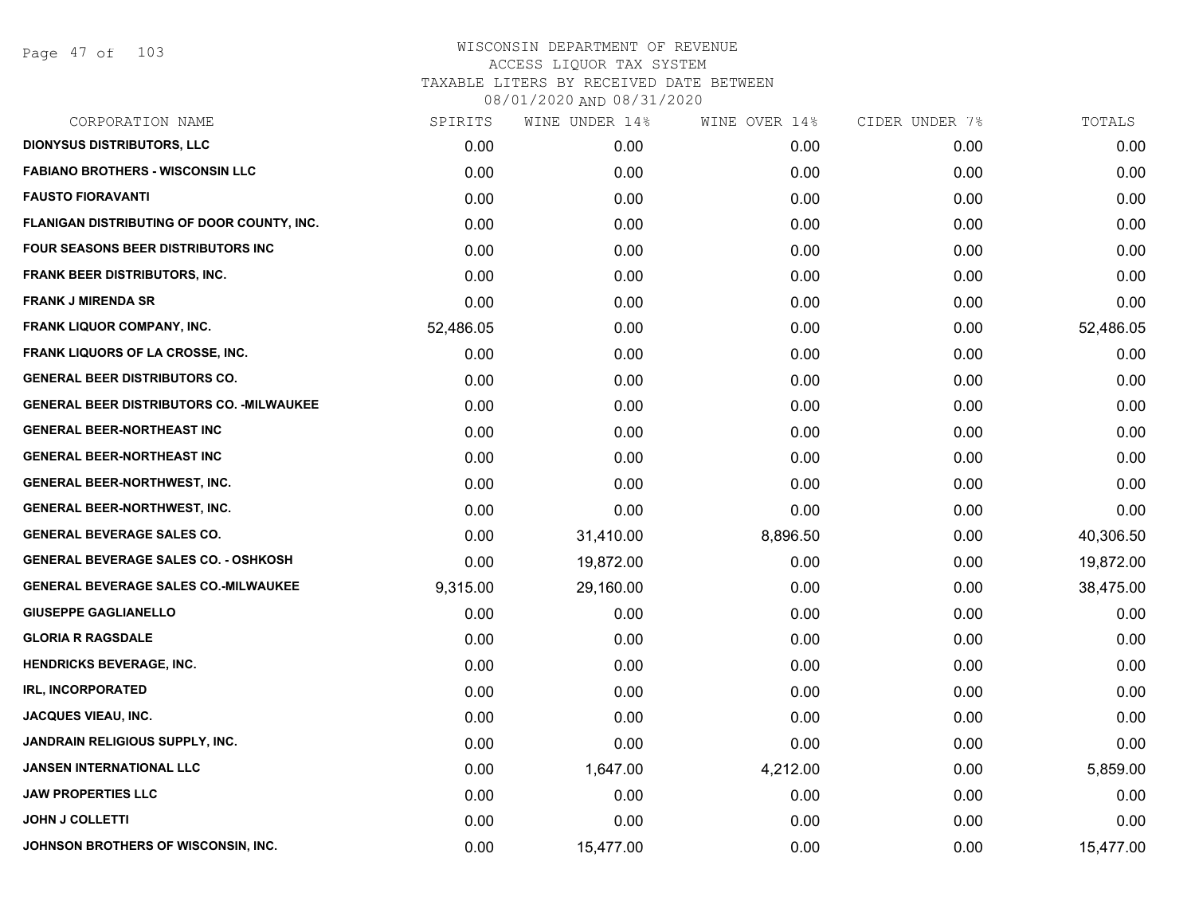# WISCONSIN DEPARTMENT OF REVENUE
## ACCESS LIQUOR TAX SYSTEM
### TAXABLE LITERS BY RECEIVED DATE BETWEEN 08/01/2020 AND 08/31/2020

| CORPORATION NAME | SPIRITS | WINE UNDER 14% | WINE OVER 14% | CIDER UNDER 7% | TOTALS |
|---|---|---|---|---|---|
| DIONYSUS DISTRIBUTORS, LLC | 0.00 | 0.00 | 0.00 | 0.00 | 0.00 |
| FABIANO BROTHERS - WISCONSIN LLC | 0.00 | 0.00 | 0.00 | 0.00 | 0.00 |
| FAUSTO FIORAVANTI | 0.00 | 0.00 | 0.00 | 0.00 | 0.00 |
| FLANIGAN DISTRIBUTING OF DOOR COUNTY, INC. | 0.00 | 0.00 | 0.00 | 0.00 | 0.00 |
| FOUR SEASONS BEER DISTRIBUTORS INC | 0.00 | 0.00 | 0.00 | 0.00 | 0.00 |
| FRANK BEER DISTRIBUTORS, INC. | 0.00 | 0.00 | 0.00 | 0.00 | 0.00 |
| FRANK J MIRENDA SR | 0.00 | 0.00 | 0.00 | 0.00 | 0.00 |
| FRANK LIQUOR COMPANY, INC. | 52,486.05 | 0.00 | 0.00 | 0.00 | 52,486.05 |
| FRANK LIQUORS OF LA CROSSE, INC. | 0.00 | 0.00 | 0.00 | 0.00 | 0.00 |
| GENERAL BEER DISTRIBUTORS CO. | 0.00 | 0.00 | 0.00 | 0.00 | 0.00 |
| GENERAL BEER DISTRIBUTORS CO. -MILWAUKEE | 0.00 | 0.00 | 0.00 | 0.00 | 0.00 |
| GENERAL BEER-NORTHEAST INC | 0.00 | 0.00 | 0.00 | 0.00 | 0.00 |
| GENERAL BEER-NORTHEAST INC | 0.00 | 0.00 | 0.00 | 0.00 | 0.00 |
| GENERAL BEER-NORTHWEST, INC. | 0.00 | 0.00 | 0.00 | 0.00 | 0.00 |
| GENERAL BEER-NORTHWEST, INC. | 0.00 | 0.00 | 0.00 | 0.00 | 0.00 |
| GENERAL BEVERAGE SALES CO. | 0.00 | 31,410.00 | 8,896.50 | 0.00 | 40,306.50 |
| GENERAL BEVERAGE SALES CO. - OSHKOSH | 0.00 | 19,872.00 | 0.00 | 0.00 | 19,872.00 |
| GENERAL BEVERAGE SALES CO.-MILWAUKEE | 9,315.00 | 29,160.00 | 0.00 | 0.00 | 38,475.00 |
| GIUSEPPE GAGLIANELLO | 0.00 | 0.00 | 0.00 | 0.00 | 0.00 |
| GLORIA R RAGSDALE | 0.00 | 0.00 | 0.00 | 0.00 | 0.00 |
| HENDRICKS BEVERAGE, INC. | 0.00 | 0.00 | 0.00 | 0.00 | 0.00 |
| IRL, INCORPORATED | 0.00 | 0.00 | 0.00 | 0.00 | 0.00 |
| JACQUES VIEAU, INC. | 0.00 | 0.00 | 0.00 | 0.00 | 0.00 |
| JANDRAIN RELIGIOUS SUPPLY, INC. | 0.00 | 0.00 | 0.00 | 0.00 | 0.00 |
| JANSEN INTERNATIONAL LLC | 0.00 | 1,647.00 | 4,212.00 | 0.00 | 5,859.00 |
| JAW PROPERTIES LLC | 0.00 | 0.00 | 0.00 | 0.00 | 0.00 |
| JOHN J COLLETTI | 0.00 | 0.00 | 0.00 | 0.00 | 0.00 |
| JOHNSON BROTHERS OF WISCONSIN, INC. | 0.00 | 15,477.00 | 0.00 | 0.00 | 15,477.00 |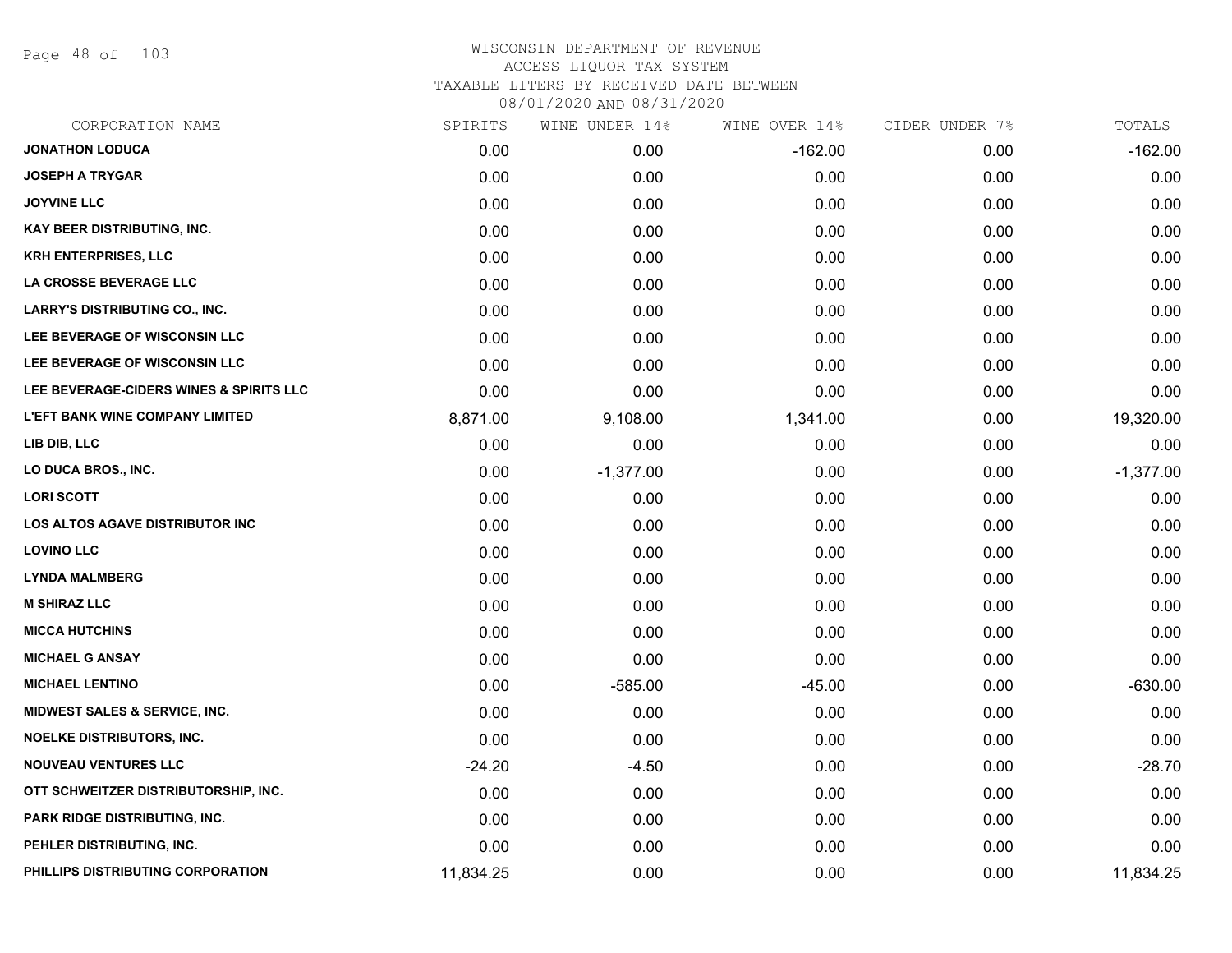# WISCONSIN DEPARTMENT OF REVENUE
## ACCESS LIQUOR TAX SYSTEM
### TAXABLE LITERS BY RECEIVED DATE BETWEEN 08/01/2020 AND 08/31/2020

| CORPORATION NAME | SPIRITS | WINE UNDER 14% | WINE OVER 14% | CIDER UNDER 7% | TOTALS |
|---|---|---|---|---|---|
| JONATHON LODUCA | 0.00 | 0.00 | -162.00 | 0.00 | -162.00 |
| JOSEPH A TRYGAR | 0.00 | 0.00 | 0.00 | 0.00 | 0.00 |
| JOYVINE LLC | 0.00 | 0.00 | 0.00 | 0.00 | 0.00 |
| KAY BEER DISTRIBUTING, INC. | 0.00 | 0.00 | 0.00 | 0.00 | 0.00 |
| KRH ENTERPRISES, LLC | 0.00 | 0.00 | 0.00 | 0.00 | 0.00 |
| LA CROSSE BEVERAGE LLC | 0.00 | 0.00 | 0.00 | 0.00 | 0.00 |
| LARRY'S DISTRIBUTING CO., INC. | 0.00 | 0.00 | 0.00 | 0.00 | 0.00 |
| LEE BEVERAGE OF WISCONSIN LLC | 0.00 | 0.00 | 0.00 | 0.00 | 0.00 |
| LEE BEVERAGE OF WISCONSIN LLC | 0.00 | 0.00 | 0.00 | 0.00 | 0.00 |
| LEE BEVERAGE-CIDERS WINES & SPIRITS LLC | 0.00 | 0.00 | 0.00 | 0.00 | 0.00 |
| L'EFT BANK WINE COMPANY LIMITED | 8,871.00 | 9,108.00 | 1,341.00 | 0.00 | 19,320.00 |
| LIB DIB, LLC | 0.00 | 0.00 | 0.00 | 0.00 | 0.00 |
| LO DUCA BROS., INC. | 0.00 | -1,377.00 | 0.00 | 0.00 | -1,377.00 |
| LORI SCOTT | 0.00 | 0.00 | 0.00 | 0.00 | 0.00 |
| LOS ALTOS AGAVE DISTRIBUTOR INC | 0.00 | 0.00 | 0.00 | 0.00 | 0.00 |
| LOVINO LLC | 0.00 | 0.00 | 0.00 | 0.00 | 0.00 |
| LYNDA MALMBERG | 0.00 | 0.00 | 0.00 | 0.00 | 0.00 |
| M SHIRAZ LLC | 0.00 | 0.00 | 0.00 | 0.00 | 0.00 |
| MICCA HUTCHINS | 0.00 | 0.00 | 0.00 | 0.00 | 0.00 |
| MICHAEL G ANSAY | 0.00 | 0.00 | 0.00 | 0.00 | 0.00 |
| MICHAEL LENTINO | 0.00 | -585.00 | -45.00 | 0.00 | -630.00 |
| MIDWEST SALES & SERVICE, INC. | 0.00 | 0.00 | 0.00 | 0.00 | 0.00 |
| NOELKE DISTRIBUTORS, INC. | 0.00 | 0.00 | 0.00 | 0.00 | 0.00 |
| NOUVEAU VENTURES LLC | -24.20 | -4.50 | 0.00 | 0.00 | -28.70 |
| OTT SCHWEITZER DISTRIBUTORSHIP, INC. | 0.00 | 0.00 | 0.00 | 0.00 | 0.00 |
| PARK RIDGE DISTRIBUTING, INC. | 0.00 | 0.00 | 0.00 | 0.00 | 0.00 |
| PEHLER DISTRIBUTING, INC. | 0.00 | 0.00 | 0.00 | 0.00 | 0.00 |
| PHILLIPS DISTRIBUTING CORPORATION | 11,834.25 | 0.00 | 0.00 | 0.00 | 11,834.25 |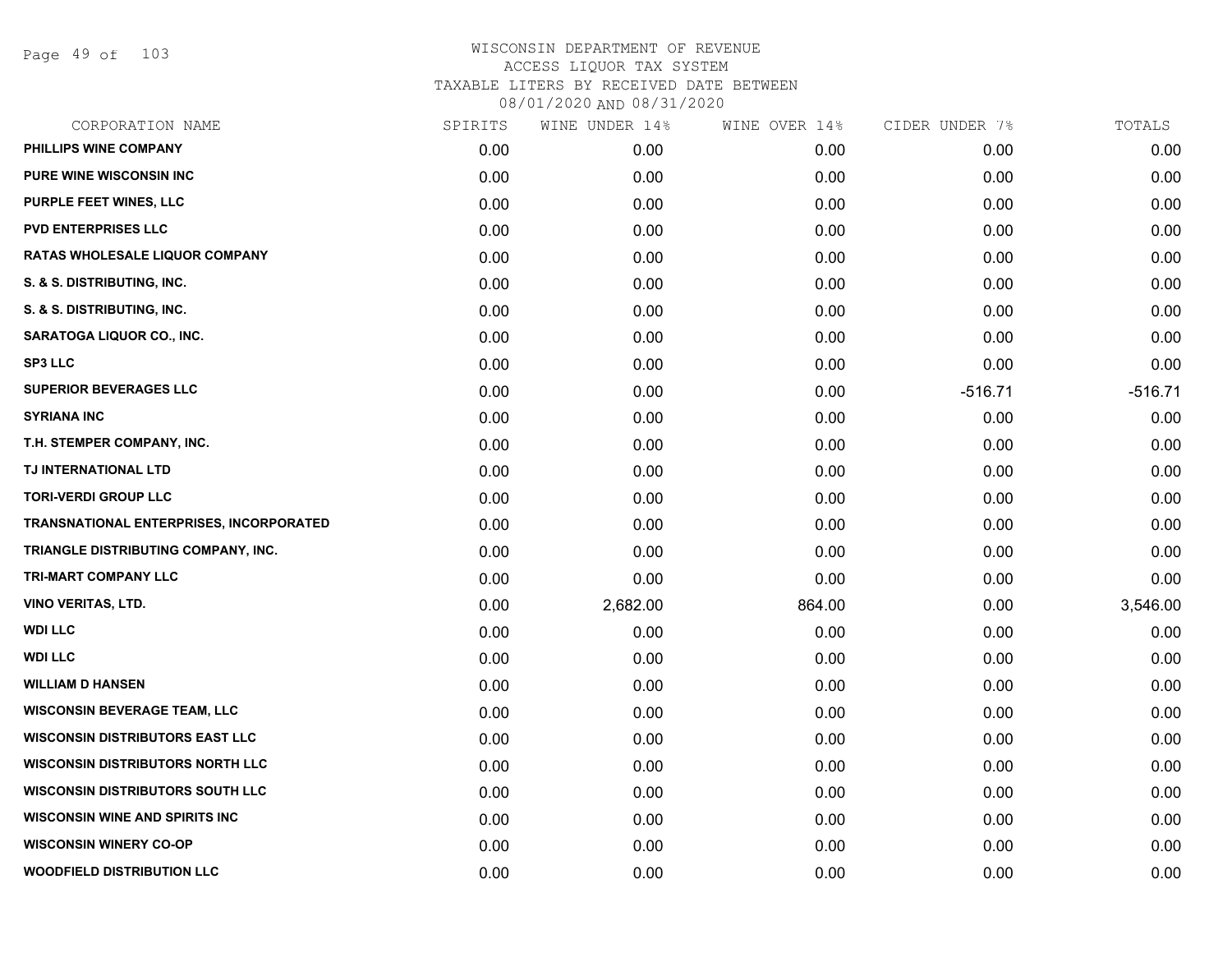# WISCONSIN DEPARTMENT OF REVENUE
## ACCESS LIQUOR TAX SYSTEM
### TAXABLE LITERS BY RECEIVED DATE BETWEEN 08/01/2020 AND 08/31/2020

| CORPORATION NAME | SPIRITS | WINE UNDER 14% | WINE OVER 14% | CIDER UNDER 7% | TOTALS |
|---|---|---|---|---|---|
| PHILLIPS WINE COMPANY | 0.00 | 0.00 | 0.00 | 0.00 | 0.00 |
| PURE WINE WISCONSIN INC | 0.00 | 0.00 | 0.00 | 0.00 | 0.00 |
| PURPLE FEET WINES, LLC | 0.00 | 0.00 | 0.00 | 0.00 | 0.00 |
| PVD ENTERPRISES LLC | 0.00 | 0.00 | 0.00 | 0.00 | 0.00 |
| RATAS WHOLESALE LIQUOR COMPANY | 0.00 | 0.00 | 0.00 | 0.00 | 0.00 |
| S. & S. DISTRIBUTING, INC. | 0.00 | 0.00 | 0.00 | 0.00 | 0.00 |
| S. & S. DISTRIBUTING, INC. | 0.00 | 0.00 | 0.00 | 0.00 | 0.00 |
| SARATOGA LIQUOR CO., INC. | 0.00 | 0.00 | 0.00 | 0.00 | 0.00 |
| SP3 LLC | 0.00 | 0.00 | 0.00 | 0.00 | 0.00 |
| SUPERIOR BEVERAGES LLC | 0.00 | 0.00 | 0.00 | -516.71 | -516.71 |
| SYRIANA INC | 0.00 | 0.00 | 0.00 | 0.00 | 0.00 |
| T.H. STEMPER COMPANY, INC. | 0.00 | 0.00 | 0.00 | 0.00 | 0.00 |
| TJ INTERNATIONAL LTD | 0.00 | 0.00 | 0.00 | 0.00 | 0.00 |
| TORI-VERDI GROUP LLC | 0.00 | 0.00 | 0.00 | 0.00 | 0.00 |
| TRANSNATIONAL ENTERPRISES, INCORPORATED | 0.00 | 0.00 | 0.00 | 0.00 | 0.00 |
| TRIANGLE DISTRIBUTING COMPANY, INC. | 0.00 | 0.00 | 0.00 | 0.00 | 0.00 |
| TRI-MART COMPANY LLC | 0.00 | 0.00 | 0.00 | 0.00 | 0.00 |
| VINO VERITAS, LTD. | 0.00 | 2,682.00 | 864.00 | 0.00 | 3,546.00 |
| WDI LLC | 0.00 | 0.00 | 0.00 | 0.00 | 0.00 |
| WDI LLC | 0.00 | 0.00 | 0.00 | 0.00 | 0.00 |
| WILLIAM D HANSEN | 0.00 | 0.00 | 0.00 | 0.00 | 0.00 |
| WISCONSIN BEVERAGE TEAM, LLC | 0.00 | 0.00 | 0.00 | 0.00 | 0.00 |
| WISCONSIN DISTRIBUTORS EAST LLC | 0.00 | 0.00 | 0.00 | 0.00 | 0.00 |
| WISCONSIN DISTRIBUTORS NORTH LLC | 0.00 | 0.00 | 0.00 | 0.00 | 0.00 |
| WISCONSIN DISTRIBUTORS SOUTH LLC | 0.00 | 0.00 | 0.00 | 0.00 | 0.00 |
| WISCONSIN WINE AND SPIRITS INC | 0.00 | 0.00 | 0.00 | 0.00 | 0.00 |
| WISCONSIN WINERY CO-OP | 0.00 | 0.00 | 0.00 | 0.00 | 0.00 |
| WOODFIELD DISTRIBUTION LLC | 0.00 | 0.00 | 0.00 | 0.00 | 0.00 |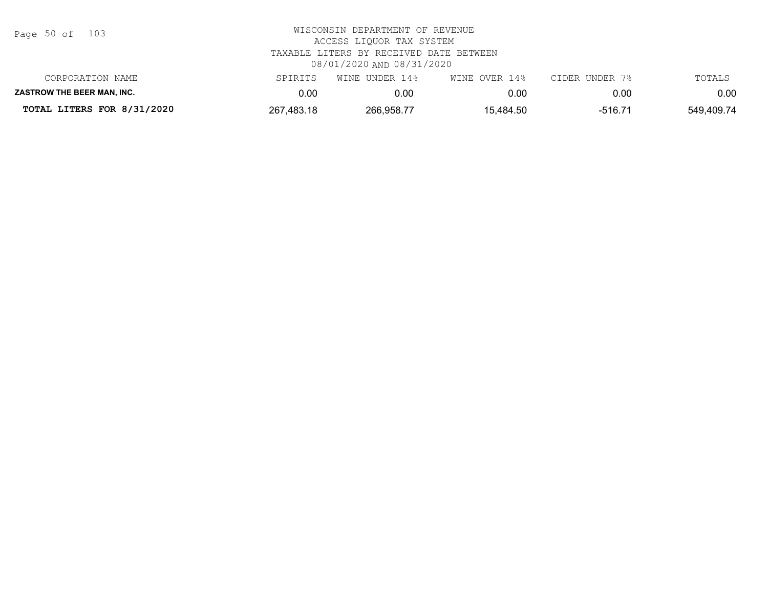WISCONSIN DEPARTMENT OF REVENUE
ACCESS LIQUOR TAX SYSTEM
TAXABLE LITERS BY RECEIVED DATE BETWEEN
08/01/2020 AND 08/31/2020

| CORPORATION NAME | SPIRITS | WINE UNDER 14% | WINE OVER 14% | CIDER UNDER 7% | TOTALS |
|---|---|---|---|---|---|
| **ZASTROW THE BEER MAN, INC.** | 0.00 | 0.00 | 0.00 | 0.00 | 0.00 |
| **TOTAL LITERS FOR 8/31/2020** | 267,483.18 | 266,958.77 | 15,484.50 | -516.71 | 549,409.74 |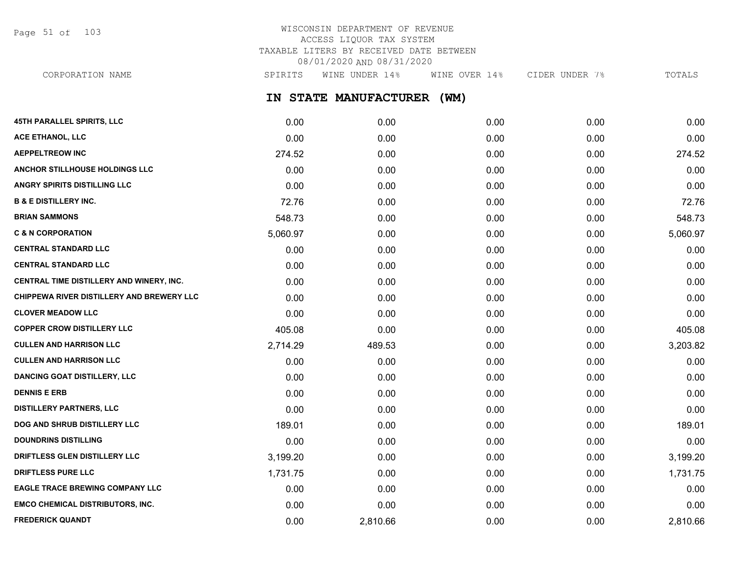# WISCONSIN DEPARTMENT OF REVENUE
ACCESS LIQUOR TAX SYSTEM
TAXABLE LITERS BY RECEIVED DATE BETWEEN
08/01/2020 AND 08/31/2020

## IN STATE MANUFACTURER (WM)

| CORPORATION NAME | SPIRITS | WINE UNDER 14% | WINE OVER 14% | CIDER UNDER 7% | TOTALS |
|---|---|---|---|---|---|
| 45TH PARALLEL SPIRITS, LLC | 0.00 | 0.00 | 0.00 | 0.00 | 0.00 |
| ACE ETHANOL, LLC | 0.00 | 0.00 | 0.00 | 0.00 | 0.00 |
| AEPPELTREOW INC | 274.52 | 0.00 | 0.00 | 0.00 | 274.52 |
| ANCHOR STILLHOUSE HOLDINGS LLC | 0.00 | 0.00 | 0.00 | 0.00 | 0.00 |
| ANGRY SPIRITS DISTILLING LLC | 0.00 | 0.00 | 0.00 | 0.00 | 0.00 |
| B & E DISTILLERY INC. | 72.76 | 0.00 | 0.00 | 0.00 | 72.76 |
| BRIAN SAMMONS | 548.73 | 0.00 | 0.00 | 0.00 | 548.73 |
| C & N CORPORATION | 5,060.97 | 0.00 | 0.00 | 0.00 | 5,060.97 |
| CENTRAL STANDARD LLC | 0.00 | 0.00 | 0.00 | 0.00 | 0.00 |
| CENTRAL STANDARD LLC | 0.00 | 0.00 | 0.00 | 0.00 | 0.00 |
| CENTRAL TIME DISTILLERY AND WINERY, INC. | 0.00 | 0.00 | 0.00 | 0.00 | 0.00 |
| CHIPPEWA RIVER DISTILLERY AND BREWERY LLC | 0.00 | 0.00 | 0.00 | 0.00 | 0.00 |
| CLOVER MEADOW LLC | 0.00 | 0.00 | 0.00 | 0.00 | 0.00 |
| COPPER CROW DISTILLERY LLC | 405.08 | 0.00 | 0.00 | 0.00 | 405.08 |
| CULLEN AND HARRISON LLC | 2,714.29 | 489.53 | 0.00 | 0.00 | 3,203.82 |
| CULLEN AND HARRISON LLC | 0.00 | 0.00 | 0.00 | 0.00 | 0.00 |
| DANCING GOAT DISTILLERY, LLC | 0.00 | 0.00 | 0.00 | 0.00 | 0.00 |
| DENNIS E ERB | 0.00 | 0.00 | 0.00 | 0.00 | 0.00 |
| DISTILLERY PARTNERS, LLC | 0.00 | 0.00 | 0.00 | 0.00 | 0.00 |
| DOG AND SHRUB DISTILLERY LLC | 189.01 | 0.00 | 0.00 | 0.00 | 189.01 |
| DOUNDRINS DISTILLING | 0.00 | 0.00 | 0.00 | 0.00 | 0.00 |
| DRIFTLESS GLEN DISTILLERY LLC | 3,199.20 | 0.00 | 0.00 | 0.00 | 3,199.20 |
| DRIFTLESS PURE LLC | 1,731.75 | 0.00 | 0.00 | 0.00 | 1,731.75 |
| EAGLE TRACE BREWING COMPANY LLC | 0.00 | 0.00 | 0.00 | 0.00 | 0.00 |
| EMCO CHEMICAL DISTRIBUTORS, INC. | 0.00 | 0.00 | 0.00 | 0.00 | 0.00 |
| FREDERICK QUANDT | 0.00 | 2,810.66 | 0.00 | 0.00 | 2,810.66 |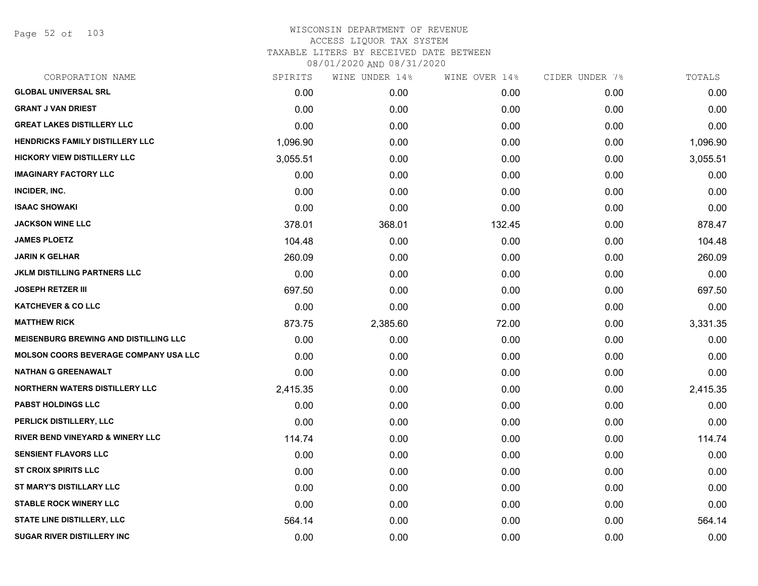# WISCONSIN DEPARTMENT OF REVENUE
## ACCESS LIQUOR TAX SYSTEM
### TAXABLE LITERS BY RECEIVED DATE BETWEEN 08/01/2020 AND 08/31/2020

| CORPORATION NAME | SPIRITS | WINE UNDER 14% | WINE OVER 14% | CIDER UNDER 7% | TOTALS |
|---|---|---|---|---|---|
| GLOBAL UNIVERSAL SRL | 0.00 | 0.00 | 0.00 | 0.00 | 0.00 |
| GRANT J VAN DRIEST | 0.00 | 0.00 | 0.00 | 0.00 | 0.00 |
| GREAT LAKES DISTILLERY LLC | 0.00 | 0.00 | 0.00 | 0.00 | 0.00 |
| HENDRICKS FAMILY DISTILLERY LLC | 1,096.90 | 0.00 | 0.00 | 0.00 | 1,096.90 |
| HICKORY VIEW DISTILLERY LLC | 3,055.51 | 0.00 | 0.00 | 0.00 | 3,055.51 |
| IMAGINARY FACTORY LLC | 0.00 | 0.00 | 0.00 | 0.00 | 0.00 |
| INCIDER, INC. | 0.00 | 0.00 | 0.00 | 0.00 | 0.00 |
| ISAAC SHOWAKI | 0.00 | 0.00 | 0.00 | 0.00 | 0.00 |
| JACKSON WINE LLC | 378.01 | 368.01 | 132.45 | 0.00 | 878.47 |
| JAMES PLOETZ | 104.48 | 0.00 | 0.00 | 0.00 | 104.48 |
| JARIN K GELHAR | 260.09 | 0.00 | 0.00 | 0.00 | 260.09 |
| JKLM DISTILLING PARTNERS LLC | 0.00 | 0.00 | 0.00 | 0.00 | 0.00 |
| JOSEPH RETZER III | 697.50 | 0.00 | 0.00 | 0.00 | 697.50 |
| KATCHEVER & CO LLC | 0.00 | 0.00 | 0.00 | 0.00 | 0.00 |
| MATTHEW RICK | 873.75 | 2,385.60 | 72.00 | 0.00 | 3,331.35 |
| MEISENBURG BREWING AND DISTILLING LLC | 0.00 | 0.00 | 0.00 | 0.00 | 0.00 |
| MOLSON COORS BEVERAGE COMPANY USA LLC | 0.00 | 0.00 | 0.00 | 0.00 | 0.00 |
| NATHAN G GREENAWALT | 0.00 | 0.00 | 0.00 | 0.00 | 0.00 |
| NORTHERN WATERS DISTILLERY LLC | 2,415.35 | 0.00 | 0.00 | 0.00 | 2,415.35 |
| PABST HOLDINGS LLC | 0.00 | 0.00 | 0.00 | 0.00 | 0.00 |
| PERLICK DISTILLERY, LLC | 0.00 | 0.00 | 0.00 | 0.00 | 0.00 |
| RIVER BEND VINEYARD & WINERY LLC | 114.74 | 0.00 | 0.00 | 0.00 | 114.74 |
| SENSIENT FLAVORS LLC | 0.00 | 0.00 | 0.00 | 0.00 | 0.00 |
| ST CROIX SPIRITS LLC | 0.00 | 0.00 | 0.00 | 0.00 | 0.00 |
| ST MARY'S DISTILLARY LLC | 0.00 | 0.00 | 0.00 | 0.00 | 0.00 |
| STABLE ROCK WINERY LLC | 0.00 | 0.00 | 0.00 | 0.00 | 0.00 |
| STATE LINE DISTILLERY, LLC | 564.14 | 0.00 | 0.00 | 0.00 | 564.14 |
| SUGAR RIVER DISTILLERY INC | 0.00 | 0.00 | 0.00 | 0.00 | 0.00 |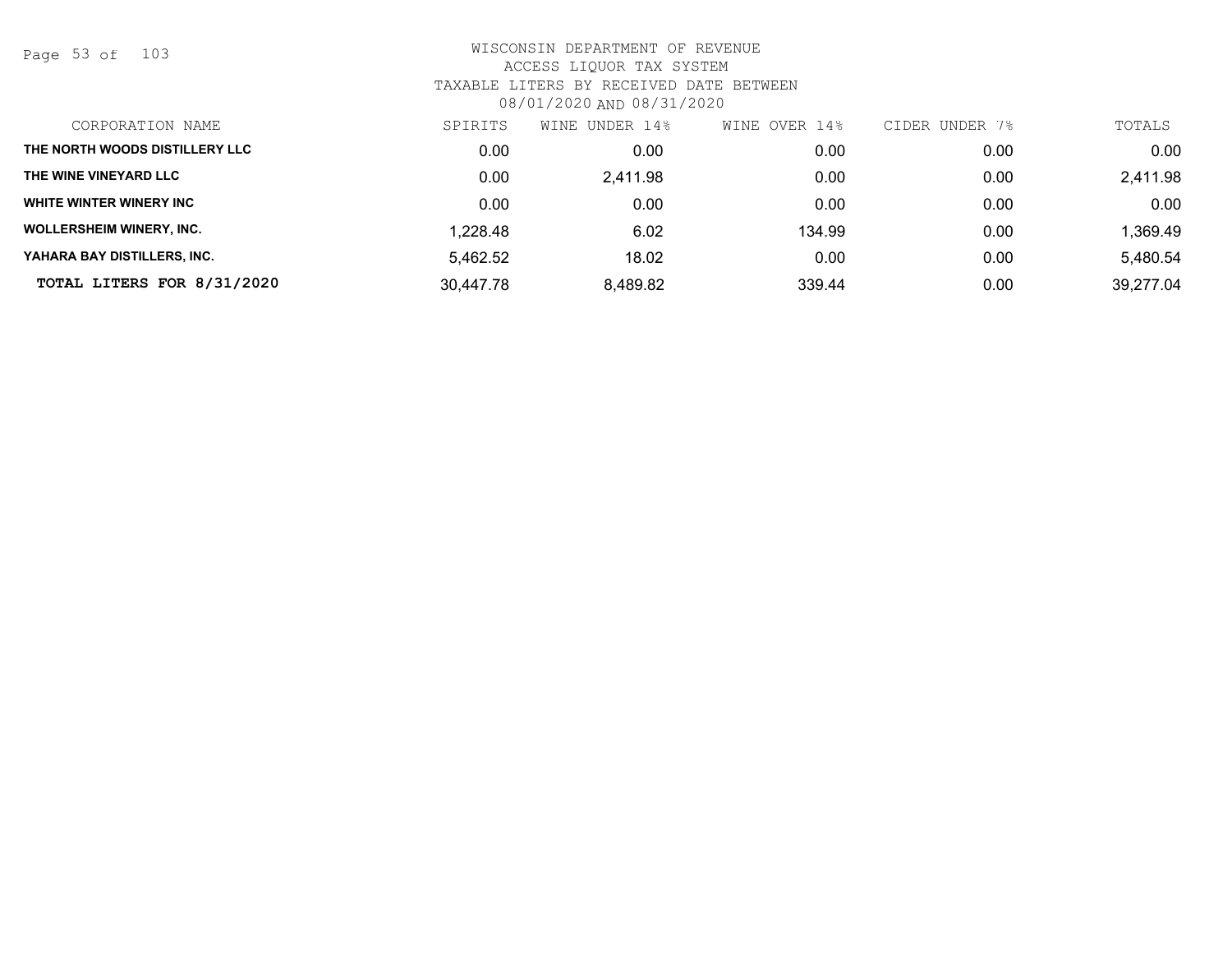WISCONSIN DEPARTMENT OF REVENUE
ACCESS LIQUOR TAX SYSTEM
TAXABLE LITERS BY RECEIVED DATE BETWEEN
08/01/2020 AND 08/31/2020

| CORPORATION NAME | SPIRITS | WINE UNDER 14% | WINE OVER 14% | CIDER UNDER 7% | TOTALS |
|---|---|---|---|---|---|
| THE NORTH WOODS DISTILLERY LLC | 0.00 | 0.00 | 0.00 | 0.00 | 0.00 |
| THE WINE VINEYARD LLC | 0.00 | 2,411.98 | 0.00 | 0.00 | 2,411.98 |
| WHITE WINTER WINERY INC | 0.00 | 0.00 | 0.00 | 0.00 | 0.00 |
| WOLLERSHEIM WINERY, INC. | 1,228.48 | 6.02 | 134.99 | 0.00 | 1,369.49 |
| YAHARA BAY DISTILLERS, INC. | 5,462.52 | 18.02 | 0.00 | 0.00 | 5,480.54 |
| **TOTAL LITERS FOR 8/31/2020** | 30,447.78 | 8,489.82 | 339.44 | 0.00 | 39,277.04 |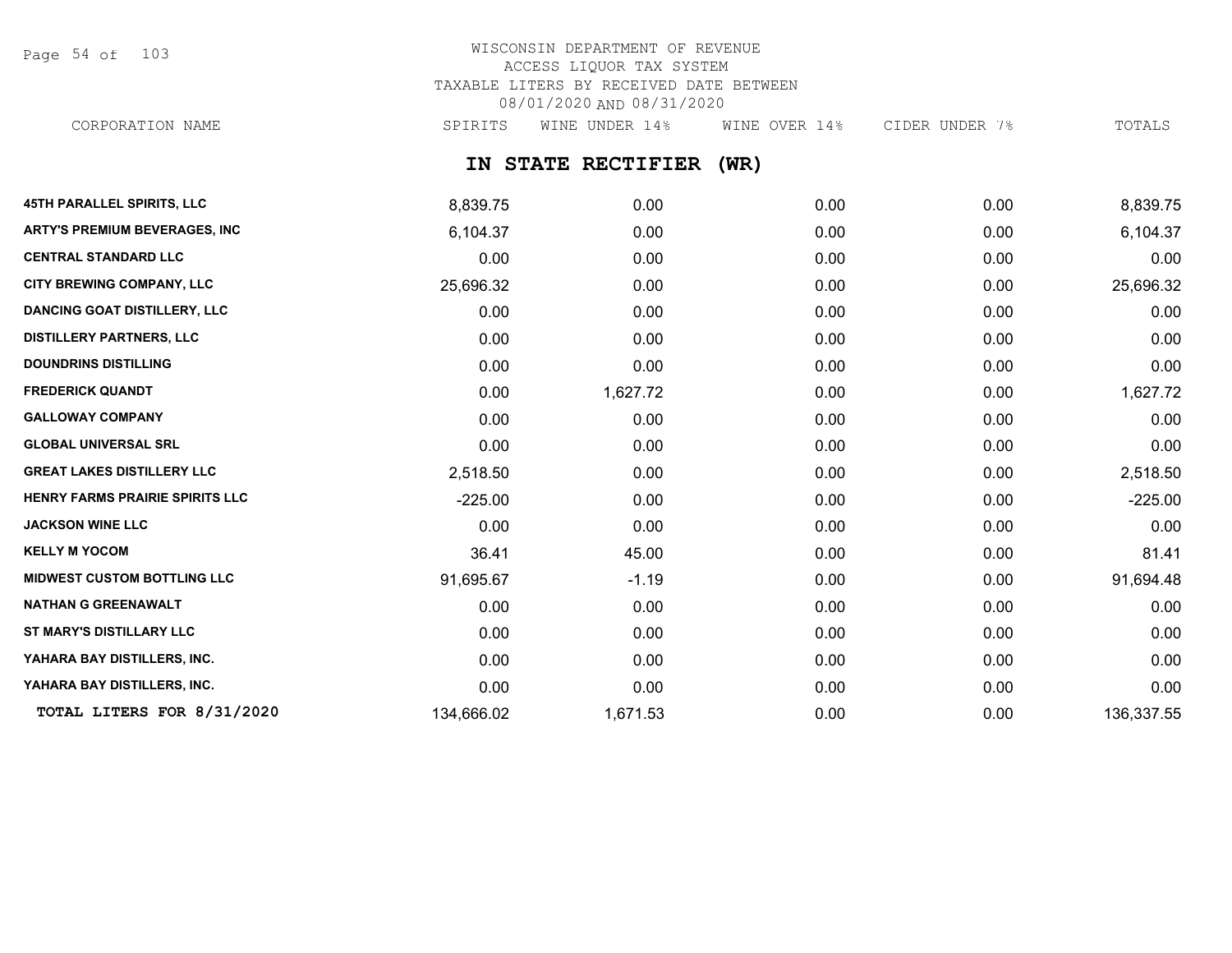WISCONSIN DEPARTMENT OF REVENUE
ACCESS LIQUOR TAX SYSTEM
TAXABLE LITERS BY RECEIVED DATE BETWEEN
08/01/2020 AND 08/31/2020

## IN STATE RECTIFIER (WR)

| CORPORATION NAME | SPIRITS | WINE UNDER 14% | WINE OVER 14% | CIDER UNDER 7% | TOTALS |
|---|---|---|---|---|---|
| 45TH PARALLEL SPIRITS, LLC | 8,839.75 | 0.00 | 0.00 | 0.00 | 8,839.75 |
| ARTY'S PREMIUM BEVERAGES, INC | 6,104.37 | 0.00 | 0.00 | 0.00 | 6,104.37 |
| CENTRAL STANDARD LLC | 0.00 | 0.00 | 0.00 | 0.00 | 0.00 |
| CITY BREWING COMPANY, LLC | 25,696.32 | 0.00 | 0.00 | 0.00 | 25,696.32 |
| DANCING GOAT DISTILLERY, LLC | 0.00 | 0.00 | 0.00 | 0.00 | 0.00 |
| DISTILLERY PARTNERS, LLC | 0.00 | 0.00 | 0.00 | 0.00 | 0.00 |
| DOUNDRINS DISTILLING | 0.00 | 0.00 | 0.00 | 0.00 | 0.00 |
| FREDERICK QUANDT | 0.00 | 1,627.72 | 0.00 | 0.00 | 1,627.72 |
| GALLOWAY COMPANY | 0.00 | 0.00 | 0.00 | 0.00 | 0.00 |
| GLOBAL UNIVERSAL SRL | 0.00 | 0.00 | 0.00 | 0.00 | 0.00 |
| GREAT LAKES DISTILLERY LLC | 2,518.50 | 0.00 | 0.00 | 0.00 | 2,518.50 |
| HENRY FARMS PRAIRIE SPIRITS LLC | -225.00 | 0.00 | 0.00 | 0.00 | -225.00 |
| JACKSON WINE LLC | 0.00 | 0.00 | 0.00 | 0.00 | 0.00 |
| KELLY M YOCOM | 36.41 | 45.00 | 0.00 | 0.00 | 81.41 |
| MIDWEST CUSTOM BOTTLING LLC | 91,695.67 | -1.19 | 0.00 | 0.00 | 91,694.48 |
| NATHAN G GREENAWALT | 0.00 | 0.00 | 0.00 | 0.00 | 0.00 |
| ST MARY'S DISTILLARY LLC | 0.00 | 0.00 | 0.00 | 0.00 | 0.00 |
| YAHARA BAY DISTILLERS, INC. | 0.00 | 0.00 | 0.00 | 0.00 | 0.00 |
| YAHARA BAY DISTILLERS, INC. | 0.00 | 0.00 | 0.00 | 0.00 | 0.00 |
| **TOTAL LITERS FOR 8/31/2020** | 134,666.02 | 1,671.53 | 0.00 | 0.00 | 136,337.55 |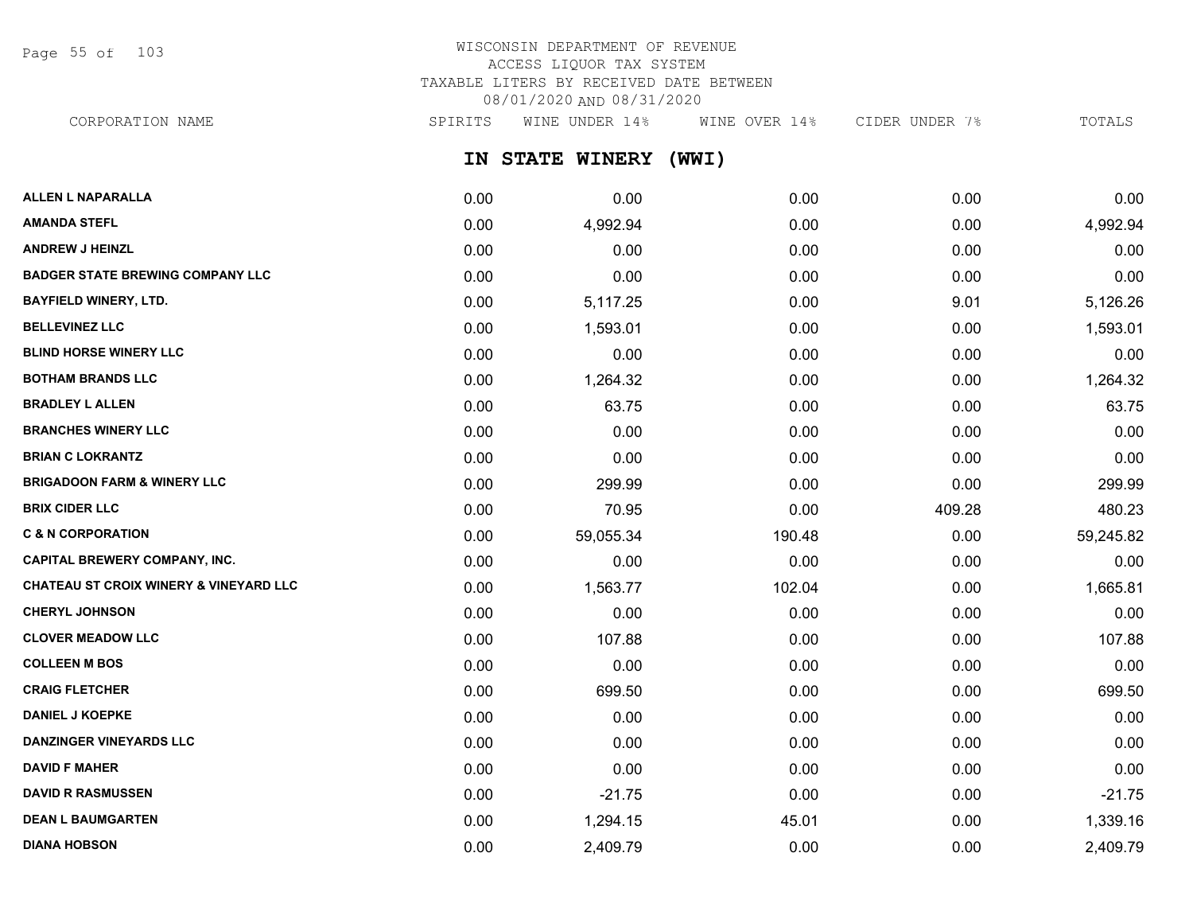WISCONSIN DEPARTMENT OF REVENUE
ACCESS LIQUOR TAX SYSTEM
TAXABLE LITERS BY RECEIVED DATE BETWEEN
08/01/2020 AND 08/31/2020

## IN STATE WINERY (WWI)

| CORPORATION NAME | SPIRITS | WINE UNDER 14% | WINE OVER 14% | CIDER UNDER 7% | TOTALS |
|---|---|---|---|---|---|
| ALLEN L NAPARALLA | 0.00 | 0.00 | 0.00 | 0.00 | 0.00 |
| AMANDA STEFL | 0.00 | 4,992.94 | 0.00 | 0.00 | 4,992.94 |
| ANDREW J HEINZL | 0.00 | 0.00 | 0.00 | 0.00 | 0.00 |
| BADGER STATE BREWING COMPANY LLC | 0.00 | 0.00 | 0.00 | 0.00 | 0.00 |
| BAYFIELD WINERY, LTD. | 0.00 | 5,117.25 | 0.00 | 9.01 | 5,126.26 |
| BELLEVINEZ LLC | 0.00 | 1,593.01 | 0.00 | 0.00 | 1,593.01 |
| BLIND HORSE WINERY LLC | 0.00 | 0.00 | 0.00 | 0.00 | 0.00 |
| BOTHAM BRANDS LLC | 0.00 | 1,264.32 | 0.00 | 0.00 | 1,264.32 |
| BRADLEY L ALLEN | 0.00 | 63.75 | 0.00 | 0.00 | 63.75 |
| BRANCHES WINERY LLC | 0.00 | 0.00 | 0.00 | 0.00 | 0.00 |
| BRIAN C LOKRANTZ | 0.00 | 0.00 | 0.00 | 0.00 | 0.00 |
| BRIGADOON FARM & WINERY LLC | 0.00 | 299.99 | 0.00 | 0.00 | 299.99 |
| BRIX CIDER LLC | 0.00 | 70.95 | 0.00 | 409.28 | 480.23 |
| C & N CORPORATION | 0.00 | 59,055.34 | 190.48 | 0.00 | 59,245.82 |
| CAPITAL BREWERY COMPANY, INC. | 0.00 | 0.00 | 0.00 | 0.00 | 0.00 |
| CHATEAU ST CROIX WINERY & VINEYARD LLC | 0.00 | 1,563.77 | 102.04 | 0.00 | 1,665.81 |
| CHERYL JOHNSON | 0.00 | 0.00 | 0.00 | 0.00 | 0.00 |
| CLOVER MEADOW LLC | 0.00 | 107.88 | 0.00 | 0.00 | 107.88 |
| COLLEEN M BOS | 0.00 | 0.00 | 0.00 | 0.00 | 0.00 |
| CRAIG FLETCHER | 0.00 | 699.50 | 0.00 | 0.00 | 699.50 |
| DANIEL J KOEPKE | 0.00 | 0.00 | 0.00 | 0.00 | 0.00 |
| DANZINGER VINEYARDS LLC | 0.00 | 0.00 | 0.00 | 0.00 | 0.00 |
| DAVID F MAHER | 0.00 | 0.00 | 0.00 | 0.00 | 0.00 |
| DAVID R RASMUSSEN | 0.00 | -21.75 | 0.00 | 0.00 | -21.75 |
| DEAN L BAUMGARTEN | 0.00 | 1,294.15 | 45.01 | 0.00 | 1,339.16 |
| DIANA HOBSON | 0.00 | 2,409.79 | 0.00 | 0.00 | 2,409.79 |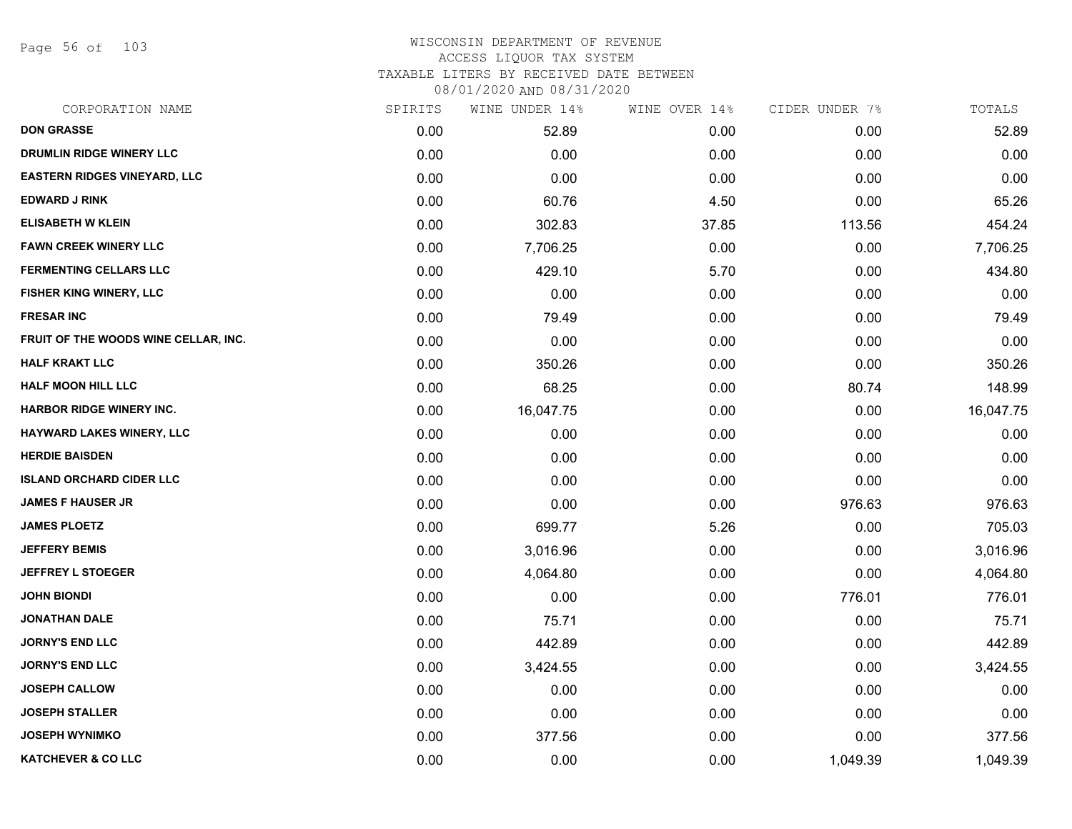WISCONSIN DEPARTMENT OF REVENUE
ACCESS LIQUOR TAX SYSTEM
TAXABLE LITERS BY RECEIVED DATE BETWEEN
08/01/2020 AND 08/31/2020

| CORPORATION NAME | SPIRITS | WINE UNDER 14% | WINE OVER 14% | CIDER UNDER 7% | TOTALS |
|---|---|---|---|---|---|
| DON GRASSE | 0.00 | 52.89 | 0.00 | 0.00 | 52.89 |
| DRUMLIN RIDGE WINERY LLC | 0.00 | 0.00 | 0.00 | 0.00 | 0.00 |
| EASTERN RIDGES VINEYARD, LLC | 0.00 | 0.00 | 0.00 | 0.00 | 0.00 |
| EDWARD J RINK | 0.00 | 60.76 | 4.50 | 0.00 | 65.26 |
| ELISABETH W KLEIN | 0.00 | 302.83 | 37.85 | 113.56 | 454.24 |
| FAWN CREEK WINERY LLC | 0.00 | 7,706.25 | 0.00 | 0.00 | 7,706.25 |
| FERMENTING CELLARS LLC | 0.00 | 429.10 | 5.70 | 0.00 | 434.80 |
| FISHER KING WINERY, LLC | 0.00 | 0.00 | 0.00 | 0.00 | 0.00 |
| FRESAR INC | 0.00 | 79.49 | 0.00 | 0.00 | 79.49 |
| FRUIT OF THE WOODS WINE CELLAR, INC. | 0.00 | 0.00 | 0.00 | 0.00 | 0.00 |
| HALF KRAKT LLC | 0.00 | 350.26 | 0.00 | 0.00 | 350.26 |
| HALF MOON HILL LLC | 0.00 | 68.25 | 0.00 | 80.74 | 148.99 |
| HARBOR RIDGE WINERY INC. | 0.00 | 16,047.75 | 0.00 | 0.00 | 16,047.75 |
| HAYWARD LAKES WINERY, LLC | 0.00 | 0.00 | 0.00 | 0.00 | 0.00 |
| HERDIE BAISDEN | 0.00 | 0.00 | 0.00 | 0.00 | 0.00 |
| ISLAND ORCHARD CIDER LLC | 0.00 | 0.00 | 0.00 | 0.00 | 0.00 |
| JAMES F HAUSER JR | 0.00 | 0.00 | 0.00 | 976.63 | 976.63 |
| JAMES PLOETZ | 0.00 | 699.77 | 5.26 | 0.00 | 705.03 |
| JEFFERY BEMIS | 0.00 | 3,016.96 | 0.00 | 0.00 | 3,016.96 |
| JEFFREY L STOEGER | 0.00 | 4,064.80 | 0.00 | 0.00 | 4,064.80 |
| JOHN BIONDI | 0.00 | 0.00 | 0.00 | 776.01 | 776.01 |
| JONATHAN DALE | 0.00 | 75.71 | 0.00 | 0.00 | 75.71 |
| JORNY'S END LLC | 0.00 | 442.89 | 0.00 | 0.00 | 442.89 |
| JORNY'S END LLC | 0.00 | 3,424.55 | 0.00 | 0.00 | 3,424.55 |
| JOSEPH CALLOW | 0.00 | 0.00 | 0.00 | 0.00 | 0.00 |
| JOSEPH STALLER | 0.00 | 0.00 | 0.00 | 0.00 | 0.00 |
| JOSEPH WYNIMKO | 0.00 | 377.56 | 0.00 | 0.00 | 377.56 |
| KATCHEVER & CO LLC | 0.00 | 0.00 | 0.00 | 1,049.39 | 1,049.39 |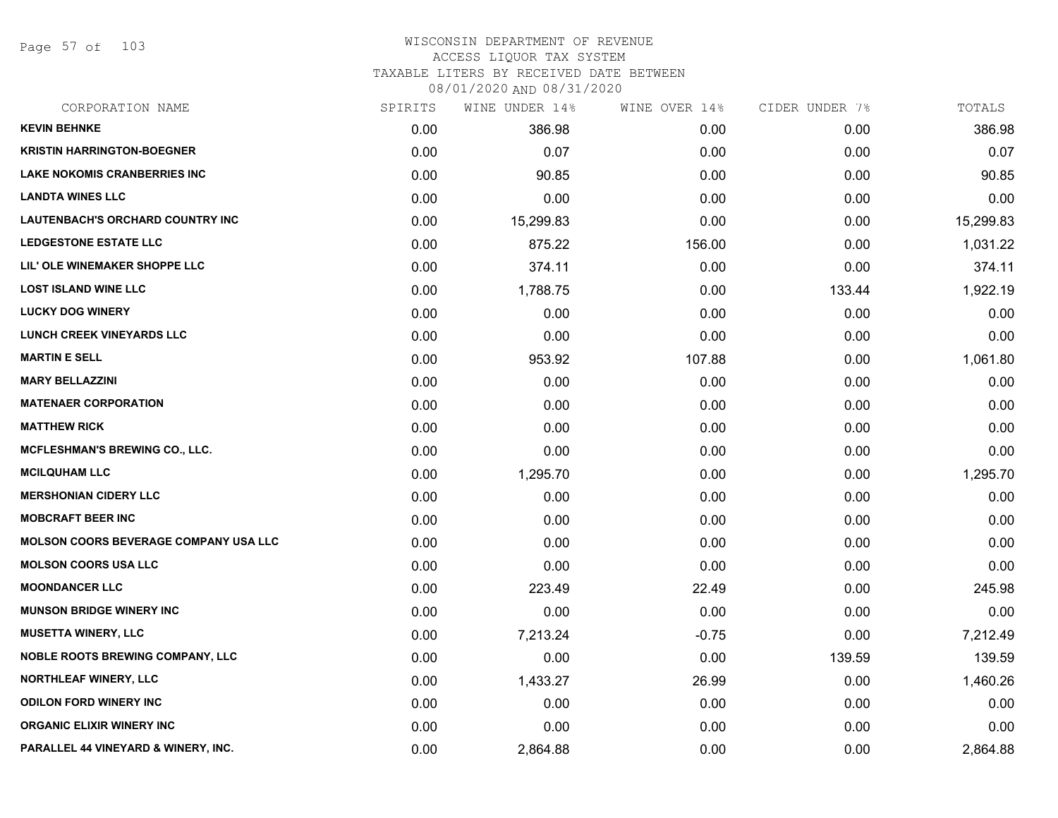# WISCONSIN DEPARTMENT OF REVENUE
ACCESS LIQUOR TAX SYSTEM
TAXABLE LITERS BY RECEIVED DATE BETWEEN
08/01/2020 AND 08/31/2020

| CORPORATION NAME | SPIRITS | WINE UNDER 14% | WINE OVER 14% | CIDER UNDER 7% | TOTALS |
|---|---|---|---|---|---|
| KEVIN BEHNKE | 0.00 | 386.98 | 0.00 | 0.00 | 386.98 |
| KRISTIN HARRINGTON-BOEGNER | 0.00 | 0.07 | 0.00 | 0.00 | 0.07 |
| LAKE NOKOMIS CRANBERRIES INC | 0.00 | 90.85 | 0.00 | 0.00 | 90.85 |
| LANDTA WINES LLC | 0.00 | 0.00 | 0.00 | 0.00 | 0.00 |
| LAUTENBACH'S ORCHARD COUNTRY INC | 0.00 | 15,299.83 | 0.00 | 0.00 | 15,299.83 |
| LEDGESTONE ESTATE LLC | 0.00 | 875.22 | 156.00 | 0.00 | 1,031.22 |
| LIL' OLE WINEMAKER SHOPPE LLC | 0.00 | 374.11 | 0.00 | 0.00 | 374.11 |
| LOST ISLAND WINE LLC | 0.00 | 1,788.75 | 0.00 | 133.44 | 1,922.19 |
| LUCKY DOG WINERY | 0.00 | 0.00 | 0.00 | 0.00 | 0.00 |
| LUNCH CREEK VINEYARDS LLC | 0.00 | 0.00 | 0.00 | 0.00 | 0.00 |
| MARTIN E SELL | 0.00 | 953.92 | 107.88 | 0.00 | 1,061.80 |
| MARY BELLAZZINI | 0.00 | 0.00 | 0.00 | 0.00 | 0.00 |
| MATENAER CORPORATION | 0.00 | 0.00 | 0.00 | 0.00 | 0.00 |
| MATTHEW RICK | 0.00 | 0.00 | 0.00 | 0.00 | 0.00 |
| MCFLESHMAN'S BREWING CO., LLC. | 0.00 | 0.00 | 0.00 | 0.00 | 0.00 |
| MCILQUHAM LLC | 0.00 | 1,295.70 | 0.00 | 0.00 | 1,295.70 |
| MERSHONIAN CIDERY LLC | 0.00 | 0.00 | 0.00 | 0.00 | 0.00 |
| MOBCRAFT BEER INC | 0.00 | 0.00 | 0.00 | 0.00 | 0.00 |
| MOLSON COORS BEVERAGE COMPANY USA LLC | 0.00 | 0.00 | 0.00 | 0.00 | 0.00 |
| MOLSON COORS USA LLC | 0.00 | 0.00 | 0.00 | 0.00 | 0.00 |
| MOONDANCER LLC | 0.00 | 223.49 | 22.49 | 0.00 | 245.98 |
| MUNSON BRIDGE WINERY INC | 0.00 | 0.00 | 0.00 | 0.00 | 0.00 |
| MUSETTA WINERY, LLC | 0.00 | 7,213.24 | -0.75 | 0.00 | 7,212.49 |
| NOBLE ROOTS BREWING COMPANY, LLC | 0.00 | 0.00 | 0.00 | 139.59 | 139.59 |
| NORTHLEAF WINERY, LLC | 0.00 | 1,433.27 | 26.99 | 0.00 | 1,460.26 |
| ODILON FORD WINERY INC | 0.00 | 0.00 | 0.00 | 0.00 | 0.00 |
| ORGANIC ELIXIR WINERY INC | 0.00 | 0.00 | 0.00 | 0.00 | 0.00 |
| PARALLEL 44 VINEYARD & WINERY, INC. | 0.00 | 2,864.88 | 0.00 | 0.00 | 2,864.88 |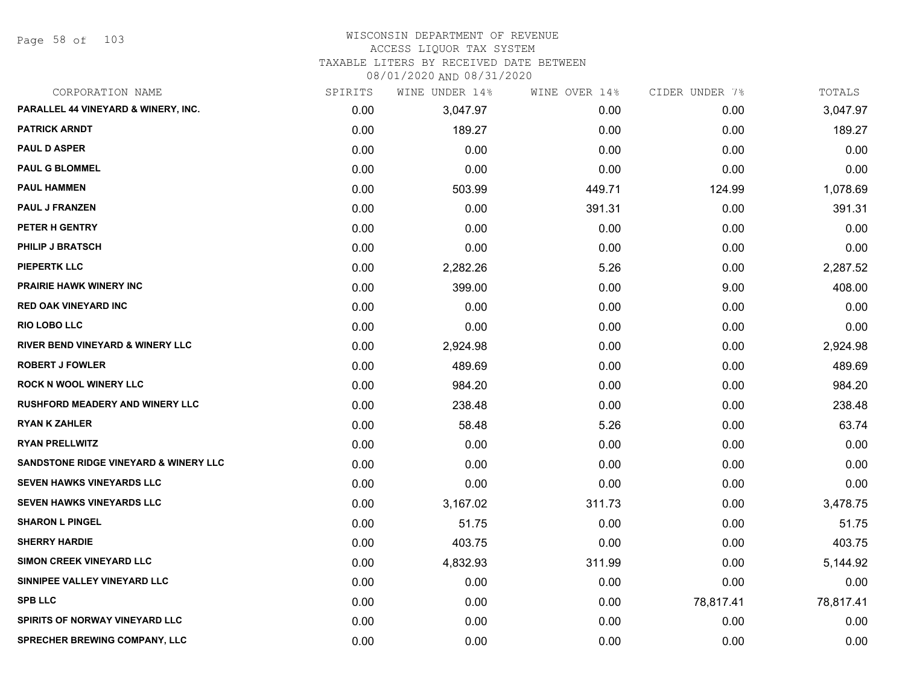# WISCONSIN DEPARTMENT OF REVENUE
## ACCESS LIQUOR TAX SYSTEM
### TAXABLE LITERS BY RECEIVED DATE BETWEEN 08/01/2020 AND 08/31/2020

| CORPORATION NAME | SPIRITS | WINE UNDER 14% | WINE OVER 14% | CIDER UNDER 7% | TOTALS |
|---|---|---|---|---|---|
| PARALLEL 44 VINEYARD & WINERY, INC. | 0.00 | 3,047.97 | 0.00 | 0.00 | 3,047.97 |
| PATRICK ARNDT | 0.00 | 189.27 | 0.00 | 0.00 | 189.27 |
| PAUL D ASPER | 0.00 | 0.00 | 0.00 | 0.00 | 0.00 |
| PAUL G BLOMMEL | 0.00 | 0.00 | 0.00 | 0.00 | 0.00 |
| PAUL HAMMEN | 0.00 | 503.99 | 449.71 | 124.99 | 1,078.69 |
| PAUL J FRANZEN | 0.00 | 0.00 | 391.31 | 0.00 | 391.31 |
| PETER H GENTRY | 0.00 | 0.00 | 0.00 | 0.00 | 0.00 |
| PHILIP J BRATSCH | 0.00 | 0.00 | 0.00 | 0.00 | 0.00 |
| PIEPERTK LLC | 0.00 | 2,282.26 | 5.26 | 0.00 | 2,287.52 |
| PRAIRIE HAWK WINERY INC | 0.00 | 399.00 | 0.00 | 9.00 | 408.00 |
| RED OAK VINEYARD INC | 0.00 | 0.00 | 0.00 | 0.00 | 0.00 |
| RIO LOBO LLC | 0.00 | 0.00 | 0.00 | 0.00 | 0.00 |
| RIVER BEND VINEYARD & WINERY LLC | 0.00 | 2,924.98 | 0.00 | 0.00 | 2,924.98 |
| ROBERT J FOWLER | 0.00 | 489.69 | 0.00 | 0.00 | 489.69 |
| ROCK N WOOL WINERY LLC | 0.00 | 984.20 | 0.00 | 0.00 | 984.20 |
| RUSHFORD MEADERY AND WINERY LLC | 0.00 | 238.48 | 0.00 | 0.00 | 238.48 |
| RYAN K ZAHLER | 0.00 | 58.48 | 5.26 | 0.00 | 63.74 |
| RYAN PRELLWITZ | 0.00 | 0.00 | 0.00 | 0.00 | 0.00 |
| SANDSTONE RIDGE VINEYARD & WINERY LLC | 0.00 | 0.00 | 0.00 | 0.00 | 0.00 |
| SEVEN HAWKS VINEYARDS LLC | 0.00 | 0.00 | 0.00 | 0.00 | 0.00 |
| SEVEN HAWKS VINEYARDS LLC | 0.00 | 3,167.02 | 311.73 | 0.00 | 3,478.75 |
| SHARON L PINGEL | 0.00 | 51.75 | 0.00 | 0.00 | 51.75 |
| SHERRY HARDIE | 0.00 | 403.75 | 0.00 | 0.00 | 403.75 |
| SIMON CREEK VINEYARD LLC | 0.00 | 4,832.93 | 311.99 | 0.00 | 5,144.92 |
| SINNIPEE VALLEY VINEYARD LLC | 0.00 | 0.00 | 0.00 | 0.00 | 0.00 |
| SPB LLC | 0.00 | 0.00 | 0.00 | 78,817.41 | 78,817.41 |
| SPIRITS OF NORWAY VINEYARD LLC | 0.00 | 0.00 | 0.00 | 0.00 | 0.00 |
| SPRECHER BREWING COMPANY, LLC | 0.00 | 0.00 | 0.00 | 0.00 | 0.00 |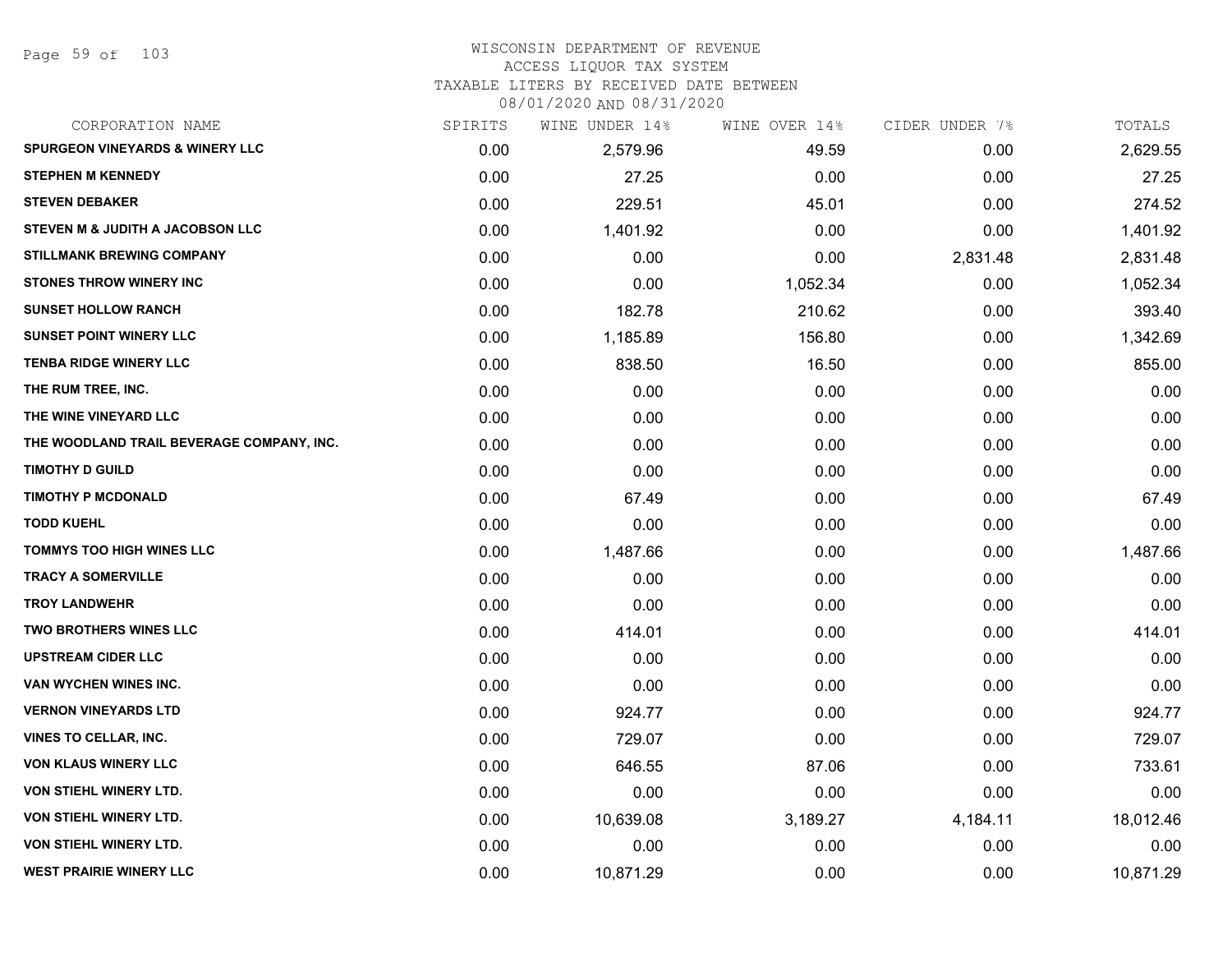# WISCONSIN DEPARTMENT OF REVENUE
## ACCESS LIQUOR TAX SYSTEM
### TAXABLE LITERS BY RECEIVED DATE BETWEEN 08/01/2020 AND 08/31/2020

| CORPORATION NAME | SPIRITS | WINE UNDER 14% | WINE OVER 14% | CIDER UNDER 7% | TOTALS |
|---|---|---|---|---|---|
| SPURGEON VINEYARDS & WINERY LLC | 0.00 | 2,579.96 | 49.59 | 0.00 | 2,629.55 |
| STEPHEN M KENNEDY | 0.00 | 27.25 | 0.00 | 0.00 | 27.25 |
| STEVEN DEBAKER | 0.00 | 229.51 | 45.01 | 0.00 | 274.52 |
| STEVEN M & JUDITH A JACOBSON LLC | 0.00 | 1,401.92 | 0.00 | 0.00 | 1,401.92 |
| STILLMANK BREWING COMPANY | 0.00 | 0.00 | 0.00 | 2,831.48 | 2,831.48 |
| STONES THROW WINERY INC | 0.00 | 0.00 | 1,052.34 | 0.00 | 1,052.34 |
| SUNSET HOLLOW RANCH | 0.00 | 182.78 | 210.62 | 0.00 | 393.40 |
| SUNSET POINT WINERY LLC | 0.00 | 1,185.89 | 156.80 | 0.00 | 1,342.69 |
| TENBA RIDGE WINERY LLC | 0.00 | 838.50 | 16.50 | 0.00 | 855.00 |
| THE RUM TREE, INC. | 0.00 | 0.00 | 0.00 | 0.00 | 0.00 |
| THE WINE VINEYARD LLC | 0.00 | 0.00 | 0.00 | 0.00 | 0.00 |
| THE WOODLAND TRAIL BEVERAGE COMPANY, INC. | 0.00 | 0.00 | 0.00 | 0.00 | 0.00 |
| TIMOTHY D GUILD | 0.00 | 0.00 | 0.00 | 0.00 | 0.00 |
| TIMOTHY P MCDONALD | 0.00 | 67.49 | 0.00 | 0.00 | 67.49 |
| TODD KUEHL | 0.00 | 0.00 | 0.00 | 0.00 | 0.00 |
| TOMMYS TOO HIGH WINES LLC | 0.00 | 1,487.66 | 0.00 | 0.00 | 1,487.66 |
| TRACY A SOMERVILLE | 0.00 | 0.00 | 0.00 | 0.00 | 0.00 |
| TROY LANDWEHR | 0.00 | 0.00 | 0.00 | 0.00 | 0.00 |
| TWO BROTHERS WINES LLC | 0.00 | 414.01 | 0.00 | 0.00 | 414.01 |
| UPSTREAM CIDER LLC | 0.00 | 0.00 | 0.00 | 0.00 | 0.00 |
| VAN WYCHEN WINES INC. | 0.00 | 0.00 | 0.00 | 0.00 | 0.00 |
| VERNON VINEYARDS LTD | 0.00 | 924.77 | 0.00 | 0.00 | 924.77 |
| VINES TO CELLAR, INC. | 0.00 | 729.07 | 0.00 | 0.00 | 729.07 |
| VON KLAUS WINERY LLC | 0.00 | 646.55 | 87.06 | 0.00 | 733.61 |
| VON STIEHL WINERY LTD. | 0.00 | 0.00 | 0.00 | 0.00 | 0.00 |
| VON STIEHL WINERY LTD. | 0.00 | 10,639.08 | 3,189.27 | 4,184.11 | 18,012.46 |
| VON STIEHL WINERY LTD. | 0.00 | 0.00 | 0.00 | 0.00 | 0.00 |
| WEST PRAIRIE WINERY LLC | 0.00 | 10,871.29 | 0.00 | 0.00 | 10,871.29 |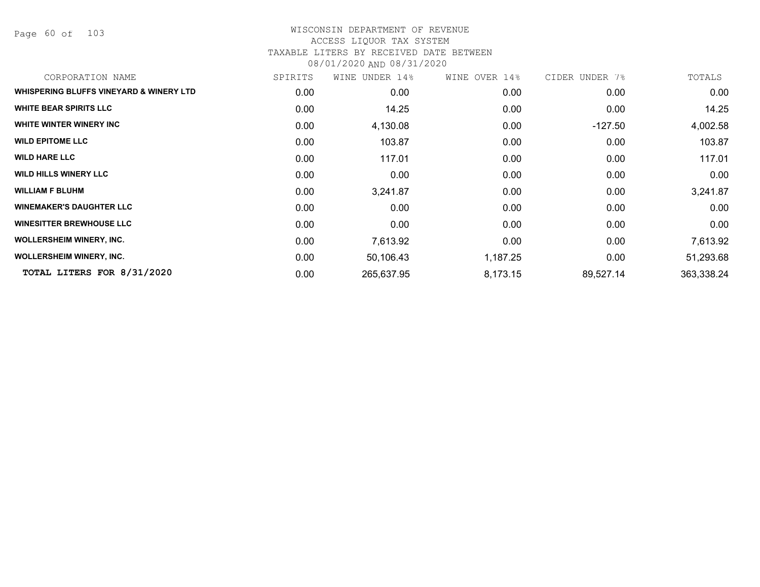WISCONSIN DEPARTMENT OF REVENUE
ACCESS LIQUOR TAX SYSTEM
TAXABLE LITERS BY RECEIVED DATE BETWEEN
08/01/2020 AND 08/31/2020

| CORPORATION NAME | SPIRITS | WINE UNDER 14% | WINE OVER 14% | CIDER UNDER 7% | TOTALS |
|---|---|---|---|---|---|
| **WHISPERING BLUFFS VINEYARD & WINERY LTD** | 0.00 | 0.00 | 0.00 | 0.00 | 0.00 |
| **WHITE BEAR SPIRITS LLC** | 0.00 | 14.25 | 0.00 | 0.00 | 14.25 |
| **WHITE WINTER WINERY INC** | 0.00 | 4,130.08 | 0.00 | -127.50 | 4,002.58 |
| **WILD EPITOME LLC** | 0.00 | 103.87 | 0.00 | 0.00 | 103.87 |
| **WILD HARE LLC** | 0.00 | 117.01 | 0.00 | 0.00 | 117.01 |
| **WILD HILLS WINERY LLC** | 0.00 | 0.00 | 0.00 | 0.00 | 0.00 |
| **WILLIAM F BLUHM** | 0.00 | 3,241.87 | 0.00 | 0.00 | 3,241.87 |
| **WINEMAKER'S DAUGHTER LLC** | 0.00 | 0.00 | 0.00 | 0.00 | 0.00 |
| **WINESITTER BREWHOUSE LLC** | 0.00 | 0.00 | 0.00 | 0.00 | 0.00 |
| **WOLLERSHEIM WINERY, INC.** | 0.00 | 7,613.92 | 0.00 | 0.00 | 7,613.92 |
| **WOLLERSHEIM WINERY, INC.** | 0.00 | 50,106.43 | 1,187.25 | 0.00 | 51,293.68 |
| **TOTAL LITERS FOR 8/31/2020** | 0.00 | 265,637.95 | 8,173.15 | 89,527.14 | 363,338.24 |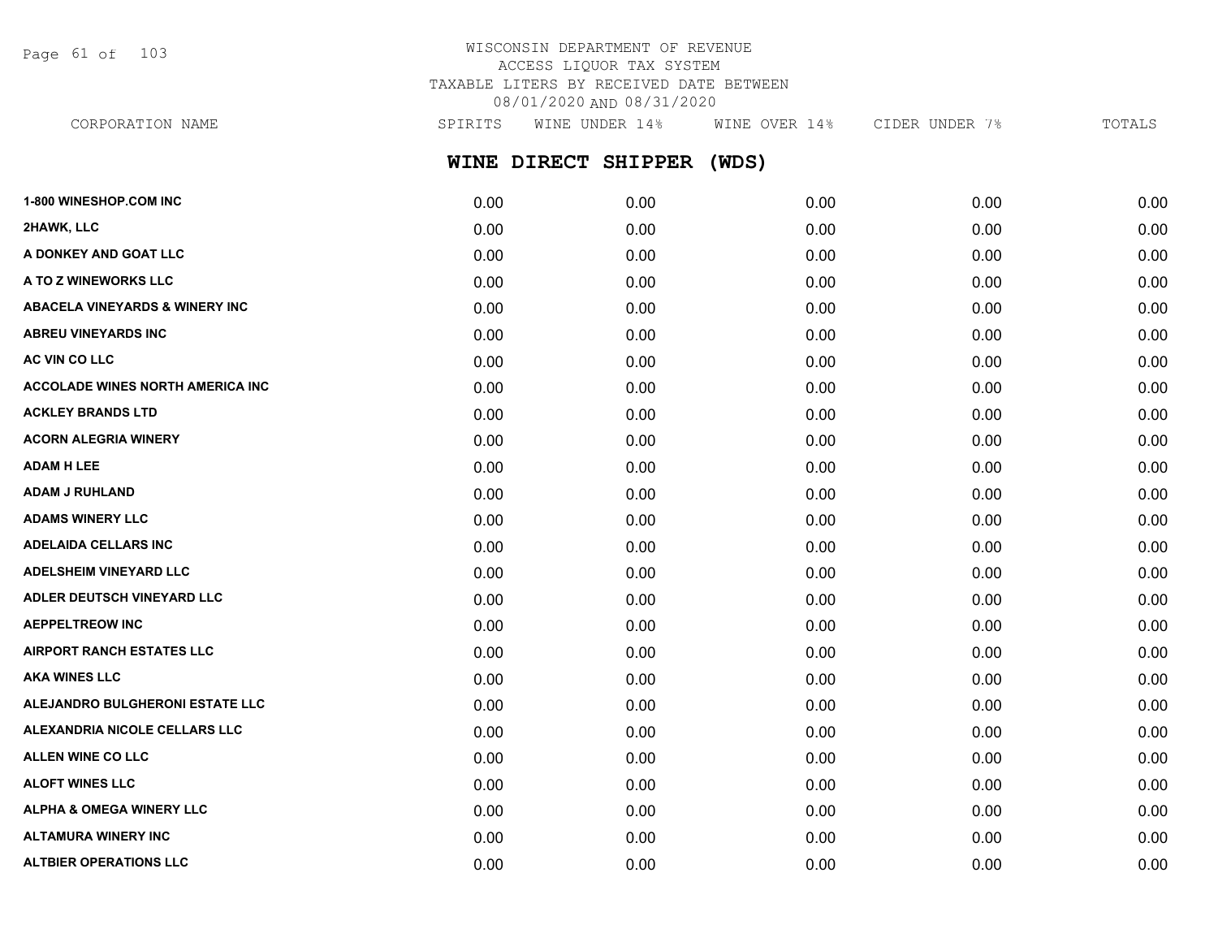WISCONSIN DEPARTMENT OF REVENUE
ACCESS LIQUOR TAX SYSTEM
TAXABLE LITERS BY RECEIVED DATE BETWEEN
08/01/2020 AND 08/31/2020

## WINE DIRECT SHIPPER (WDS)

| CORPORATION NAME | SPIRITS | WINE UNDER 14% | WINE OVER 14% | CIDER UNDER 7% | TOTALS |
|---|---|---|---|---|---|
| 1-800 WINESHOP.COM INC | 0.00 | 0.00 | 0.00 | 0.00 | 0.00 |
| 2HAWK, LLC | 0.00 | 0.00 | 0.00 | 0.00 | 0.00 |
| A DONKEY AND GOAT LLC | 0.00 | 0.00 | 0.00 | 0.00 | 0.00 |
| A TO Z WINEWORKS LLC | 0.00 | 0.00 | 0.00 | 0.00 | 0.00 |
| ABACELA VINEYARDS & WINERY INC | 0.00 | 0.00 | 0.00 | 0.00 | 0.00 |
| ABREU VINEYARDS INC | 0.00 | 0.00 | 0.00 | 0.00 | 0.00 |
| AC VIN CO LLC | 0.00 | 0.00 | 0.00 | 0.00 | 0.00 |
| ACCOLADE WINES NORTH AMERICA INC | 0.00 | 0.00 | 0.00 | 0.00 | 0.00 |
| ACKLEY BRANDS LTD | 0.00 | 0.00 | 0.00 | 0.00 | 0.00 |
| ACORN ALEGRIA WINERY | 0.00 | 0.00 | 0.00 | 0.00 | 0.00 |
| ADAM H LEE | 0.00 | 0.00 | 0.00 | 0.00 | 0.00 |
| ADAM J RUHLAND | 0.00 | 0.00 | 0.00 | 0.00 | 0.00 |
| ADAMS WINERY LLC | 0.00 | 0.00 | 0.00 | 0.00 | 0.00 |
| ADELAIDA CELLARS INC | 0.00 | 0.00 | 0.00 | 0.00 | 0.00 |
| ADELSHEIM VINEYARD LLC | 0.00 | 0.00 | 0.00 | 0.00 | 0.00 |
| ADLER DEUTSCH VINEYARD LLC | 0.00 | 0.00 | 0.00 | 0.00 | 0.00 |
| AEPPELTREOW INC | 0.00 | 0.00 | 0.00 | 0.00 | 0.00 |
| AIRPORT RANCH ESTATES LLC | 0.00 | 0.00 | 0.00 | 0.00 | 0.00 |
| AKA WINES LLC | 0.00 | 0.00 | 0.00 | 0.00 | 0.00 |
| ALEJANDRO BULGHERONI ESTATE LLC | 0.00 | 0.00 | 0.00 | 0.00 | 0.00 |
| ALEXANDRIA NICOLE CELLARS LLC | 0.00 | 0.00 | 0.00 | 0.00 | 0.00 |
| ALLEN WINE CO LLC | 0.00 | 0.00 | 0.00 | 0.00 | 0.00 |
| ALOFT WINES LLC | 0.00 | 0.00 | 0.00 | 0.00 | 0.00 |
| ALPHA & OMEGA WINERY LLC | 0.00 | 0.00 | 0.00 | 0.00 | 0.00 |
| ALTAMURA WINERY INC | 0.00 | 0.00 | 0.00 | 0.00 | 0.00 |
| ALTBIER OPERATIONS LLC | 0.00 | 0.00 | 0.00 | 0.00 | 0.00 |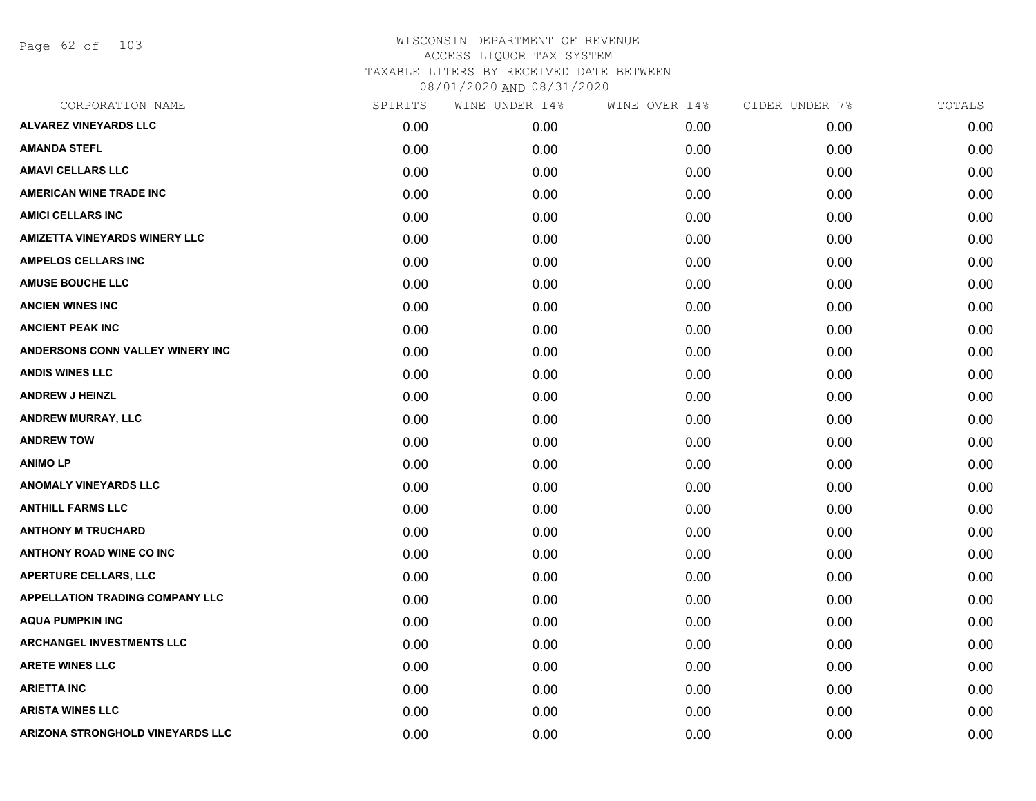# WISCONSIN DEPARTMENT OF REVENUE
## ACCESS LIQUOR TAX SYSTEM
## TAXABLE LITERS BY RECEIVED DATE BETWEEN 08/01/2020 AND 08/31/2020

| CORPORATION NAME | SPIRITS | WINE UNDER 14% | WINE OVER 14% | CIDER UNDER 7% | TOTALS |
|---|---|---|---|---|---|
| ALVAREZ VINEYARDS LLC | 0.00 | 0.00 | 0.00 | 0.00 | 0.00 |
| AMANDA STEFL | 0.00 | 0.00 | 0.00 | 0.00 | 0.00 |
| AMAVI CELLARS LLC | 0.00 | 0.00 | 0.00 | 0.00 | 0.00 |
| AMERICAN WINE TRADE INC | 0.00 | 0.00 | 0.00 | 0.00 | 0.00 |
| AMICI CELLARS INC | 0.00 | 0.00 | 0.00 | 0.00 | 0.00 |
| AMIZETTA VINEYARDS WINERY LLC | 0.00 | 0.00 | 0.00 | 0.00 | 0.00 |
| AMPELOS CELLARS INC | 0.00 | 0.00 | 0.00 | 0.00 | 0.00 |
| AMUSE BOUCHE LLC | 0.00 | 0.00 | 0.00 | 0.00 | 0.00 |
| ANCIEN WINES INC | 0.00 | 0.00 | 0.00 | 0.00 | 0.00 |
| ANCIENT PEAK INC | 0.00 | 0.00 | 0.00 | 0.00 | 0.00 |
| ANDERSONS CONN VALLEY WINERY INC | 0.00 | 0.00 | 0.00 | 0.00 | 0.00 |
| ANDIS WINES LLC | 0.00 | 0.00 | 0.00 | 0.00 | 0.00 |
| ANDREW J HEINZL | 0.00 | 0.00 | 0.00 | 0.00 | 0.00 |
| ANDREW MURRAY, LLC | 0.00 | 0.00 | 0.00 | 0.00 | 0.00 |
| ANDREW TOW | 0.00 | 0.00 | 0.00 | 0.00 | 0.00 |
| ANIMO LP | 0.00 | 0.00 | 0.00 | 0.00 | 0.00 |
| ANOMALY VINEYARDS LLC | 0.00 | 0.00 | 0.00 | 0.00 | 0.00 |
| ANTHILL FARMS LLC | 0.00 | 0.00 | 0.00 | 0.00 | 0.00 |
| ANTHONY M TRUCHARD | 0.00 | 0.00 | 0.00 | 0.00 | 0.00 |
| ANTHONY ROAD WINE CO INC | 0.00 | 0.00 | 0.00 | 0.00 | 0.00 |
| APERTURE CELLARS, LLC | 0.00 | 0.00 | 0.00 | 0.00 | 0.00 |
| APPELLATION TRADING COMPANY LLC | 0.00 | 0.00 | 0.00 | 0.00 | 0.00 |
| AQUA PUMPKIN INC | 0.00 | 0.00 | 0.00 | 0.00 | 0.00 |
| ARCHANGEL INVESTMENTS LLC | 0.00 | 0.00 | 0.00 | 0.00 | 0.00 |
| ARETE WINES LLC | 0.00 | 0.00 | 0.00 | 0.00 | 0.00 |
| ARIETTA INC | 0.00 | 0.00 | 0.00 | 0.00 | 0.00 |
| ARISTA WINES LLC | 0.00 | 0.00 | 0.00 | 0.00 | 0.00 |
| ARIZONA STRONGHOLD VINEYARDS LLC | 0.00 | 0.00 | 0.00 | 0.00 | 0.00 |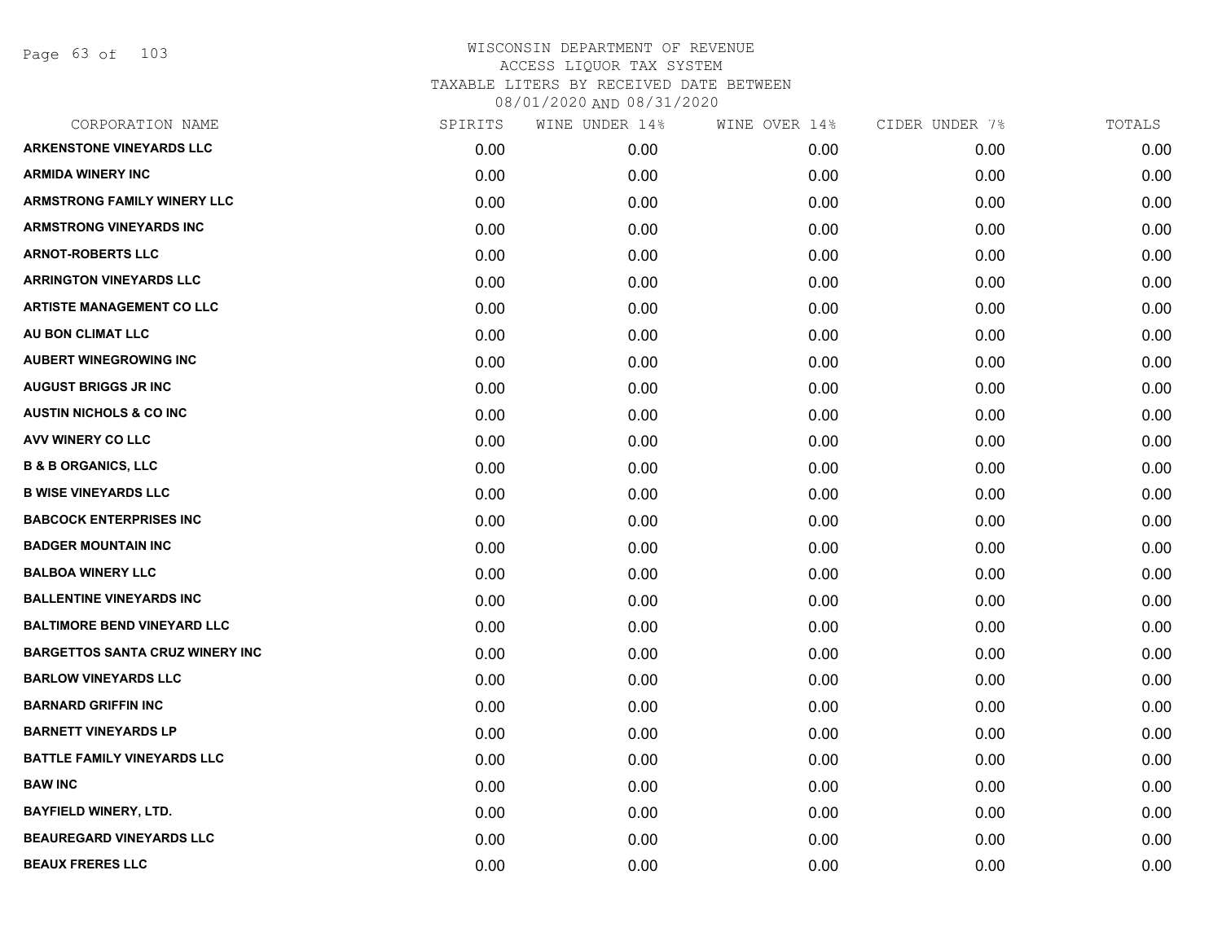# WISCONSIN DEPARTMENT OF REVENUE
## ACCESS LIQUOR TAX SYSTEM
### TAXABLE LITERS BY RECEIVED DATE BETWEEN 08/01/2020 AND 08/31/2020

| CORPORATION NAME | SPIRITS | WINE UNDER 14% | WINE OVER 14% | CIDER UNDER 7% | TOTALS |
|---|---|---|---|---|---|
| ARKENSTONE VINEYARDS LLC | 0.00 | 0.00 | 0.00 | 0.00 | 0.00 |
| ARMIDA WINERY INC | 0.00 | 0.00 | 0.00 | 0.00 | 0.00 |
| ARMSTRONG FAMILY WINERY LLC | 0.00 | 0.00 | 0.00 | 0.00 | 0.00 |
| ARMSTRONG VINEYARDS INC | 0.00 | 0.00 | 0.00 | 0.00 | 0.00 |
| ARNOT-ROBERTS LLC | 0.00 | 0.00 | 0.00 | 0.00 | 0.00 |
| ARRINGTON VINEYARDS LLC | 0.00 | 0.00 | 0.00 | 0.00 | 0.00 |
| ARTISTE MANAGEMENT CO LLC | 0.00 | 0.00 | 0.00 | 0.00 | 0.00 |
| AU BON CLIMAT LLC | 0.00 | 0.00 | 0.00 | 0.00 | 0.00 |
| AUBERT WINEGROWING INC | 0.00 | 0.00 | 0.00 | 0.00 | 0.00 |
| AUGUST BRIGGS JR INC | 0.00 | 0.00 | 0.00 | 0.00 | 0.00 |
| AUSTIN NICHOLS & CO INC | 0.00 | 0.00 | 0.00 | 0.00 | 0.00 |
| AVV WINERY CO LLC | 0.00 | 0.00 | 0.00 | 0.00 | 0.00 |
| B & B ORGANICS, LLC | 0.00 | 0.00 | 0.00 | 0.00 | 0.00 |
| B WISE VINEYARDS LLC | 0.00 | 0.00 | 0.00 | 0.00 | 0.00 |
| BABCOCK ENTERPRISES INC | 0.00 | 0.00 | 0.00 | 0.00 | 0.00 |
| BADGER MOUNTAIN INC | 0.00 | 0.00 | 0.00 | 0.00 | 0.00 |
| BALBOA WINERY LLC | 0.00 | 0.00 | 0.00 | 0.00 | 0.00 |
| BALLENTINE VINEYARDS INC | 0.00 | 0.00 | 0.00 | 0.00 | 0.00 |
| BALTIMORE BEND VINEYARD LLC | 0.00 | 0.00 | 0.00 | 0.00 | 0.00 |
| BARGETTOS SANTA CRUZ WINERY INC | 0.00 | 0.00 | 0.00 | 0.00 | 0.00 |
| BARLOW VINEYARDS LLC | 0.00 | 0.00 | 0.00 | 0.00 | 0.00 |
| BARNARD GRIFFIN INC | 0.00 | 0.00 | 0.00 | 0.00 | 0.00 |
| BARNETT VINEYARDS LP | 0.00 | 0.00 | 0.00 | 0.00 | 0.00 |
| BATTLE FAMILY VINEYARDS LLC | 0.00 | 0.00 | 0.00 | 0.00 | 0.00 |
| BAW INC | 0.00 | 0.00 | 0.00 | 0.00 | 0.00 |
| BAYFIELD WINERY, LTD. | 0.00 | 0.00 | 0.00 | 0.00 | 0.00 |
| BEAUREGARD VINEYARDS LLC | 0.00 | 0.00 | 0.00 | 0.00 | 0.00 |
| BEAUX FRERES LLC | 0.00 | 0.00 | 0.00 | 0.00 | 0.00 |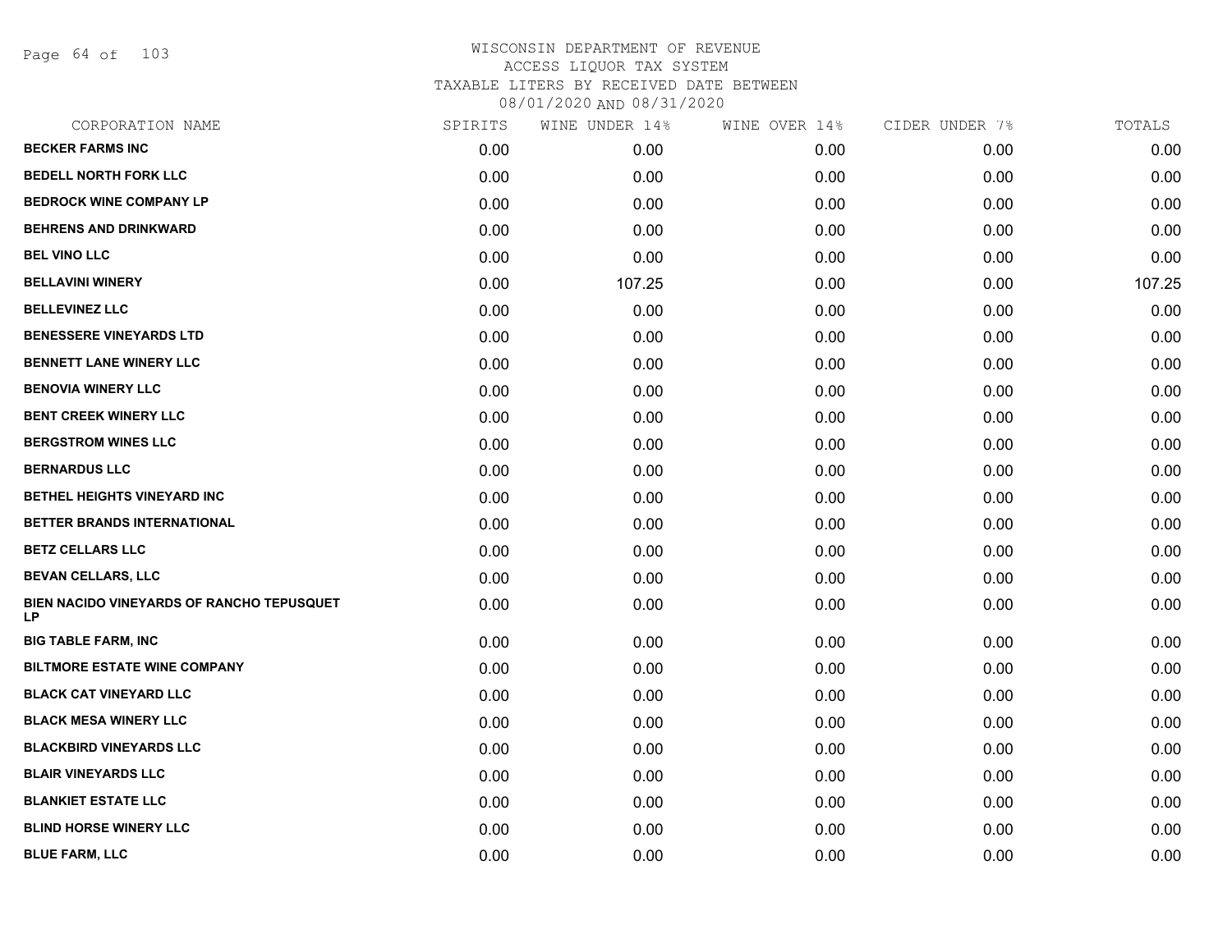WISCONSIN DEPARTMENT OF REVENUE
ACCESS LIQUOR TAX SYSTEM
TAXABLE LITERS BY RECEIVED DATE BETWEEN
08/01/2020 AND 08/31/2020

| CORPORATION NAME | SPIRITS | WINE UNDER 14% | WINE OVER 14% | CIDER UNDER 7% | TOTALS |
|---|---|---|---|---|---|
| BECKER FARMS INC | 0.00 | 0.00 | 0.00 | 0.00 | 0.00 |
| BEDELL NORTH FORK LLC | 0.00 | 0.00 | 0.00 | 0.00 | 0.00 |
| BEDROCK WINE COMPANY LP | 0.00 | 0.00 | 0.00 | 0.00 | 0.00 |
| BEHRENS AND DRINKWARD | 0.00 | 0.00 | 0.00 | 0.00 | 0.00 |
| BEL VINO LLC | 0.00 | 0.00 | 0.00 | 0.00 | 0.00 |
| BELLAVINI WINERY | 0.00 | 107.25 | 0.00 | 0.00 | 107.25 |
| BELLEVINEZ LLC | 0.00 | 0.00 | 0.00 | 0.00 | 0.00 |
| BENESSERE VINEYARDS LTD | 0.00 | 0.00 | 0.00 | 0.00 | 0.00 |
| BENNETT LANE WINERY LLC | 0.00 | 0.00 | 0.00 | 0.00 | 0.00 |
| BENOVIA WINERY LLC | 0.00 | 0.00 | 0.00 | 0.00 | 0.00 |
| BENT CREEK WINERY LLC | 0.00 | 0.00 | 0.00 | 0.00 | 0.00 |
| BERGSTROM WINES LLC | 0.00 | 0.00 | 0.00 | 0.00 | 0.00 |
| BERNARDUS LLC | 0.00 | 0.00 | 0.00 | 0.00 | 0.00 |
| BETHEL HEIGHTS VINEYARD INC | 0.00 | 0.00 | 0.00 | 0.00 | 0.00 |
| BETTER BRANDS INTERNATIONAL | 0.00 | 0.00 | 0.00 | 0.00 | 0.00 |
| BETZ CELLARS LLC | 0.00 | 0.00 | 0.00 | 0.00 | 0.00 |
| BEVAN CELLARS, LLC | 0.00 | 0.00 | 0.00 | 0.00 | 0.00 |
| BIEN NACIDO VINEYARDS OF RANCHO TEPUSQUET LP | 0.00 | 0.00 | 0.00 | 0.00 | 0.00 |
| BIG TABLE FARM, INC | 0.00 | 0.00 | 0.00 | 0.00 | 0.00 |
| BILTMORE ESTATE WINE COMPANY | 0.00 | 0.00 | 0.00 | 0.00 | 0.00 |
| BLACK CAT VINEYARD LLC | 0.00 | 0.00 | 0.00 | 0.00 | 0.00 |
| BLACK MESA WINERY LLC | 0.00 | 0.00 | 0.00 | 0.00 | 0.00 |
| BLACKBIRD VINEYARDS LLC | 0.00 | 0.00 | 0.00 | 0.00 | 0.00 |
| BLAIR VINEYARDS LLC | 0.00 | 0.00 | 0.00 | 0.00 | 0.00 |
| BLANKIET ESTATE LLC | 0.00 | 0.00 | 0.00 | 0.00 | 0.00 |
| BLIND HORSE WINERY LLC | 0.00 | 0.00 | 0.00 | 0.00 | 0.00 |
| BLUE FARM, LLC | 0.00 | 0.00 | 0.00 | 0.00 | 0.00 |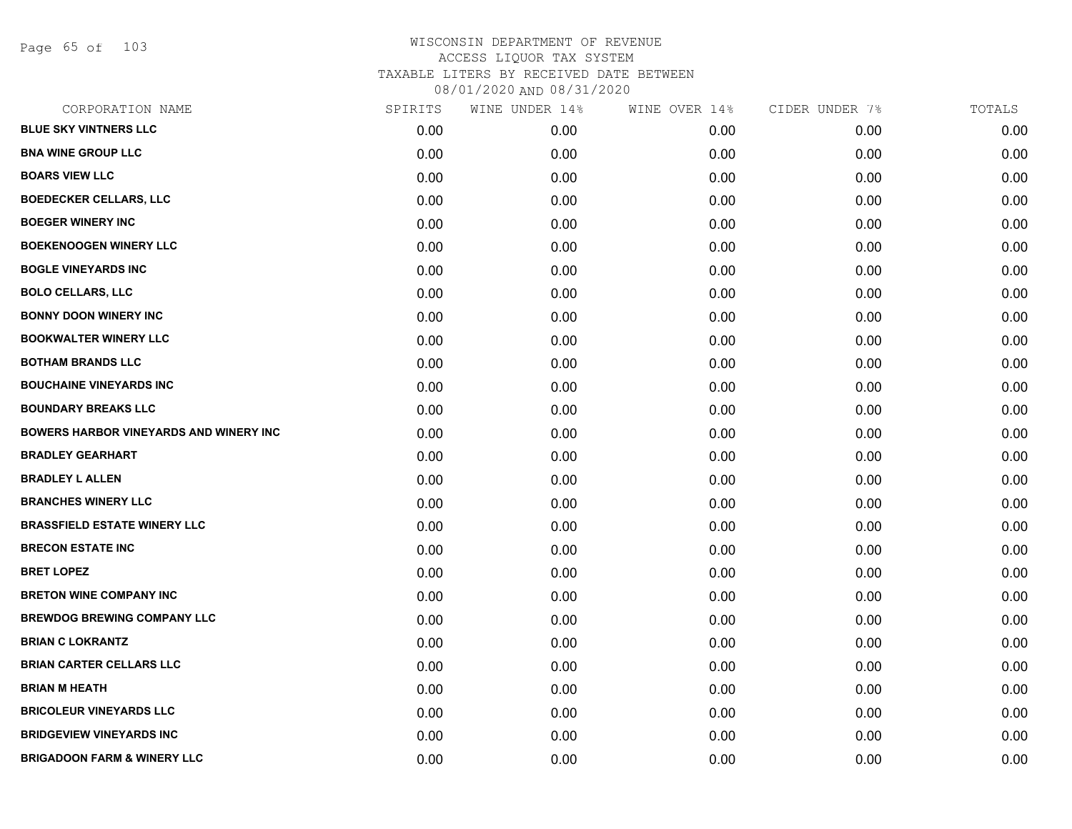WISCONSIN DEPARTMENT OF REVENUE
ACCESS LIQUOR TAX SYSTEM
TAXABLE LITERS BY RECEIVED DATE BETWEEN
08/01/2020 AND 08/31/2020

| CORPORATION NAME | SPIRITS | WINE UNDER 14% | WINE OVER 14% | CIDER UNDER 7% | TOTALS |
|---|---|---|---|---|---|
| BLUE SKY VINTNERS LLC | 0.00 | 0.00 | 0.00 | 0.00 | 0.00 |
| BNA WINE GROUP LLC | 0.00 | 0.00 | 0.00 | 0.00 | 0.00 |
| BOARS VIEW LLC | 0.00 | 0.00 | 0.00 | 0.00 | 0.00 |
| BOEDECKER CELLARS, LLC | 0.00 | 0.00 | 0.00 | 0.00 | 0.00 |
| BOEGER WINERY INC | 0.00 | 0.00 | 0.00 | 0.00 | 0.00 |
| BOEKENOOGEN WINERY LLC | 0.00 | 0.00 | 0.00 | 0.00 | 0.00 |
| BOGLE VINEYARDS INC | 0.00 | 0.00 | 0.00 | 0.00 | 0.00 |
| BOLO CELLARS, LLC | 0.00 | 0.00 | 0.00 | 0.00 | 0.00 |
| BONNY DOON WINERY INC | 0.00 | 0.00 | 0.00 | 0.00 | 0.00 |
| BOOKWALTER WINERY LLC | 0.00 | 0.00 | 0.00 | 0.00 | 0.00 |
| BOTHAM BRANDS LLC | 0.00 | 0.00 | 0.00 | 0.00 | 0.00 |
| BOUCHAINE VINEYARDS INC | 0.00 | 0.00 | 0.00 | 0.00 | 0.00 |
| BOUNDARY BREAKS LLC | 0.00 | 0.00 | 0.00 | 0.00 | 0.00 |
| BOWERS HARBOR VINEYARDS AND WINERY INC | 0.00 | 0.00 | 0.00 | 0.00 | 0.00 |
| BRADLEY GEARHART | 0.00 | 0.00 | 0.00 | 0.00 | 0.00 |
| BRADLEY L ALLEN | 0.00 | 0.00 | 0.00 | 0.00 | 0.00 |
| BRANCHES WINERY LLC | 0.00 | 0.00 | 0.00 | 0.00 | 0.00 |
| BRASSFIELD ESTATE WINERY LLC | 0.00 | 0.00 | 0.00 | 0.00 | 0.00 |
| BRECON ESTATE INC | 0.00 | 0.00 | 0.00 | 0.00 | 0.00 |
| BRET LOPEZ | 0.00 | 0.00 | 0.00 | 0.00 | 0.00 |
| BRETON WINE COMPANY INC | 0.00 | 0.00 | 0.00 | 0.00 | 0.00 |
| BREWDOG BREWING COMPANY LLC | 0.00 | 0.00 | 0.00 | 0.00 | 0.00 |
| BRIAN C LOKRANTZ | 0.00 | 0.00 | 0.00 | 0.00 | 0.00 |
| BRIAN CARTER CELLARS LLC | 0.00 | 0.00 | 0.00 | 0.00 | 0.00 |
| BRIAN M HEATH | 0.00 | 0.00 | 0.00 | 0.00 | 0.00 |
| BRICOLEUR VINEYARDS LLC | 0.00 | 0.00 | 0.00 | 0.00 | 0.00 |
| BRIDGEVIEW VINEYARDS INC | 0.00 | 0.00 | 0.00 | 0.00 | 0.00 |
| BRIGADOON FARM & WINERY LLC | 0.00 | 0.00 | 0.00 | 0.00 | 0.00 |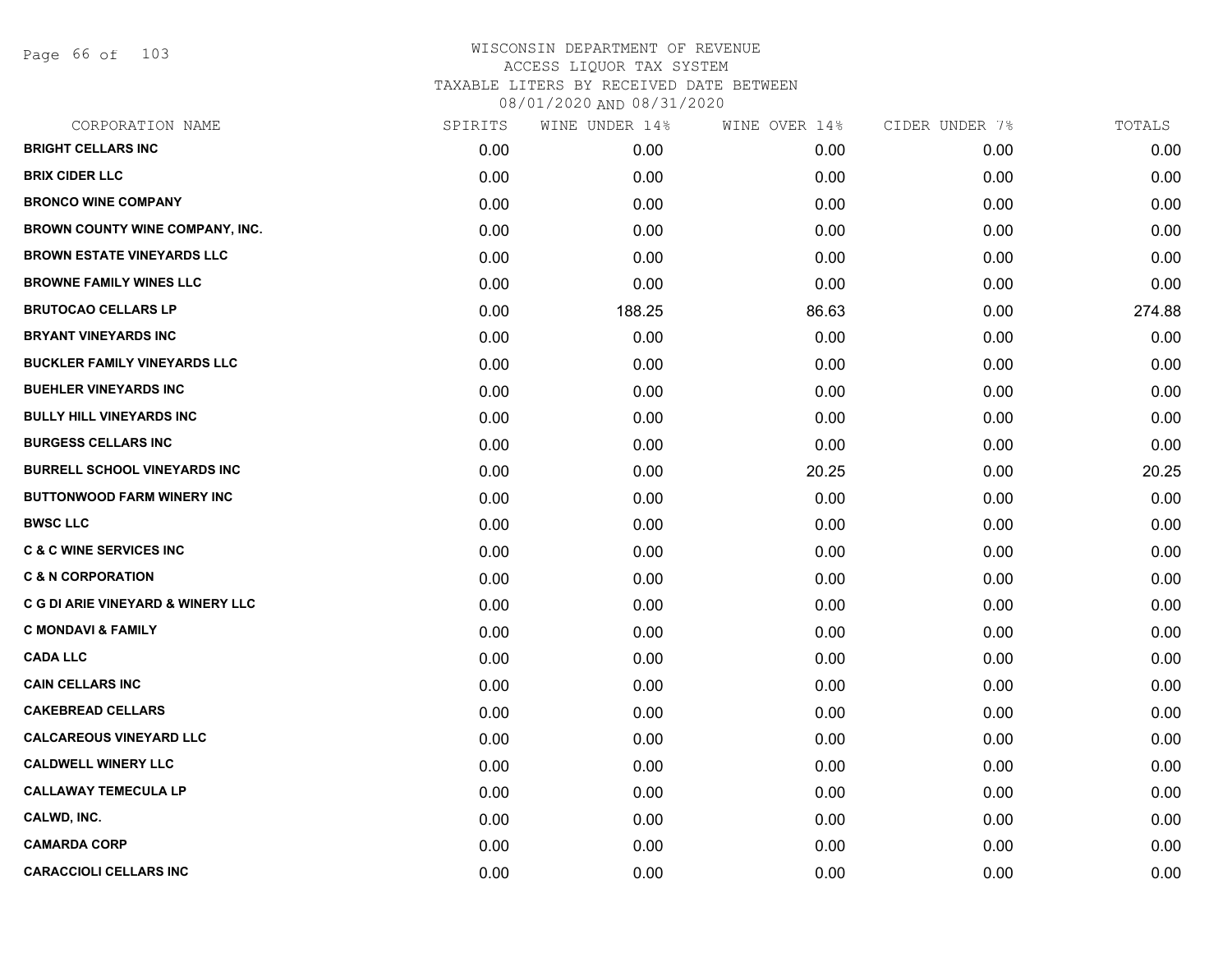# WISCONSIN DEPARTMENT OF REVENUE
## ACCESS LIQUOR TAX SYSTEM
## TAXABLE LITERS BY RECEIVED DATE BETWEEN 08/01/2020 AND 08/31/2020

| CORPORATION NAME | SPIRITS | WINE UNDER 14% | WINE OVER 14% | CIDER UNDER 7% | TOTALS |
|---|---|---|---|---|---|
| BRIGHT CELLARS INC | 0.00 | 0.00 | 0.00 | 0.00 | 0.00 |
| BRIX CIDER LLC | 0.00 | 0.00 | 0.00 | 0.00 | 0.00 |
| BRONCO WINE COMPANY | 0.00 | 0.00 | 0.00 | 0.00 | 0.00 |
| BROWN COUNTY WINE COMPANY, INC. | 0.00 | 0.00 | 0.00 | 0.00 | 0.00 |
| BROWN ESTATE VINEYARDS LLC | 0.00 | 0.00 | 0.00 | 0.00 | 0.00 |
| BROWNE FAMILY WINES LLC | 0.00 | 0.00 | 0.00 | 0.00 | 0.00 |
| BRUTOCAO CELLARS LP | 0.00 | 188.25 | 86.63 | 0.00 | 274.88 |
| BRYANT VINEYARDS INC | 0.00 | 0.00 | 0.00 | 0.00 | 0.00 |
| BUCKLER FAMILY VINEYARDS LLC | 0.00 | 0.00 | 0.00 | 0.00 | 0.00 |
| BUEHLER VINEYARDS INC | 0.00 | 0.00 | 0.00 | 0.00 | 0.00 |
| BULLY HILL VINEYARDS INC | 0.00 | 0.00 | 0.00 | 0.00 | 0.00 |
| BURGESS CELLARS INC | 0.00 | 0.00 | 0.00 | 0.00 | 0.00 |
| BURRELL SCHOOL VINEYARDS INC | 0.00 | 0.00 | 20.25 | 0.00 | 20.25 |
| BUTTONWOOD FARM WINERY INC | 0.00 | 0.00 | 0.00 | 0.00 | 0.00 |
| BWSC LLC | 0.00 | 0.00 | 0.00 | 0.00 | 0.00 |
| C & C WINE SERVICES INC | 0.00 | 0.00 | 0.00 | 0.00 | 0.00 |
| C & N CORPORATION | 0.00 | 0.00 | 0.00 | 0.00 | 0.00 |
| C G DI ARIE VINEYARD & WINERY LLC | 0.00 | 0.00 | 0.00 | 0.00 | 0.00 |
| C MONDAVI & FAMILY | 0.00 | 0.00 | 0.00 | 0.00 | 0.00 |
| CADA LLC | 0.00 | 0.00 | 0.00 | 0.00 | 0.00 |
| CAIN CELLARS INC | 0.00 | 0.00 | 0.00 | 0.00 | 0.00 |
| CAKEBREAD CELLARS | 0.00 | 0.00 | 0.00 | 0.00 | 0.00 |
| CALCAREOUS VINEYARD LLC | 0.00 | 0.00 | 0.00 | 0.00 | 0.00 |
| CALDWELL WINERY LLC | 0.00 | 0.00 | 0.00 | 0.00 | 0.00 |
| CALLAWAY TEMECULA LP | 0.00 | 0.00 | 0.00 | 0.00 | 0.00 |
| CALWD, INC. | 0.00 | 0.00 | 0.00 | 0.00 | 0.00 |
| CAMARDA CORP | 0.00 | 0.00 | 0.00 | 0.00 | 0.00 |
| CARACCIOLI CELLARS INC | 0.00 | 0.00 | 0.00 | 0.00 | 0.00 |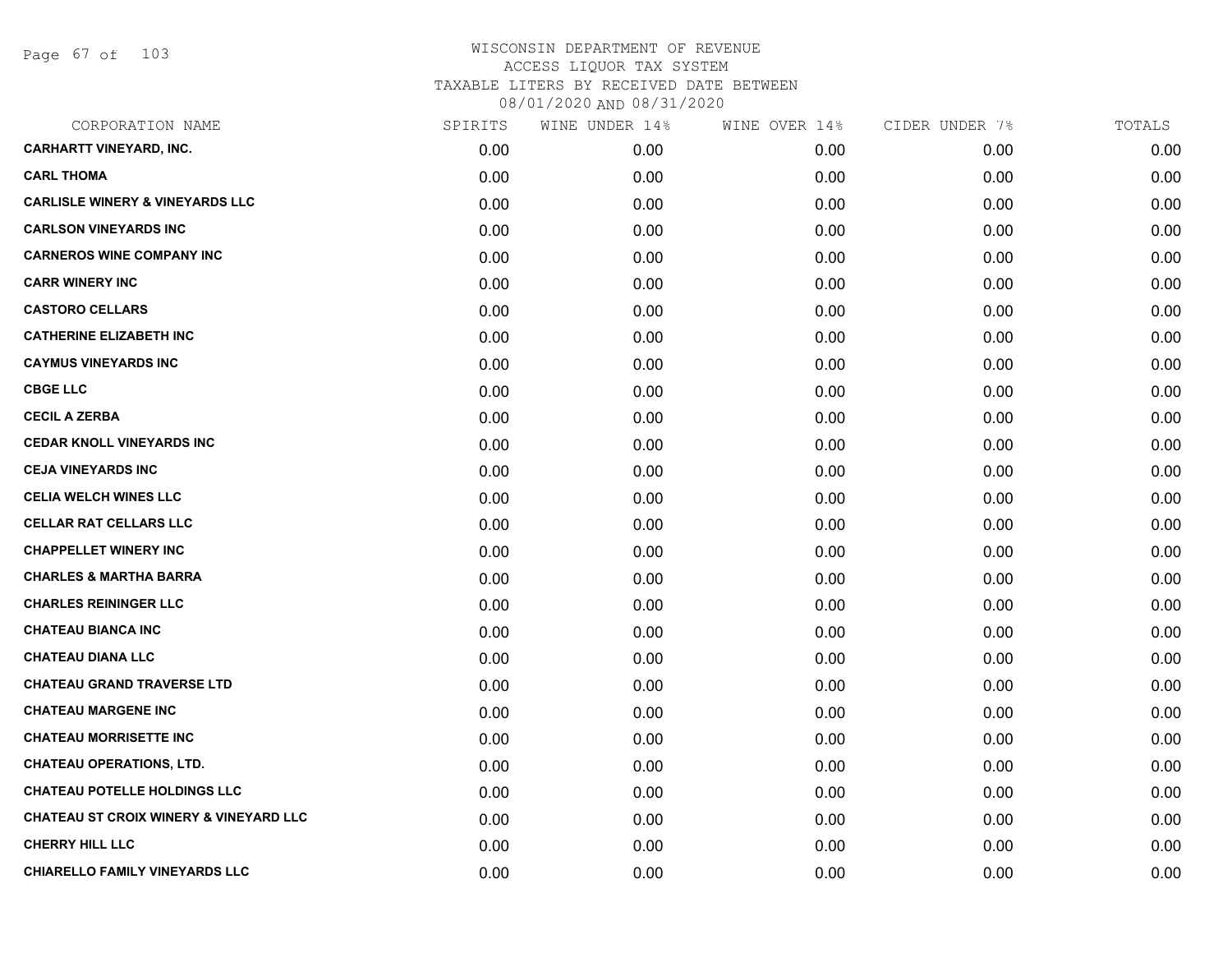# WISCONSIN DEPARTMENT OF REVENUE
## ACCESS LIQUOR TAX SYSTEM
## TAXABLE LITERS BY RECEIVED DATE BETWEEN 08/01/2020 AND 08/31/2020

| CORPORATION NAME | SPIRITS | WINE UNDER 14% | WINE OVER 14% | CIDER UNDER 7% | TOTALS |
|---|---|---|---|---|---|
| CARHARTT VINEYARD, INC. | 0.00 | 0.00 | 0.00 | 0.00 | 0.00 |
| CARL THOMA | 0.00 | 0.00 | 0.00 | 0.00 | 0.00 |
| CARLISLE WINERY & VINEYARDS LLC | 0.00 | 0.00 | 0.00 | 0.00 | 0.00 |
| CARLSON VINEYARDS INC | 0.00 | 0.00 | 0.00 | 0.00 | 0.00 |
| CARNEROS WINE COMPANY INC | 0.00 | 0.00 | 0.00 | 0.00 | 0.00 |
| CARR WINERY INC | 0.00 | 0.00 | 0.00 | 0.00 | 0.00 |
| CASTORO CELLARS | 0.00 | 0.00 | 0.00 | 0.00 | 0.00 |
| CATHERINE ELIZABETH INC | 0.00 | 0.00 | 0.00 | 0.00 | 0.00 |
| CAYMUS VINEYARDS INC | 0.00 | 0.00 | 0.00 | 0.00 | 0.00 |
| CBGE LLC | 0.00 | 0.00 | 0.00 | 0.00 | 0.00 |
| CECIL A ZERBA | 0.00 | 0.00 | 0.00 | 0.00 | 0.00 |
| CEDAR KNOLL VINEYARDS INC | 0.00 | 0.00 | 0.00 | 0.00 | 0.00 |
| CEJA VINEYARDS INC | 0.00 | 0.00 | 0.00 | 0.00 | 0.00 |
| CELIA WELCH WINES LLC | 0.00 | 0.00 | 0.00 | 0.00 | 0.00 |
| CELLAR RAT CELLARS LLC | 0.00 | 0.00 | 0.00 | 0.00 | 0.00 |
| CHAPPELLET WINERY INC | 0.00 | 0.00 | 0.00 | 0.00 | 0.00 |
| CHARLES & MARTHA BARRA | 0.00 | 0.00 | 0.00 | 0.00 | 0.00 |
| CHARLES REININGER LLC | 0.00 | 0.00 | 0.00 | 0.00 | 0.00 |
| CHATEAU BIANCA INC | 0.00 | 0.00 | 0.00 | 0.00 | 0.00 |
| CHATEAU DIANA LLC | 0.00 | 0.00 | 0.00 | 0.00 | 0.00 |
| CHATEAU GRAND TRAVERSE LTD | 0.00 | 0.00 | 0.00 | 0.00 | 0.00 |
| CHATEAU MARGENE INC | 0.00 | 0.00 | 0.00 | 0.00 | 0.00 |
| CHATEAU MORRISETTE INC | 0.00 | 0.00 | 0.00 | 0.00 | 0.00 |
| CHATEAU OPERATIONS, LTD. | 0.00 | 0.00 | 0.00 | 0.00 | 0.00 |
| CHATEAU POTELLE HOLDINGS LLC | 0.00 | 0.00 | 0.00 | 0.00 | 0.00 |
| CHATEAU ST CROIX WINERY & VINEYARD LLC | 0.00 | 0.00 | 0.00 | 0.00 | 0.00 |
| CHERRY HILL LLC | 0.00 | 0.00 | 0.00 | 0.00 | 0.00 |
| CHIARELLO FAMILY VINEYARDS LLC | 0.00 | 0.00 | 0.00 | 0.00 | 0.00 |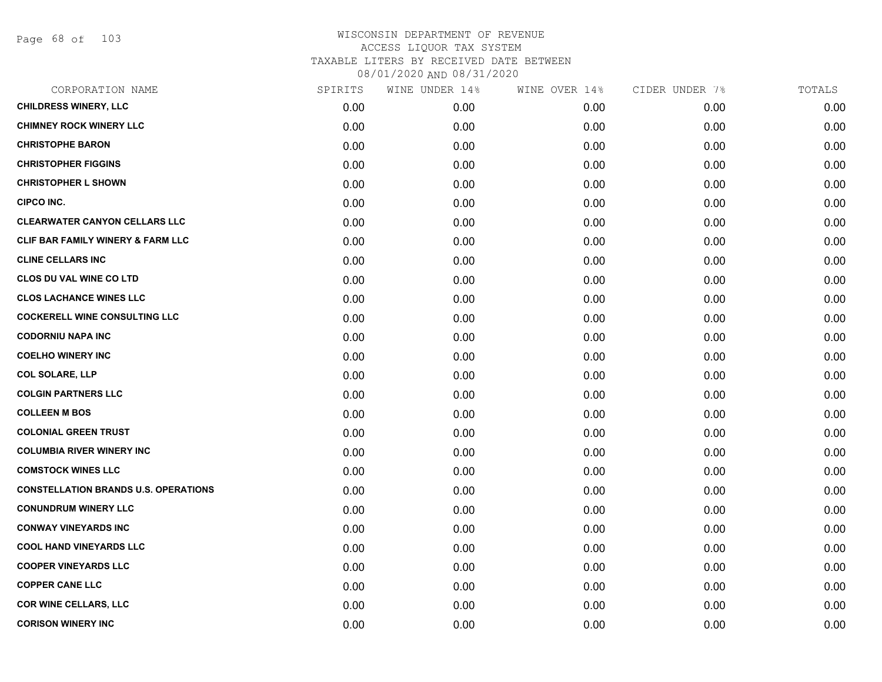# WISCONSIN DEPARTMENT OF REVENUE
## ACCESS LIQUOR TAX SYSTEM
### TAXABLE LITERS BY RECEIVED DATE BETWEEN 08/01/2020 AND 08/31/2020

| CORPORATION NAME | SPIRITS | WINE UNDER 14% | WINE OVER 14% | CIDER UNDER 7% | TOTALS |
|---|---|---|---|---|---|
| CHILDRESS WINERY, LLC | 0.00 | 0.00 | 0.00 | 0.00 | 0.00 |
| CHIMNEY ROCK WINERY LLC | 0.00 | 0.00 | 0.00 | 0.00 | 0.00 |
| CHRISTOPHE BARON | 0.00 | 0.00 | 0.00 | 0.00 | 0.00 |
| CHRISTOPHER FIGGINS | 0.00 | 0.00 | 0.00 | 0.00 | 0.00 |
| CHRISTOPHER L SHOWN | 0.00 | 0.00 | 0.00 | 0.00 | 0.00 |
| CIPCO INC. | 0.00 | 0.00 | 0.00 | 0.00 | 0.00 |
| CLEARWATER CANYON CELLARS LLC | 0.00 | 0.00 | 0.00 | 0.00 | 0.00 |
| CLIF BAR FAMILY WINERY & FARM LLC | 0.00 | 0.00 | 0.00 | 0.00 | 0.00 |
| CLINE CELLARS INC | 0.00 | 0.00 | 0.00 | 0.00 | 0.00 |
| CLOS DU VAL WINE CO LTD | 0.00 | 0.00 | 0.00 | 0.00 | 0.00 |
| CLOS LACHANCE WINES LLC | 0.00 | 0.00 | 0.00 | 0.00 | 0.00 |
| COCKERELL WINE CONSULTING LLC | 0.00 | 0.00 | 0.00 | 0.00 | 0.00 |
| CODORNIU NAPA INC | 0.00 | 0.00 | 0.00 | 0.00 | 0.00 |
| COELHO WINERY INC | 0.00 | 0.00 | 0.00 | 0.00 | 0.00 |
| COL SOLARE, LLP | 0.00 | 0.00 | 0.00 | 0.00 | 0.00 |
| COLGIN PARTNERS LLC | 0.00 | 0.00 | 0.00 | 0.00 | 0.00 |
| COLLEEN M BOS | 0.00 | 0.00 | 0.00 | 0.00 | 0.00 |
| COLONIAL GREEN TRUST | 0.00 | 0.00 | 0.00 | 0.00 | 0.00 |
| COLUMBIA RIVER WINERY INC | 0.00 | 0.00 | 0.00 | 0.00 | 0.00 |
| COMSTOCK WINES LLC | 0.00 | 0.00 | 0.00 | 0.00 | 0.00 |
| CONSTELLATION BRANDS U.S. OPERATIONS | 0.00 | 0.00 | 0.00 | 0.00 | 0.00 |
| CONUNDRUM WINERY LLC | 0.00 | 0.00 | 0.00 | 0.00 | 0.00 |
| CONWAY VINEYARDS INC | 0.00 | 0.00 | 0.00 | 0.00 | 0.00 |
| COOL HAND VINEYARDS LLC | 0.00 | 0.00 | 0.00 | 0.00 | 0.00 |
| COOPER VINEYARDS LLC | 0.00 | 0.00 | 0.00 | 0.00 | 0.00 |
| COPPER CANE LLC | 0.00 | 0.00 | 0.00 | 0.00 | 0.00 |
| COR WINE CELLARS, LLC | 0.00 | 0.00 | 0.00 | 0.00 | 0.00 |
| CORISON WINERY INC | 0.00 | 0.00 | 0.00 | 0.00 | 0.00 |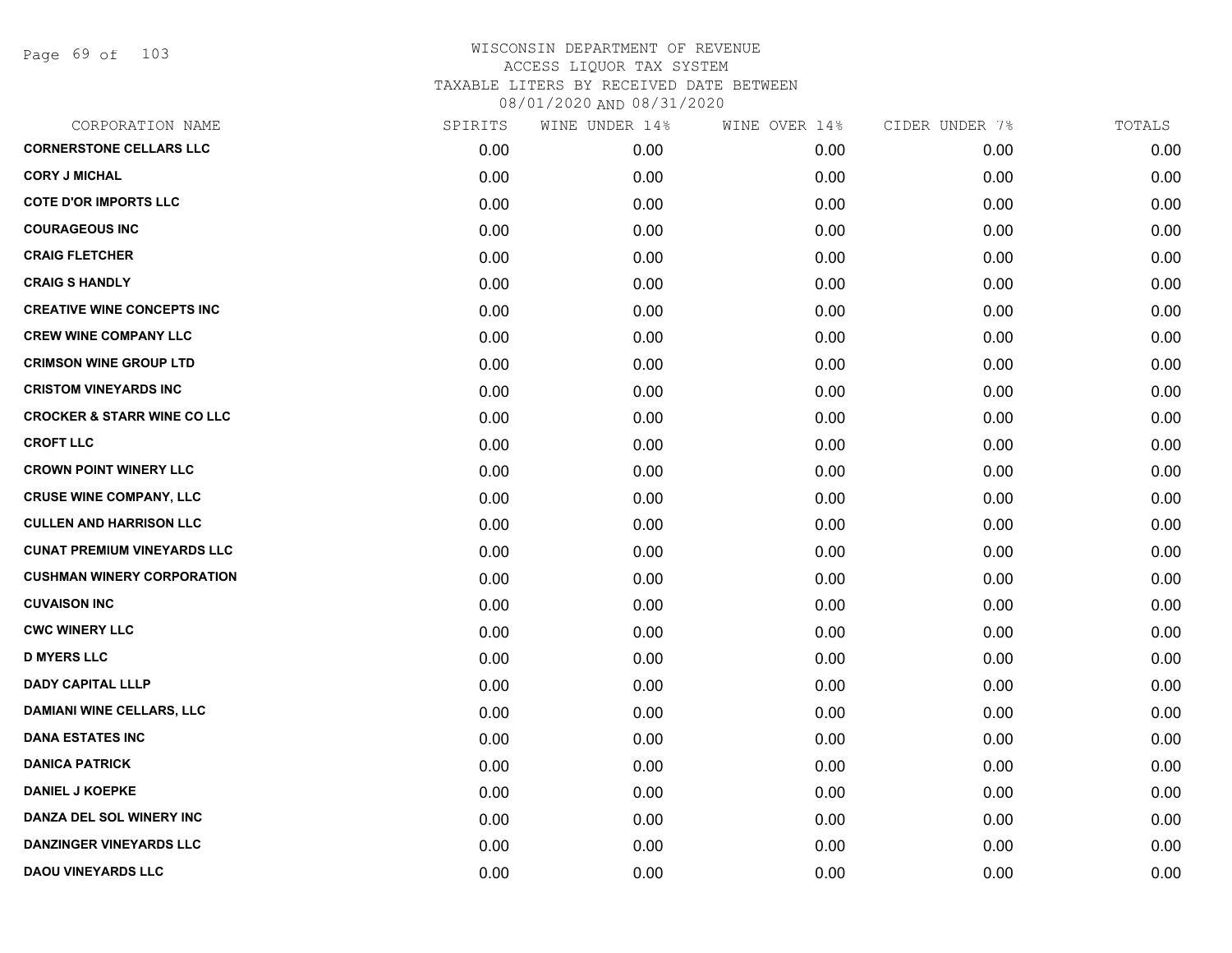WISCONSIN DEPARTMENT OF REVENUE
ACCESS LIQUOR TAX SYSTEM
TAXABLE LITERS BY RECEIVED DATE BETWEEN
08/01/2020 AND 08/31/2020

| CORPORATION NAME | SPIRITS | WINE UNDER 14% | WINE OVER 14% | CIDER UNDER 7% | TOTALS |
|---|---|---|---|---|---|
| **CORNERSTONE CELLARS LLC** | 0.00 | 0.00 | 0.00 | 0.00 | 0.00 |
| **CORY J MICHAL** | 0.00 | 0.00 | 0.00 | 0.00 | 0.00 |
| **COTE D'OR IMPORTS LLC** | 0.00 | 0.00 | 0.00 | 0.00 | 0.00 |
| **COURAGEOUS INC** | 0.00 | 0.00 | 0.00 | 0.00 | 0.00 |
| **CRAIG FLETCHER** | 0.00 | 0.00 | 0.00 | 0.00 | 0.00 |
| **CRAIG S HANDLY** | 0.00 | 0.00 | 0.00 | 0.00 | 0.00 |
| **CREATIVE WINE CONCEPTS INC** | 0.00 | 0.00 | 0.00 | 0.00 | 0.00 |
| **CREW WINE COMPANY LLC** | 0.00 | 0.00 | 0.00 | 0.00 | 0.00 |
| **CRIMSON WINE GROUP LTD** | 0.00 | 0.00 | 0.00 | 0.00 | 0.00 |
| **CRISTOM VINEYARDS INC** | 0.00 | 0.00 | 0.00 | 0.00 | 0.00 |
| **CROCKER & STARR WINE CO LLC** | 0.00 | 0.00 | 0.00 | 0.00 | 0.00 |
| **CROFT LLC** | 0.00 | 0.00 | 0.00 | 0.00 | 0.00 |
| **CROWN POINT WINERY LLC** | 0.00 | 0.00 | 0.00 | 0.00 | 0.00 |
| **CRUSE WINE COMPANY, LLC** | 0.00 | 0.00 | 0.00 | 0.00 | 0.00 |
| **CULLEN AND HARRISON LLC** | 0.00 | 0.00 | 0.00 | 0.00 | 0.00 |
| **CUNAT PREMIUM VINEYARDS LLC** | 0.00 | 0.00 | 0.00 | 0.00 | 0.00 |
| **CUSHMAN WINERY CORPORATION** | 0.00 | 0.00 | 0.00 | 0.00 | 0.00 |
| **CUVAISON INC** | 0.00 | 0.00 | 0.00 | 0.00 | 0.00 |
| **CWC WINERY LLC** | 0.00 | 0.00 | 0.00 | 0.00 | 0.00 |
| **D MYERS LLC** | 0.00 | 0.00 | 0.00 | 0.00 | 0.00 |
| **DADY CAPITAL LLLP** | 0.00 | 0.00 | 0.00 | 0.00 | 0.00 |
| **DAMIANI WINE CELLARS, LLC** | 0.00 | 0.00 | 0.00 | 0.00 | 0.00 |
| **DANA ESTATES INC** | 0.00 | 0.00 | 0.00 | 0.00 | 0.00 |
| **DANICA PATRICK** | 0.00 | 0.00 | 0.00 | 0.00 | 0.00 |
| **DANIEL J KOEPKE** | 0.00 | 0.00 | 0.00 | 0.00 | 0.00 |
| **DANZA DEL SOL WINERY INC** | 0.00 | 0.00 | 0.00 | 0.00 | 0.00 |
| **DANZINGER VINEYARDS LLC** | 0.00 | 0.00 | 0.00 | 0.00 | 0.00 |
| **DAOU VINEYARDS LLC** | 0.00 | 0.00 | 0.00 | 0.00 | 0.00 |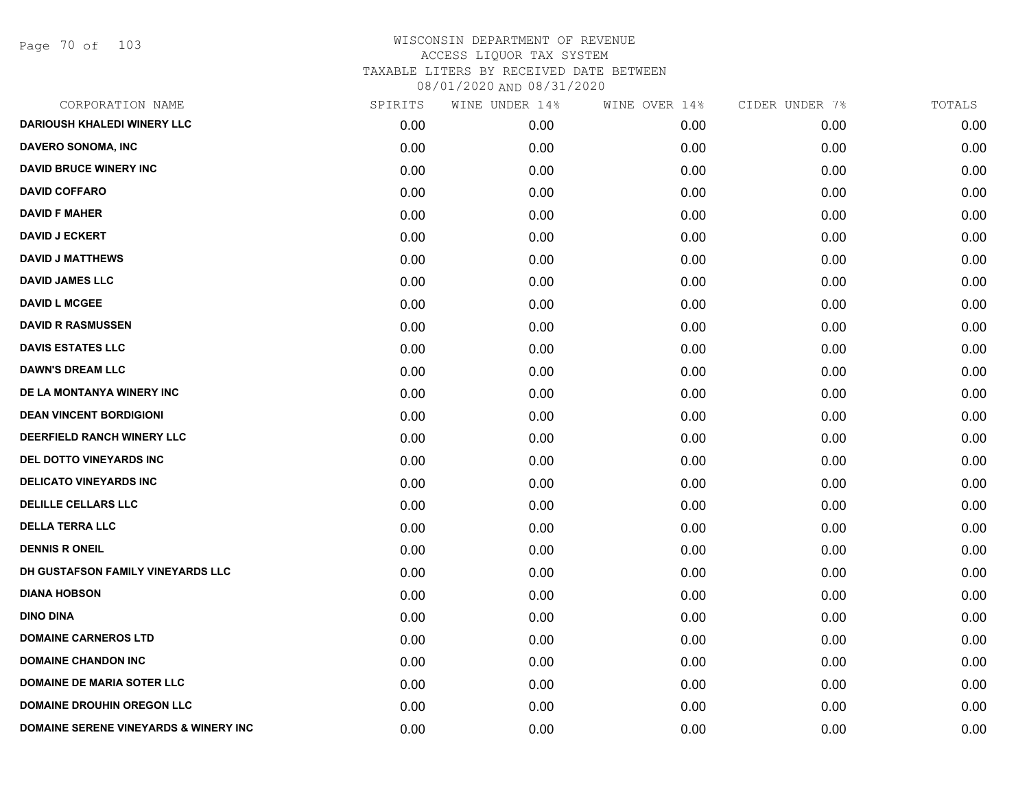WISCONSIN DEPARTMENT OF REVENUE
ACCESS LIQUOR TAX SYSTEM
TAXABLE LITERS BY RECEIVED DATE BETWEEN
08/01/2020 AND 08/31/2020

| CORPORATION NAME | SPIRITS | WINE UNDER 14% | WINE OVER 14% | CIDER UNDER 7% | TOTALS |
|---|---|---|---|---|---|
| DARIOUSH KHALEDI WINERY LLC | 0.00 | 0.00 | 0.00 | 0.00 | 0.00 |
| DAVERO SONOMA, INC | 0.00 | 0.00 | 0.00 | 0.00 | 0.00 |
| DAVID BRUCE WINERY INC | 0.00 | 0.00 | 0.00 | 0.00 | 0.00 |
| DAVID COFFARO | 0.00 | 0.00 | 0.00 | 0.00 | 0.00 |
| DAVID F MAHER | 0.00 | 0.00 | 0.00 | 0.00 | 0.00 |
| DAVID J ECKERT | 0.00 | 0.00 | 0.00 | 0.00 | 0.00 |
| DAVID J MATTHEWS | 0.00 | 0.00 | 0.00 | 0.00 | 0.00 |
| DAVID JAMES LLC | 0.00 | 0.00 | 0.00 | 0.00 | 0.00 |
| DAVID L MCGEE | 0.00 | 0.00 | 0.00 | 0.00 | 0.00 |
| DAVID R RASMUSSEN | 0.00 | 0.00 | 0.00 | 0.00 | 0.00 |
| DAVIS ESTATES LLC | 0.00 | 0.00 | 0.00 | 0.00 | 0.00 |
| DAWN'S DREAM LLC | 0.00 | 0.00 | 0.00 | 0.00 | 0.00 |
| DE LA MONTANYA WINERY INC | 0.00 | 0.00 | 0.00 | 0.00 | 0.00 |
| DEAN VINCENT BORDIGIONI | 0.00 | 0.00 | 0.00 | 0.00 | 0.00 |
| DEERFIELD RANCH WINERY LLC | 0.00 | 0.00 | 0.00 | 0.00 | 0.00 |
| DEL DOTTO VINEYARDS INC | 0.00 | 0.00 | 0.00 | 0.00 | 0.00 |
| DELICATO VINEYARDS INC | 0.00 | 0.00 | 0.00 | 0.00 | 0.00 |
| DELILLE CELLARS LLC | 0.00 | 0.00 | 0.00 | 0.00 | 0.00 |
| DELLA TERRA LLC | 0.00 | 0.00 | 0.00 | 0.00 | 0.00 |
| DENNIS R ONEIL | 0.00 | 0.00 | 0.00 | 0.00 | 0.00 |
| DH GUSTAFSON FAMILY VINEYARDS LLC | 0.00 | 0.00 | 0.00 | 0.00 | 0.00 |
| DIANA HOBSON | 0.00 | 0.00 | 0.00 | 0.00 | 0.00 |
| DINO DINA | 0.00 | 0.00 | 0.00 | 0.00 | 0.00 |
| DOMAINE CARNEROS LTD | 0.00 | 0.00 | 0.00 | 0.00 | 0.00 |
| DOMAINE CHANDON INC | 0.00 | 0.00 | 0.00 | 0.00 | 0.00 |
| DOMAINE DE MARIA SOTER LLC | 0.00 | 0.00 | 0.00 | 0.00 | 0.00 |
| DOMAINE DROUHIN OREGON LLC | 0.00 | 0.00 | 0.00 | 0.00 | 0.00 |
| DOMAINE SERENE VINEYARDS & WINERY INC | 0.00 | 0.00 | 0.00 | 0.00 | 0.00 |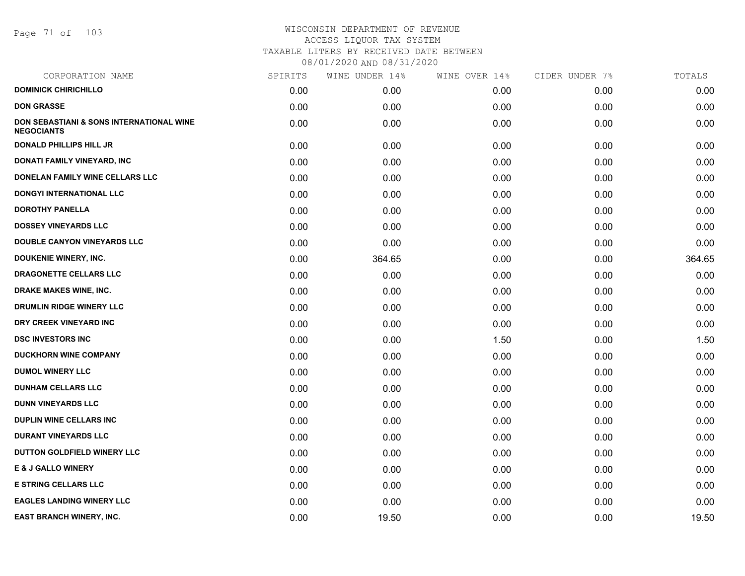WISCONSIN DEPARTMENT OF REVENUE
ACCESS LIQUOR TAX SYSTEM
TAXABLE LITERS BY RECEIVED DATE BETWEEN
08/01/2020 AND 08/31/2020

| CORPORATION NAME | SPIRITS | WINE UNDER 14% | WINE OVER 14% | CIDER UNDER 7% | TOTALS |
|---|---|---|---|---|---|
| DOMINICK CHIRICHILLO | 0.00 | 0.00 | 0.00 | 0.00 | 0.00 |
| DON GRASSE | 0.00 | 0.00 | 0.00 | 0.00 | 0.00 |
| DON SEBASTIANI & SONS INTERNATIONAL WINE NEGOCIANTS | 0.00 | 0.00 | 0.00 | 0.00 | 0.00 |
| DONALD PHILLIPS HILL JR | 0.00 | 0.00 | 0.00 | 0.00 | 0.00 |
| DONATI FAMILY VINEYARD, INC | 0.00 | 0.00 | 0.00 | 0.00 | 0.00 |
| DONELAN FAMILY WINE CELLARS LLC | 0.00 | 0.00 | 0.00 | 0.00 | 0.00 |
| DONGYI INTERNATIONAL LLC | 0.00 | 0.00 | 0.00 | 0.00 | 0.00 |
| DOROTHY PANELLA | 0.00 | 0.00 | 0.00 | 0.00 | 0.00 |
| DOSSEY VINEYARDS LLC | 0.00 | 0.00 | 0.00 | 0.00 | 0.00 |
| DOUBLE CANYON VINEYARDS LLC | 0.00 | 0.00 | 0.00 | 0.00 | 0.00 |
| DOUKENIE WINERY, INC. | 0.00 | 364.65 | 0.00 | 0.00 | 364.65 |
| DRAGONETTE CELLARS LLC | 0.00 | 0.00 | 0.00 | 0.00 | 0.00 |
| DRAKE MAKES WINE, INC. | 0.00 | 0.00 | 0.00 | 0.00 | 0.00 |
| DRUMLIN RIDGE WINERY LLC | 0.00 | 0.00 | 0.00 | 0.00 | 0.00 |
| DRY CREEK VINEYARD INC | 0.00 | 0.00 | 0.00 | 0.00 | 0.00 |
| DSC INVESTORS INC | 0.00 | 0.00 | 1.50 | 0.00 | 1.50 |
| DUCKHORN WINE COMPANY | 0.00 | 0.00 | 0.00 | 0.00 | 0.00 |
| DUMOL WINERY LLC | 0.00 | 0.00 | 0.00 | 0.00 | 0.00 |
| DUNHAM CELLARS LLC | 0.00 | 0.00 | 0.00 | 0.00 | 0.00 |
| DUNN VINEYARDS LLC | 0.00 | 0.00 | 0.00 | 0.00 | 0.00 |
| DUPLIN WINE CELLARS INC | 0.00 | 0.00 | 0.00 | 0.00 | 0.00 |
| DURANT VINEYARDS LLC | 0.00 | 0.00 | 0.00 | 0.00 | 0.00 |
| DUTTON GOLDFIELD WINERY LLC | 0.00 | 0.00 | 0.00 | 0.00 | 0.00 |
| E & J GALLO WINERY | 0.00 | 0.00 | 0.00 | 0.00 | 0.00 |
| E STRING CELLARS LLC | 0.00 | 0.00 | 0.00 | 0.00 | 0.00 |
| EAGLES LANDING WINERY LLC | 0.00 | 0.00 | 0.00 | 0.00 | 0.00 |
| EAST BRANCH WINERY, INC. | 0.00 | 19.50 | 0.00 | 0.00 | 19.50 |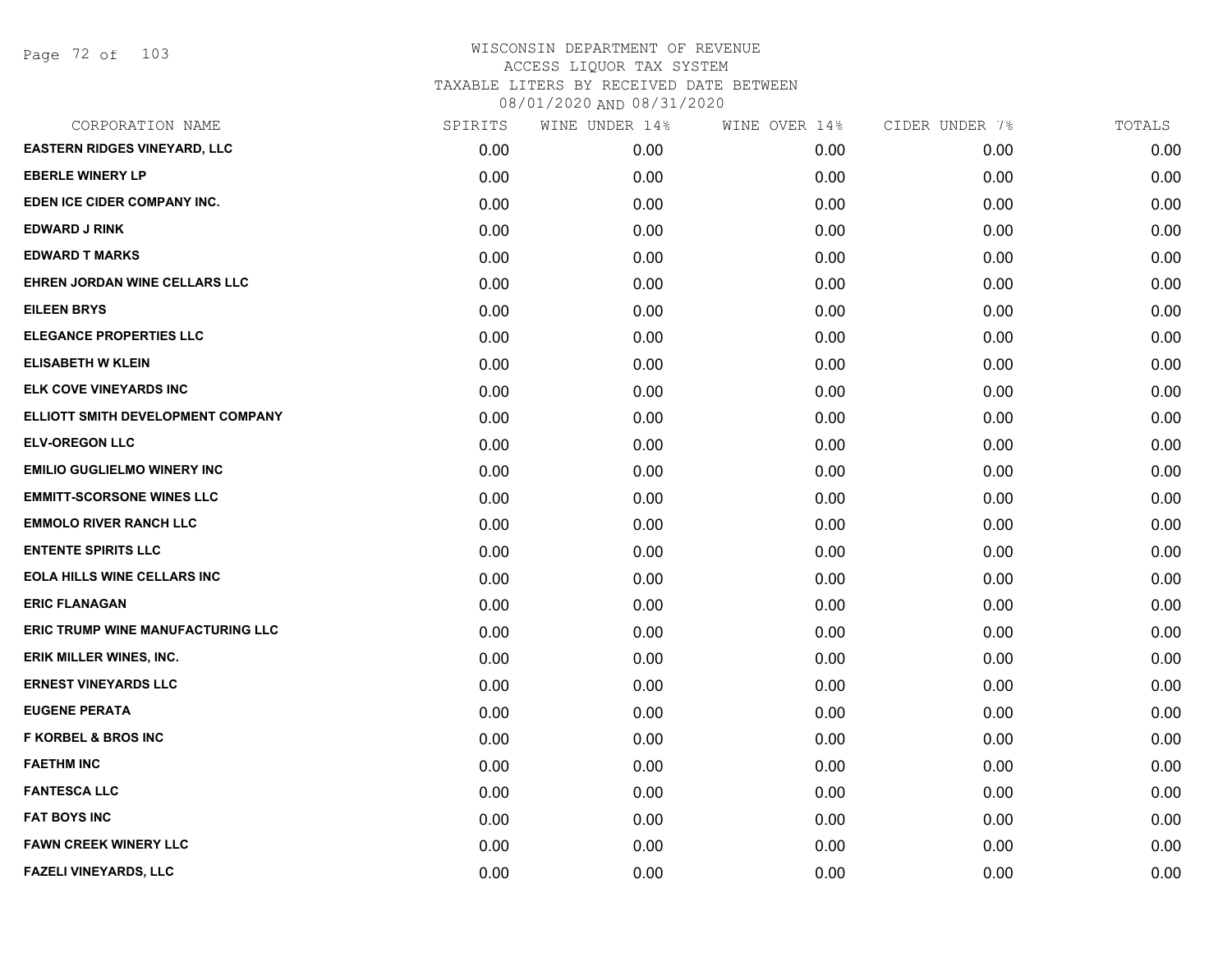WISCONSIN DEPARTMENT OF REVENUE
ACCESS LIQUOR TAX SYSTEM
TAXABLE LITERS BY RECEIVED DATE BETWEEN
08/01/2020 AND 08/31/2020

| CORPORATION NAME | SPIRITS | WINE UNDER 14% | WINE OVER 14% | CIDER UNDER 7% | TOTALS |
|---|---|---|---|---|---|
| EASTERN RIDGES VINEYARD, LLC | 0.00 | 0.00 | 0.00 | 0.00 | 0.00 |
| EBERLE WINERY LP | 0.00 | 0.00 | 0.00 | 0.00 | 0.00 |
| EDEN ICE CIDER COMPANY INC. | 0.00 | 0.00 | 0.00 | 0.00 | 0.00 |
| EDWARD J RINK | 0.00 | 0.00 | 0.00 | 0.00 | 0.00 |
| EDWARD T MARKS | 0.00 | 0.00 | 0.00 | 0.00 | 0.00 |
| EHREN JORDAN WINE CELLARS LLC | 0.00 | 0.00 | 0.00 | 0.00 | 0.00 |
| EILEEN BRYS | 0.00 | 0.00 | 0.00 | 0.00 | 0.00 |
| ELEGANCE PROPERTIES LLC | 0.00 | 0.00 | 0.00 | 0.00 | 0.00 |
| ELISABETH W KLEIN | 0.00 | 0.00 | 0.00 | 0.00 | 0.00 |
| ELK COVE VINEYARDS INC | 0.00 | 0.00 | 0.00 | 0.00 | 0.00 |
| ELLIOTT SMITH DEVELOPMENT COMPANY | 0.00 | 0.00 | 0.00 | 0.00 | 0.00 |
| ELV-OREGON LLC | 0.00 | 0.00 | 0.00 | 0.00 | 0.00 |
| EMILIO GUGLIELMO WINERY INC | 0.00 | 0.00 | 0.00 | 0.00 | 0.00 |
| EMMITT-SCORSONE WINES LLC | 0.00 | 0.00 | 0.00 | 0.00 | 0.00 |
| EMMOLO RIVER RANCH LLC | 0.00 | 0.00 | 0.00 | 0.00 | 0.00 |
| ENTENTE SPIRITS LLC | 0.00 | 0.00 | 0.00 | 0.00 | 0.00 |
| EOLA HILLS WINE CELLARS INC | 0.00 | 0.00 | 0.00 | 0.00 | 0.00 |
| ERIC FLANAGAN | 0.00 | 0.00 | 0.00 | 0.00 | 0.00 |
| ERIC TRUMP WINE MANUFACTURING LLC | 0.00 | 0.00 | 0.00 | 0.00 | 0.00 |
| ERIK MILLER WINES, INC. | 0.00 | 0.00 | 0.00 | 0.00 | 0.00 |
| ERNEST VINEYARDS LLC | 0.00 | 0.00 | 0.00 | 0.00 | 0.00 |
| EUGENE PERATA | 0.00 | 0.00 | 0.00 | 0.00 | 0.00 |
| F KORBEL & BROS INC | 0.00 | 0.00 | 0.00 | 0.00 | 0.00 |
| FAETHM INC | 0.00 | 0.00 | 0.00 | 0.00 | 0.00 |
| FANTESCA LLC | 0.00 | 0.00 | 0.00 | 0.00 | 0.00 |
| FAT BOYS INC | 0.00 | 0.00 | 0.00 | 0.00 | 0.00 |
| FAWN CREEK WINERY LLC | 0.00 | 0.00 | 0.00 | 0.00 | 0.00 |
| FAZELI VINEYARDS, LLC | 0.00 | 0.00 | 0.00 | 0.00 | 0.00 |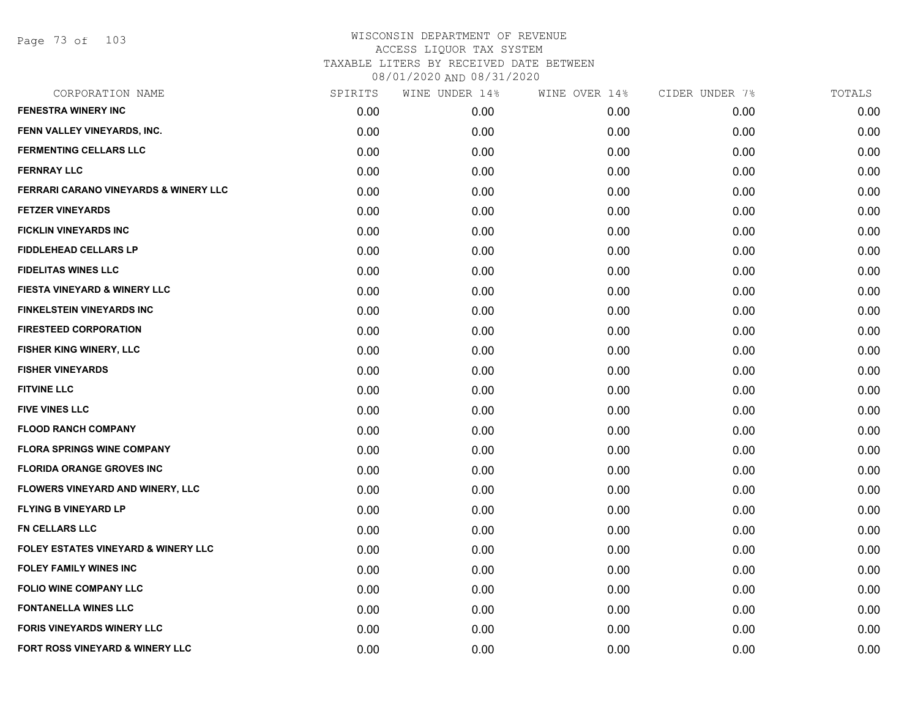# WISCONSIN DEPARTMENT OF REVENUE
## ACCESS LIQUOR TAX SYSTEM
### TAXABLE LITERS BY RECEIVED DATE BETWEEN 08/01/2020 AND 08/31/2020

| CORPORATION NAME | SPIRITS | WINE UNDER 14% | WINE OVER 14% | CIDER UNDER 7% | TOTALS |
|---|---|---|---|---|---|
| FENESTRA WINERY INC | 0.00 | 0.00 | 0.00 | 0.00 | 0.00 |
| FENN VALLEY VINEYARDS, INC. | 0.00 | 0.00 | 0.00 | 0.00 | 0.00 |
| FERMENTING CELLARS LLC | 0.00 | 0.00 | 0.00 | 0.00 | 0.00 |
| FERNRAY LLC | 0.00 | 0.00 | 0.00 | 0.00 | 0.00 |
| FERRARI CARANO VINEYARDS & WINERY LLC | 0.00 | 0.00 | 0.00 | 0.00 | 0.00 |
| FETZER VINEYARDS | 0.00 | 0.00 | 0.00 | 0.00 | 0.00 |
| FICKLIN VINEYARDS INC | 0.00 | 0.00 | 0.00 | 0.00 | 0.00 |
| FIDDLEHEAD CELLARS LP | 0.00 | 0.00 | 0.00 | 0.00 | 0.00 |
| FIDELITAS WINES LLC | 0.00 | 0.00 | 0.00 | 0.00 | 0.00 |
| FIESTA VINEYARD & WINERY LLC | 0.00 | 0.00 | 0.00 | 0.00 | 0.00 |
| FINKELSTEIN VINEYARDS INC | 0.00 | 0.00 | 0.00 | 0.00 | 0.00 |
| FIRESTEED CORPORATION | 0.00 | 0.00 | 0.00 | 0.00 | 0.00 |
| FISHER KING WINERY, LLC | 0.00 | 0.00 | 0.00 | 0.00 | 0.00 |
| FISHER VINEYARDS | 0.00 | 0.00 | 0.00 | 0.00 | 0.00 |
| FITVINE LLC | 0.00 | 0.00 | 0.00 | 0.00 | 0.00 |
| FIVE VINES LLC | 0.00 | 0.00 | 0.00 | 0.00 | 0.00 |
| FLOOD RANCH COMPANY | 0.00 | 0.00 | 0.00 | 0.00 | 0.00 |
| FLORA SPRINGS WINE COMPANY | 0.00 | 0.00 | 0.00 | 0.00 | 0.00 |
| FLORIDA ORANGE GROVES INC | 0.00 | 0.00 | 0.00 | 0.00 | 0.00 |
| FLOWERS VINEYARD AND WINERY, LLC | 0.00 | 0.00 | 0.00 | 0.00 | 0.00 |
| FLYING B VINEYARD LP | 0.00 | 0.00 | 0.00 | 0.00 | 0.00 |
| FN CELLARS LLC | 0.00 | 0.00 | 0.00 | 0.00 | 0.00 |
| FOLEY ESTATES VINEYARD & WINERY LLC | 0.00 | 0.00 | 0.00 | 0.00 | 0.00 |
| FOLEY FAMILY WINES INC | 0.00 | 0.00 | 0.00 | 0.00 | 0.00 |
| FOLIO WINE COMPANY LLC | 0.00 | 0.00 | 0.00 | 0.00 | 0.00 |
| FONTANELLA WINES LLC | 0.00 | 0.00 | 0.00 | 0.00 | 0.00 |
| FORIS VINEYARDS WINERY LLC | 0.00 | 0.00 | 0.00 | 0.00 | 0.00 |
| FORT ROSS VINEYARD & WINERY LLC | 0.00 | 0.00 | 0.00 | 0.00 | 0.00 |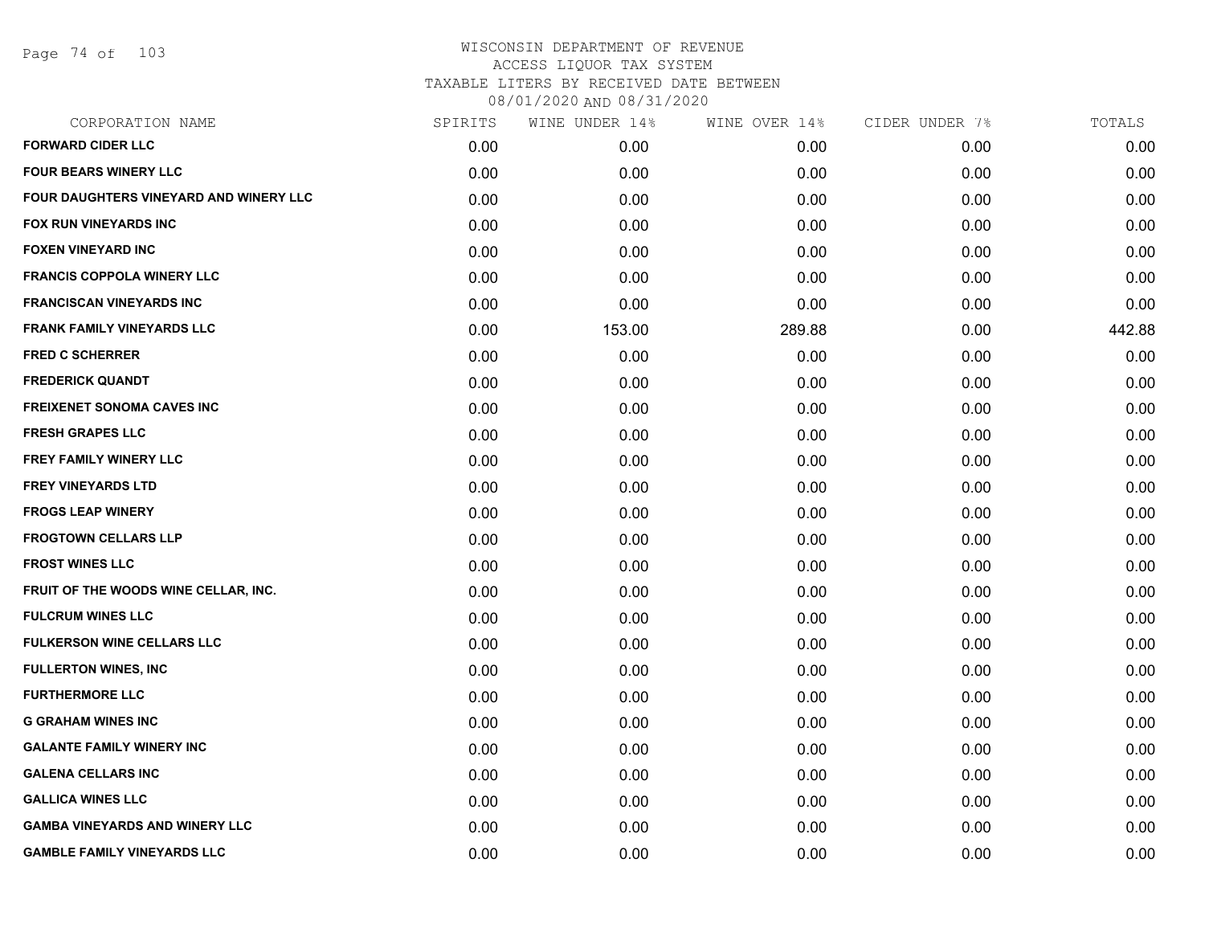# WISCONSIN DEPARTMENT OF REVENUE
## ACCESS LIQUOR TAX SYSTEM
### TAXABLE LITERS BY RECEIVED DATE BETWEEN 08/01/2020 AND 08/31/2020

| CORPORATION NAME | SPIRITS | WINE UNDER 14% | WINE OVER 14% | CIDER UNDER 7% | TOTALS |
|---|---|---|---|---|---|
| FORWARD CIDER LLC | 0.00 | 0.00 | 0.00 | 0.00 | 0.00 |
| FOUR BEARS WINERY LLC | 0.00 | 0.00 | 0.00 | 0.00 | 0.00 |
| FOUR DAUGHTERS VINEYARD AND WINERY LLC | 0.00 | 0.00 | 0.00 | 0.00 | 0.00 |
| FOX RUN VINEYARDS INC | 0.00 | 0.00 | 0.00 | 0.00 | 0.00 |
| FOXEN VINEYARD INC | 0.00 | 0.00 | 0.00 | 0.00 | 0.00 |
| FRANCIS COPPOLA WINERY LLC | 0.00 | 0.00 | 0.00 | 0.00 | 0.00 |
| FRANCISCAN VINEYARDS INC | 0.00 | 0.00 | 0.00 | 0.00 | 0.00 |
| FRANK FAMILY VINEYARDS LLC | 0.00 | 153.00 | 289.88 | 0.00 | 442.88 |
| FRED C SCHERRER | 0.00 | 0.00 | 0.00 | 0.00 | 0.00 |
| FREDERICK QUANDT | 0.00 | 0.00 | 0.00 | 0.00 | 0.00 |
| FREIXENET SONOMA CAVES INC | 0.00 | 0.00 | 0.00 | 0.00 | 0.00 |
| FRESH GRAPES LLC | 0.00 | 0.00 | 0.00 | 0.00 | 0.00 |
| FREY FAMILY WINERY LLC | 0.00 | 0.00 | 0.00 | 0.00 | 0.00 |
| FREY VINEYARDS LTD | 0.00 | 0.00 | 0.00 | 0.00 | 0.00 |
| FROGS LEAP WINERY | 0.00 | 0.00 | 0.00 | 0.00 | 0.00 |
| FROGTOWN CELLARS LLP | 0.00 | 0.00 | 0.00 | 0.00 | 0.00 |
| FROST WINES LLC | 0.00 | 0.00 | 0.00 | 0.00 | 0.00 |
| FRUIT OF THE WOODS WINE CELLAR, INC. | 0.00 | 0.00 | 0.00 | 0.00 | 0.00 |
| FULCRUM WINES LLC | 0.00 | 0.00 | 0.00 | 0.00 | 0.00 |
| FULKERSON WINE CELLARS LLC | 0.00 | 0.00 | 0.00 | 0.00 | 0.00 |
| FULLERTON WINES, INC | 0.00 | 0.00 | 0.00 | 0.00 | 0.00 |
| FURTHERMORE LLC | 0.00 | 0.00 | 0.00 | 0.00 | 0.00 |
| G GRAHAM WINES INC | 0.00 | 0.00 | 0.00 | 0.00 | 0.00 |
| GALANTE FAMILY WINERY INC | 0.00 | 0.00 | 0.00 | 0.00 | 0.00 |
| GALENA CELLARS INC | 0.00 | 0.00 | 0.00 | 0.00 | 0.00 |
| GALLICA WINES LLC | 0.00 | 0.00 | 0.00 | 0.00 | 0.00 |
| GAMBA VINEYARDS AND WINERY LLC | 0.00 | 0.00 | 0.00 | 0.00 | 0.00 |
| GAMBLE FAMILY VINEYARDS LLC | 0.00 | 0.00 | 0.00 | 0.00 | 0.00 |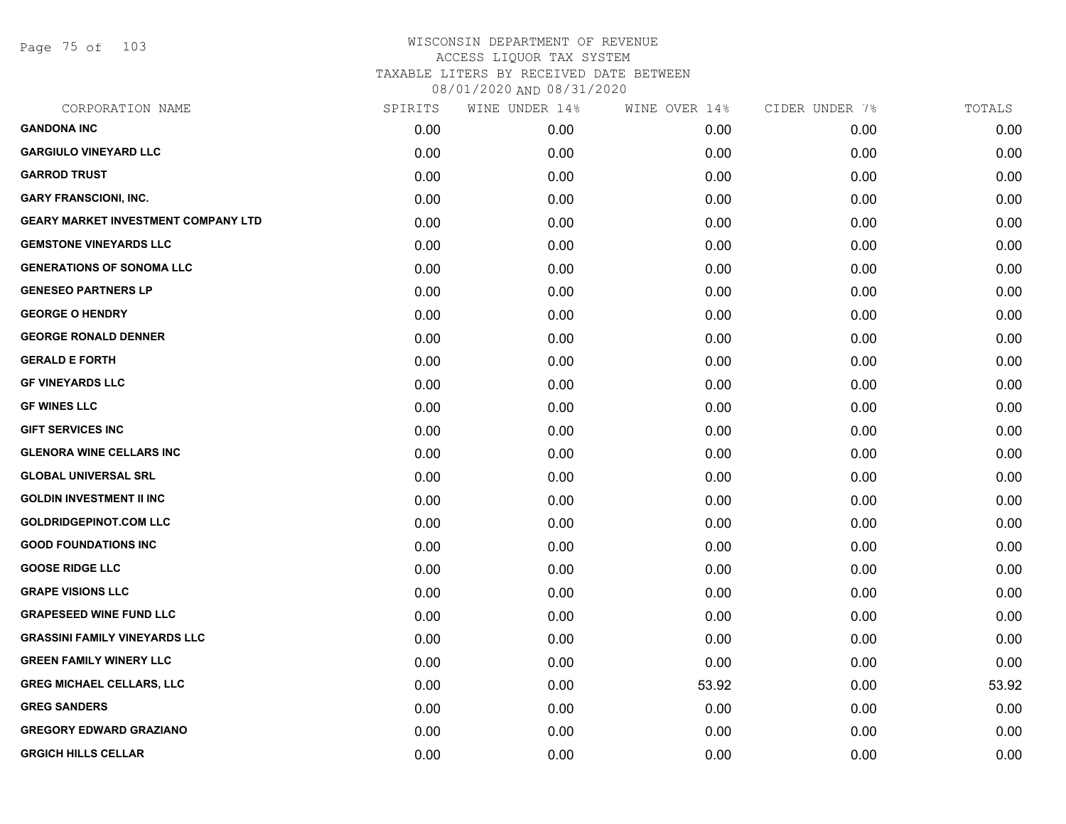# WISCONSIN DEPARTMENT OF REVENUE
## ACCESS LIQUOR TAX SYSTEM
### TAXABLE LITERS BY RECEIVED DATE BETWEEN 08/01/2020 AND 08/31/2020

| CORPORATION NAME | SPIRITS | WINE UNDER 14% | WINE OVER 14% | CIDER UNDER 7% | TOTALS |
|---|---|---|---|---|---|
| GANDONA INC | 0.00 | 0.00 | 0.00 | 0.00 | 0.00 |
| GARGIULO VINEYARD LLC | 0.00 | 0.00 | 0.00 | 0.00 | 0.00 |
| GARROD TRUST | 0.00 | 0.00 | 0.00 | 0.00 | 0.00 |
| GARY FRANSCIONI, INC. | 0.00 | 0.00 | 0.00 | 0.00 | 0.00 |
| GEARY MARKET INVESTMENT COMPANY LTD | 0.00 | 0.00 | 0.00 | 0.00 | 0.00 |
| GEMSTONE VINEYARDS LLC | 0.00 | 0.00 | 0.00 | 0.00 | 0.00 |
| GENERATIONS OF SONOMA LLC | 0.00 | 0.00 | 0.00 | 0.00 | 0.00 |
| GENESEO PARTNERS LP | 0.00 | 0.00 | 0.00 | 0.00 | 0.00 |
| GEORGE O HENDRY | 0.00 | 0.00 | 0.00 | 0.00 | 0.00 |
| GEORGE RONALD DENNER | 0.00 | 0.00 | 0.00 | 0.00 | 0.00 |
| GERALD E FORTH | 0.00 | 0.00 | 0.00 | 0.00 | 0.00 |
| GF VINEYARDS LLC | 0.00 | 0.00 | 0.00 | 0.00 | 0.00 |
| GF WINES LLC | 0.00 | 0.00 | 0.00 | 0.00 | 0.00 |
| GIFT SERVICES INC | 0.00 | 0.00 | 0.00 | 0.00 | 0.00 |
| GLENORA WINE CELLARS INC | 0.00 | 0.00 | 0.00 | 0.00 | 0.00 |
| GLOBAL UNIVERSAL SRL | 0.00 | 0.00 | 0.00 | 0.00 | 0.00 |
| GOLDIN INVESTMENT II INC | 0.00 | 0.00 | 0.00 | 0.00 | 0.00 |
| GOLDRIDGEPINOT.COM LLC | 0.00 | 0.00 | 0.00 | 0.00 | 0.00 |
| GOOD FOUNDATIONS INC | 0.00 | 0.00 | 0.00 | 0.00 | 0.00 |
| GOOSE RIDGE LLC | 0.00 | 0.00 | 0.00 | 0.00 | 0.00 |
| GRAPE VISIONS LLC | 0.00 | 0.00 | 0.00 | 0.00 | 0.00 |
| GRAPESEED WINE FUND LLC | 0.00 | 0.00 | 0.00 | 0.00 | 0.00 |
| GRASSINI FAMILY VINEYARDS LLC | 0.00 | 0.00 | 0.00 | 0.00 | 0.00 |
| GREEN FAMILY WINERY LLC | 0.00 | 0.00 | 0.00 | 0.00 | 0.00 |
| GREG MICHAEL CELLARS, LLC | 0.00 | 0.00 | 53.92 | 0.00 | 53.92 |
| GREG SANDERS | 0.00 | 0.00 | 0.00 | 0.00 | 0.00 |
| GREGORY EDWARD GRAZIANO | 0.00 | 0.00 | 0.00 | 0.00 | 0.00 |
| GRGICH HILLS CELLAR | 0.00 | 0.00 | 0.00 | 0.00 | 0.00 |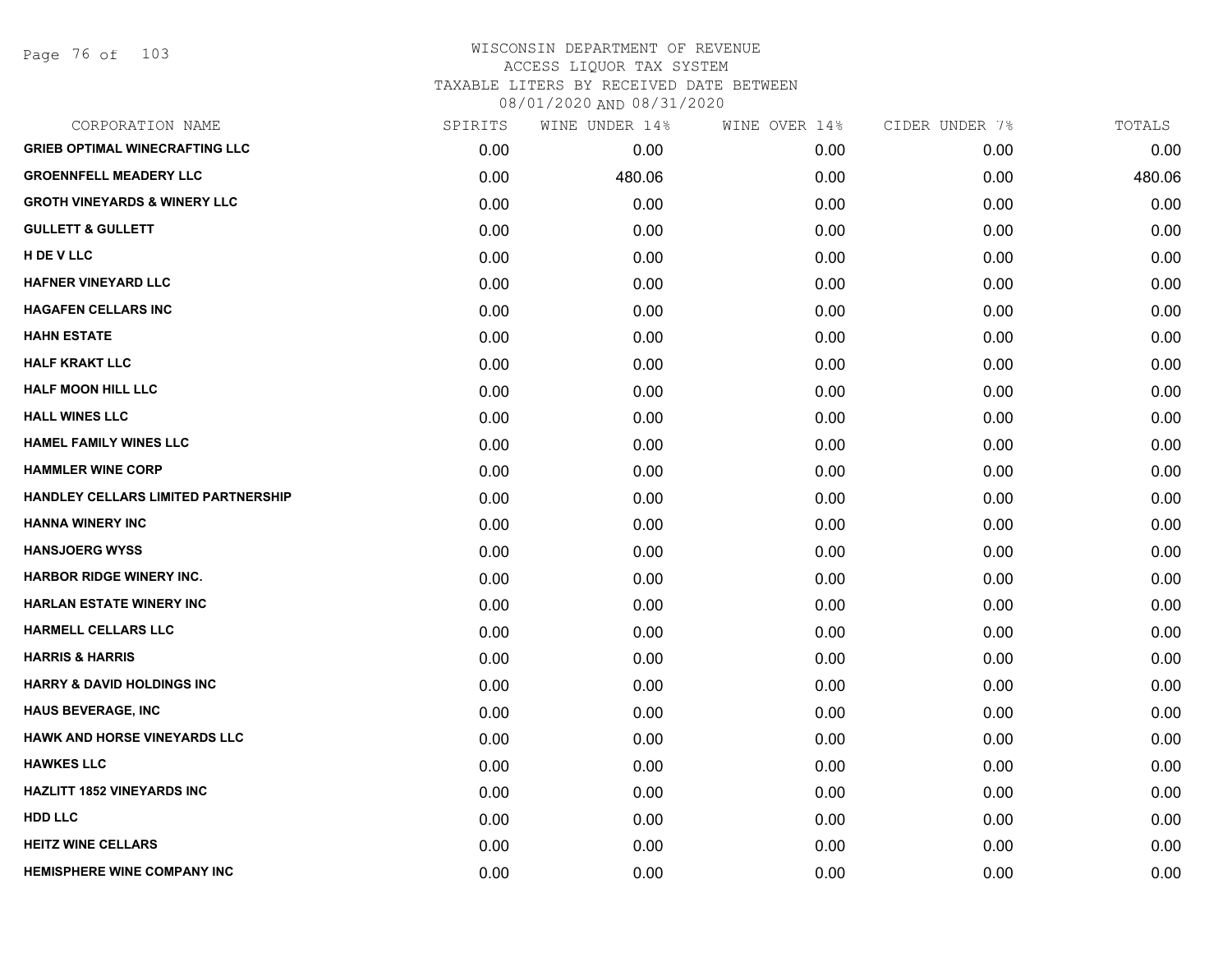# WISCONSIN DEPARTMENT OF REVENUE
## ACCESS LIQUOR TAX SYSTEM
### TAXABLE LITERS BY RECEIVED DATE BETWEEN 08/01/2020 AND 08/31/2020

| CORPORATION NAME | SPIRITS | WINE UNDER 14% | WINE OVER 14% | CIDER UNDER 7% | TOTALS |
|---|---|---|---|---|---|
| GRIEB OPTIMAL WINECRAFTING LLC | 0.00 | 0.00 | 0.00 | 0.00 | 0.00 |
| GROENNFELL MEADERY LLC | 0.00 | 480.06 | 0.00 | 0.00 | 480.06 |
| GROTH VINEYARDS & WINERY LLC | 0.00 | 0.00 | 0.00 | 0.00 | 0.00 |
| GULLETT & GULLETT | 0.00 | 0.00 | 0.00 | 0.00 | 0.00 |
| H DE V LLC | 0.00 | 0.00 | 0.00 | 0.00 | 0.00 |
| HAFNER VINEYARD LLC | 0.00 | 0.00 | 0.00 | 0.00 | 0.00 |
| HAGAFEN CELLARS INC | 0.00 | 0.00 | 0.00 | 0.00 | 0.00 |
| HAHN ESTATE | 0.00 | 0.00 | 0.00 | 0.00 | 0.00 |
| HALF KRAKT LLC | 0.00 | 0.00 | 0.00 | 0.00 | 0.00 |
| HALF MOON HILL LLC | 0.00 | 0.00 | 0.00 | 0.00 | 0.00 |
| HALL WINES LLC | 0.00 | 0.00 | 0.00 | 0.00 | 0.00 |
| HAMEL FAMILY WINES LLC | 0.00 | 0.00 | 0.00 | 0.00 | 0.00 |
| HAMMLER WINE CORP | 0.00 | 0.00 | 0.00 | 0.00 | 0.00 |
| HANDLEY CELLARS LIMITED PARTNERSHIP | 0.00 | 0.00 | 0.00 | 0.00 | 0.00 |
| HANNA WINERY INC | 0.00 | 0.00 | 0.00 | 0.00 | 0.00 |
| HANSJOERG WYSS | 0.00 | 0.00 | 0.00 | 0.00 | 0.00 |
| HARBOR RIDGE WINERY INC. | 0.00 | 0.00 | 0.00 | 0.00 | 0.00 |
| HARLAN ESTATE WINERY INC | 0.00 | 0.00 | 0.00 | 0.00 | 0.00 |
| HARMELL CELLARS LLC | 0.00 | 0.00 | 0.00 | 0.00 | 0.00 |
| HARRIS & HARRIS | 0.00 | 0.00 | 0.00 | 0.00 | 0.00 |
| HARRY & DAVID HOLDINGS INC | 0.00 | 0.00 | 0.00 | 0.00 | 0.00 |
| HAUS BEVERAGE, INC | 0.00 | 0.00 | 0.00 | 0.00 | 0.00 |
| HAWK AND HORSE VINEYARDS LLC | 0.00 | 0.00 | 0.00 | 0.00 | 0.00 |
| HAWKES LLC | 0.00 | 0.00 | 0.00 | 0.00 | 0.00 |
| HAZLITT 1852 VINEYARDS INC | 0.00 | 0.00 | 0.00 | 0.00 | 0.00 |
| HDD LLC | 0.00 | 0.00 | 0.00 | 0.00 | 0.00 |
| HEITZ WINE CELLARS | 0.00 | 0.00 | 0.00 | 0.00 | 0.00 |
| HEMISPHERE WINE COMPANY INC | 0.00 | 0.00 | 0.00 | 0.00 | 0.00 |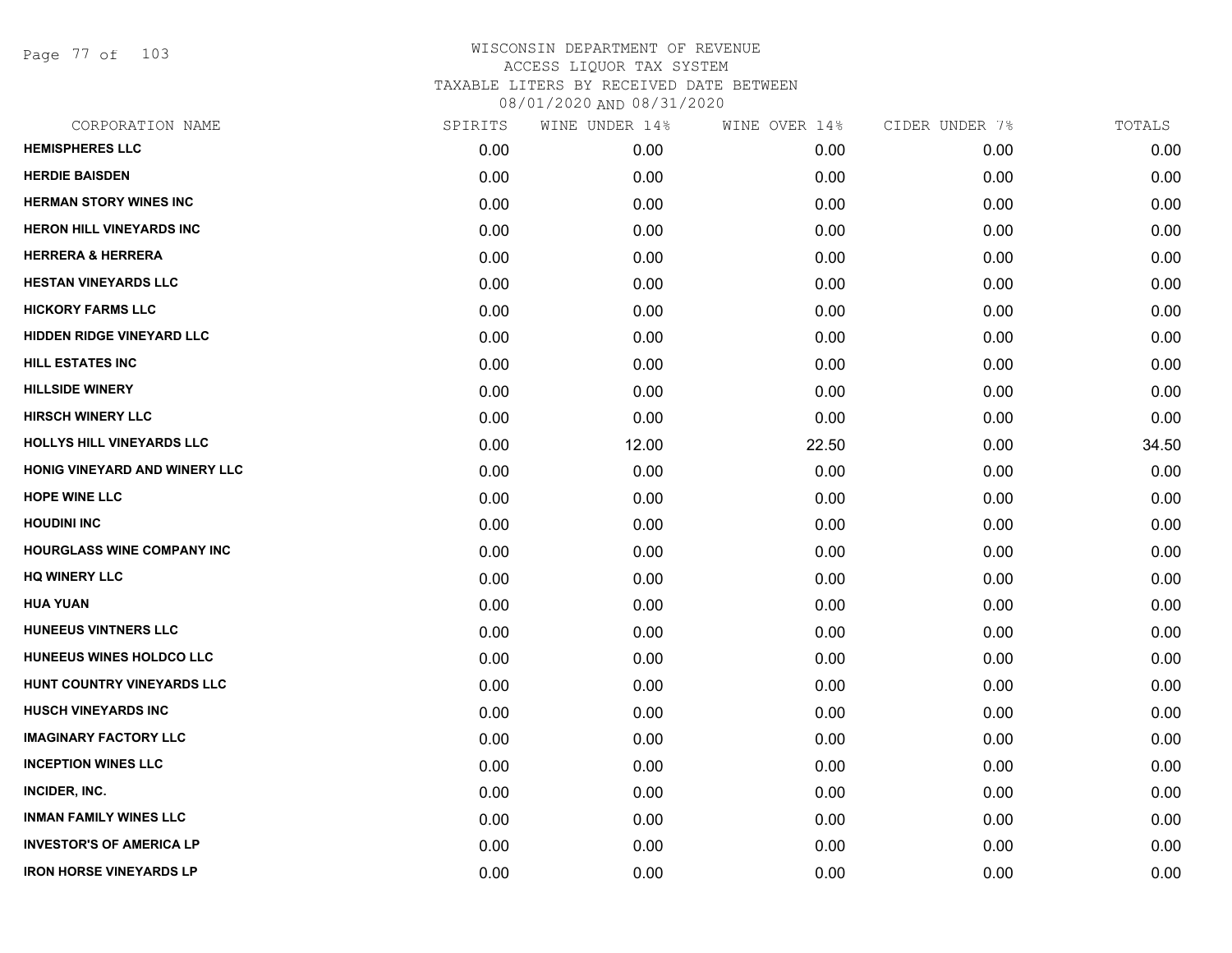# WISCONSIN DEPARTMENT OF REVENUE
## ACCESS LIQUOR TAX SYSTEM
### TAXABLE LITERS BY RECEIVED DATE BETWEEN 08/01/2020 AND 08/31/2020

| CORPORATION NAME | SPIRITS | WINE UNDER 14% | WINE OVER 14% | CIDER UNDER 7% | TOTALS |
|---|---|---|---|---|---|
| HEMISPHERES LLC | 0.00 | 0.00 | 0.00 | 0.00 | 0.00 |
| HERDIE BAISDEN | 0.00 | 0.00 | 0.00 | 0.00 | 0.00 |
| HERMAN STORY WINES INC | 0.00 | 0.00 | 0.00 | 0.00 | 0.00 |
| HERON HILL VINEYARDS INC | 0.00 | 0.00 | 0.00 | 0.00 | 0.00 |
| HERRERA & HERRERA | 0.00 | 0.00 | 0.00 | 0.00 | 0.00 |
| HESTAN VINEYARDS LLC | 0.00 | 0.00 | 0.00 | 0.00 | 0.00 |
| HICKORY FARMS LLC | 0.00 | 0.00 | 0.00 | 0.00 | 0.00 |
| HIDDEN RIDGE VINEYARD LLC | 0.00 | 0.00 | 0.00 | 0.00 | 0.00 |
| HILL ESTATES INC | 0.00 | 0.00 | 0.00 | 0.00 | 0.00 |
| HILLSIDE WINERY | 0.00 | 0.00 | 0.00 | 0.00 | 0.00 |
| HIRSCH WINERY LLC | 0.00 | 0.00 | 0.00 | 0.00 | 0.00 |
| HOLLYS HILL VINEYARDS LLC | 0.00 | 12.00 | 22.50 | 0.00 | 34.50 |
| HONIG VINEYARD AND WINERY LLC | 0.00 | 0.00 | 0.00 | 0.00 | 0.00 |
| HOPE WINE LLC | 0.00 | 0.00 | 0.00 | 0.00 | 0.00 |
| HOUDINI INC | 0.00 | 0.00 | 0.00 | 0.00 | 0.00 |
| HOURGLASS WINE COMPANY INC | 0.00 | 0.00 | 0.00 | 0.00 | 0.00 |
| HQ WINERY LLC | 0.00 | 0.00 | 0.00 | 0.00 | 0.00 |
| HUA YUAN | 0.00 | 0.00 | 0.00 | 0.00 | 0.00 |
| HUNEEUS VINTNERS LLC | 0.00 | 0.00 | 0.00 | 0.00 | 0.00 |
| HUNEEUS WINES HOLDCO LLC | 0.00 | 0.00 | 0.00 | 0.00 | 0.00 |
| HUNT COUNTRY VINEYARDS LLC | 0.00 | 0.00 | 0.00 | 0.00 | 0.00 |
| HUSCH VINEYARDS INC | 0.00 | 0.00 | 0.00 | 0.00 | 0.00 |
| IMAGINARY FACTORY LLC | 0.00 | 0.00 | 0.00 | 0.00 | 0.00 |
| INCEPTION WINES LLC | 0.00 | 0.00 | 0.00 | 0.00 | 0.00 |
| INCIDER, INC. | 0.00 | 0.00 | 0.00 | 0.00 | 0.00 |
| INMAN FAMILY WINES LLC | 0.00 | 0.00 | 0.00 | 0.00 | 0.00 |
| INVESTOR'S OF AMERICA LP | 0.00 | 0.00 | 0.00 | 0.00 | 0.00 |
| IRON HORSE VINEYARDS LP | 0.00 | 0.00 | 0.00 | 0.00 | 0.00 |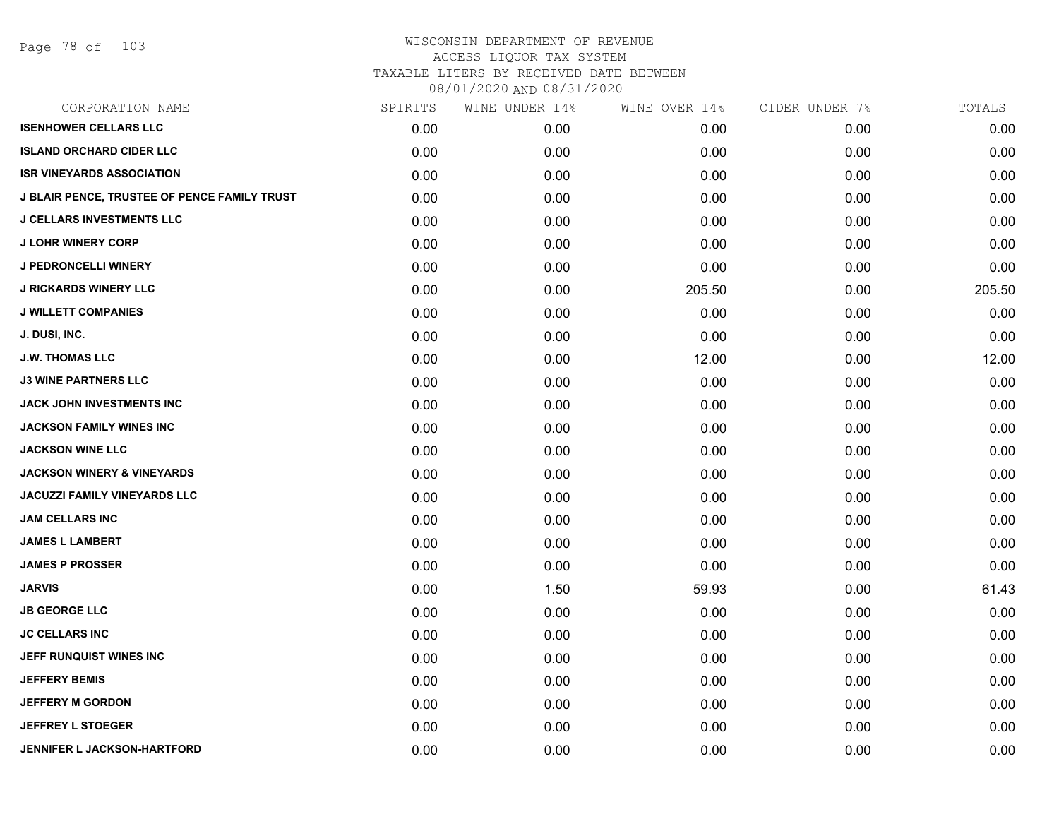WISCONSIN DEPARTMENT OF REVENUE
ACCESS LIQUOR TAX SYSTEM
TAXABLE LITERS BY RECEIVED DATE BETWEEN
08/01/2020 AND 08/31/2020

| CORPORATION NAME | SPIRITS | WINE UNDER 14% | WINE OVER 14% | CIDER UNDER 7% | TOTALS |
|---|---|---|---|---|---|
| ISENHOWER CELLARS LLC | 0.00 | 0.00 | 0.00 | 0.00 | 0.00 |
| ISLAND ORCHARD CIDER LLC | 0.00 | 0.00 | 0.00 | 0.00 | 0.00 |
| ISR VINEYARDS ASSOCIATION | 0.00 | 0.00 | 0.00 | 0.00 | 0.00 |
| J BLAIR PENCE, TRUSTEE OF PENCE FAMILY TRUST | 0.00 | 0.00 | 0.00 | 0.00 | 0.00 |
| J CELLARS INVESTMENTS LLC | 0.00 | 0.00 | 0.00 | 0.00 | 0.00 |
| J LOHR WINERY CORP | 0.00 | 0.00 | 0.00 | 0.00 | 0.00 |
| J PEDRONCELLI WINERY | 0.00 | 0.00 | 0.00 | 0.00 | 0.00 |
| J RICKARDS WINERY LLC | 0.00 | 0.00 | 205.50 | 0.00 | 205.50 |
| J WILLETT COMPANIES | 0.00 | 0.00 | 0.00 | 0.00 | 0.00 |
| J. DUSI, INC. | 0.00 | 0.00 | 0.00 | 0.00 | 0.00 |
| J.W. THOMAS LLC | 0.00 | 0.00 | 12.00 | 0.00 | 12.00 |
| J3 WINE PARTNERS LLC | 0.00 | 0.00 | 0.00 | 0.00 | 0.00 |
| JACK JOHN INVESTMENTS INC | 0.00 | 0.00 | 0.00 | 0.00 | 0.00 |
| JACKSON FAMILY WINES INC | 0.00 | 0.00 | 0.00 | 0.00 | 0.00 |
| JACKSON WINE LLC | 0.00 | 0.00 | 0.00 | 0.00 | 0.00 |
| JACKSON WINERY & VINEYARDS | 0.00 | 0.00 | 0.00 | 0.00 | 0.00 |
| JACUZZI FAMILY VINEYARDS LLC | 0.00 | 0.00 | 0.00 | 0.00 | 0.00 |
| JAM CELLARS INC | 0.00 | 0.00 | 0.00 | 0.00 | 0.00 |
| JAMES L LAMBERT | 0.00 | 0.00 | 0.00 | 0.00 | 0.00 |
| JAMES P PROSSER | 0.00 | 0.00 | 0.00 | 0.00 | 0.00 |
| JARVIS | 0.00 | 1.50 | 59.93 | 0.00 | 61.43 |
| JB GEORGE LLC | 0.00 | 0.00 | 0.00 | 0.00 | 0.00 |
| JC CELLARS INC | 0.00 | 0.00 | 0.00 | 0.00 | 0.00 |
| JEFF RUNQUIST WINES INC | 0.00 | 0.00 | 0.00 | 0.00 | 0.00 |
| JEFFERY BEMIS | 0.00 | 0.00 | 0.00 | 0.00 | 0.00 |
| JEFFERY M GORDON | 0.00 | 0.00 | 0.00 | 0.00 | 0.00 |
| JEFFREY L STOEGER | 0.00 | 0.00 | 0.00 | 0.00 | 0.00 |
| JENNIFER L JACKSON-HARTFORD | 0.00 | 0.00 | 0.00 | 0.00 | 0.00 |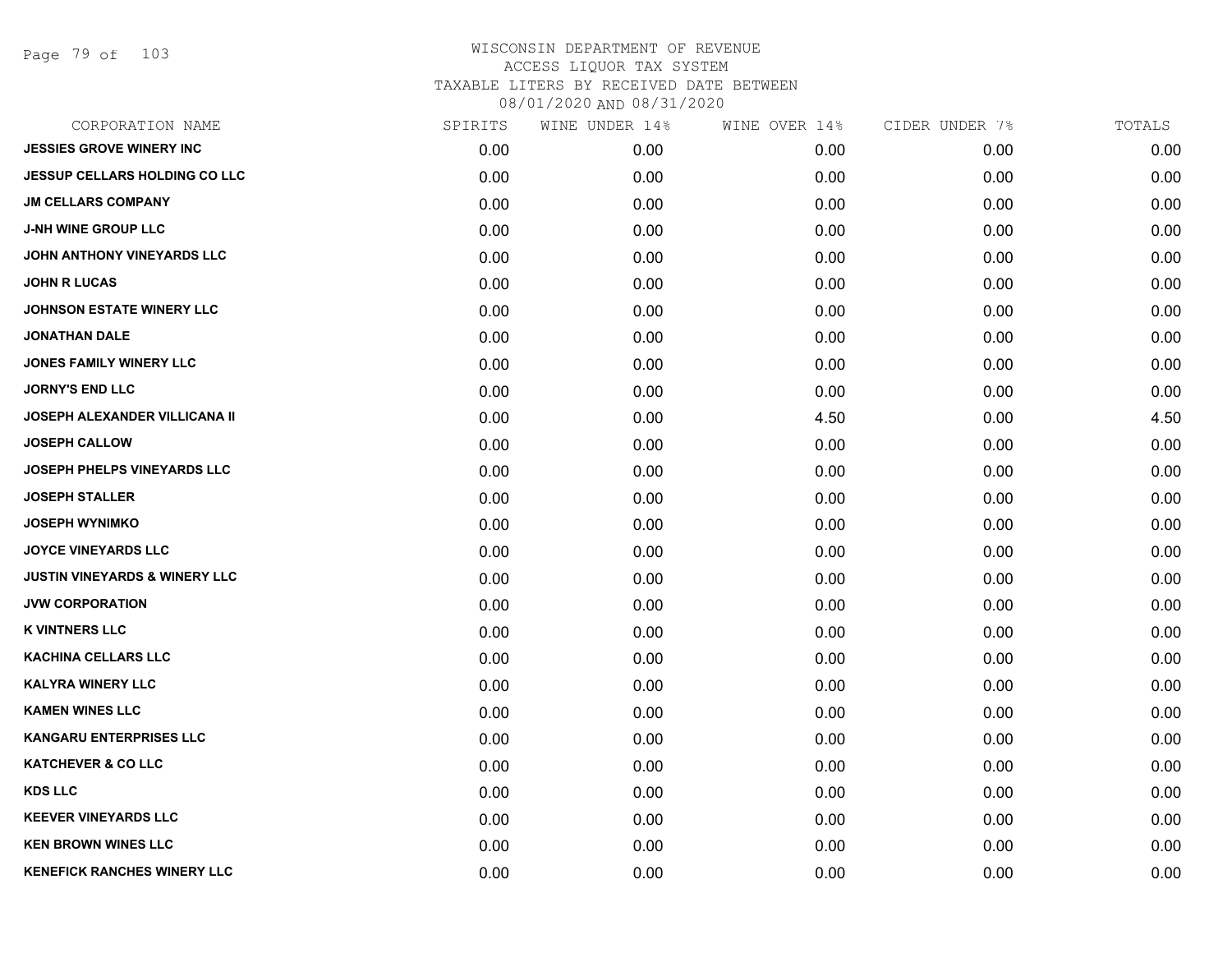# WISCONSIN DEPARTMENT OF REVENUE
## ACCESS LIQUOR TAX SYSTEM
### TAXABLE LITERS BY RECEIVED DATE BETWEEN 08/01/2020 AND 08/31/2020

| CORPORATION NAME | SPIRITS | WINE UNDER 14% | WINE OVER 14% | CIDER UNDER 7% | TOTALS |
|---|---|---|---|---|---|
| JESSIES GROVE WINERY INC | 0.00 | 0.00 | 0.00 | 0.00 | 0.00 |
| JESSUP CELLARS HOLDING CO LLC | 0.00 | 0.00 | 0.00 | 0.00 | 0.00 |
| JM CELLARS COMPANY | 0.00 | 0.00 | 0.00 | 0.00 | 0.00 |
| J-NH WINE GROUP LLC | 0.00 | 0.00 | 0.00 | 0.00 | 0.00 |
| JOHN ANTHONY VINEYARDS LLC | 0.00 | 0.00 | 0.00 | 0.00 | 0.00 |
| JOHN R LUCAS | 0.00 | 0.00 | 0.00 | 0.00 | 0.00 |
| JOHNSON ESTATE WINERY LLC | 0.00 | 0.00 | 0.00 | 0.00 | 0.00 |
| JONATHAN DALE | 0.00 | 0.00 | 0.00 | 0.00 | 0.00 |
| JONES FAMILY WINERY LLC | 0.00 | 0.00 | 0.00 | 0.00 | 0.00 |
| JORNY'S END LLC | 0.00 | 0.00 | 0.00 | 0.00 | 0.00 |
| JOSEPH ALEXANDER VILLICANA II | 0.00 | 0.00 | 4.50 | 0.00 | 4.50 |
| JOSEPH CALLOW | 0.00 | 0.00 | 0.00 | 0.00 | 0.00 |
| JOSEPH PHELPS VINEYARDS LLC | 0.00 | 0.00 | 0.00 | 0.00 | 0.00 |
| JOSEPH STALLER | 0.00 | 0.00 | 0.00 | 0.00 | 0.00 |
| JOSEPH WYNIMKO | 0.00 | 0.00 | 0.00 | 0.00 | 0.00 |
| JOYCE VINEYARDS LLC | 0.00 | 0.00 | 0.00 | 0.00 | 0.00 |
| JUSTIN VINEYARDS & WINERY LLC | 0.00 | 0.00 | 0.00 | 0.00 | 0.00 |
| JVW CORPORATION | 0.00 | 0.00 | 0.00 | 0.00 | 0.00 |
| K VINTNERS LLC | 0.00 | 0.00 | 0.00 | 0.00 | 0.00 |
| KACHINA CELLARS LLC | 0.00 | 0.00 | 0.00 | 0.00 | 0.00 |
| KALYRA WINERY LLC | 0.00 | 0.00 | 0.00 | 0.00 | 0.00 |
| KAMEN WINES LLC | 0.00 | 0.00 | 0.00 | 0.00 | 0.00 |
| KANGARU ENTERPRISES LLC | 0.00 | 0.00 | 0.00 | 0.00 | 0.00 |
| KATCHEVER & CO LLC | 0.00 | 0.00 | 0.00 | 0.00 | 0.00 |
| KDS LLC | 0.00 | 0.00 | 0.00 | 0.00 | 0.00 |
| KEEVER VINEYARDS LLC | 0.00 | 0.00 | 0.00 | 0.00 | 0.00 |
| KEN BROWN WINES LLC | 0.00 | 0.00 | 0.00 | 0.00 | 0.00 |
| KENEFICK RANCHES WINERY LLC | 0.00 | 0.00 | 0.00 | 0.00 | 0.00 |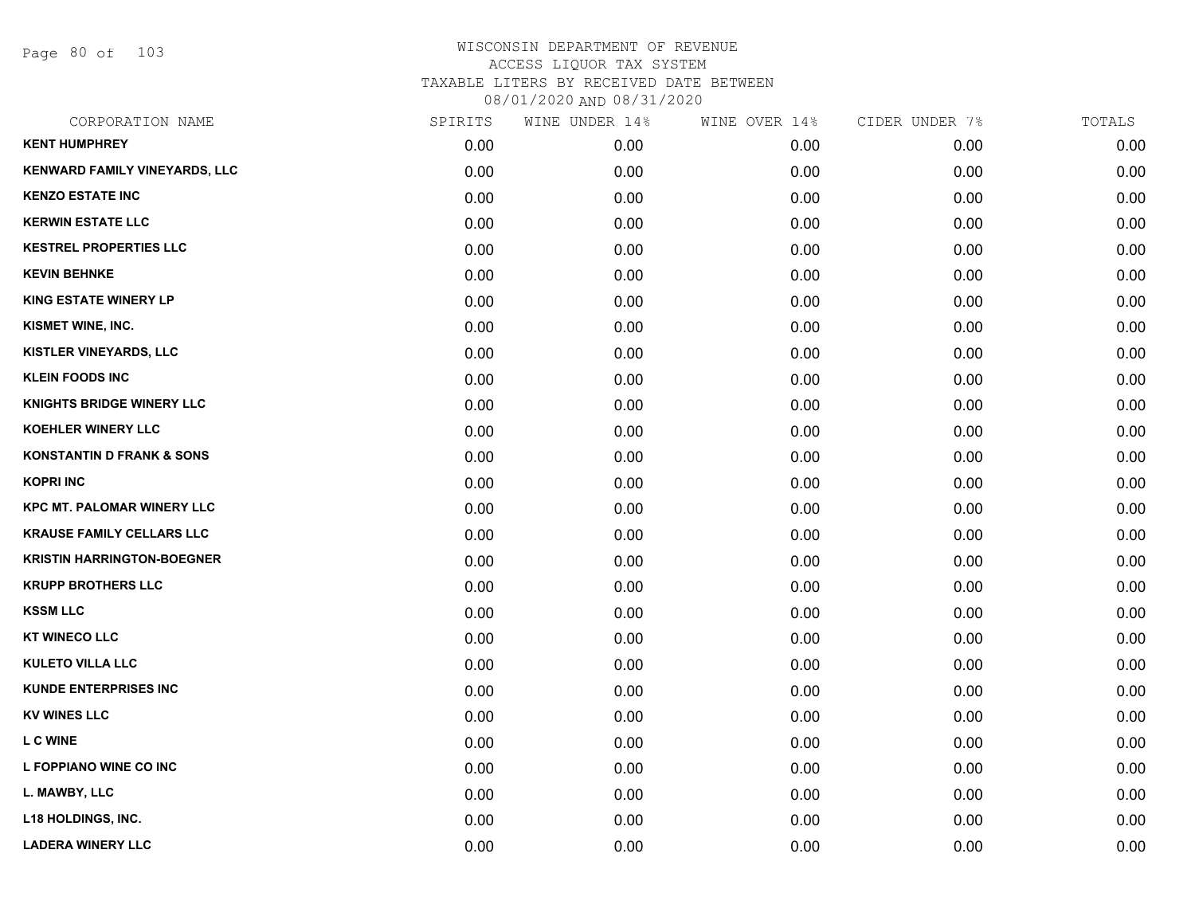WISCONSIN DEPARTMENT OF REVENUE
ACCESS LIQUOR TAX SYSTEM
TAXABLE LITERS BY RECEIVED DATE BETWEEN
08/01/2020 AND 08/31/2020

| CORPORATION NAME | SPIRITS | WINE UNDER 14% | WINE OVER 14% | CIDER UNDER 7% | TOTALS |
|---|---|---|---|---|---|
| KENT HUMPHREY | 0.00 | 0.00 | 0.00 | 0.00 | 0.00 |
| KENWARD FAMILY VINEYARDS, LLC | 0.00 | 0.00 | 0.00 | 0.00 | 0.00 |
| KENZO ESTATE INC | 0.00 | 0.00 | 0.00 | 0.00 | 0.00 |
| KERWIN ESTATE LLC | 0.00 | 0.00 | 0.00 | 0.00 | 0.00 |
| KESTREL PROPERTIES LLC | 0.00 | 0.00 | 0.00 | 0.00 | 0.00 |
| KEVIN BEHNKE | 0.00 | 0.00 | 0.00 | 0.00 | 0.00 |
| KING ESTATE WINERY LP | 0.00 | 0.00 | 0.00 | 0.00 | 0.00 |
| KISMET WINE, INC. | 0.00 | 0.00 | 0.00 | 0.00 | 0.00 |
| KISTLER VINEYARDS, LLC | 0.00 | 0.00 | 0.00 | 0.00 | 0.00 |
| KLEIN FOODS INC | 0.00 | 0.00 | 0.00 | 0.00 | 0.00 |
| KNIGHTS BRIDGE WINERY LLC | 0.00 | 0.00 | 0.00 | 0.00 | 0.00 |
| KOEHLER WINERY LLC | 0.00 | 0.00 | 0.00 | 0.00 | 0.00 |
| KONSTANTIN D FRANK & SONS | 0.00 | 0.00 | 0.00 | 0.00 | 0.00 |
| KOPRI INC | 0.00 | 0.00 | 0.00 | 0.00 | 0.00 |
| KPC MT. PALOMAR WINERY LLC | 0.00 | 0.00 | 0.00 | 0.00 | 0.00 |
| KRAUSE FAMILY CELLARS LLC | 0.00 | 0.00 | 0.00 | 0.00 | 0.00 |
| KRISTIN HARRINGTON-BOEGNER | 0.00 | 0.00 | 0.00 | 0.00 | 0.00 |
| KRUPP BROTHERS LLC | 0.00 | 0.00 | 0.00 | 0.00 | 0.00 |
| KSSM LLC | 0.00 | 0.00 | 0.00 | 0.00 | 0.00 |
| KT WINECO LLC | 0.00 | 0.00 | 0.00 | 0.00 | 0.00 |
| KULETO VILLA LLC | 0.00 | 0.00 | 0.00 | 0.00 | 0.00 |
| KUNDE ENTERPRISES INC | 0.00 | 0.00 | 0.00 | 0.00 | 0.00 |
| KV WINES LLC | 0.00 | 0.00 | 0.00 | 0.00 | 0.00 |
| L C WINE | 0.00 | 0.00 | 0.00 | 0.00 | 0.00 |
| L FOPPIANO WINE CO INC | 0.00 | 0.00 | 0.00 | 0.00 | 0.00 |
| L. MAWBY, LLC | 0.00 | 0.00 | 0.00 | 0.00 | 0.00 |
| L18 HOLDINGS, INC. | 0.00 | 0.00 | 0.00 | 0.00 | 0.00 |
| LADERA WINERY LLC | 0.00 | 0.00 | 0.00 | 0.00 | 0.00 |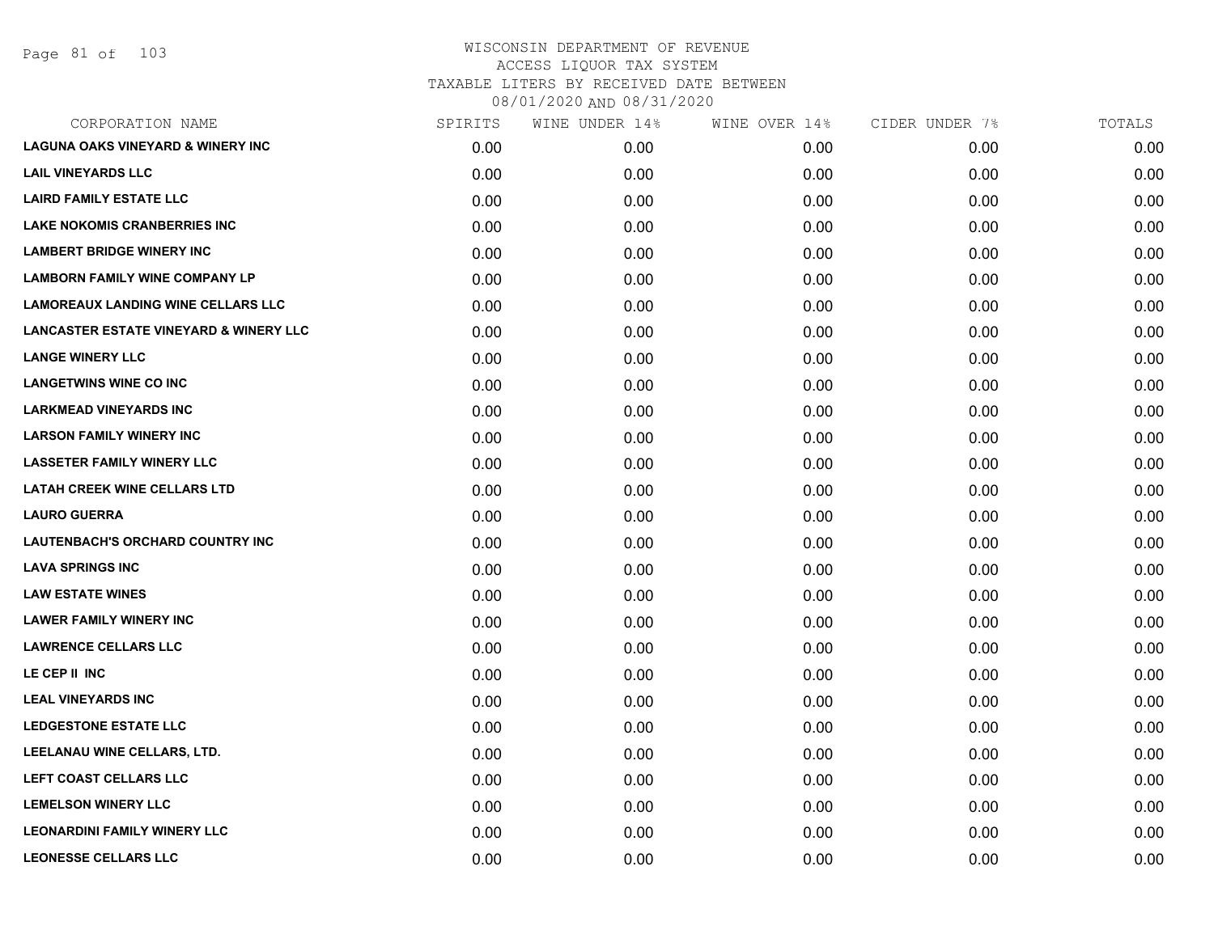WISCONSIN DEPARTMENT OF REVENUE
ACCESS LIQUOR TAX SYSTEM
TAXABLE LITERS BY RECEIVED DATE BETWEEN
08/01/2020 AND 08/31/2020

| CORPORATION NAME | SPIRITS | WINE UNDER 14% | WINE OVER 14% | CIDER UNDER 7% | TOTALS |
|---|---|---|---|---|---|
| LAGUNA OAKS VINEYARD & WINERY INC | 0.00 | 0.00 | 0.00 | 0.00 | 0.00 |
| LAIL VINEYARDS LLC | 0.00 | 0.00 | 0.00 | 0.00 | 0.00 |
| LAIRD FAMILY ESTATE LLC | 0.00 | 0.00 | 0.00 | 0.00 | 0.00 |
| LAKE NOKOMIS CRANBERRIES INC | 0.00 | 0.00 | 0.00 | 0.00 | 0.00 |
| LAMBERT BRIDGE WINERY INC | 0.00 | 0.00 | 0.00 | 0.00 | 0.00 |
| LAMBORN FAMILY WINE COMPANY LP | 0.00 | 0.00 | 0.00 | 0.00 | 0.00 |
| LAMOREAUX LANDING WINE CELLARS LLC | 0.00 | 0.00 | 0.00 | 0.00 | 0.00 |
| LANCASTER ESTATE VINEYARD & WINERY LLC | 0.00 | 0.00 | 0.00 | 0.00 | 0.00 |
| LANGE WINERY LLC | 0.00 | 0.00 | 0.00 | 0.00 | 0.00 |
| LANGETWINS WINE CO INC | 0.00 | 0.00 | 0.00 | 0.00 | 0.00 |
| LARKMEAD VINEYARDS INC | 0.00 | 0.00 | 0.00 | 0.00 | 0.00 |
| LARSON FAMILY WINERY INC | 0.00 | 0.00 | 0.00 | 0.00 | 0.00 |
| LASSETER FAMILY WINERY LLC | 0.00 | 0.00 | 0.00 | 0.00 | 0.00 |
| LATAH CREEK WINE CELLARS LTD | 0.00 | 0.00 | 0.00 | 0.00 | 0.00 |
| LAURO GUERRA | 0.00 | 0.00 | 0.00 | 0.00 | 0.00 |
| LAUTENBACH'S ORCHARD COUNTRY INC | 0.00 | 0.00 | 0.00 | 0.00 | 0.00 |
| LAVA SPRINGS INC | 0.00 | 0.00 | 0.00 | 0.00 | 0.00 |
| LAW ESTATE WINES | 0.00 | 0.00 | 0.00 | 0.00 | 0.00 |
| LAWER FAMILY WINERY INC | 0.00 | 0.00 | 0.00 | 0.00 | 0.00 |
| LAWRENCE CELLARS LLC | 0.00 | 0.00 | 0.00 | 0.00 | 0.00 |
| LE CEP II INC | 0.00 | 0.00 | 0.00 | 0.00 | 0.00 |
| LEAL VINEYARDS INC | 0.00 | 0.00 | 0.00 | 0.00 | 0.00 |
| LEDGESTONE ESTATE LLC | 0.00 | 0.00 | 0.00 | 0.00 | 0.00 |
| LEELANAU WINE CELLARS, LTD. | 0.00 | 0.00 | 0.00 | 0.00 | 0.00 |
| LEFT COAST CELLARS LLC | 0.00 | 0.00 | 0.00 | 0.00 | 0.00 |
| LEMELSON WINERY LLC | 0.00 | 0.00 | 0.00 | 0.00 | 0.00 |
| LEONARDINI FAMILY WINERY LLC | 0.00 | 0.00 | 0.00 | 0.00 | 0.00 |
| LEONESSE CELLARS LLC | 0.00 | 0.00 | 0.00 | 0.00 | 0.00 |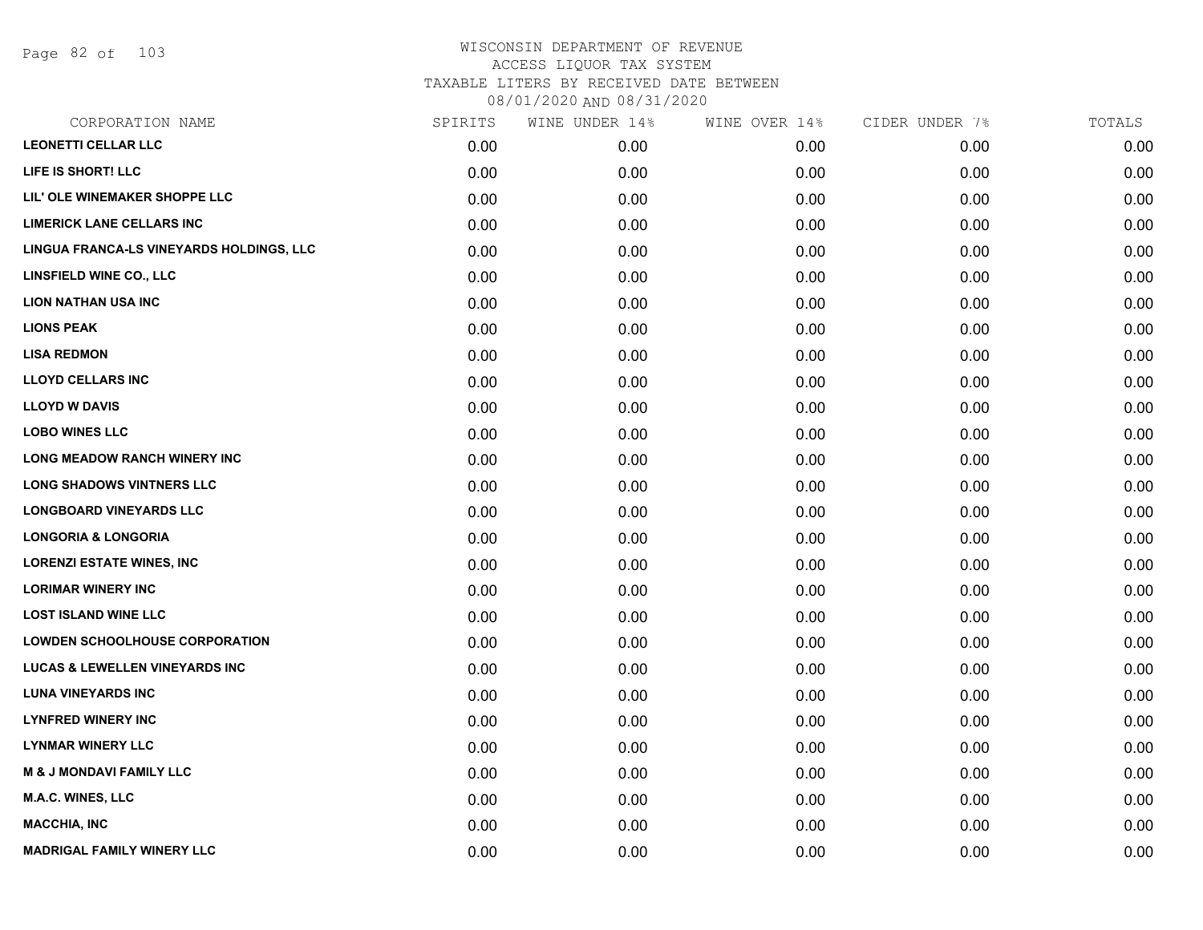WISCONSIN DEPARTMENT OF REVENUE
ACCESS LIQUOR TAX SYSTEM
TAXABLE LITERS BY RECEIVED DATE BETWEEN
08/01/2020 AND 08/31/2020

| CORPORATION NAME | SPIRITS | WINE UNDER 14% | WINE OVER 14% | CIDER UNDER 7% | TOTALS |
|---|---|---|---|---|---|
| LEONETTI CELLAR LLC | 0.00 | 0.00 | 0.00 | 0.00 | 0.00 |
| LIFE IS SHORT! LLC | 0.00 | 0.00 | 0.00 | 0.00 | 0.00 |
| LIL' OLE WINEMAKER SHOPPE LLC | 0.00 | 0.00 | 0.00 | 0.00 | 0.00 |
| LIMERICK LANE CELLARS INC | 0.00 | 0.00 | 0.00 | 0.00 | 0.00 |
| LINGUA FRANCA-LS VINEYARDS HOLDINGS, LLC | 0.00 | 0.00 | 0.00 | 0.00 | 0.00 |
| LINSFIELD WINE CO., LLC | 0.00 | 0.00 | 0.00 | 0.00 | 0.00 |
| LION NATHAN USA INC | 0.00 | 0.00 | 0.00 | 0.00 | 0.00 |
| LIONS PEAK | 0.00 | 0.00 | 0.00 | 0.00 | 0.00 |
| LISA REDMON | 0.00 | 0.00 | 0.00 | 0.00 | 0.00 |
| LLOYD CELLARS INC | 0.00 | 0.00 | 0.00 | 0.00 | 0.00 |
| LLOYD W DAVIS | 0.00 | 0.00 | 0.00 | 0.00 | 0.00 |
| LOBO WINES LLC | 0.00 | 0.00 | 0.00 | 0.00 | 0.00 |
| LONG MEADOW RANCH WINERY INC | 0.00 | 0.00 | 0.00 | 0.00 | 0.00 |
| LONG SHADOWS VINTNERS LLC | 0.00 | 0.00 | 0.00 | 0.00 | 0.00 |
| LONGBOARD VINEYARDS LLC | 0.00 | 0.00 | 0.00 | 0.00 | 0.00 |
| LONGORIA & LONGORIA | 0.00 | 0.00 | 0.00 | 0.00 | 0.00 |
| LORENZI ESTATE WINES, INC | 0.00 | 0.00 | 0.00 | 0.00 | 0.00 |
| LORIMAR WINERY INC | 0.00 | 0.00 | 0.00 | 0.00 | 0.00 |
| LOST ISLAND WINE LLC | 0.00 | 0.00 | 0.00 | 0.00 | 0.00 |
| LOWDEN SCHOOLHOUSE CORPORATION | 0.00 | 0.00 | 0.00 | 0.00 | 0.00 |
| LUCAS & LEWELLEN VINEYARDS INC | 0.00 | 0.00 | 0.00 | 0.00 | 0.00 |
| LUNA VINEYARDS INC | 0.00 | 0.00 | 0.00 | 0.00 | 0.00 |
| LYNFRED WINERY INC | 0.00 | 0.00 | 0.00 | 0.00 | 0.00 |
| LYNMAR WINERY LLC | 0.00 | 0.00 | 0.00 | 0.00 | 0.00 |
| M & J MONDAVI FAMILY LLC | 0.00 | 0.00 | 0.00 | 0.00 | 0.00 |
| M.A.C. WINES, LLC | 0.00 | 0.00 | 0.00 | 0.00 | 0.00 |
| MACCHIA, INC | 0.00 | 0.00 | 0.00 | 0.00 | 0.00 |
| MADRIGAL FAMILY WINERY LLC | 0.00 | 0.00 | 0.00 | 0.00 | 0.00 |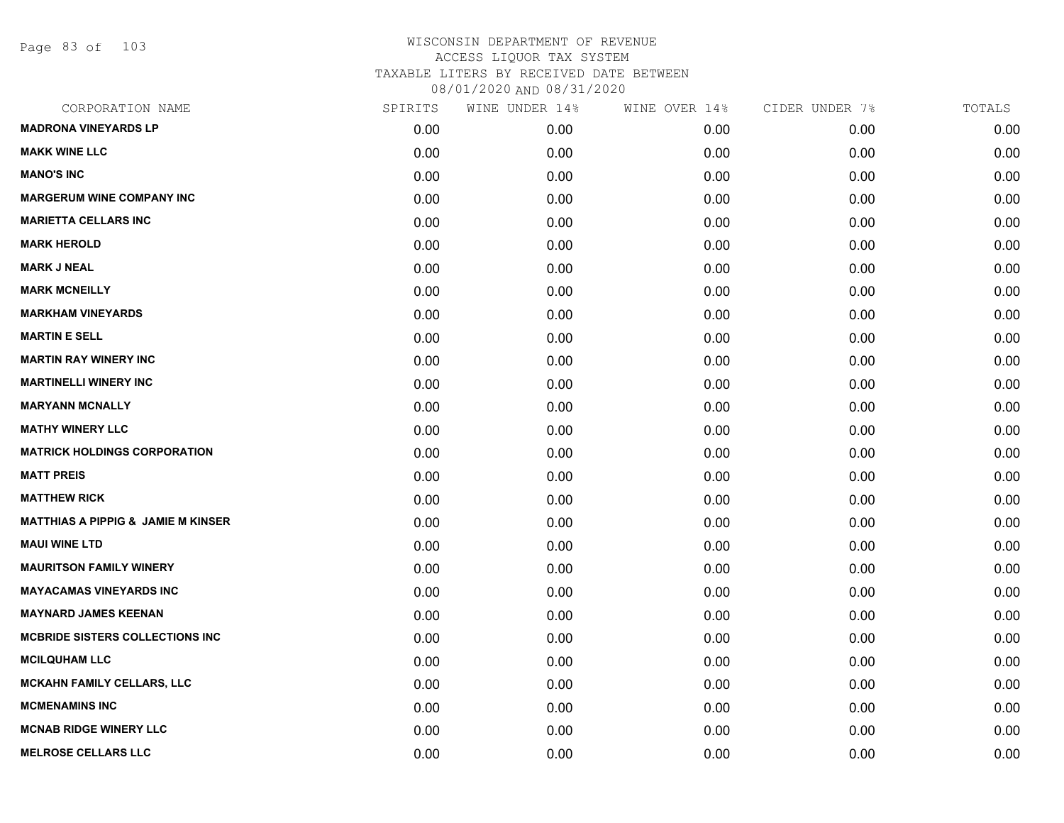WISCONSIN DEPARTMENT OF REVENUE
ACCESS LIQUOR TAX SYSTEM
TAXABLE LITERS BY RECEIVED DATE BETWEEN
08/01/2020 AND 08/31/2020

| CORPORATION NAME | SPIRITS | WINE UNDER 14% | WINE OVER 14% | CIDER UNDER 7% | TOTALS |
|---|---|---|---|---|---|
| **MADRONA VINEYARDS LP** | 0.00 | 0.00 | 0.00 | 0.00 | 0.00 |
| **MAKK WINE LLC** | 0.00 | 0.00 | 0.00 | 0.00 | 0.00 |
| **MANO'S INC** | 0.00 | 0.00 | 0.00 | 0.00 | 0.00 |
| **MARGERUM WINE COMPANY INC** | 0.00 | 0.00 | 0.00 | 0.00 | 0.00 |
| **MARIETTA CELLARS INC** | 0.00 | 0.00 | 0.00 | 0.00 | 0.00 |
| **MARK HEROLD** | 0.00 | 0.00 | 0.00 | 0.00 | 0.00 |
| **MARK J NEAL** | 0.00 | 0.00 | 0.00 | 0.00 | 0.00 |
| **MARK MCNEILLY** | 0.00 | 0.00 | 0.00 | 0.00 | 0.00 |
| **MARKHAM VINEYARDS** | 0.00 | 0.00 | 0.00 | 0.00 | 0.00 |
| **MARTIN E SELL** | 0.00 | 0.00 | 0.00 | 0.00 | 0.00 |
| **MARTIN RAY WINERY INC** | 0.00 | 0.00 | 0.00 | 0.00 | 0.00 |
| **MARTINELLI WINERY INC** | 0.00 | 0.00 | 0.00 | 0.00 | 0.00 |
| **MARYANN MCNALLY** | 0.00 | 0.00 | 0.00 | 0.00 | 0.00 |
| **MATHY WINERY LLC** | 0.00 | 0.00 | 0.00 | 0.00 | 0.00 |
| **MATRICK HOLDINGS CORPORATION** | 0.00 | 0.00 | 0.00 | 0.00 | 0.00 |
| **MATT PREIS** | 0.00 | 0.00 | 0.00 | 0.00 | 0.00 |
| **MATTHEW RICK** | 0.00 | 0.00 | 0.00 | 0.00 | 0.00 |
| **MATTHIAS A PIPPIG & JAMIE M KINSER** | 0.00 | 0.00 | 0.00 | 0.00 | 0.00 |
| **MAUI WINE LTD** | 0.00 | 0.00 | 0.00 | 0.00 | 0.00 |
| **MAURITSON FAMILY WINERY** | 0.00 | 0.00 | 0.00 | 0.00 | 0.00 |
| **MAYACAMAS VINEYARDS INC** | 0.00 | 0.00 | 0.00 | 0.00 | 0.00 |
| **MAYNARD JAMES KEENAN** | 0.00 | 0.00 | 0.00 | 0.00 | 0.00 |
| **MCBRIDE SISTERS COLLECTIONS INC** | 0.00 | 0.00 | 0.00 | 0.00 | 0.00 |
| **MCILQUHAM LLC** | 0.00 | 0.00 | 0.00 | 0.00 | 0.00 |
| **MCKAHN FAMILY CELLARS, LLC** | 0.00 | 0.00 | 0.00 | 0.00 | 0.00 |
| **MCMENAMINS INC** | 0.00 | 0.00 | 0.00 | 0.00 | 0.00 |
| **MCNAB RIDGE WINERY LLC** | 0.00 | 0.00 | 0.00 | 0.00 | 0.00 |
| **MELROSE CELLARS LLC** | 0.00 | 0.00 | 0.00 | 0.00 | 0.00 |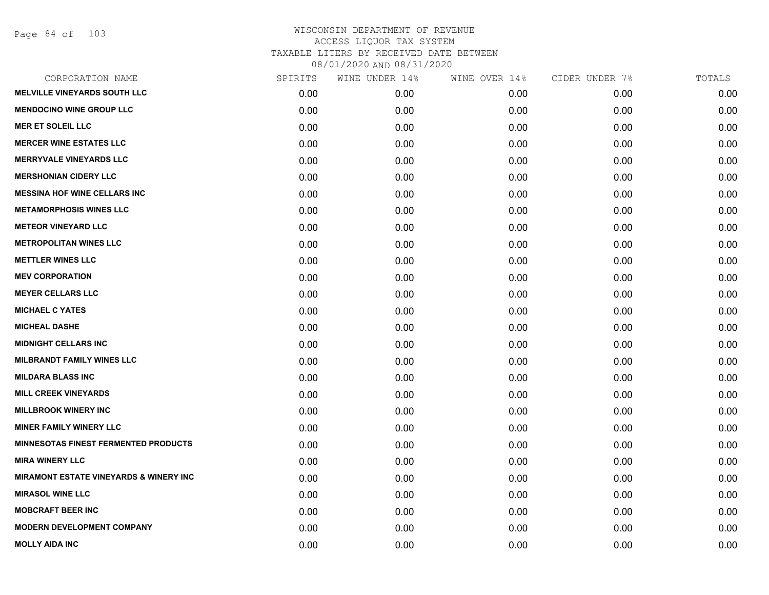WISCONSIN DEPARTMENT OF REVENUE
ACCESS LIQUOR TAX SYSTEM
TAXABLE LITERS BY RECEIVED DATE BETWEEN
08/01/2020 AND 08/31/2020

| CORPORATION NAME | SPIRITS | WINE UNDER 14% | WINE OVER 14% | CIDER UNDER 7% | TOTALS |
|---|---|---|---|---|---|
| MELVILLE VINEYARDS SOUTH LLC | 0.00 | 0.00 | 0.00 | 0.00 | 0.00 |
| MENDOCINO WINE GROUP LLC | 0.00 | 0.00 | 0.00 | 0.00 | 0.00 |
| MER ET SOLEIL LLC | 0.00 | 0.00 | 0.00 | 0.00 | 0.00 |
| MERCER WINE ESTATES LLC | 0.00 | 0.00 | 0.00 | 0.00 | 0.00 |
| MERRYVALE VINEYARDS LLC | 0.00 | 0.00 | 0.00 | 0.00 | 0.00 |
| MERSHONIAN CIDERY LLC | 0.00 | 0.00 | 0.00 | 0.00 | 0.00 |
| MESSINA HOF WINE CELLARS INC | 0.00 | 0.00 | 0.00 | 0.00 | 0.00 |
| METAMORPHOSIS WINES LLC | 0.00 | 0.00 | 0.00 | 0.00 | 0.00 |
| METEOR VINEYARD LLC | 0.00 | 0.00 | 0.00 | 0.00 | 0.00 |
| METROPOLITAN WINES LLC | 0.00 | 0.00 | 0.00 | 0.00 | 0.00 |
| METTLER WINES LLC | 0.00 | 0.00 | 0.00 | 0.00 | 0.00 |
| MEV CORPORATION | 0.00 | 0.00 | 0.00 | 0.00 | 0.00 |
| MEYER CELLARS LLC | 0.00 | 0.00 | 0.00 | 0.00 | 0.00 |
| MICHAEL C YATES | 0.00 | 0.00 | 0.00 | 0.00 | 0.00 |
| MICHEAL DASHE | 0.00 | 0.00 | 0.00 | 0.00 | 0.00 |
| MIDNIGHT CELLARS INC | 0.00 | 0.00 | 0.00 | 0.00 | 0.00 |
| MILBRANDT FAMILY WINES LLC | 0.00 | 0.00 | 0.00 | 0.00 | 0.00 |
| MILDARA BLASS INC | 0.00 | 0.00 | 0.00 | 0.00 | 0.00 |
| MILL CREEK VINEYARDS | 0.00 | 0.00 | 0.00 | 0.00 | 0.00 |
| MILLBROOK WINERY INC | 0.00 | 0.00 | 0.00 | 0.00 | 0.00 |
| MINER FAMILY WINERY LLC | 0.00 | 0.00 | 0.00 | 0.00 | 0.00 |
| MINNESOTAS FINEST FERMENTED PRODUCTS | 0.00 | 0.00 | 0.00 | 0.00 | 0.00 |
| MIRA WINERY LLC | 0.00 | 0.00 | 0.00 | 0.00 | 0.00 |
| MIRAMONT ESTATE VINEYARDS & WINERY INC | 0.00 | 0.00 | 0.00 | 0.00 | 0.00 |
| MIRASOL WINE LLC | 0.00 | 0.00 | 0.00 | 0.00 | 0.00 |
| MOBCRAFT BEER INC | 0.00 | 0.00 | 0.00 | 0.00 | 0.00 |
| MODERN DEVELOPMENT COMPANY | 0.00 | 0.00 | 0.00 | 0.00 | 0.00 |
| MOLLY AIDA INC | 0.00 | 0.00 | 0.00 | 0.00 | 0.00 |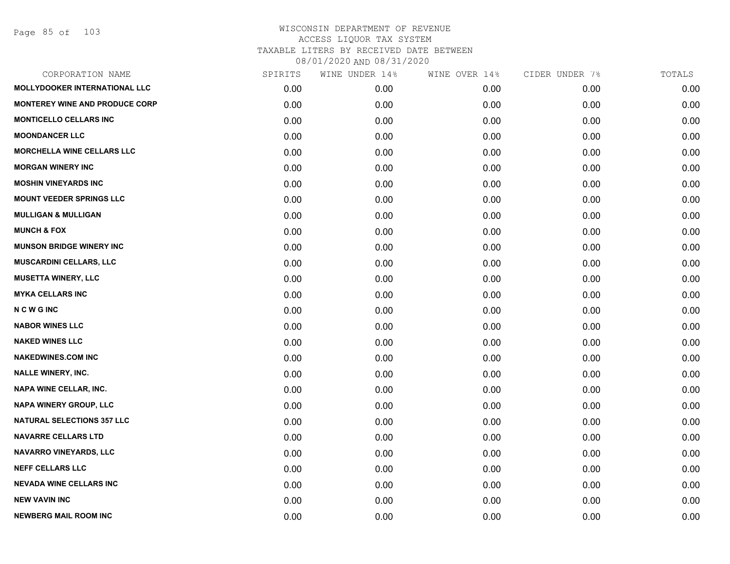WISCONSIN DEPARTMENT OF REVENUE
ACCESS LIQUOR TAX SYSTEM
TAXABLE LITERS BY RECEIVED DATE BETWEEN
08/01/2020 AND 08/31/2020

| CORPORATION NAME | SPIRITS | WINE UNDER 14% | WINE OVER 14% | CIDER UNDER 7% | TOTALS |
|---|---|---|---|---|---|
| MOLLYDOOKER INTERNATIONAL LLC | 0.00 | 0.00 | 0.00 | 0.00 | 0.00 |
| MONTEREY WINE AND PRODUCE CORP | 0.00 | 0.00 | 0.00 | 0.00 | 0.00 |
| MONTICELLO CELLARS INC | 0.00 | 0.00 | 0.00 | 0.00 | 0.00 |
| MOONDANCER LLC | 0.00 | 0.00 | 0.00 | 0.00 | 0.00 |
| MORCHELLA WINE CELLARS LLC | 0.00 | 0.00 | 0.00 | 0.00 | 0.00 |
| MORGAN WINERY INC | 0.00 | 0.00 | 0.00 | 0.00 | 0.00 |
| MOSHIN VINEYARDS INC | 0.00 | 0.00 | 0.00 | 0.00 | 0.00 |
| MOUNT VEEDER SPRINGS LLC | 0.00 | 0.00 | 0.00 | 0.00 | 0.00 |
| MULLIGAN & MULLIGAN | 0.00 | 0.00 | 0.00 | 0.00 | 0.00 |
| MUNCH & FOX | 0.00 | 0.00 | 0.00 | 0.00 | 0.00 |
| MUNSON BRIDGE WINERY INC | 0.00 | 0.00 | 0.00 | 0.00 | 0.00 |
| MUSCARDINI CELLARS, LLC | 0.00 | 0.00 | 0.00 | 0.00 | 0.00 |
| MUSETTA WINERY, LLC | 0.00 | 0.00 | 0.00 | 0.00 | 0.00 |
| MYKA CELLARS INC | 0.00 | 0.00 | 0.00 | 0.00 | 0.00 |
| N C W G INC | 0.00 | 0.00 | 0.00 | 0.00 | 0.00 |
| NABOR WINES LLC | 0.00 | 0.00 | 0.00 | 0.00 | 0.00 |
| NAKED WINES LLC | 0.00 | 0.00 | 0.00 | 0.00 | 0.00 |
| NAKEDWINES.COM INC | 0.00 | 0.00 | 0.00 | 0.00 | 0.00 |
| NALLE WINERY, INC. | 0.00 | 0.00 | 0.00 | 0.00 | 0.00 |
| NAPA WINE CELLAR, INC. | 0.00 | 0.00 | 0.00 | 0.00 | 0.00 |
| NAPA WINERY GROUP, LLC | 0.00 | 0.00 | 0.00 | 0.00 | 0.00 |
| NATURAL SELECTIONS 357 LLC | 0.00 | 0.00 | 0.00 | 0.00 | 0.00 |
| NAVARRE CELLARS LTD | 0.00 | 0.00 | 0.00 | 0.00 | 0.00 |
| NAVARRO VINEYARDS, LLC | 0.00 | 0.00 | 0.00 | 0.00 | 0.00 |
| NEFF CELLARS LLC | 0.00 | 0.00 | 0.00 | 0.00 | 0.00 |
| NEVADA WINE CELLARS INC | 0.00 | 0.00 | 0.00 | 0.00 | 0.00 |
| NEW VAVIN INC | 0.00 | 0.00 | 0.00 | 0.00 | 0.00 |
| NEWBERG MAIL ROOM INC | 0.00 | 0.00 | 0.00 | 0.00 | 0.00 |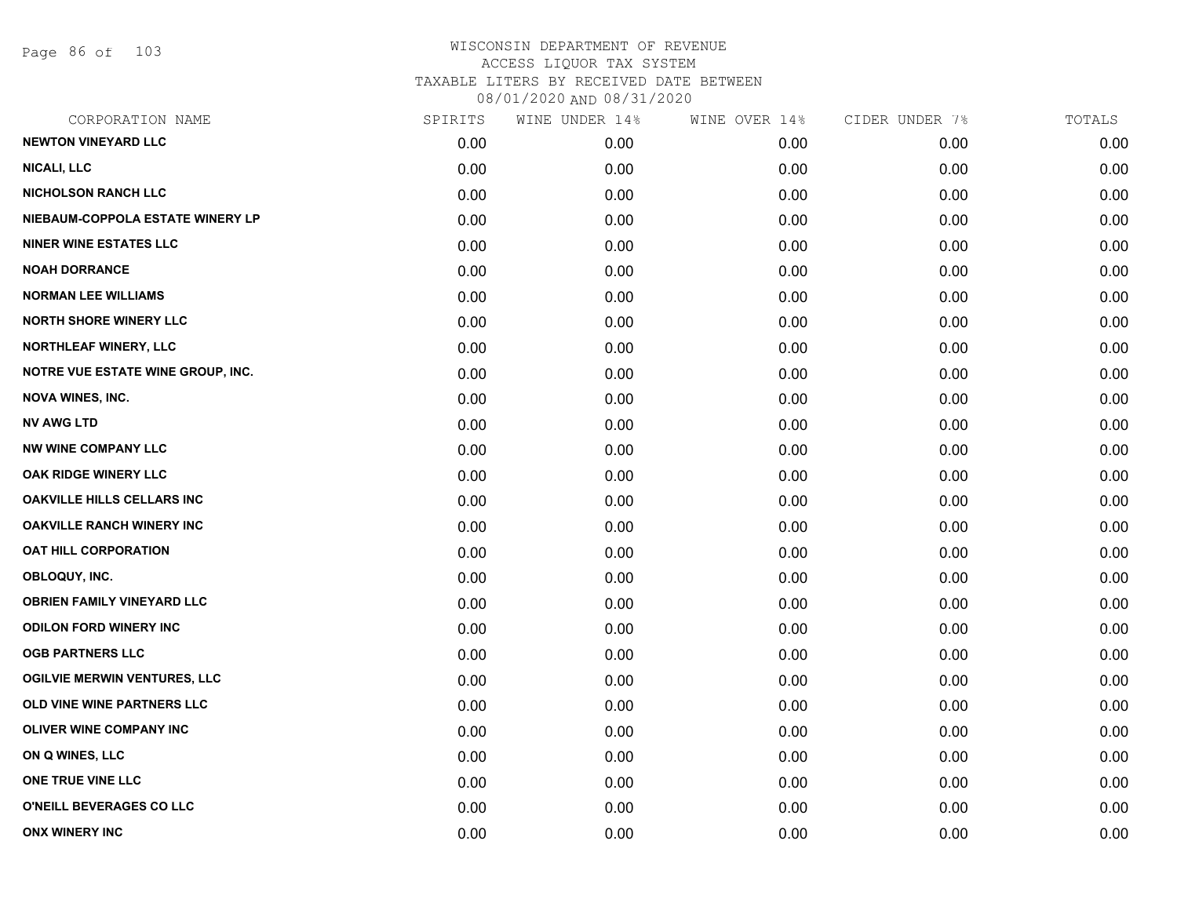# WISCONSIN DEPARTMENT OF REVENUE
## ACCESS LIQUOR TAX SYSTEM
### TAXABLE LITERS BY RECEIVED DATE BETWEEN 08/01/2020 AND 08/31/2020

| CORPORATION NAME | SPIRITS | WINE UNDER 14% | WINE OVER 14% | CIDER UNDER 7% | TOTALS |
|---|---|---|---|---|---|
| NEWTON VINEYARD LLC | 0.00 | 0.00 | 0.00 | 0.00 | 0.00 |
| NICALI, LLC | 0.00 | 0.00 | 0.00 | 0.00 | 0.00 |
| NICHOLSON RANCH LLC | 0.00 | 0.00 | 0.00 | 0.00 | 0.00 |
| NIEBAUM-COPPOLA ESTATE WINERY LP | 0.00 | 0.00 | 0.00 | 0.00 | 0.00 |
| NINER WINE ESTATES LLC | 0.00 | 0.00 | 0.00 | 0.00 | 0.00 |
| NOAH DORRANCE | 0.00 | 0.00 | 0.00 | 0.00 | 0.00 |
| NORMAN LEE WILLIAMS | 0.00 | 0.00 | 0.00 | 0.00 | 0.00 |
| NORTH SHORE WINERY LLC | 0.00 | 0.00 | 0.00 | 0.00 | 0.00 |
| NORTHLEAF WINERY, LLC | 0.00 | 0.00 | 0.00 | 0.00 | 0.00 |
| NOTRE VUE ESTATE WINE GROUP, INC. | 0.00 | 0.00 | 0.00 | 0.00 | 0.00 |
| NOVA WINES, INC. | 0.00 | 0.00 | 0.00 | 0.00 | 0.00 |
| NV AWG LTD | 0.00 | 0.00 | 0.00 | 0.00 | 0.00 |
| NW WINE COMPANY LLC | 0.00 | 0.00 | 0.00 | 0.00 | 0.00 |
| OAK RIDGE WINERY LLC | 0.00 | 0.00 | 0.00 | 0.00 | 0.00 |
| OAKVILLE HILLS CELLARS INC | 0.00 | 0.00 | 0.00 | 0.00 | 0.00 |
| OAKVILLE RANCH WINERY INC | 0.00 | 0.00 | 0.00 | 0.00 | 0.00 |
| OAT HILL CORPORATION | 0.00 | 0.00 | 0.00 | 0.00 | 0.00 |
| OBLOQUY, INC. | 0.00 | 0.00 | 0.00 | 0.00 | 0.00 |
| OBRIEN FAMILY VINEYARD LLC | 0.00 | 0.00 | 0.00 | 0.00 | 0.00 |
| ODILON FORD WINERY INC | 0.00 | 0.00 | 0.00 | 0.00 | 0.00 |
| OGB PARTNERS LLC | 0.00 | 0.00 | 0.00 | 0.00 | 0.00 |
| OGILVIE MERWIN VENTURES, LLC | 0.00 | 0.00 | 0.00 | 0.00 | 0.00 |
| OLD VINE WINE PARTNERS LLC | 0.00 | 0.00 | 0.00 | 0.00 | 0.00 |
| OLIVER WINE COMPANY INC | 0.00 | 0.00 | 0.00 | 0.00 | 0.00 |
| ON Q WINES, LLC | 0.00 | 0.00 | 0.00 | 0.00 | 0.00 |
| ONE TRUE VINE LLC | 0.00 | 0.00 | 0.00 | 0.00 | 0.00 |
| O'NEILL BEVERAGES CO LLC | 0.00 | 0.00 | 0.00 | 0.00 | 0.00 |
| ONX WINERY INC | 0.00 | 0.00 | 0.00 | 0.00 | 0.00 |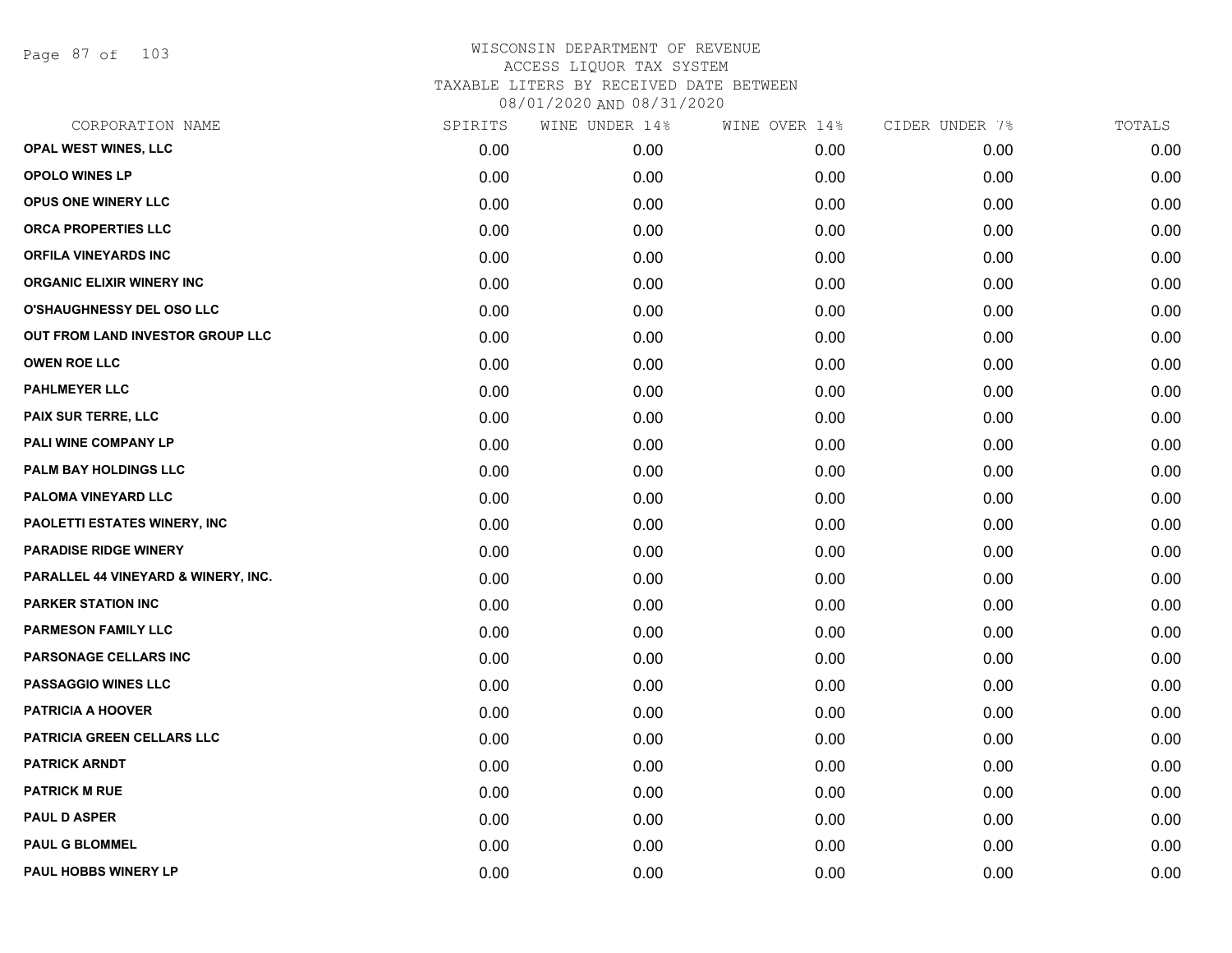WISCONSIN DEPARTMENT OF REVENUE
ACCESS LIQUOR TAX SYSTEM
TAXABLE LITERS BY RECEIVED DATE BETWEEN
08/01/2020 AND 08/31/2020

| CORPORATION NAME | SPIRITS | WINE UNDER 14% | WINE OVER 14% | CIDER UNDER 7% | TOTALS |
|---|---|---|---|---|---|
| OPAL WEST WINES, LLC | 0.00 | 0.00 | 0.00 | 0.00 | 0.00 |
| OPOLO WINES LP | 0.00 | 0.00 | 0.00 | 0.00 | 0.00 |
| OPUS ONE WINERY LLC | 0.00 | 0.00 | 0.00 | 0.00 | 0.00 |
| ORCA PROPERTIES LLC | 0.00 | 0.00 | 0.00 | 0.00 | 0.00 |
| ORFILA VINEYARDS INC | 0.00 | 0.00 | 0.00 | 0.00 | 0.00 |
| ORGANIC ELIXIR WINERY INC | 0.00 | 0.00 | 0.00 | 0.00 | 0.00 |
| O'SHAUGHNESSY DEL OSO LLC | 0.00 | 0.00 | 0.00 | 0.00 | 0.00 |
| OUT FROM LAND INVESTOR GROUP LLC | 0.00 | 0.00 | 0.00 | 0.00 | 0.00 |
| OWEN ROE LLC | 0.00 | 0.00 | 0.00 | 0.00 | 0.00 |
| PAHLMEYER LLC | 0.00 | 0.00 | 0.00 | 0.00 | 0.00 |
| PAIX SUR TERRE, LLC | 0.00 | 0.00 | 0.00 | 0.00 | 0.00 |
| PALI WINE COMPANY LP | 0.00 | 0.00 | 0.00 | 0.00 | 0.00 |
| PALM BAY HOLDINGS LLC | 0.00 | 0.00 | 0.00 | 0.00 | 0.00 |
| PALOMA VINEYARD LLC | 0.00 | 0.00 | 0.00 | 0.00 | 0.00 |
| PAOLETTI ESTATES WINERY, INC | 0.00 | 0.00 | 0.00 | 0.00 | 0.00 |
| PARADISE RIDGE WINERY | 0.00 | 0.00 | 0.00 | 0.00 | 0.00 |
| PARALLEL 44 VINEYARD & WINERY, INC. | 0.00 | 0.00 | 0.00 | 0.00 | 0.00 |
| PARKER STATION INC | 0.00 | 0.00 | 0.00 | 0.00 | 0.00 |
| PARMESON FAMILY LLC | 0.00 | 0.00 | 0.00 | 0.00 | 0.00 |
| PARSONAGE CELLARS INC | 0.00 | 0.00 | 0.00 | 0.00 | 0.00 |
| PASSAGGIO WINES LLC | 0.00 | 0.00 | 0.00 | 0.00 | 0.00 |
| PATRICIA A HOOVER | 0.00 | 0.00 | 0.00 | 0.00 | 0.00 |
| PATRICIA GREEN CELLARS LLC | 0.00 | 0.00 | 0.00 | 0.00 | 0.00 |
| PATRICK ARNDT | 0.00 | 0.00 | 0.00 | 0.00 | 0.00 |
| PATRICK M RUE | 0.00 | 0.00 | 0.00 | 0.00 | 0.00 |
| PAUL D ASPER | 0.00 | 0.00 | 0.00 | 0.00 | 0.00 |
| PAUL G BLOMMEL | 0.00 | 0.00 | 0.00 | 0.00 | 0.00 |
| PAUL HOBBS WINERY LP | 0.00 | 0.00 | 0.00 | 0.00 | 0.00 |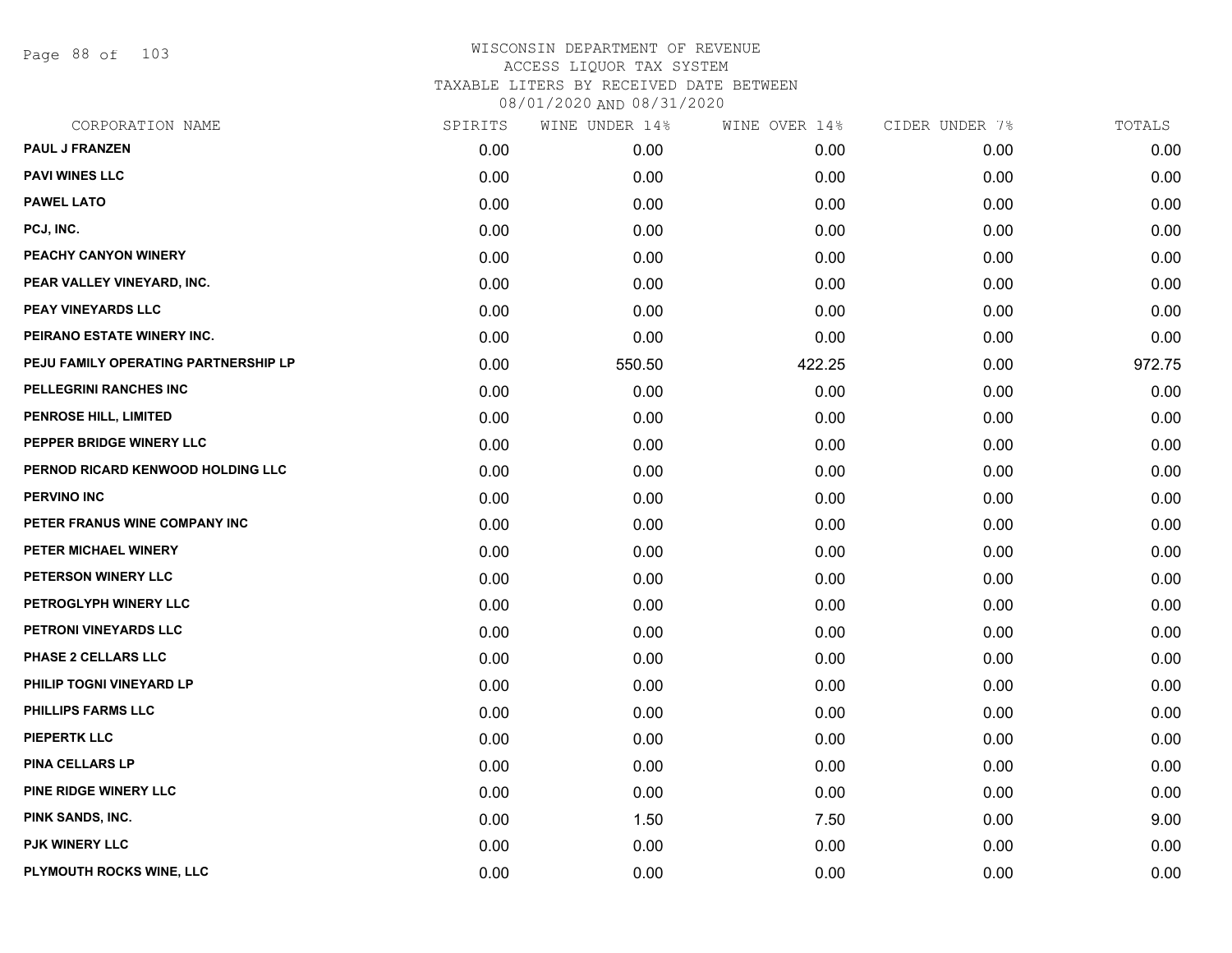# WISCONSIN DEPARTMENT OF REVENUE
## ACCESS LIQUOR TAX SYSTEM
### TAXABLE LITERS BY RECEIVED DATE BETWEEN 08/01/2020 AND 08/31/2020

| CORPORATION NAME | SPIRITS | WINE UNDER 14% | WINE OVER 14% | CIDER UNDER 7% | TOTALS |
|---|---|---|---|---|---|
| PAUL J FRANZEN | 0.00 | 0.00 | 0.00 | 0.00 | 0.00 |
| PAVI WINES LLC | 0.00 | 0.00 | 0.00 | 0.00 | 0.00 |
| PAWEL LATO | 0.00 | 0.00 | 0.00 | 0.00 | 0.00 |
| PCJ, INC. | 0.00 | 0.00 | 0.00 | 0.00 | 0.00 |
| PEACHY CANYON WINERY | 0.00 | 0.00 | 0.00 | 0.00 | 0.00 |
| PEAR VALLEY VINEYARD, INC. | 0.00 | 0.00 | 0.00 | 0.00 | 0.00 |
| PEAY VINEYARDS LLC | 0.00 | 0.00 | 0.00 | 0.00 | 0.00 |
| PEIRANO ESTATE WINERY INC. | 0.00 | 0.00 | 0.00 | 0.00 | 0.00 |
| PEJU FAMILY OPERATING PARTNERSHIP LP | 0.00 | 550.50 | 422.25 | 0.00 | 972.75 |
| PELLEGRINI RANCHES INC | 0.00 | 0.00 | 0.00 | 0.00 | 0.00 |
| PENROSE HILL, LIMITED | 0.00 | 0.00 | 0.00 | 0.00 | 0.00 |
| PEPPER BRIDGE WINERY LLC | 0.00 | 0.00 | 0.00 | 0.00 | 0.00 |
| PERNOD RICARD KENWOOD HOLDING LLC | 0.00 | 0.00 | 0.00 | 0.00 | 0.00 |
| PERVINO INC | 0.00 | 0.00 | 0.00 | 0.00 | 0.00 |
| PETER FRANUS WINE COMPANY INC | 0.00 | 0.00 | 0.00 | 0.00 | 0.00 |
| PETER MICHAEL WINERY | 0.00 | 0.00 | 0.00 | 0.00 | 0.00 |
| PETERSON WINERY LLC | 0.00 | 0.00 | 0.00 | 0.00 | 0.00 |
| PETROGLYPH WINERY LLC | 0.00 | 0.00 | 0.00 | 0.00 | 0.00 |
| PETRONI VINEYARDS LLC | 0.00 | 0.00 | 0.00 | 0.00 | 0.00 |
| PHASE 2 CELLARS LLC | 0.00 | 0.00 | 0.00 | 0.00 | 0.00 |
| PHILIP TOGNI VINEYARD LP | 0.00 | 0.00 | 0.00 | 0.00 | 0.00 |
| PHILLIPS FARMS LLC | 0.00 | 0.00 | 0.00 | 0.00 | 0.00 |
| PIEPERTK LLC | 0.00 | 0.00 | 0.00 | 0.00 | 0.00 |
| PINA CELLARS LP | 0.00 | 0.00 | 0.00 | 0.00 | 0.00 |
| PINE RIDGE WINERY LLC | 0.00 | 0.00 | 0.00 | 0.00 | 0.00 |
| PINK SANDS, INC. | 0.00 | 1.50 | 7.50 | 0.00 | 9.00 |
| PJK WINERY LLC | 0.00 | 0.00 | 0.00 | 0.00 | 0.00 |
| PLYMOUTH ROCKS WINE, LLC | 0.00 | 0.00 | 0.00 | 0.00 | 0.00 |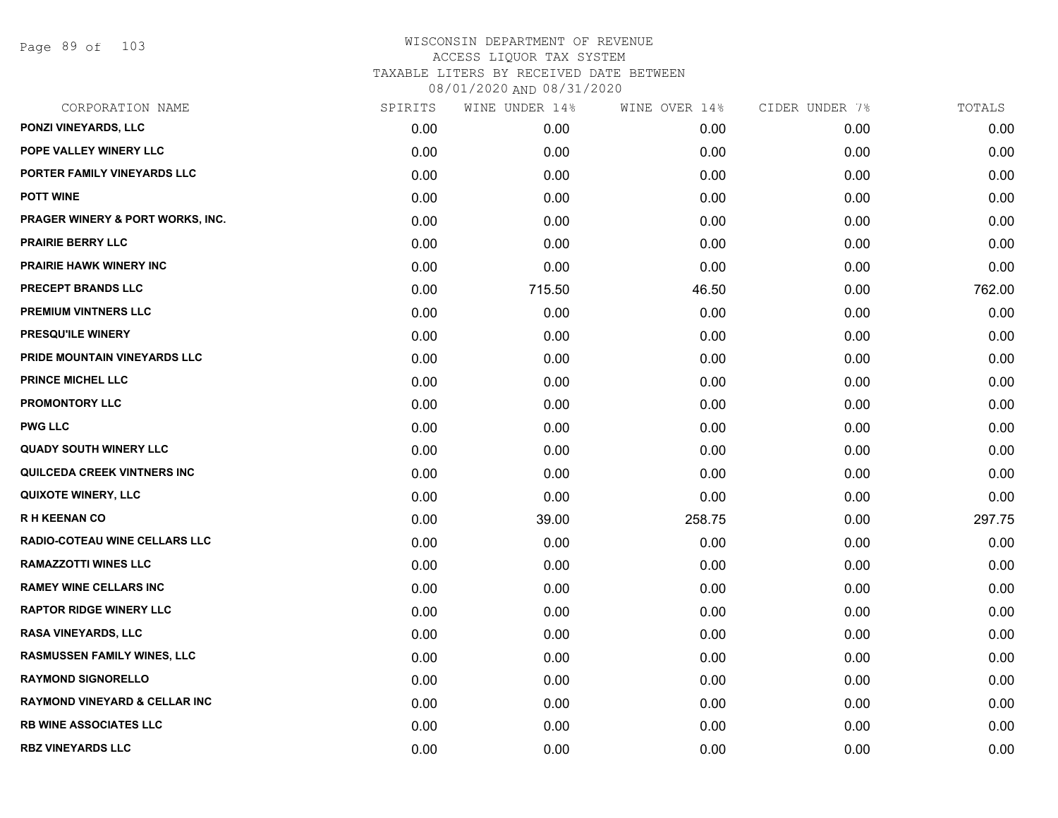WISCONSIN DEPARTMENT OF REVENUE
ACCESS LIQUOR TAX SYSTEM
TAXABLE LITERS BY RECEIVED DATE BETWEEN
08/01/2020 AND 08/31/2020

| CORPORATION NAME | SPIRITS | WINE UNDER 14% | WINE OVER 14% | CIDER UNDER 7% | TOTALS |
|---|---|---|---|---|---|
| PONZI VINEYARDS, LLC | 0.00 | 0.00 | 0.00 | 0.00 | 0.00 |
| POPE VALLEY WINERY LLC | 0.00 | 0.00 | 0.00 | 0.00 | 0.00 |
| PORTER FAMILY VINEYARDS LLC | 0.00 | 0.00 | 0.00 | 0.00 | 0.00 |
| POTT WINE | 0.00 | 0.00 | 0.00 | 0.00 | 0.00 |
| PRAGER WINERY & PORT WORKS, INC. | 0.00 | 0.00 | 0.00 | 0.00 | 0.00 |
| PRAIRIE BERRY LLC | 0.00 | 0.00 | 0.00 | 0.00 | 0.00 |
| PRAIRIE HAWK WINERY INC | 0.00 | 0.00 | 0.00 | 0.00 | 0.00 |
| PRECEPT BRANDS LLC | 0.00 | 715.50 | 46.50 | 0.00 | 762.00 |
| PREMIUM VINTNERS LLC | 0.00 | 0.00 | 0.00 | 0.00 | 0.00 |
| PRESQU'ILE WINERY | 0.00 | 0.00 | 0.00 | 0.00 | 0.00 |
| PRIDE MOUNTAIN VINEYARDS LLC | 0.00 | 0.00 | 0.00 | 0.00 | 0.00 |
| PRINCE MICHEL LLC | 0.00 | 0.00 | 0.00 | 0.00 | 0.00 |
| PROMONTORY LLC | 0.00 | 0.00 | 0.00 | 0.00 | 0.00 |
| PWG LLC | 0.00 | 0.00 | 0.00 | 0.00 | 0.00 |
| QUADY SOUTH WINERY LLC | 0.00 | 0.00 | 0.00 | 0.00 | 0.00 |
| QUILCEDA CREEK VINTNERS INC | 0.00 | 0.00 | 0.00 | 0.00 | 0.00 |
| QUIXOTE WINERY, LLC | 0.00 | 0.00 | 0.00 | 0.00 | 0.00 |
| R H KEENAN CO | 0.00 | 39.00 | 258.75 | 0.00 | 297.75 |
| RADIO-COTEAU WINE CELLARS LLC | 0.00 | 0.00 | 0.00 | 0.00 | 0.00 |
| RAMAZZOTTI WINES LLC | 0.00 | 0.00 | 0.00 | 0.00 | 0.00 |
| RAMEY WINE CELLARS INC | 0.00 | 0.00 | 0.00 | 0.00 | 0.00 |
| RAPTOR RIDGE WINERY LLC | 0.00 | 0.00 | 0.00 | 0.00 | 0.00 |
| RASA VINEYARDS, LLC | 0.00 | 0.00 | 0.00 | 0.00 | 0.00 |
| RASMUSSEN FAMILY WINES, LLC | 0.00 | 0.00 | 0.00 | 0.00 | 0.00 |
| RAYMOND SIGNORELLO | 0.00 | 0.00 | 0.00 | 0.00 | 0.00 |
| RAYMOND VINEYARD & CELLAR INC | 0.00 | 0.00 | 0.00 | 0.00 | 0.00 |
| RB WINE ASSOCIATES LLC | 0.00 | 0.00 | 0.00 | 0.00 | 0.00 |
| RBZ VINEYARDS LLC | 0.00 | 0.00 | 0.00 | 0.00 | 0.00 |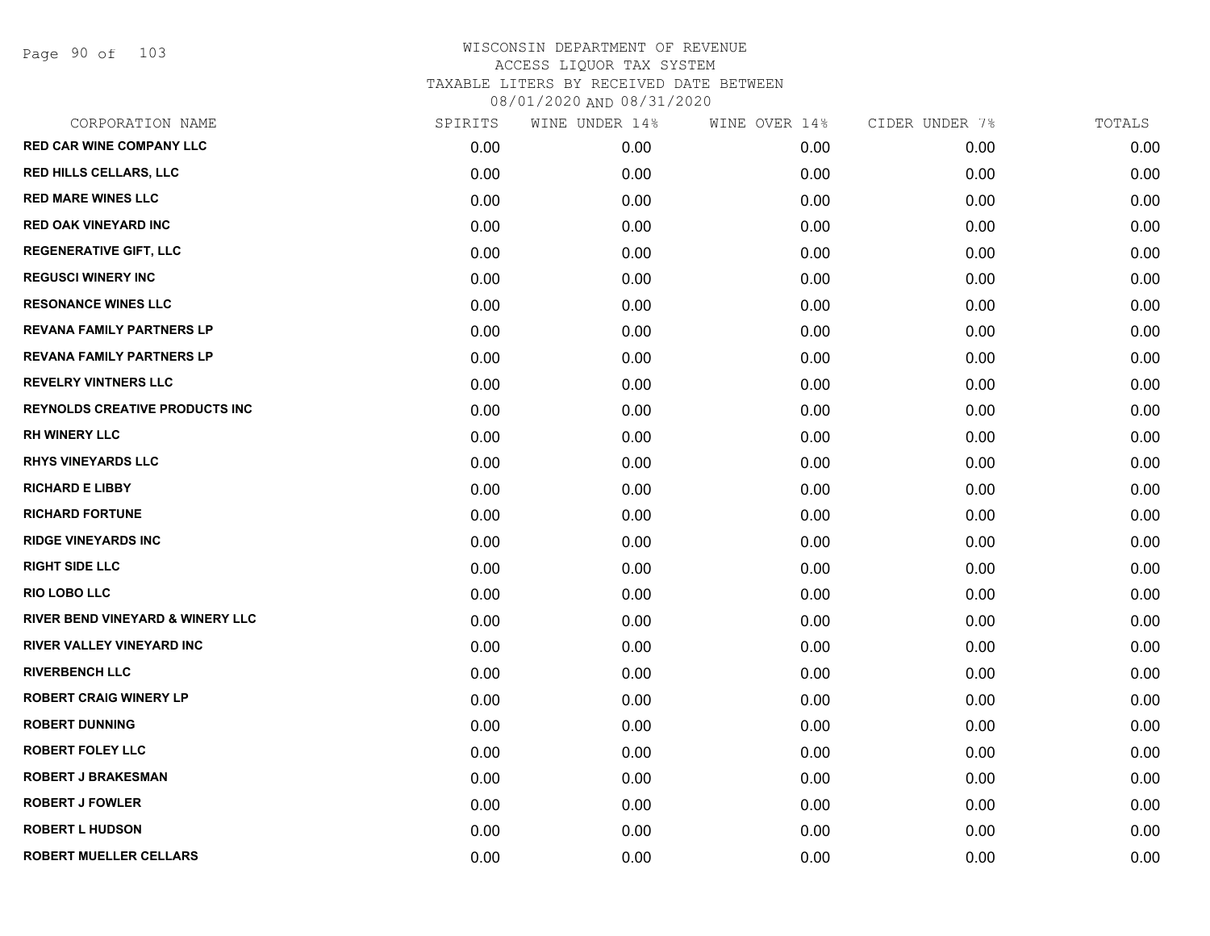WISCONSIN DEPARTMENT OF REVENUE
ACCESS LIQUOR TAX SYSTEM
TAXABLE LITERS BY RECEIVED DATE BETWEEN
08/01/2020 AND 08/31/2020

| CORPORATION NAME | SPIRITS | WINE UNDER 14% | WINE OVER 14% | CIDER UNDER 7% | TOTALS |
|---|---|---|---|---|---|
| RED CAR WINE COMPANY LLC | 0.00 | 0.00 | 0.00 | 0.00 | 0.00 |
| RED HILLS CELLARS, LLC | 0.00 | 0.00 | 0.00 | 0.00 | 0.00 |
| RED MARE WINES LLC | 0.00 | 0.00 | 0.00 | 0.00 | 0.00 |
| RED OAK VINEYARD INC | 0.00 | 0.00 | 0.00 | 0.00 | 0.00 |
| REGENERATIVE GIFT, LLC | 0.00 | 0.00 | 0.00 | 0.00 | 0.00 |
| REGUSCI WINERY INC | 0.00 | 0.00 | 0.00 | 0.00 | 0.00 |
| RESONANCE WINES LLC | 0.00 | 0.00 | 0.00 | 0.00 | 0.00 |
| REVANA FAMILY PARTNERS LP | 0.00 | 0.00 | 0.00 | 0.00 | 0.00 |
| REVANA FAMILY PARTNERS LP | 0.00 | 0.00 | 0.00 | 0.00 | 0.00 |
| REVELRY VINTNERS LLC | 0.00 | 0.00 | 0.00 | 0.00 | 0.00 |
| REYNOLDS CREATIVE PRODUCTS INC | 0.00 | 0.00 | 0.00 | 0.00 | 0.00 |
| RH WINERY LLC | 0.00 | 0.00 | 0.00 | 0.00 | 0.00 |
| RHYS VINEYARDS LLC | 0.00 | 0.00 | 0.00 | 0.00 | 0.00 |
| RICHARD E LIBBY | 0.00 | 0.00 | 0.00 | 0.00 | 0.00 |
| RICHARD FORTUNE | 0.00 | 0.00 | 0.00 | 0.00 | 0.00 |
| RIDGE VINEYARDS INC | 0.00 | 0.00 | 0.00 | 0.00 | 0.00 |
| RIGHT SIDE LLC | 0.00 | 0.00 | 0.00 | 0.00 | 0.00 |
| RIO LOBO LLC | 0.00 | 0.00 | 0.00 | 0.00 | 0.00 |
| RIVER BEND VINEYARD & WINERY LLC | 0.00 | 0.00 | 0.00 | 0.00 | 0.00 |
| RIVER VALLEY VINEYARD INC | 0.00 | 0.00 | 0.00 | 0.00 | 0.00 |
| RIVERBENCH LLC | 0.00 | 0.00 | 0.00 | 0.00 | 0.00 |
| ROBERT CRAIG WINERY LP | 0.00 | 0.00 | 0.00 | 0.00 | 0.00 |
| ROBERT DUNNING | 0.00 | 0.00 | 0.00 | 0.00 | 0.00 |
| ROBERT FOLEY LLC | 0.00 | 0.00 | 0.00 | 0.00 | 0.00 |
| ROBERT J BRAKESMAN | 0.00 | 0.00 | 0.00 | 0.00 | 0.00 |
| ROBERT J FOWLER | 0.00 | 0.00 | 0.00 | 0.00 | 0.00 |
| ROBERT L HUDSON | 0.00 | 0.00 | 0.00 | 0.00 | 0.00 |
| ROBERT MUELLER CELLARS | 0.00 | 0.00 | 0.00 | 0.00 | 0.00 |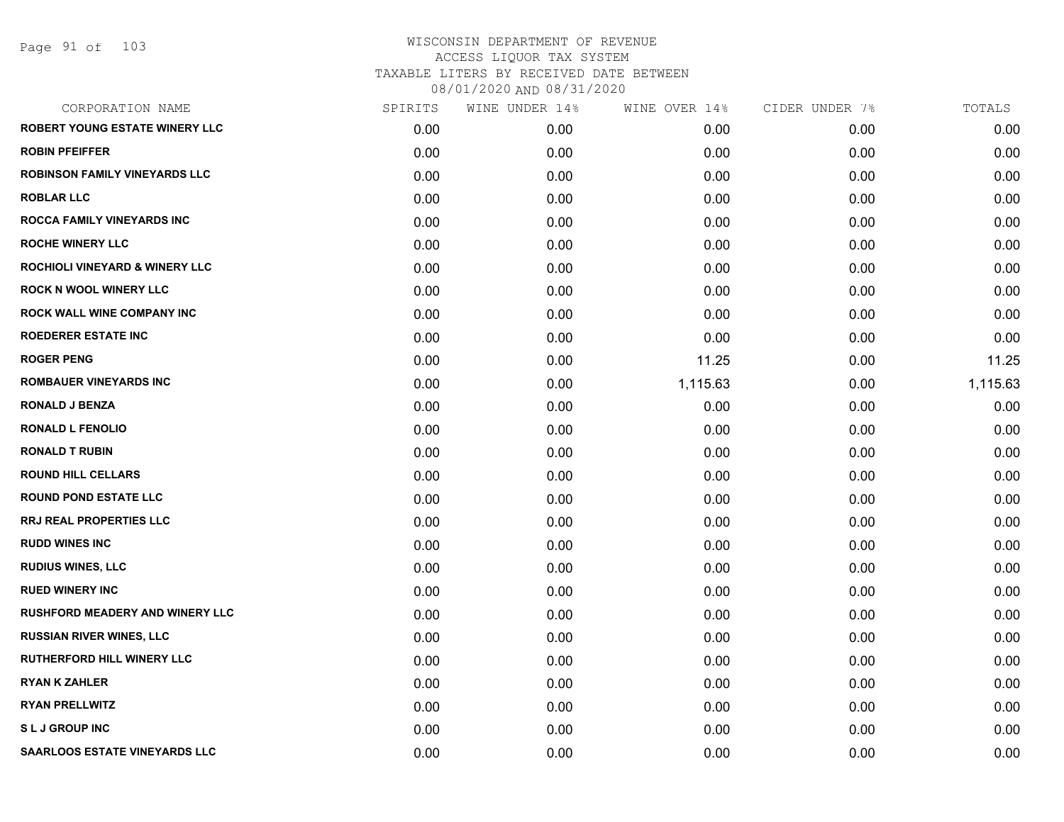# WISCONSIN DEPARTMENT OF REVENUE
## ACCESS LIQUOR TAX SYSTEM
## TAXABLE LITERS BY RECEIVED DATE BETWEEN 08/01/2020 AND 08/31/2020

| CORPORATION NAME | SPIRITS | WINE UNDER 14% | WINE OVER 14% | CIDER UNDER 7% | TOTALS |
|---|---|---|---|---|---|
| ROBERT YOUNG ESTATE WINERY LLC | 0.00 | 0.00 | 0.00 | 0.00 | 0.00 |
| ROBIN PFEIFFER | 0.00 | 0.00 | 0.00 | 0.00 | 0.00 |
| ROBINSON FAMILY VINEYARDS LLC | 0.00 | 0.00 | 0.00 | 0.00 | 0.00 |
| ROBLAR LLC | 0.00 | 0.00 | 0.00 | 0.00 | 0.00 |
| ROCCA FAMILY VINEYARDS INC | 0.00 | 0.00 | 0.00 | 0.00 | 0.00 |
| ROCHE WINERY LLC | 0.00 | 0.00 | 0.00 | 0.00 | 0.00 |
| ROCHIOLI VINEYARD & WINERY LLC | 0.00 | 0.00 | 0.00 | 0.00 | 0.00 |
| ROCK N WOOL WINERY LLC | 0.00 | 0.00 | 0.00 | 0.00 | 0.00 |
| ROCK WALL WINE COMPANY INC | 0.00 | 0.00 | 0.00 | 0.00 | 0.00 |
| ROEDERER ESTATE INC | 0.00 | 0.00 | 0.00 | 0.00 | 0.00 |
| ROGER PENG | 0.00 | 0.00 | 11.25 | 0.00 | 11.25 |
| ROMBAUER VINEYARDS INC | 0.00 | 0.00 | 1,115.63 | 0.00 | 1,115.63 |
| RONALD J BENZA | 0.00 | 0.00 | 0.00 | 0.00 | 0.00 |
| RONALD L FENOLIO | 0.00 | 0.00 | 0.00 | 0.00 | 0.00 |
| RONALD T RUBIN | 0.00 | 0.00 | 0.00 | 0.00 | 0.00 |
| ROUND HILL CELLARS | 0.00 | 0.00 | 0.00 | 0.00 | 0.00 |
| ROUND POND ESTATE LLC | 0.00 | 0.00 | 0.00 | 0.00 | 0.00 |
| RRJ REAL PROPERTIES LLC | 0.00 | 0.00 | 0.00 | 0.00 | 0.00 |
| RUDD WINES INC | 0.00 | 0.00 | 0.00 | 0.00 | 0.00 |
| RUDIUS WINES, LLC | 0.00 | 0.00 | 0.00 | 0.00 | 0.00 |
| RUED WINERY INC | 0.00 | 0.00 | 0.00 | 0.00 | 0.00 |
| RUSHFORD MEADERY AND WINERY LLC | 0.00 | 0.00 | 0.00 | 0.00 | 0.00 |
| RUSSIAN RIVER WINES, LLC | 0.00 | 0.00 | 0.00 | 0.00 | 0.00 |
| RUTHERFORD HILL WINERY LLC | 0.00 | 0.00 | 0.00 | 0.00 | 0.00 |
| RYAN K ZAHLER | 0.00 | 0.00 | 0.00 | 0.00 | 0.00 |
| RYAN PRELLWITZ | 0.00 | 0.00 | 0.00 | 0.00 | 0.00 |
| S L J GROUP INC | 0.00 | 0.00 | 0.00 | 0.00 | 0.00 |
| SAARLOOS ESTATE VINEYARDS LLC | 0.00 | 0.00 | 0.00 | 0.00 | 0.00 |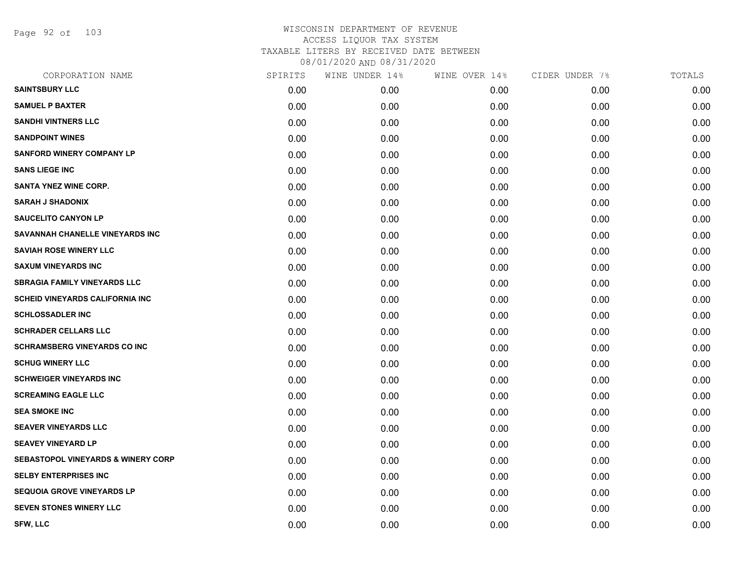# WISCONSIN DEPARTMENT OF REVENUE
## ACCESS LIQUOR TAX SYSTEM
### TAXABLE LITERS BY RECEIVED DATE BETWEEN 08/01/2020 AND 08/31/2020

| CORPORATION NAME | SPIRITS | WINE UNDER 14% | WINE OVER 14% | CIDER UNDER 7% | TOTALS |
|---|---|---|---|---|---|
| SAINTSBURY LLC | 0.00 | 0.00 | 0.00 | 0.00 | 0.00 |
| SAMUEL P BAXTER | 0.00 | 0.00 | 0.00 | 0.00 | 0.00 |
| SANDHI VINTNERS LLC | 0.00 | 0.00 | 0.00 | 0.00 | 0.00 |
| SANDPOINT WINES | 0.00 | 0.00 | 0.00 | 0.00 | 0.00 |
| SANFORD WINERY COMPANY LP | 0.00 | 0.00 | 0.00 | 0.00 | 0.00 |
| SANS LIEGE INC | 0.00 | 0.00 | 0.00 | 0.00 | 0.00 |
| SANTA YNEZ WINE CORP. | 0.00 | 0.00 | 0.00 | 0.00 | 0.00 |
| SARAH J SHADONIX | 0.00 | 0.00 | 0.00 | 0.00 | 0.00 |
| SAUCELITO CANYON LP | 0.00 | 0.00 | 0.00 | 0.00 | 0.00 |
| SAVANNAH CHANELLE VINEYARDS INC | 0.00 | 0.00 | 0.00 | 0.00 | 0.00 |
| SAVIAH ROSE WINERY LLC | 0.00 | 0.00 | 0.00 | 0.00 | 0.00 |
| SAXUM VINEYARDS INC | 0.00 | 0.00 | 0.00 | 0.00 | 0.00 |
| SBRAGIA FAMILY VINEYARDS LLC | 0.00 | 0.00 | 0.00 | 0.00 | 0.00 |
| SCHEID VINEYARDS CALIFORNIA INC | 0.00 | 0.00 | 0.00 | 0.00 | 0.00 |
| SCHLOSSADLER INC | 0.00 | 0.00 | 0.00 | 0.00 | 0.00 |
| SCHRADER CELLARS LLC | 0.00 | 0.00 | 0.00 | 0.00 | 0.00 |
| SCHRAMSBERG VINEYARDS CO INC | 0.00 | 0.00 | 0.00 | 0.00 | 0.00 |
| SCHUG WINERY LLC | 0.00 | 0.00 | 0.00 | 0.00 | 0.00 |
| SCHWEIGER VINEYARDS INC | 0.00 | 0.00 | 0.00 | 0.00 | 0.00 |
| SCREAMING EAGLE LLC | 0.00 | 0.00 | 0.00 | 0.00 | 0.00 |
| SEA SMOKE INC | 0.00 | 0.00 | 0.00 | 0.00 | 0.00 |
| SEAVER VINEYARDS LLC | 0.00 | 0.00 | 0.00 | 0.00 | 0.00 |
| SEAVEY VINEYARD LP | 0.00 | 0.00 | 0.00 | 0.00 | 0.00 |
| SEBASTOPOL VINEYARDS & WINERY CORP | 0.00 | 0.00 | 0.00 | 0.00 | 0.00 |
| SELBY ENTERPRISES INC | 0.00 | 0.00 | 0.00 | 0.00 | 0.00 |
| SEQUOIA GROVE VINEYARDS LP | 0.00 | 0.00 | 0.00 | 0.00 | 0.00 |
| SEVEN STONES WINERY LLC | 0.00 | 0.00 | 0.00 | 0.00 | 0.00 |
| SFW, LLC | 0.00 | 0.00 | 0.00 | 0.00 | 0.00 |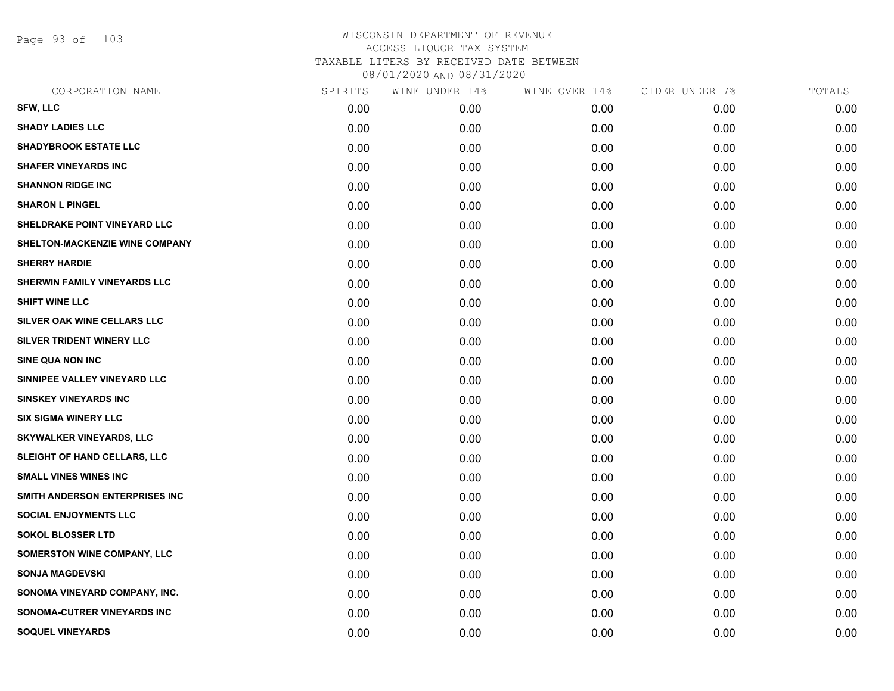WISCONSIN DEPARTMENT OF REVENUE
ACCESS LIQUOR TAX SYSTEM
TAXABLE LITERS BY RECEIVED DATE BETWEEN
08/01/2020 AND 08/31/2020

| CORPORATION NAME | SPIRITS | WINE UNDER 14% | WINE OVER 14% | CIDER UNDER 7% | TOTALS |
|---|---|---|---|---|---|
| SFW, LLC | 0.00 | 0.00 | 0.00 | 0.00 | 0.00 |
| SHADY LADIES LLC | 0.00 | 0.00 | 0.00 | 0.00 | 0.00 |
| SHADYBROOK ESTATE LLC | 0.00 | 0.00 | 0.00 | 0.00 | 0.00 |
| SHAFER VINEYARDS INC | 0.00 | 0.00 | 0.00 | 0.00 | 0.00 |
| SHANNON RIDGE INC | 0.00 | 0.00 | 0.00 | 0.00 | 0.00 |
| SHARON L PINGEL | 0.00 | 0.00 | 0.00 | 0.00 | 0.00 |
| SHELDRAKE POINT VINEYARD LLC | 0.00 | 0.00 | 0.00 | 0.00 | 0.00 |
| SHELTON-MACKENZIE WINE COMPANY | 0.00 | 0.00 | 0.00 | 0.00 | 0.00 |
| SHERRY HARDIE | 0.00 | 0.00 | 0.00 | 0.00 | 0.00 |
| SHERWIN FAMILY VINEYARDS LLC | 0.00 | 0.00 | 0.00 | 0.00 | 0.00 |
| SHIFT WINE LLC | 0.00 | 0.00 | 0.00 | 0.00 | 0.00 |
| SILVER OAK WINE CELLARS LLC | 0.00 | 0.00 | 0.00 | 0.00 | 0.00 |
| SILVER TRIDENT WINERY LLC | 0.00 | 0.00 | 0.00 | 0.00 | 0.00 |
| SINE QUA NON INC | 0.00 | 0.00 | 0.00 | 0.00 | 0.00 |
| SINNIPEE VALLEY VINEYARD LLC | 0.00 | 0.00 | 0.00 | 0.00 | 0.00 |
| SINSKEY VINEYARDS INC | 0.00 | 0.00 | 0.00 | 0.00 | 0.00 |
| SIX SIGMA WINERY LLC | 0.00 | 0.00 | 0.00 | 0.00 | 0.00 |
| SKYWALKER VINEYARDS, LLC | 0.00 | 0.00 | 0.00 | 0.00 | 0.00 |
| SLEIGHT OF HAND CELLARS, LLC | 0.00 | 0.00 | 0.00 | 0.00 | 0.00 |
| SMALL VINES WINES INC | 0.00 | 0.00 | 0.00 | 0.00 | 0.00 |
| SMITH ANDERSON ENTERPRISES INC | 0.00 | 0.00 | 0.00 | 0.00 | 0.00 |
| SOCIAL ENJOYMENTS LLC | 0.00 | 0.00 | 0.00 | 0.00 | 0.00 |
| SOKOL BLOSSER LTD | 0.00 | 0.00 | 0.00 | 0.00 | 0.00 |
| SOMERSTON WINE COMPANY, LLC | 0.00 | 0.00 | 0.00 | 0.00 | 0.00 |
| SONJA MAGDEVSKI | 0.00 | 0.00 | 0.00 | 0.00 | 0.00 |
| SONOMA VINEYARD COMPANY, INC. | 0.00 | 0.00 | 0.00 | 0.00 | 0.00 |
| SONOMA-CUTRER VINEYARDS INC | 0.00 | 0.00 | 0.00 | 0.00 | 0.00 |
| SOQUEL VINEYARDS | 0.00 | 0.00 | 0.00 | 0.00 | 0.00 |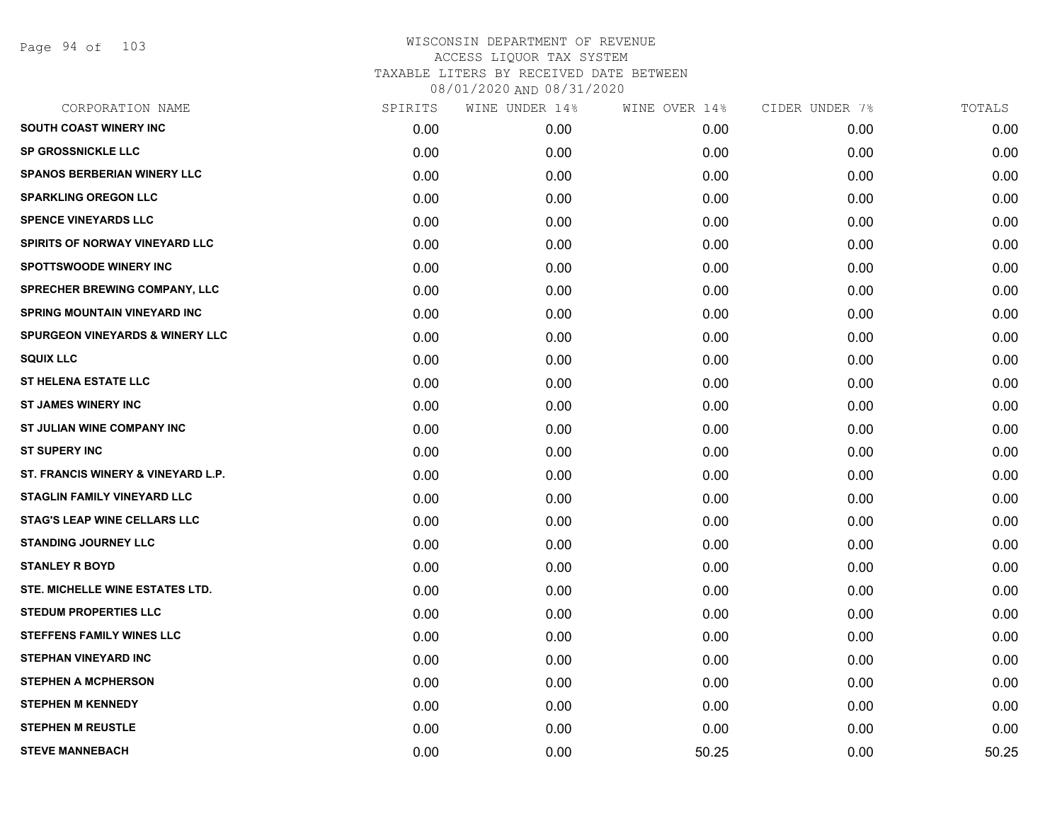WISCONSIN DEPARTMENT OF REVENUE
ACCESS LIQUOR TAX SYSTEM
TAXABLE LITERS BY RECEIVED DATE BETWEEN
08/01/2020 AND 08/31/2020

| CORPORATION NAME | SPIRITS | WINE UNDER 14% | WINE OVER 14% | CIDER UNDER 7% | TOTALS |
|---|---|---|---|---|---|
| SOUTH COAST WINERY INC | 0.00 | 0.00 | 0.00 | 0.00 | 0.00 |
| SP GROSSNICKLE LLC | 0.00 | 0.00 | 0.00 | 0.00 | 0.00 |
| SPANOS BERBERIAN WINERY LLC | 0.00 | 0.00 | 0.00 | 0.00 | 0.00 |
| SPARKLING OREGON LLC | 0.00 | 0.00 | 0.00 | 0.00 | 0.00 |
| SPENCE VINEYARDS LLC | 0.00 | 0.00 | 0.00 | 0.00 | 0.00 |
| SPIRITS OF NORWAY VINEYARD LLC | 0.00 | 0.00 | 0.00 | 0.00 | 0.00 |
| SPOTTSWOODE WINERY INC | 0.00 | 0.00 | 0.00 | 0.00 | 0.00 |
| SPRECHER BREWING COMPANY, LLC | 0.00 | 0.00 | 0.00 | 0.00 | 0.00 |
| SPRING MOUNTAIN VINEYARD INC | 0.00 | 0.00 | 0.00 | 0.00 | 0.00 |
| SPURGEON VINEYARDS & WINERY LLC | 0.00 | 0.00 | 0.00 | 0.00 | 0.00 |
| SQUIX LLC | 0.00 | 0.00 | 0.00 | 0.00 | 0.00 |
| ST HELENA ESTATE LLC | 0.00 | 0.00 | 0.00 | 0.00 | 0.00 |
| ST JAMES WINERY INC | 0.00 | 0.00 | 0.00 | 0.00 | 0.00 |
| ST JULIAN WINE COMPANY INC | 0.00 | 0.00 | 0.00 | 0.00 | 0.00 |
| ST SUPERY INC | 0.00 | 0.00 | 0.00 | 0.00 | 0.00 |
| ST. FRANCIS WINERY & VINEYARD L.P. | 0.00 | 0.00 | 0.00 | 0.00 | 0.00 |
| STAGLIN FAMILY VINEYARD LLC | 0.00 | 0.00 | 0.00 | 0.00 | 0.00 |
| STAG'S LEAP WINE CELLARS LLC | 0.00 | 0.00 | 0.00 | 0.00 | 0.00 |
| STANDING JOURNEY LLC | 0.00 | 0.00 | 0.00 | 0.00 | 0.00 |
| STANLEY R BOYD | 0.00 | 0.00 | 0.00 | 0.00 | 0.00 |
| STE. MICHELLE WINE ESTATES LTD. | 0.00 | 0.00 | 0.00 | 0.00 | 0.00 |
| STEDUM PROPERTIES LLC | 0.00 | 0.00 | 0.00 | 0.00 | 0.00 |
| STEFFENS FAMILY WINES LLC | 0.00 | 0.00 | 0.00 | 0.00 | 0.00 |
| STEPHAN VINEYARD INC | 0.00 | 0.00 | 0.00 | 0.00 | 0.00 |
| STEPHEN A MCPHERSON | 0.00 | 0.00 | 0.00 | 0.00 | 0.00 |
| STEPHEN M KENNEDY | 0.00 | 0.00 | 0.00 | 0.00 | 0.00 |
| STEPHEN M REUSTLE | 0.00 | 0.00 | 0.00 | 0.00 | 0.00 |
| STEVE MANNEBACH | 0.00 | 0.00 | 50.25 | 0.00 | 50.25 |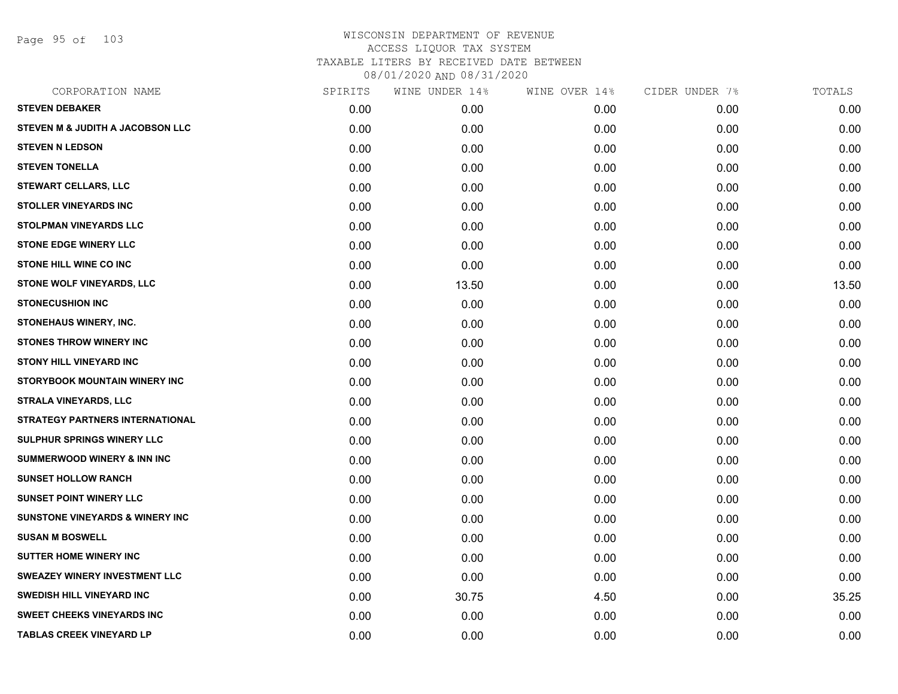# WISCONSIN DEPARTMENT OF REVENUE
## ACCESS LIQUOR TAX SYSTEM
### TAXABLE LITERS BY RECEIVED DATE BETWEEN 08/01/2020 AND 08/31/2020

| CORPORATION NAME | SPIRITS | WINE UNDER 14% | WINE OVER 14% | CIDER UNDER 7% | TOTALS |
|---|---|---|---|---|---|
| STEVEN DEBAKER | 0.00 | 0.00 | 0.00 | 0.00 | 0.00 |
| STEVEN M & JUDITH A JACOBSON LLC | 0.00 | 0.00 | 0.00 | 0.00 | 0.00 |
| STEVEN N LEDSON | 0.00 | 0.00 | 0.00 | 0.00 | 0.00 |
| STEVEN TONELLA | 0.00 | 0.00 | 0.00 | 0.00 | 0.00 |
| STEWART CELLARS, LLC | 0.00 | 0.00 | 0.00 | 0.00 | 0.00 |
| STOLLER VINEYARDS INC | 0.00 | 0.00 | 0.00 | 0.00 | 0.00 |
| STOLPMAN VINEYARDS LLC | 0.00 | 0.00 | 0.00 | 0.00 | 0.00 |
| STONE EDGE WINERY LLC | 0.00 | 0.00 | 0.00 | 0.00 | 0.00 |
| STONE HILL WINE CO INC | 0.00 | 0.00 | 0.00 | 0.00 | 0.00 |
| STONE WOLF VINEYARDS, LLC | 0.00 | 13.50 | 0.00 | 0.00 | 13.50 |
| STONECUSHION INC | 0.00 | 0.00 | 0.00 | 0.00 | 0.00 |
| STONEHAUS WINERY, INC. | 0.00 | 0.00 | 0.00 | 0.00 | 0.00 |
| STONES THROW WINERY INC | 0.00 | 0.00 | 0.00 | 0.00 | 0.00 |
| STONY HILL VINEYARD INC | 0.00 | 0.00 | 0.00 | 0.00 | 0.00 |
| STORYBOOK MOUNTAIN WINERY INC | 0.00 | 0.00 | 0.00 | 0.00 | 0.00 |
| STRALA VINEYARDS, LLC | 0.00 | 0.00 | 0.00 | 0.00 | 0.00 |
| STRATEGY PARTNERS INTERNATIONAL | 0.00 | 0.00 | 0.00 | 0.00 | 0.00 |
| SULPHUR SPRINGS WINERY LLC | 0.00 | 0.00 | 0.00 | 0.00 | 0.00 |
| SUMMERWOOD WINERY & INN INC | 0.00 | 0.00 | 0.00 | 0.00 | 0.00 |
| SUNSET HOLLOW RANCH | 0.00 | 0.00 | 0.00 | 0.00 | 0.00 |
| SUNSET POINT WINERY LLC | 0.00 | 0.00 | 0.00 | 0.00 | 0.00 |
| SUNSTONE VINEYARDS & WINERY INC | 0.00 | 0.00 | 0.00 | 0.00 | 0.00 |
| SUSAN M BOSWELL | 0.00 | 0.00 | 0.00 | 0.00 | 0.00 |
| SUTTER HOME WINERY INC | 0.00 | 0.00 | 0.00 | 0.00 | 0.00 |
| SWEAZEY WINERY INVESTMENT LLC | 0.00 | 0.00 | 0.00 | 0.00 | 0.00 |
| SWEDISH HILL VINEYARD INC | 0.00 | 30.75 | 4.50 | 0.00 | 35.25 |
| SWEET CHEEKS VINEYARDS INC | 0.00 | 0.00 | 0.00 | 0.00 | 0.00 |
| TABLAS CREEK VINEYARD LP | 0.00 | 0.00 | 0.00 | 0.00 | 0.00 |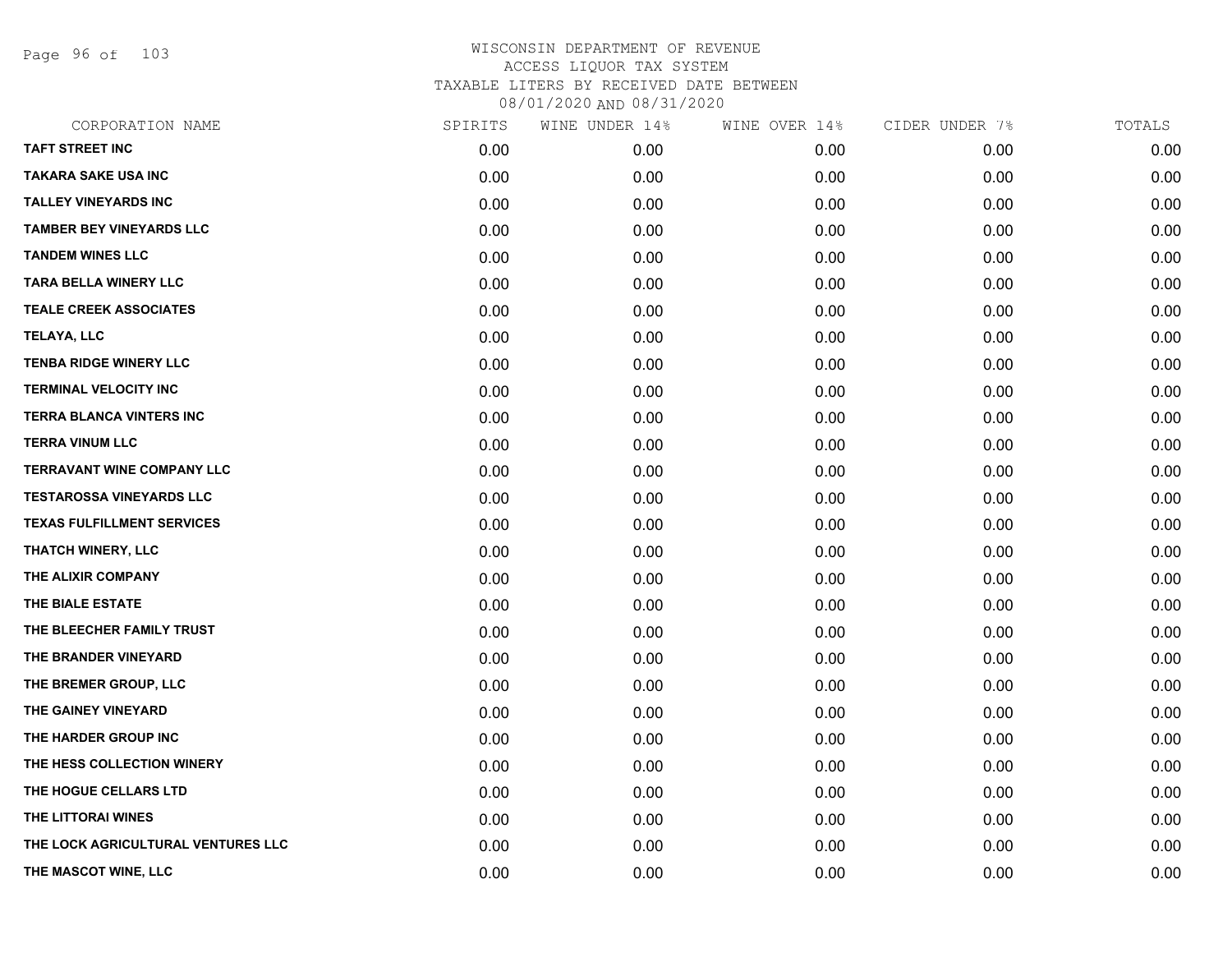# WISCONSIN DEPARTMENT OF REVENUE
## ACCESS LIQUOR TAX SYSTEM
### TAXABLE LITERS BY RECEIVED DATE BETWEEN 08/01/2020 AND 08/31/2020

| CORPORATION NAME | SPIRITS | WINE UNDER 14% | WINE OVER 14% | CIDER UNDER 7% | TOTALS |
|---|---|---|---|---|---|
| TAFT STREET INC | 0.00 | 0.00 | 0.00 | 0.00 | 0.00 |
| TAKARA SAKE USA INC | 0.00 | 0.00 | 0.00 | 0.00 | 0.00 |
| TALLEY VINEYARDS INC | 0.00 | 0.00 | 0.00 | 0.00 | 0.00 |
| TAMBER BEY VINEYARDS LLC | 0.00 | 0.00 | 0.00 | 0.00 | 0.00 |
| TANDEM WINES LLC | 0.00 | 0.00 | 0.00 | 0.00 | 0.00 |
| TARA BELLA WINERY LLC | 0.00 | 0.00 | 0.00 | 0.00 | 0.00 |
| TEALE CREEK ASSOCIATES | 0.00 | 0.00 | 0.00 | 0.00 | 0.00 |
| TELAYA, LLC | 0.00 | 0.00 | 0.00 | 0.00 | 0.00 |
| TENBA RIDGE WINERY LLC | 0.00 | 0.00 | 0.00 | 0.00 | 0.00 |
| TERMINAL VELOCITY INC | 0.00 | 0.00 | 0.00 | 0.00 | 0.00 |
| TERRA BLANCA VINTERS INC | 0.00 | 0.00 | 0.00 | 0.00 | 0.00 |
| TERRA VINUM LLC | 0.00 | 0.00 | 0.00 | 0.00 | 0.00 |
| TERRAVANT WINE COMPANY LLC | 0.00 | 0.00 | 0.00 | 0.00 | 0.00 |
| TESTAROSSA VINEYARDS LLC | 0.00 | 0.00 | 0.00 | 0.00 | 0.00 |
| TEXAS FULFILLMENT SERVICES | 0.00 | 0.00 | 0.00 | 0.00 | 0.00 |
| THATCH WINERY, LLC | 0.00 | 0.00 | 0.00 | 0.00 | 0.00 |
| THE ALIXIR COMPANY | 0.00 | 0.00 | 0.00 | 0.00 | 0.00 |
| THE BIALE ESTATE | 0.00 | 0.00 | 0.00 | 0.00 | 0.00 |
| THE BLEECHER FAMILY TRUST | 0.00 | 0.00 | 0.00 | 0.00 | 0.00 |
| THE BRANDER VINEYARD | 0.00 | 0.00 | 0.00 | 0.00 | 0.00 |
| THE BREMER GROUP, LLC | 0.00 | 0.00 | 0.00 | 0.00 | 0.00 |
| THE GAINEY VINEYARD | 0.00 | 0.00 | 0.00 | 0.00 | 0.00 |
| THE HARDER GROUP INC | 0.00 | 0.00 | 0.00 | 0.00 | 0.00 |
| THE HESS COLLECTION WINERY | 0.00 | 0.00 | 0.00 | 0.00 | 0.00 |
| THE HOGUE CELLARS LTD | 0.00 | 0.00 | 0.00 | 0.00 | 0.00 |
| THE LITTORAI WINES | 0.00 | 0.00 | 0.00 | 0.00 | 0.00 |
| THE LOCK AGRICULTURAL VENTURES LLC | 0.00 | 0.00 | 0.00 | 0.00 | 0.00 |
| THE MASCOT WINE, LLC | 0.00 | 0.00 | 0.00 | 0.00 | 0.00 |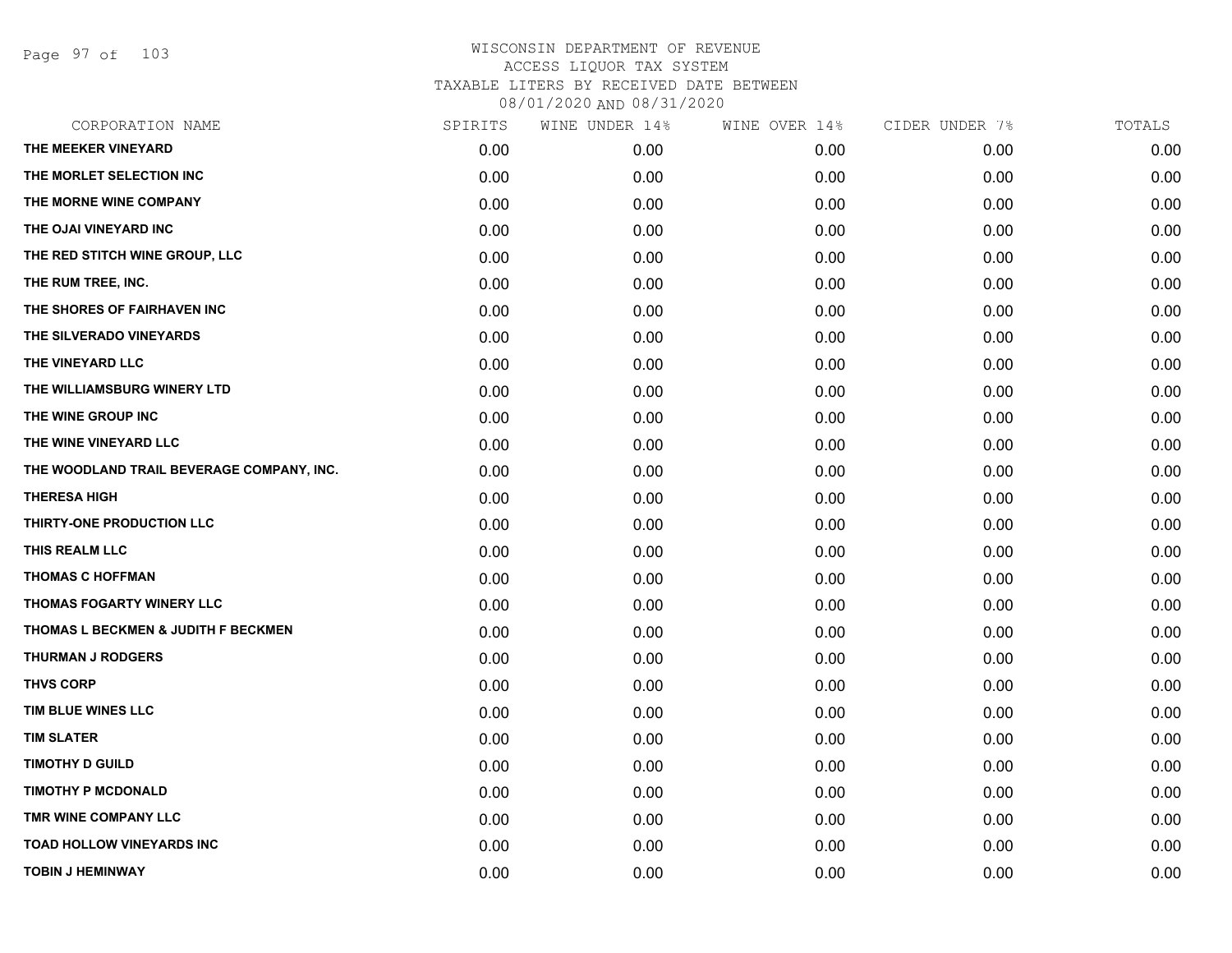WISCONSIN DEPARTMENT OF REVENUE
ACCESS LIQUOR TAX SYSTEM
TAXABLE LITERS BY RECEIVED DATE BETWEEN
08/01/2020 AND 08/31/2020

| CORPORATION NAME | SPIRITS | WINE UNDER 14% | WINE OVER 14% | CIDER UNDER 7% | TOTALS |
|---|---|---|---|---|---|
| THE MEEKER VINEYARD | 0.00 | 0.00 | 0.00 | 0.00 | 0.00 |
| THE MORLET SELECTION INC | 0.00 | 0.00 | 0.00 | 0.00 | 0.00 |
| THE MORNE WINE COMPANY | 0.00 | 0.00 | 0.00 | 0.00 | 0.00 |
| THE OJAI VINEYARD INC | 0.00 | 0.00 | 0.00 | 0.00 | 0.00 |
| THE RED STITCH WINE GROUP, LLC | 0.00 | 0.00 | 0.00 | 0.00 | 0.00 |
| THE RUM TREE, INC. | 0.00 | 0.00 | 0.00 | 0.00 | 0.00 |
| THE SHORES OF FAIRHAVEN INC | 0.00 | 0.00 | 0.00 | 0.00 | 0.00 |
| THE SILVERADO VINEYARDS | 0.00 | 0.00 | 0.00 | 0.00 | 0.00 |
| THE VINEYARD LLC | 0.00 | 0.00 | 0.00 | 0.00 | 0.00 |
| THE WILLIAMSBURG WINERY LTD | 0.00 | 0.00 | 0.00 | 0.00 | 0.00 |
| THE WINE GROUP INC | 0.00 | 0.00 | 0.00 | 0.00 | 0.00 |
| THE WINE VINEYARD LLC | 0.00 | 0.00 | 0.00 | 0.00 | 0.00 |
| THE WOODLAND TRAIL BEVERAGE COMPANY, INC. | 0.00 | 0.00 | 0.00 | 0.00 | 0.00 |
| THERESA HIGH | 0.00 | 0.00 | 0.00 | 0.00 | 0.00 |
| THIRTY-ONE PRODUCTION LLC | 0.00 | 0.00 | 0.00 | 0.00 | 0.00 |
| THIS REALM LLC | 0.00 | 0.00 | 0.00 | 0.00 | 0.00 |
| THOMAS C HOFFMAN | 0.00 | 0.00 | 0.00 | 0.00 | 0.00 |
| THOMAS FOGARTY WINERY LLC | 0.00 | 0.00 | 0.00 | 0.00 | 0.00 |
| THOMAS L BECKMEN & JUDITH F BECKMEN | 0.00 | 0.00 | 0.00 | 0.00 | 0.00 |
| THURMAN J RODGERS | 0.00 | 0.00 | 0.00 | 0.00 | 0.00 |
| THVS CORP | 0.00 | 0.00 | 0.00 | 0.00 | 0.00 |
| TIM BLUE WINES LLC | 0.00 | 0.00 | 0.00 | 0.00 | 0.00 |
| TIM SLATER | 0.00 | 0.00 | 0.00 | 0.00 | 0.00 |
| TIMOTHY D GUILD | 0.00 | 0.00 | 0.00 | 0.00 | 0.00 |
| TIMOTHY P MCDONALD | 0.00 | 0.00 | 0.00 | 0.00 | 0.00 |
| TMR WINE COMPANY LLC | 0.00 | 0.00 | 0.00 | 0.00 | 0.00 |
| TOAD HOLLOW VINEYARDS INC | 0.00 | 0.00 | 0.00 | 0.00 | 0.00 |
| TOBIN J HEMINWAY | 0.00 | 0.00 | 0.00 | 0.00 | 0.00 |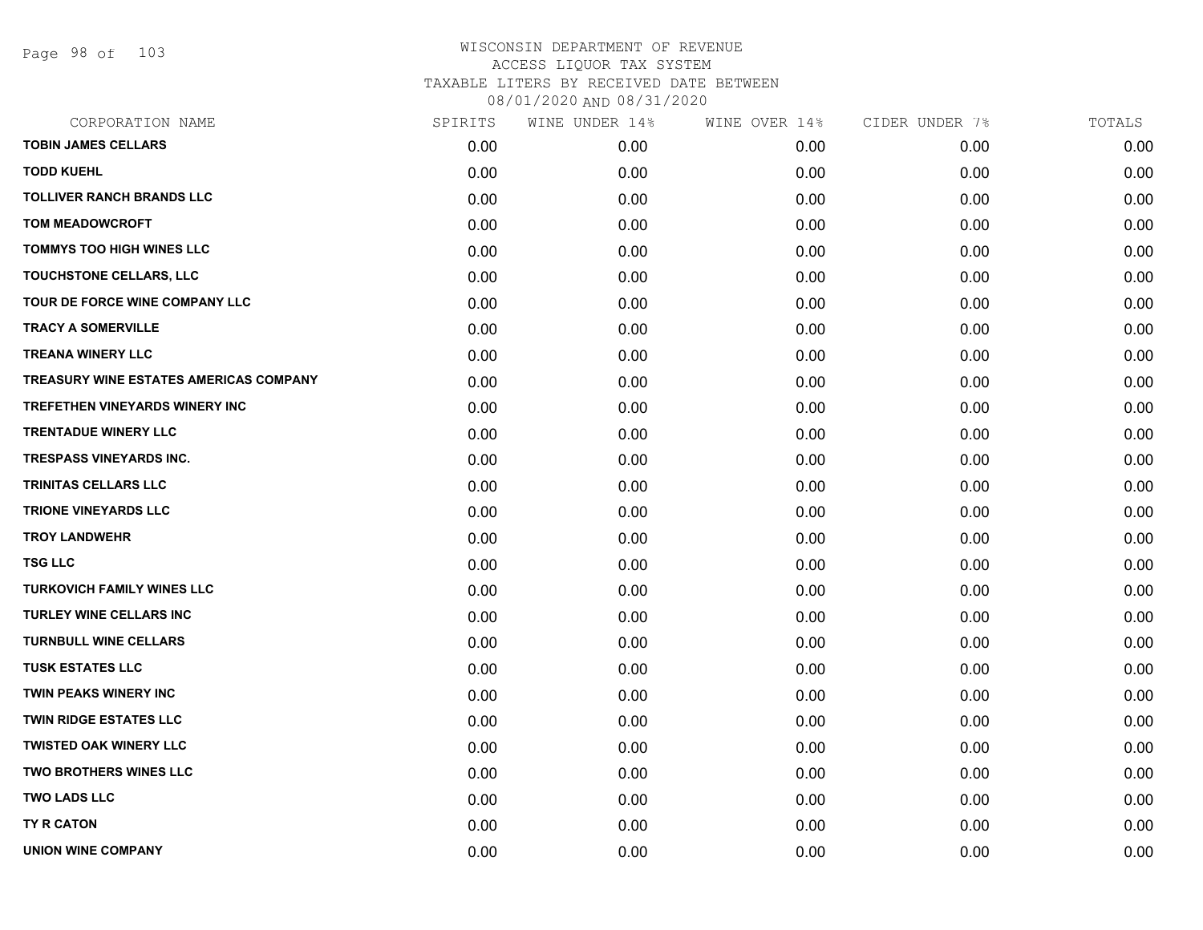WISCONSIN DEPARTMENT OF REVENUE
ACCESS LIQUOR TAX SYSTEM
TAXABLE LITERS BY RECEIVED DATE BETWEEN
08/01/2020 AND 08/31/2020

| CORPORATION NAME | SPIRITS | WINE UNDER 14% | WINE OVER 14% | CIDER UNDER 7% | TOTALS |
|---|---|---|---|---|---|
| TOBIN JAMES CELLARS | 0.00 | 0.00 | 0.00 | 0.00 | 0.00 |
| TODD KUEHL | 0.00 | 0.00 | 0.00 | 0.00 | 0.00 |
| TOLLIVER RANCH BRANDS LLC | 0.00 | 0.00 | 0.00 | 0.00 | 0.00 |
| TOM MEADOWCROFT | 0.00 | 0.00 | 0.00 | 0.00 | 0.00 |
| TOMMYS TOO HIGH WINES LLC | 0.00 | 0.00 | 0.00 | 0.00 | 0.00 |
| TOUCHSTONE CELLARS, LLC | 0.00 | 0.00 | 0.00 | 0.00 | 0.00 |
| TOUR DE FORCE WINE COMPANY LLC | 0.00 | 0.00 | 0.00 | 0.00 | 0.00 |
| TRACY A SOMERVILLE | 0.00 | 0.00 | 0.00 | 0.00 | 0.00 |
| TREANA WINERY LLC | 0.00 | 0.00 | 0.00 | 0.00 | 0.00 |
| TREASURY WINE ESTATES AMERICAS COMPANY | 0.00 | 0.00 | 0.00 | 0.00 | 0.00 |
| TREFETHEN VINEYARDS WINERY INC | 0.00 | 0.00 | 0.00 | 0.00 | 0.00 |
| TRENTADUE WINERY LLC | 0.00 | 0.00 | 0.00 | 0.00 | 0.00 |
| TRESPASS VINEYARDS INC. | 0.00 | 0.00 | 0.00 | 0.00 | 0.00 |
| TRINITAS CELLARS LLC | 0.00 | 0.00 | 0.00 | 0.00 | 0.00 |
| TRIONE VINEYARDS LLC | 0.00 | 0.00 | 0.00 | 0.00 | 0.00 |
| TROY LANDWEHR | 0.00 | 0.00 | 0.00 | 0.00 | 0.00 |
| TSG LLC | 0.00 | 0.00 | 0.00 | 0.00 | 0.00 |
| TURKOVICH FAMILY WINES LLC | 0.00 | 0.00 | 0.00 | 0.00 | 0.00 |
| TURLEY WINE CELLARS INC | 0.00 | 0.00 | 0.00 | 0.00 | 0.00 |
| TURNBULL WINE CELLARS | 0.00 | 0.00 | 0.00 | 0.00 | 0.00 |
| TUSK ESTATES LLC | 0.00 | 0.00 | 0.00 | 0.00 | 0.00 |
| TWIN PEAKS WINERY INC | 0.00 | 0.00 | 0.00 | 0.00 | 0.00 |
| TWIN RIDGE ESTATES LLC | 0.00 | 0.00 | 0.00 | 0.00 | 0.00 |
| TWISTED OAK WINERY LLC | 0.00 | 0.00 | 0.00 | 0.00 | 0.00 |
| TWO BROTHERS WINES LLC | 0.00 | 0.00 | 0.00 | 0.00 | 0.00 |
| TWO LADS LLC | 0.00 | 0.00 | 0.00 | 0.00 | 0.00 |
| TY R CATON | 0.00 | 0.00 | 0.00 | 0.00 | 0.00 |
| UNION WINE COMPANY | 0.00 | 0.00 | 0.00 | 0.00 | 0.00 |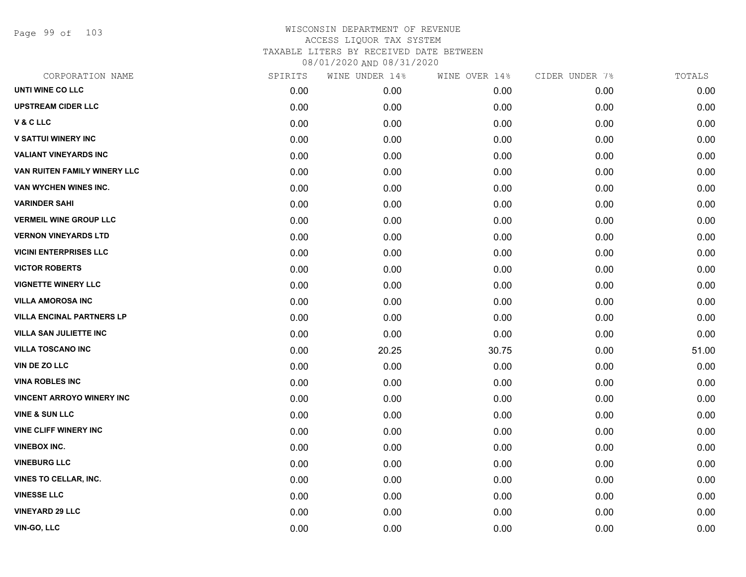# WISCONSIN DEPARTMENT OF REVENUE
ACCESS LIQUOR TAX SYSTEM
TAXABLE LITERS BY RECEIVED DATE BETWEEN
08/01/2020 AND 08/31/2020

| CORPORATION NAME | SPIRITS | WINE UNDER 14% | WINE OVER 14% | CIDER UNDER 7% | TOTALS |
|---|---|---|---|---|---|
| UNTI WINE CO LLC | 0.00 | 0.00 | 0.00 | 0.00 | 0.00 |
| UPSTREAM CIDER LLC | 0.00 | 0.00 | 0.00 | 0.00 | 0.00 |
| V & C LLC | 0.00 | 0.00 | 0.00 | 0.00 | 0.00 |
| V SATTUI WINERY INC | 0.00 | 0.00 | 0.00 | 0.00 | 0.00 |
| VALIANT VINEYARDS INC | 0.00 | 0.00 | 0.00 | 0.00 | 0.00 |
| VAN RUITEN FAMILY WINERY LLC | 0.00 | 0.00 | 0.00 | 0.00 | 0.00 |
| VAN WYCHEN WINES INC. | 0.00 | 0.00 | 0.00 | 0.00 | 0.00 |
| VARINDER SAHI | 0.00 | 0.00 | 0.00 | 0.00 | 0.00 |
| VERMEIL WINE GROUP LLC | 0.00 | 0.00 | 0.00 | 0.00 | 0.00 |
| VERNON VINEYARDS LTD | 0.00 | 0.00 | 0.00 | 0.00 | 0.00 |
| VICINI ENTERPRISES LLC | 0.00 | 0.00 | 0.00 | 0.00 | 0.00 |
| VICTOR ROBERTS | 0.00 | 0.00 | 0.00 | 0.00 | 0.00 |
| VIGNETTE WINERY LLC | 0.00 | 0.00 | 0.00 | 0.00 | 0.00 |
| VILLA AMOROSA INC | 0.00 | 0.00 | 0.00 | 0.00 | 0.00 |
| VILLA ENCINAL PARTNERS LP | 0.00 | 0.00 | 0.00 | 0.00 | 0.00 |
| VILLA SAN JULIETTE INC | 0.00 | 0.00 | 0.00 | 0.00 | 0.00 |
| VILLA TOSCANO INC | 0.00 | 20.25 | 30.75 | 0.00 | 51.00 |
| VIN DE ZO LLC | 0.00 | 0.00 | 0.00 | 0.00 | 0.00 |
| VINA ROBLES INC | 0.00 | 0.00 | 0.00 | 0.00 | 0.00 |
| VINCENT ARROYO WINERY INC | 0.00 | 0.00 | 0.00 | 0.00 | 0.00 |
| VINE & SUN LLC | 0.00 | 0.00 | 0.00 | 0.00 | 0.00 |
| VINE CLIFF WINERY INC | 0.00 | 0.00 | 0.00 | 0.00 | 0.00 |
| VINEBOX INC. | 0.00 | 0.00 | 0.00 | 0.00 | 0.00 |
| VINEBURG LLC | 0.00 | 0.00 | 0.00 | 0.00 | 0.00 |
| VINES TO CELLAR, INC. | 0.00 | 0.00 | 0.00 | 0.00 | 0.00 |
| VINESSE LLC | 0.00 | 0.00 | 0.00 | 0.00 | 0.00 |
| VINEYARD 29 LLC | 0.00 | 0.00 | 0.00 | 0.00 | 0.00 |
| VIN-GO, LLC | 0.00 | 0.00 | 0.00 | 0.00 | 0.00 |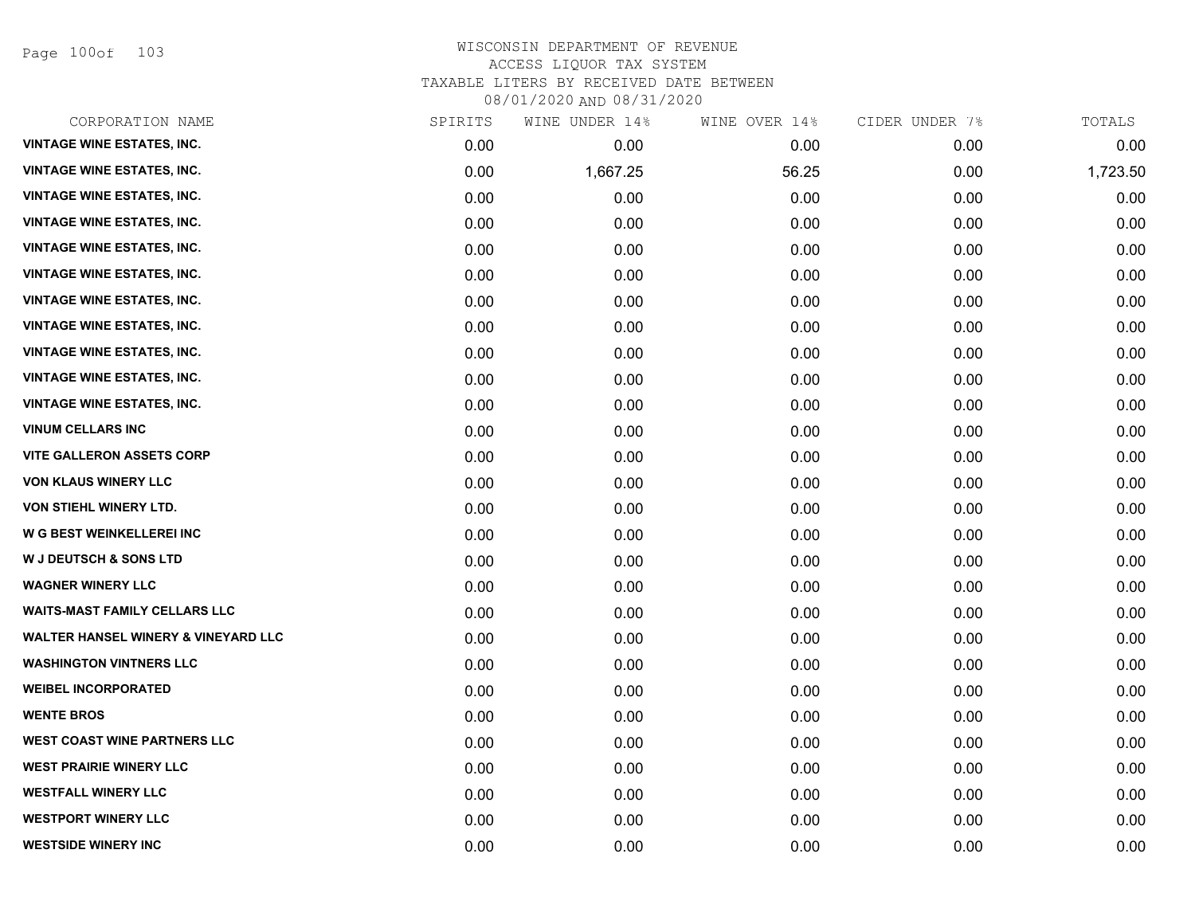WISCONSIN DEPARTMENT OF REVENUE
ACCESS LIQUOR TAX SYSTEM
TAXABLE LITERS BY RECEIVED DATE BETWEEN
08/01/2020 AND 08/31/2020

| CORPORATION NAME | SPIRITS | WINE UNDER 14% | WINE OVER 14% | CIDER UNDER 7% | TOTALS |
|---|---|---|---|---|---|
| VINTAGE WINE ESTATES, INC. | 0.00 | 0.00 | 0.00 | 0.00 | 0.00 |
| VINTAGE WINE ESTATES, INC. | 0.00 | 1,667.25 | 56.25 | 0.00 | 1,723.50 |
| VINTAGE WINE ESTATES, INC. | 0.00 | 0.00 | 0.00 | 0.00 | 0.00 |
| VINTAGE WINE ESTATES, INC. | 0.00 | 0.00 | 0.00 | 0.00 | 0.00 |
| VINTAGE WINE ESTATES, INC. | 0.00 | 0.00 | 0.00 | 0.00 | 0.00 |
| VINTAGE WINE ESTATES, INC. | 0.00 | 0.00 | 0.00 | 0.00 | 0.00 |
| VINTAGE WINE ESTATES, INC. | 0.00 | 0.00 | 0.00 | 0.00 | 0.00 |
| VINTAGE WINE ESTATES, INC. | 0.00 | 0.00 | 0.00 | 0.00 | 0.00 |
| VINTAGE WINE ESTATES, INC. | 0.00 | 0.00 | 0.00 | 0.00 | 0.00 |
| VINTAGE WINE ESTATES, INC. | 0.00 | 0.00 | 0.00 | 0.00 | 0.00 |
| VINTAGE WINE ESTATES, INC. | 0.00 | 0.00 | 0.00 | 0.00 | 0.00 |
| VINUM CELLARS INC | 0.00 | 0.00 | 0.00 | 0.00 | 0.00 |
| VITE GALLERON ASSETS CORP | 0.00 | 0.00 | 0.00 | 0.00 | 0.00 |
| VON KLAUS WINERY LLC | 0.00 | 0.00 | 0.00 | 0.00 | 0.00 |
| VON STIEHL WINERY LTD. | 0.00 | 0.00 | 0.00 | 0.00 | 0.00 |
| W G BEST WEINKELLEREI INC | 0.00 | 0.00 | 0.00 | 0.00 | 0.00 |
| W J DEUTSCH & SONS LTD | 0.00 | 0.00 | 0.00 | 0.00 | 0.00 |
| WAGNER WINERY LLC | 0.00 | 0.00 | 0.00 | 0.00 | 0.00 |
| WAITS-MAST FAMILY CELLARS LLC | 0.00 | 0.00 | 0.00 | 0.00 | 0.00 |
| WALTER HANSEL WINERY & VINEYARD LLC | 0.00 | 0.00 | 0.00 | 0.00 | 0.00 |
| WASHINGTON VINTNERS LLC | 0.00 | 0.00 | 0.00 | 0.00 | 0.00 |
| WEIBEL INCORPORATED | 0.00 | 0.00 | 0.00 | 0.00 | 0.00 |
| WENTE BROS | 0.00 | 0.00 | 0.00 | 0.00 | 0.00 |
| WEST COAST WINE PARTNERS LLC | 0.00 | 0.00 | 0.00 | 0.00 | 0.00 |
| WEST PRAIRIE WINERY LLC | 0.00 | 0.00 | 0.00 | 0.00 | 0.00 |
| WESTFALL WINERY LLC | 0.00 | 0.00 | 0.00 | 0.00 | 0.00 |
| WESTPORT WINERY LLC | 0.00 | 0.00 | 0.00 | 0.00 | 0.00 |
| WESTSIDE WINERY INC | 0.00 | 0.00 | 0.00 | 0.00 | 0.00 |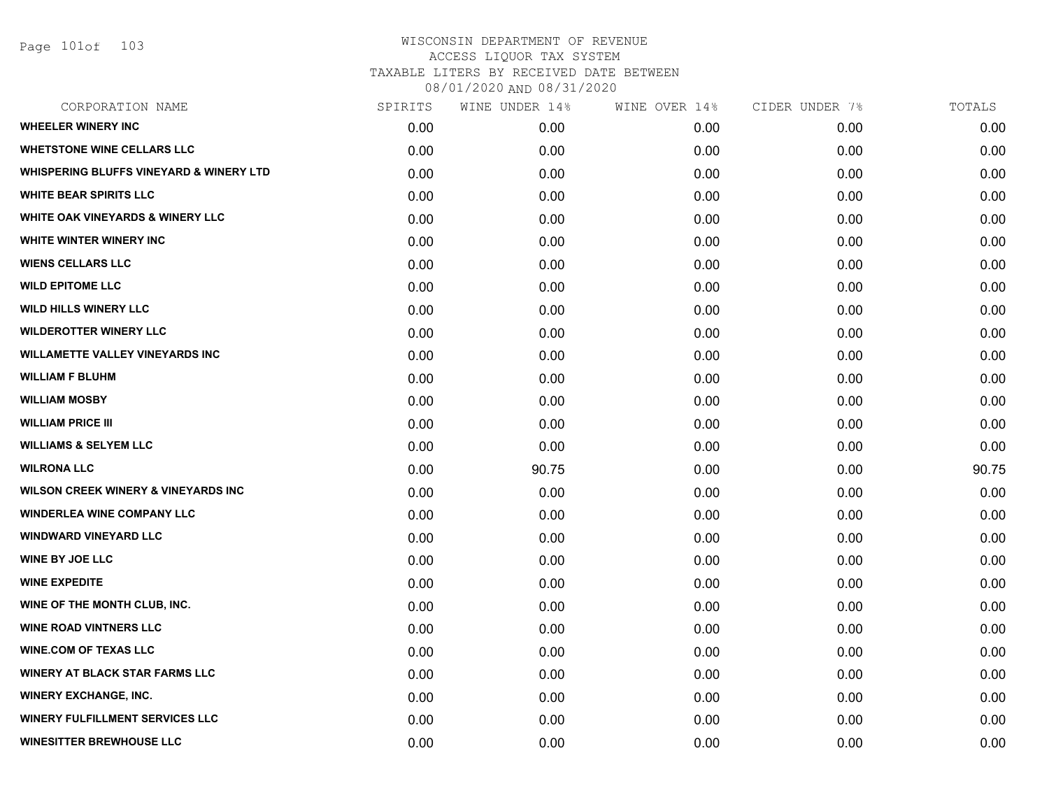# WISCONSIN DEPARTMENT OF REVENUE
## ACCESS LIQUOR TAX SYSTEM
### TAXABLE LITERS BY RECEIVED DATE BETWEEN 08/01/2020 AND 08/31/2020

| CORPORATION NAME | SPIRITS | WINE UNDER 14% | WINE OVER 14% | CIDER UNDER 7% | TOTALS |
|---|---|---|---|---|---|
| WHEELER WINERY INC | 0.00 | 0.00 | 0.00 | 0.00 | 0.00 |
| WHETSTONE WINE CELLARS LLC | 0.00 | 0.00 | 0.00 | 0.00 | 0.00 |
| WHISPERING BLUFFS VINEYARD & WINERY LTD | 0.00 | 0.00 | 0.00 | 0.00 | 0.00 |
| WHITE BEAR SPIRITS LLC | 0.00 | 0.00 | 0.00 | 0.00 | 0.00 |
| WHITE OAK VINEYARDS & WINERY LLC | 0.00 | 0.00 | 0.00 | 0.00 | 0.00 |
| WHITE WINTER WINERY INC | 0.00 | 0.00 | 0.00 | 0.00 | 0.00 |
| WIENS CELLARS LLC | 0.00 | 0.00 | 0.00 | 0.00 | 0.00 |
| WILD EPITOME LLC | 0.00 | 0.00 | 0.00 | 0.00 | 0.00 |
| WILD HILLS WINERY LLC | 0.00 | 0.00 | 0.00 | 0.00 | 0.00 |
| WILDEROTTER WINERY LLC | 0.00 | 0.00 | 0.00 | 0.00 | 0.00 |
| WILLAMETTE VALLEY VINEYARDS INC | 0.00 | 0.00 | 0.00 | 0.00 | 0.00 |
| WILLIAM F BLUHM | 0.00 | 0.00 | 0.00 | 0.00 | 0.00 |
| WILLIAM MOSBY | 0.00 | 0.00 | 0.00 | 0.00 | 0.00 |
| WILLIAM PRICE III | 0.00 | 0.00 | 0.00 | 0.00 | 0.00 |
| WILLIAMS & SELYEM LLC | 0.00 | 0.00 | 0.00 | 0.00 | 0.00 |
| WILRONA LLC | 0.00 | 90.75 | 0.00 | 0.00 | 90.75 |
| WILSON CREEK WINERY & VINEYARDS INC | 0.00 | 0.00 | 0.00 | 0.00 | 0.00 |
| WINDERLEA WINE COMPANY LLC | 0.00 | 0.00 | 0.00 | 0.00 | 0.00 |
| WINDWARD VINEYARD LLC | 0.00 | 0.00 | 0.00 | 0.00 | 0.00 |
| WINE BY JOE LLC | 0.00 | 0.00 | 0.00 | 0.00 | 0.00 |
| WINE EXPEDITE | 0.00 | 0.00 | 0.00 | 0.00 | 0.00 |
| WINE OF THE MONTH CLUB, INC. | 0.00 | 0.00 | 0.00 | 0.00 | 0.00 |
| WINE ROAD VINTNERS LLC | 0.00 | 0.00 | 0.00 | 0.00 | 0.00 |
| WINE.COM OF TEXAS LLC | 0.00 | 0.00 | 0.00 | 0.00 | 0.00 |
| WINERY AT BLACK STAR FARMS LLC | 0.00 | 0.00 | 0.00 | 0.00 | 0.00 |
| WINERY EXCHANGE, INC. | 0.00 | 0.00 | 0.00 | 0.00 | 0.00 |
| WINERY FULFILLMENT SERVICES LLC | 0.00 | 0.00 | 0.00 | 0.00 | 0.00 |
| WINESITTER BREWHOUSE LLC | 0.00 | 0.00 | 0.00 | 0.00 | 0.00 |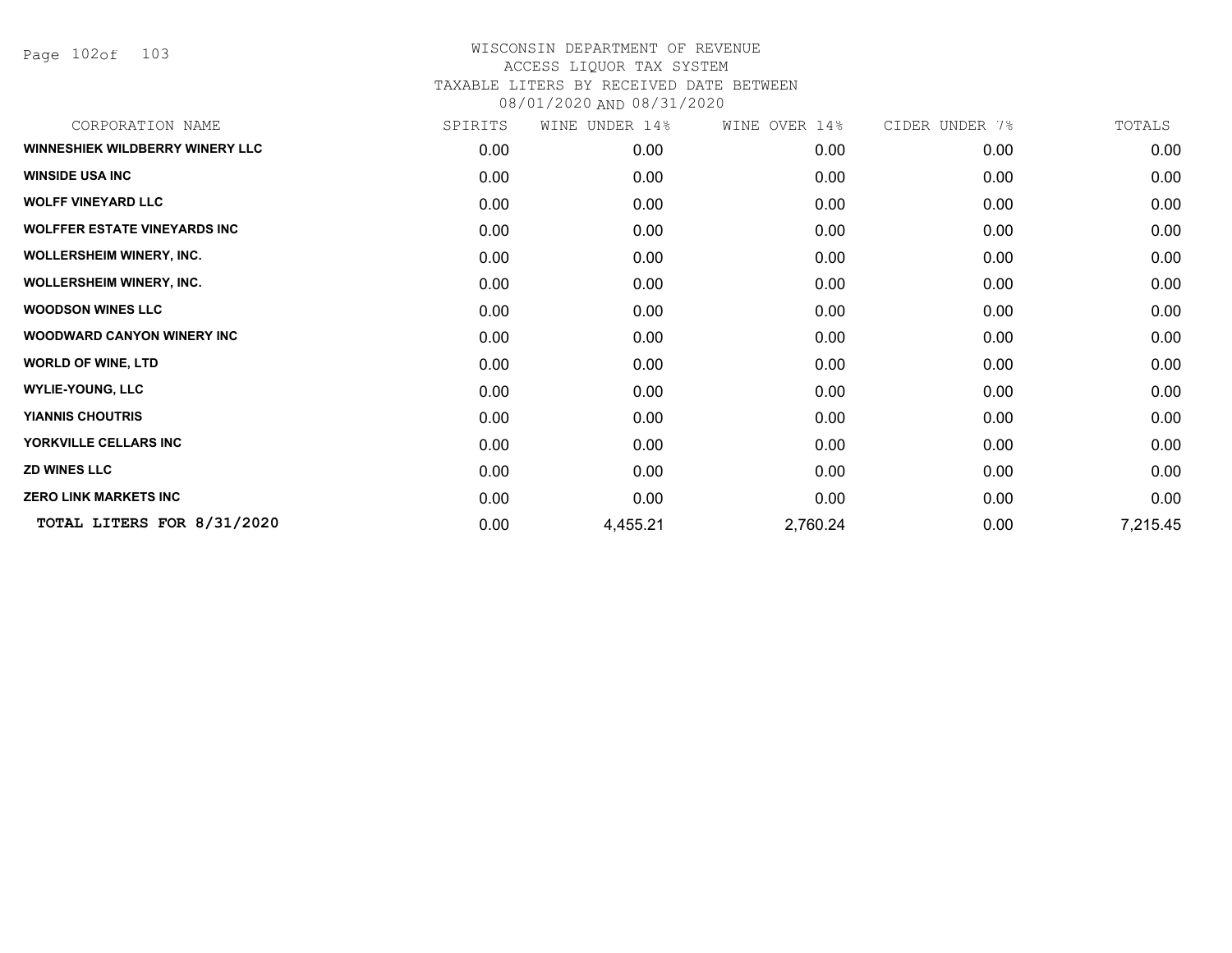WISCONSIN DEPARTMENT OF REVENUE
ACCESS LIQUOR TAX SYSTEM
TAXABLE LITERS BY RECEIVED DATE BETWEEN
08/01/2020 AND 08/31/2020

| CORPORATION NAME | SPIRITS | WINE UNDER 14% | WINE OVER 14% | CIDER UNDER 7% | TOTALS |
|---|---|---|---|---|---|
| WINNESHIEK WILDBERRY WINERY LLC | 0.00 | 0.00 | 0.00 | 0.00 | 0.00 |
| WINSIDE USA INC | 0.00 | 0.00 | 0.00 | 0.00 | 0.00 |
| WOLFF VINEYARD LLC | 0.00 | 0.00 | 0.00 | 0.00 | 0.00 |
| WOLFFER ESTATE VINEYARDS INC | 0.00 | 0.00 | 0.00 | 0.00 | 0.00 |
| WOLLERSHEIM WINERY, INC. | 0.00 | 0.00 | 0.00 | 0.00 | 0.00 |
| WOLLERSHEIM WINERY, INC. | 0.00 | 0.00 | 0.00 | 0.00 | 0.00 |
| WOODSON WINES LLC | 0.00 | 0.00 | 0.00 | 0.00 | 0.00 |
| WOODWARD CANYON WINERY INC | 0.00 | 0.00 | 0.00 | 0.00 | 0.00 |
| WORLD OF WINE, LTD | 0.00 | 0.00 | 0.00 | 0.00 | 0.00 |
| WYLIE-YOUNG, LLC | 0.00 | 0.00 | 0.00 | 0.00 | 0.00 |
| YIANNIS CHOUTRIS | 0.00 | 0.00 | 0.00 | 0.00 | 0.00 |
| YORKVILLE CELLARS INC | 0.00 | 0.00 | 0.00 | 0.00 | 0.00 |
| ZD WINES LLC | 0.00 | 0.00 | 0.00 | 0.00 | 0.00 |
| ZERO LINK MARKETS INC | 0.00 | 0.00 | 0.00 | 0.00 | 0.00 |
| **TOTAL LITERS FOR 8/31/2020** | 0.00 | 4,455.21 | 2,760.24 | 0.00 | 7,215.45 |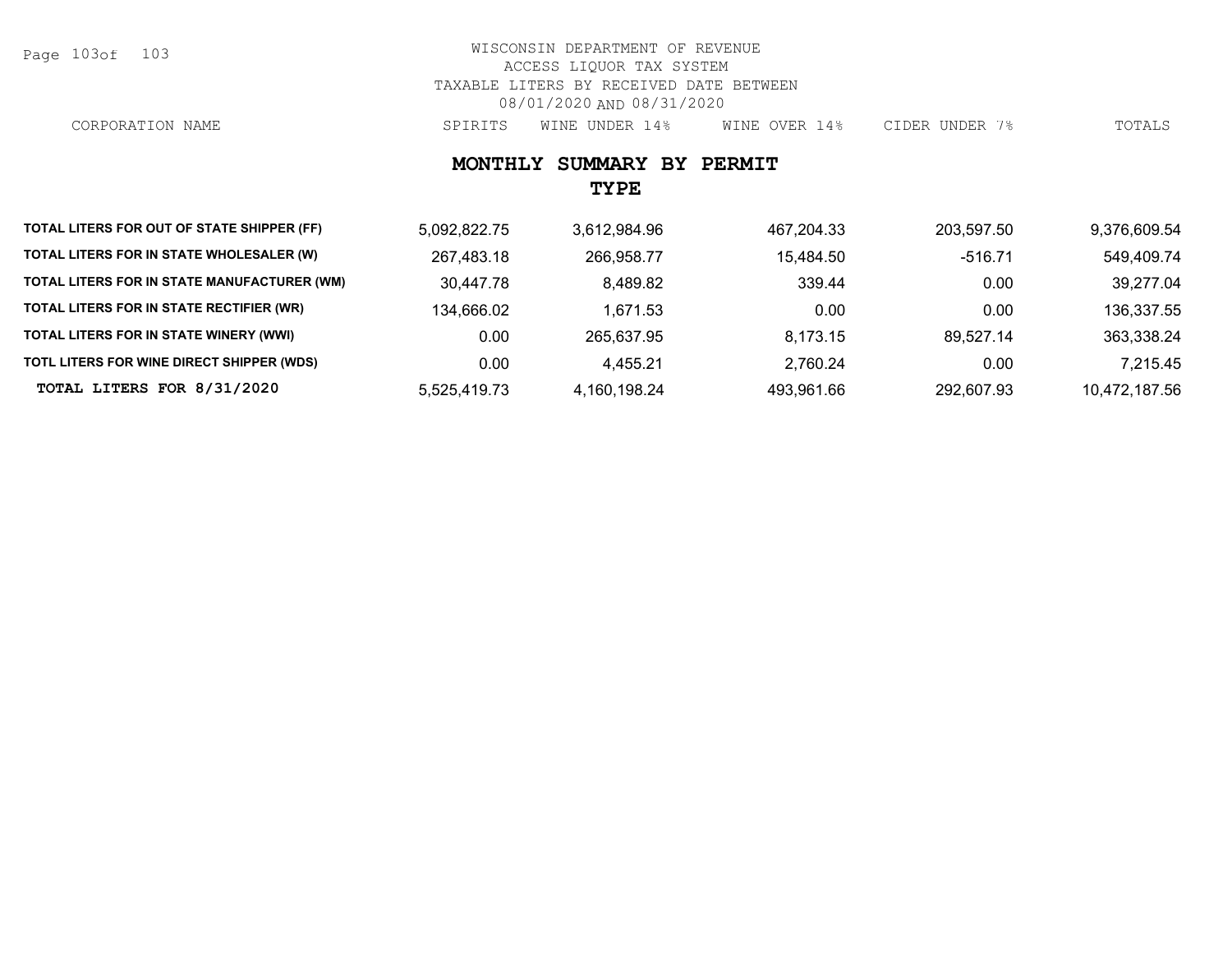WISCONSIN DEPARTMENT OF REVENUE
ACCESS LIQUOR TAX SYSTEM
TAXABLE LITERS BY RECEIVED DATE BETWEEN
08/01/2020 AND 08/31/2020

## MONTHLY SUMMARY BY PERMIT TYPE

| CORPORATION NAME | SPIRITS | WINE UNDER 14% | WINE OVER 14% | CIDER UNDER 7% | TOTALS |
|---|---|---|---|---|---|
| TOTAL LITERS FOR OUT OF STATE SHIPPER (FF) | 5,092,822.75 | 3,612,984.96 | 467,204.33 | 203,597.50 | 9,376,609.54 |
| TOTAL LITERS FOR IN STATE WHOLESALER (W) | 267,483.18 | 266,958.77 | 15,484.50 | -516.71 | 549,409.74 |
| TOTAL LITERS FOR IN STATE MANUFACTURER (WM) | 30,447.78 | 8,489.82 | 339.44 | 0.00 | 39,277.04 |
| TOTAL LITERS FOR IN STATE RECTIFIER (WR) | 134,666.02 | 1,671.53 | 0.00 | 0.00 | 136,337.55 |
| TOTAL LITERS FOR IN STATE WINERY (WWI) | 0.00 | 265,637.95 | 8,173.15 | 89,527.14 | 363,338.24 |
| TOTL LITERS FOR WINE DIRECT SHIPPER (WDS) | 0.00 | 4,455.21 | 2,760.24 | 0.00 | 7,215.45 |
| **TOTAL LITERS FOR 8/31/2020** | 5,525,419.73 | 4,160,198.24 | 493,961.66 | 292,607.93 | 10,472,187.56 |